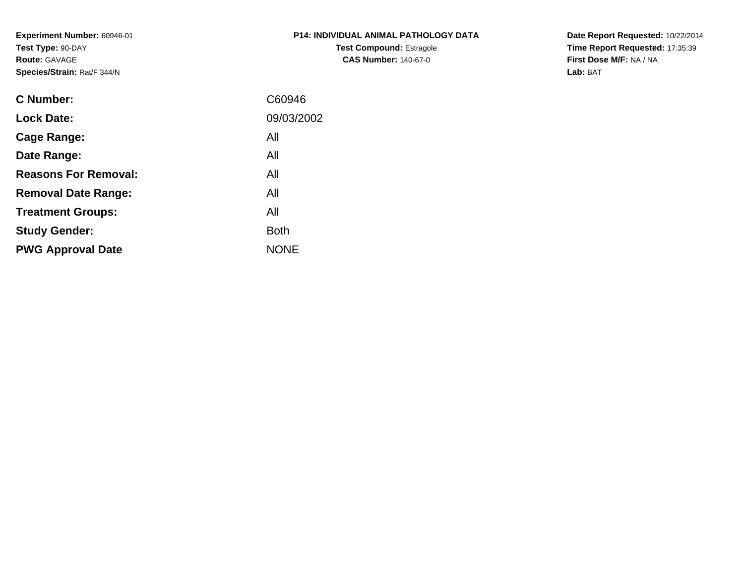**Experiment Number:** 60946-01
**Test Type:** 90-DAY
**Route:** GAVAGE
**Species/Strain:** Rat/F 344/N

**P14: INDIVIDUAL ANIMAL PATHOLOGY DATA**
**Test Compound:** Estragole
**CAS Number:** 140-67-0

**Date Report Requested:** 10/22/2014
**Time Report Requested:** 17:35:39
**First Dose M/F:** NA / NA
**Lab:** BAT

| | |
|---|---|
| **C Number:** | C60946 |
| **Lock Date:** | 09/03/2002 |
| **Cage Range:** | All |
| **Date Range:** | All |
| **Reasons For Removal:** | All |
| **Removal Date Range:** | All |
| **Treatment Groups:** | All |
| **Study Gender:** | Both |
| **PWG Approval Date** | NONE |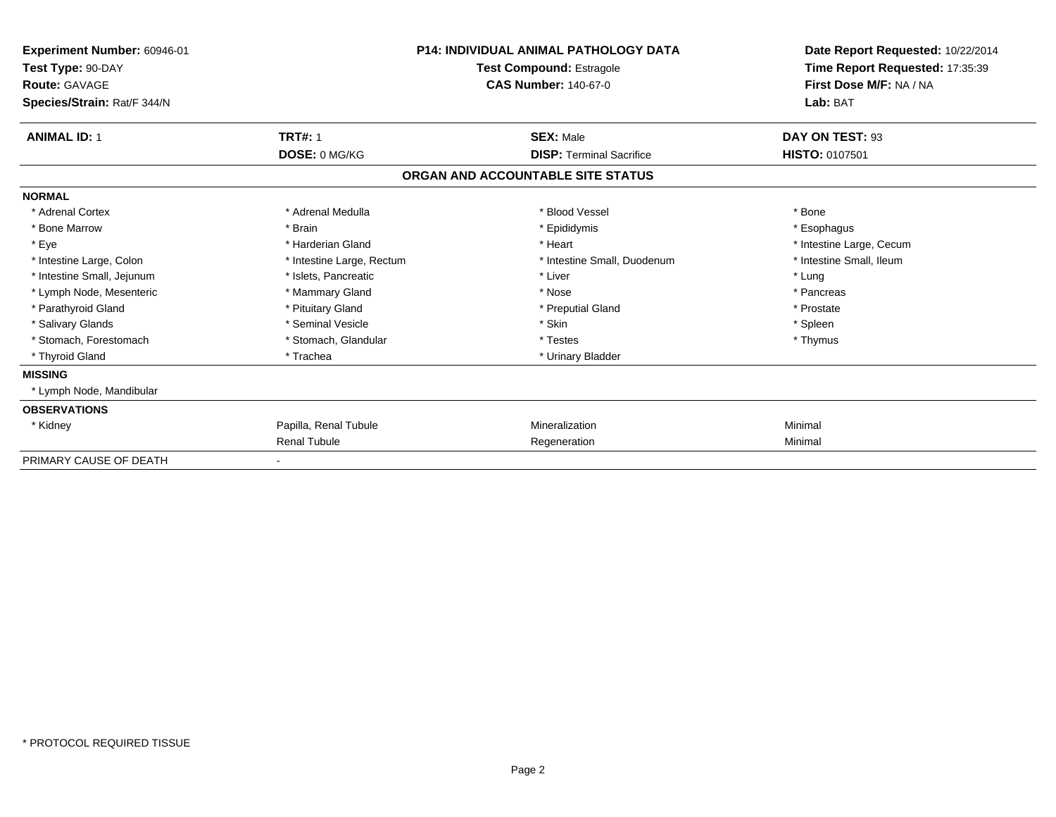**Experiment Number:** 60946-01
**Test Type:** 90-DAY
**Route:** GAVAGE
**Species/Strain:** Rat/F 344/N

**P14: INDIVIDUAL ANIMAL PATHOLOGY DATA**
**Test Compound:** Estragole
**CAS Number:** 140-67-0

**Date Report Requested:** 10/22/2014
**Time Report Requested:** 17:35:39
**First Dose M/F:** NA / NA
**Lab:** BAT

| **ANIMAL ID:** 1 | **TRT#:** 1 | **SEX:** Male | **DAY ON TEST:** 93 |
|---|---|---|---|
| | **DOSE:** 0 MG/KG | **DISP:** Terminal Sacrifice | **HISTO:** 0107501 |

## ORGAN AND ACCOUNTABLE SITE STATUS

**NORMAL**

| | | | |
|---|---|---|---|
| * Adrenal Cortex | * Adrenal Medulla | * Blood Vessel | * Bone |
| * Bone Marrow | * Brain | * Epididymis | * Esophagus |
| * Eye | * Harderian Gland | * Heart | * Intestine Large, Cecum |
| * Intestine Large, Colon | * Intestine Large, Rectum | * Intestine Small, Duodenum | * Intestine Small, Ileum |
| * Intestine Small, Jejunum | * Islets, Pancreatic | * Liver | * Lung |
| * Lymph Node, Mesenteric | * Mammary Gland | * Nose | * Pancreas |
| * Parathyroid Gland | * Pituitary Gland | * Preputial Gland | * Prostate |
| * Salivary Glands | * Seminal Vesicle | * Skin | * Spleen |
| * Stomach, Forestomach | * Stomach, Glandular | * Testes | * Thymus |
| * Thyroid Gland | * Trachea | * Urinary Bladder | |

**MISSING**

* Lymph Node, Mandibular

**OBSERVATIONS**

| | | | |
|---|---|---|---|
| * Kidney | Papilla, Renal Tubule | Mineralization | Minimal |
| | Renal Tubule | Regeneration | Minimal |

PRIMARY CAUSE OF DEATH -

* PROTOCOL REQUIRED TISSUE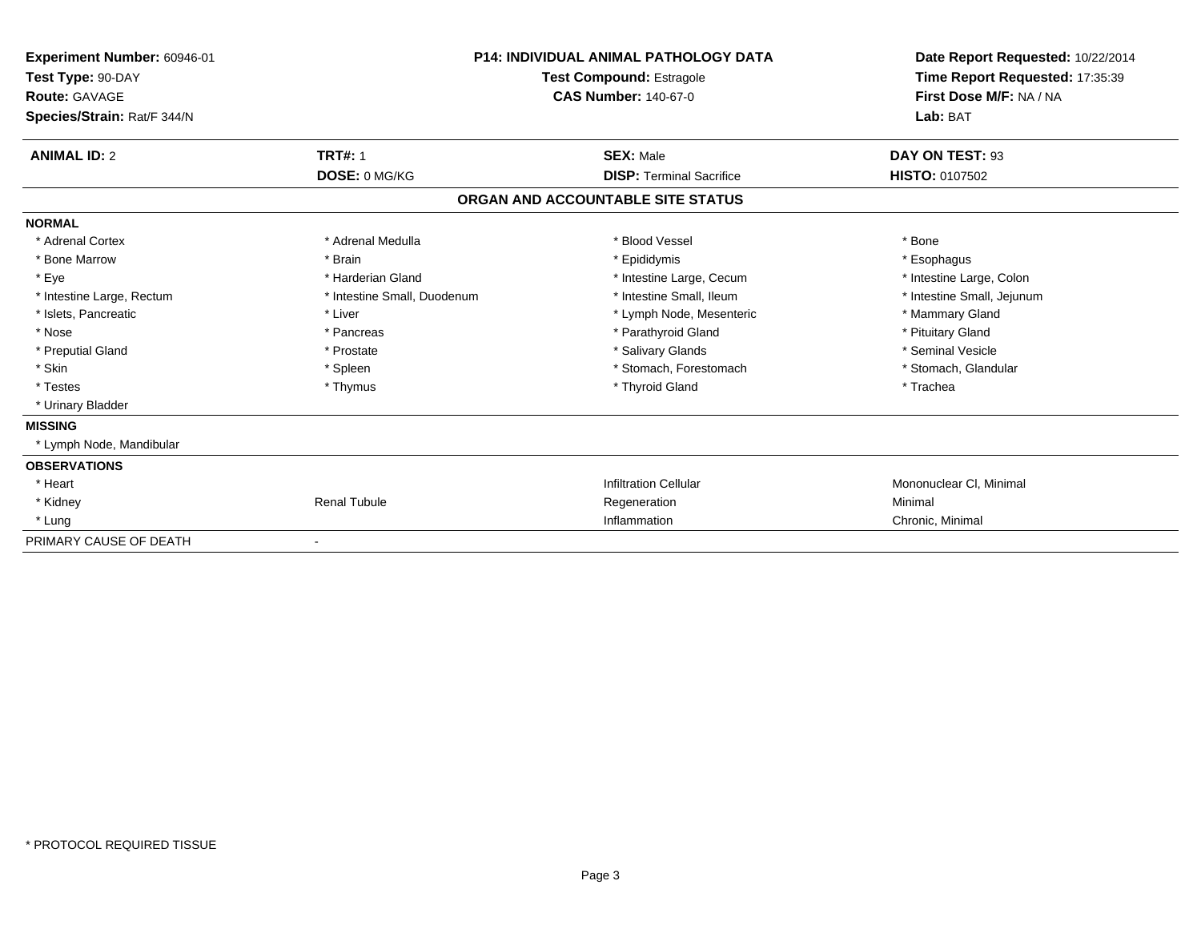**Experiment Number:** 60946-01
**Test Type:** 90-DAY
**Route:** GAVAGE
**Species/Strain:** Rat/F 344/N

**P14: INDIVIDUAL ANIMAL PATHOLOGY DATA**
**Test Compound:** Estragole
**CAS Number:** 140-67-0

**Date Report Requested:** 10/22/2014
**Time Report Requested:** 17:35:39
**First Dose M/F:** NA / NA
**Lab:** BAT

| **ANIMAL ID:** 2 | **TRT#:** 1 | **SEX:** Male | **DAY ON TEST:** 93 |
|---|---|---|---|
| | **DOSE:** 0 MG/KG | **DISP:** Terminal Sacrifice | **HISTO:** 0107502 |

**ORGAN AND ACCOUNTABLE SITE STATUS**

**NORMAL**

| | | | |
|---|---|---|---|
| * Adrenal Cortex | * Adrenal Medulla | * Blood Vessel | * Bone |
| * Bone Marrow | * Brain | * Epididymis | * Esophagus |
| * Eye | * Harderian Gland | * Intestine Large, Cecum | * Intestine Large, Colon |
| * Intestine Large, Rectum | * Intestine Small, Duodenum | * Intestine Small, Ileum | * Intestine Small, Jejunum |
| * Islets, Pancreatic | * Liver | * Lymph Node, Mesenteric | * Mammary Gland |
| * Nose | * Pancreas | * Parathyroid Gland | * Pituitary Gland |
| * Preputial Gland | * Prostate | * Salivary Glands | * Seminal Vesicle |
| * Skin | * Spleen | * Stomach, Forestomach | * Stomach, Glandular |
| * Testes | * Thymus | * Thyroid Gland | * Trachea |
| * Urinary Bladder | | | |

**MISSING**

* Lymph Node, Mandibular

**OBSERVATIONS**

| | | | |
|---|---|---|---|
| * Heart | | Infiltration Cellular | Mononuclear Cl, Minimal |
| * Kidney | Renal Tubule | Regeneration | Minimal |
| * Lung | | Inflammation | Chronic, Minimal |

PRIMARY CAUSE OF DEATH -

* PROTOCOL REQUIRED TISSUE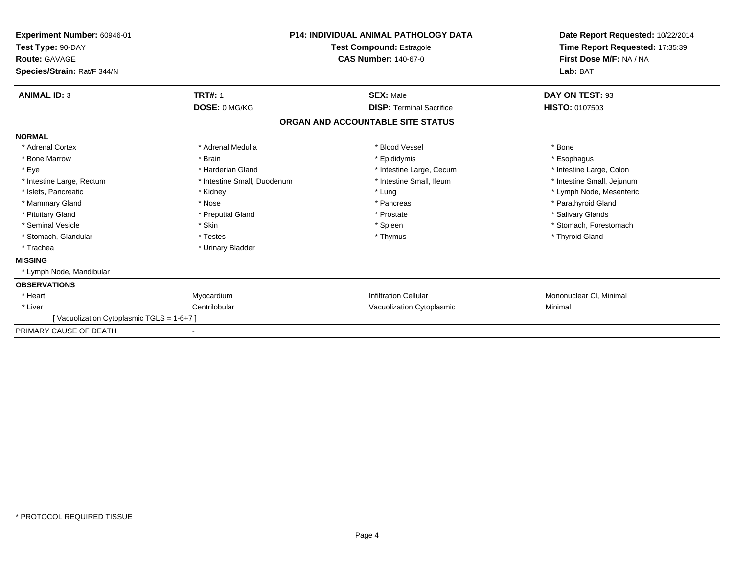**Experiment Number:** 60946-01
**Test Type:** 90-DAY
**Route:** GAVAGE
**Species/Strain:** Rat/F 344/N

**P14: INDIVIDUAL ANIMAL PATHOLOGY DATA**
**Test Compound:** Estragole
**CAS Number:** 140-67-0

**Date Report Requested:** 10/22/2014
**Time Report Requested:** 17:35:39
**First Dose M/F:** NA / NA
**Lab:** BAT

| **ANIMAL ID:** 3 | **TRT#:** 1 | **SEX:** Male | **DAY ON TEST:** 93 |
|---|---|---|---|
| | **DOSE:** 0 MG/KG | **DISP:** Terminal Sacrifice | **HISTO:** 0107503 |

## ORGAN AND ACCOUNTABLE SITE STATUS

**NORMAL**

| | | | |
|---|---|---|---|
| * Adrenal Cortex | * Adrenal Medulla | * Blood Vessel | * Bone |
| * Bone Marrow | * Brain | * Epididymis | * Esophagus |
| * Eye | * Harderian Gland | * Intestine Large, Cecum | * Intestine Large, Colon |
| * Intestine Large, Rectum | * Intestine Small, Duodenum | * Intestine Small, Ileum | * Intestine Small, Jejunum |
| * Islets, Pancreatic | * Kidney | * Lung | * Lymph Node, Mesenteric |
| * Mammary Gland | * Nose | * Pancreas | * Parathyroid Gland |
| * Pituitary Gland | * Preputial Gland | * Prostate | * Salivary Glands |
| * Seminal Vesicle | * Skin | * Spleen | * Stomach, Forestomach |
| * Stomach, Glandular | * Testes | * Thymus | * Thyroid Gland |
| * Trachea | * Urinary Bladder | | |

**MISSING**

* Lymph Node, Mandibular

**OBSERVATIONS**

| | | | |
|---|---|---|---|
| * Heart | Myocardium | Infiltration Cellular | Mononuclear Cl, Minimal |
| * Liver | Centrilobular | Vacuolization Cytoplasmic | Minimal |
| [ Vacuolization Cytoplasmic TGLS = 1-6+7 ] | | | |

PRIMARY CAUSE OF DEATH -

* PROTOCOL REQUIRED TISSUE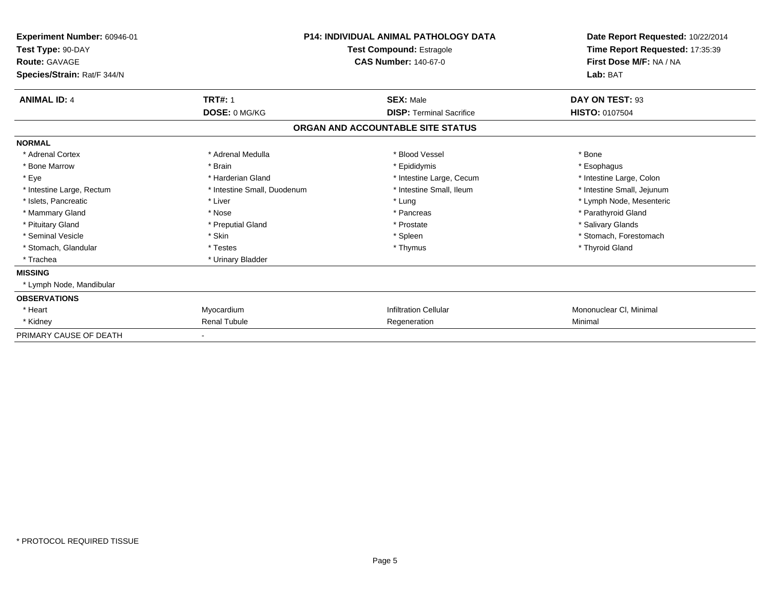**Experiment Number:** 60946-01
**Test Type:** 90-DAY
**Route:** GAVAGE
**Species/Strain:** Rat/F 344/N

**P14: INDIVIDUAL ANIMAL PATHOLOGY DATA**
**Test Compound:** Estragole
**CAS Number:** 140-67-0

**Date Report Requested:** 10/22/2014
**Time Report Requested:** 17:35:39
**First Dose M/F:** NA / NA
**Lab:** BAT

| **ANIMAL ID:** 4 | **TRT#:** 1 | **SEX:** Male | **DAY ON TEST:** 93 |
|---|---|---|---|
| | **DOSE:** 0 MG/KG | **DISP:** Terminal Sacrifice | **HISTO:** 0107504 |

## ORGAN AND ACCOUNTABLE SITE STATUS

**NORMAL**

| | | | |
|---|---|---|---|
| * Adrenal Cortex | * Adrenal Medulla | * Blood Vessel | * Bone |
| * Bone Marrow | * Brain | * Epididymis | * Esophagus |
| * Eye | * Harderian Gland | * Intestine Large, Cecum | * Intestine Large, Colon |
| * Intestine Large, Rectum | * Intestine Small, Duodenum | * Intestine Small, Ileum | * Intestine Small, Jejunum |
| * Islets, Pancreatic | * Liver | * Lung | * Lymph Node, Mesenteric |
| * Mammary Gland | * Nose | * Pancreas | * Parathyroid Gland |
| * Pituitary Gland | * Preputial Gland | * Prostate | * Salivary Glands |
| * Seminal Vesicle | * Skin | * Spleen | * Stomach, Forestomach |
| * Stomach, Glandular | * Testes | * Thymus | * Thyroid Gland |
| * Trachea | * Urinary Bladder | | |

**MISSING**

* Lymph Node, Mandibular

**OBSERVATIONS**

| | | | |
|---|---|---|---|
| * Heart | Myocardium | Infiltration Cellular | Mononuclear Cl, Minimal |
| * Kidney | Renal Tubule | Regeneration | Minimal |

PRIMARY CAUSE OF DEATH -

* PROTOCOL REQUIRED TISSUE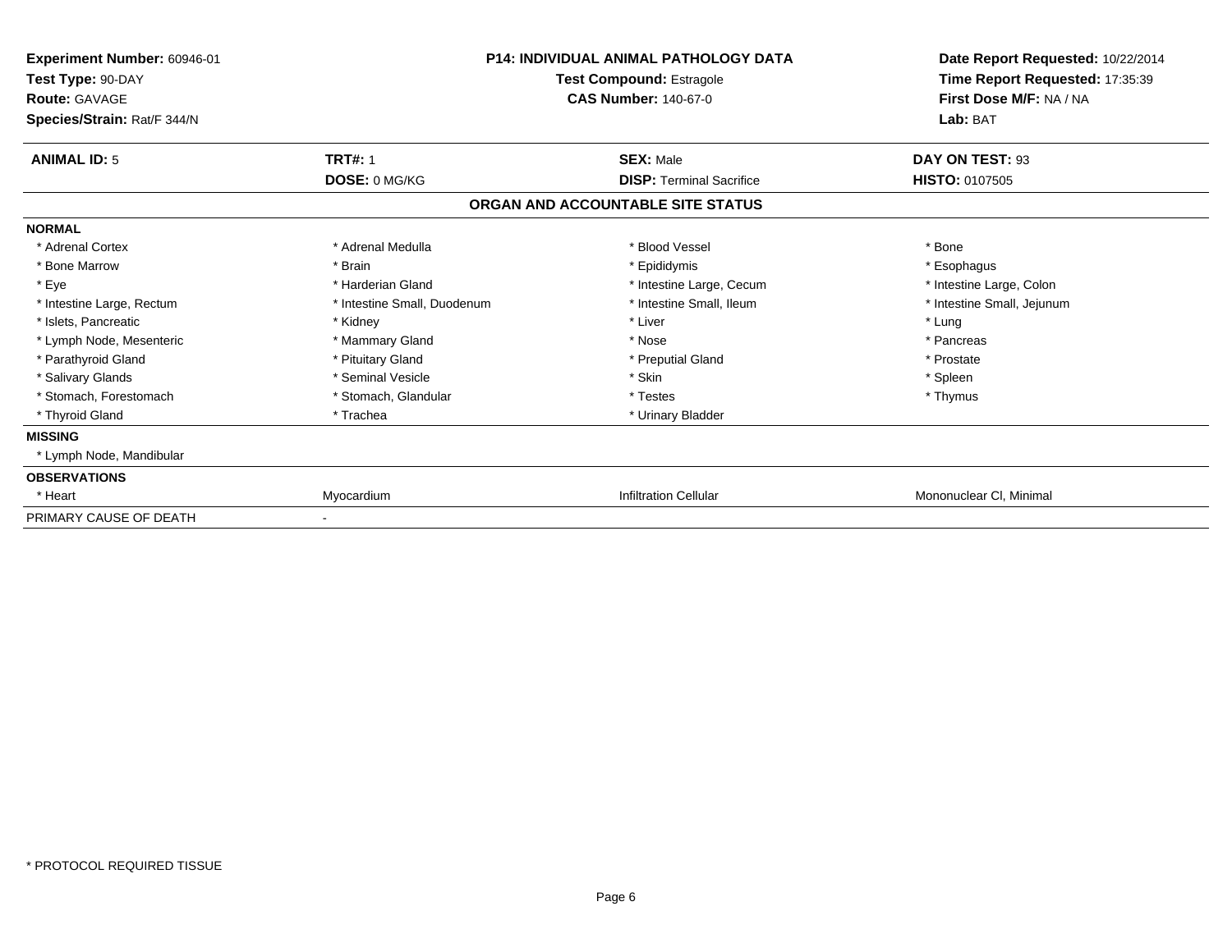**Experiment Number:** 60946-01
**Test Type:** 90-DAY
**Route:** GAVAGE
**Species/Strain:** Rat/F 344/N

**P14: INDIVIDUAL ANIMAL PATHOLOGY DATA**
**Test Compound:** Estragole
**CAS Number:** 140-67-0

**Date Report Requested:** 10/22/2014
**Time Report Requested:** 17:35:39
**First Dose M/F:** NA / NA
**Lab:** BAT

| **ANIMAL ID:** 5 | **TRT#:** 1 | **SEX:** Male | **DAY ON TEST:** 93 |
|---|---|---|---|
| | **DOSE:** 0 MG/KG | **DISP:** Terminal Sacrifice | **HISTO:** 0107505 |

## ORGAN AND ACCOUNTABLE SITE STATUS

| | | | |
|---|---|---|---|
| **NORMAL** | | | |
| * Adrenal Cortex | * Adrenal Medulla | * Blood Vessel | * Bone |
| * Bone Marrow | * Brain | * Epididymis | * Esophagus |
| * Eye | * Harderian Gland | * Intestine Large, Cecum | * Intestine Large, Colon |
| * Intestine Large, Rectum | * Intestine Small, Duodenum | * Intestine Small, Ileum | * Intestine Small, Jejunum |
| * Islets, Pancreatic | * Kidney | * Liver | * Lung |
| * Lymph Node, Mesenteric | * Mammary Gland | * Nose | * Pancreas |
| * Parathyroid Gland | * Pituitary Gland | * Preputial Gland | * Prostate |
| * Salivary Glands | * Seminal Vesicle | * Skin | * Spleen |
| * Stomach, Forestomach | * Stomach, Glandular | * Testes | * Thymus |
| * Thyroid Gland | * Trachea | * Urinary Bladder | |
| **MISSING** | | | |
| * Lymph Node, Mandibular | | | |
| **OBSERVATIONS** | | | |
| * Heart | Myocardium | Infiltration Cellular | Mononuclear Cl, Minimal |
| PRIMARY CAUSE OF DEATH | - | | |

* PROTOCOL REQUIRED TISSUE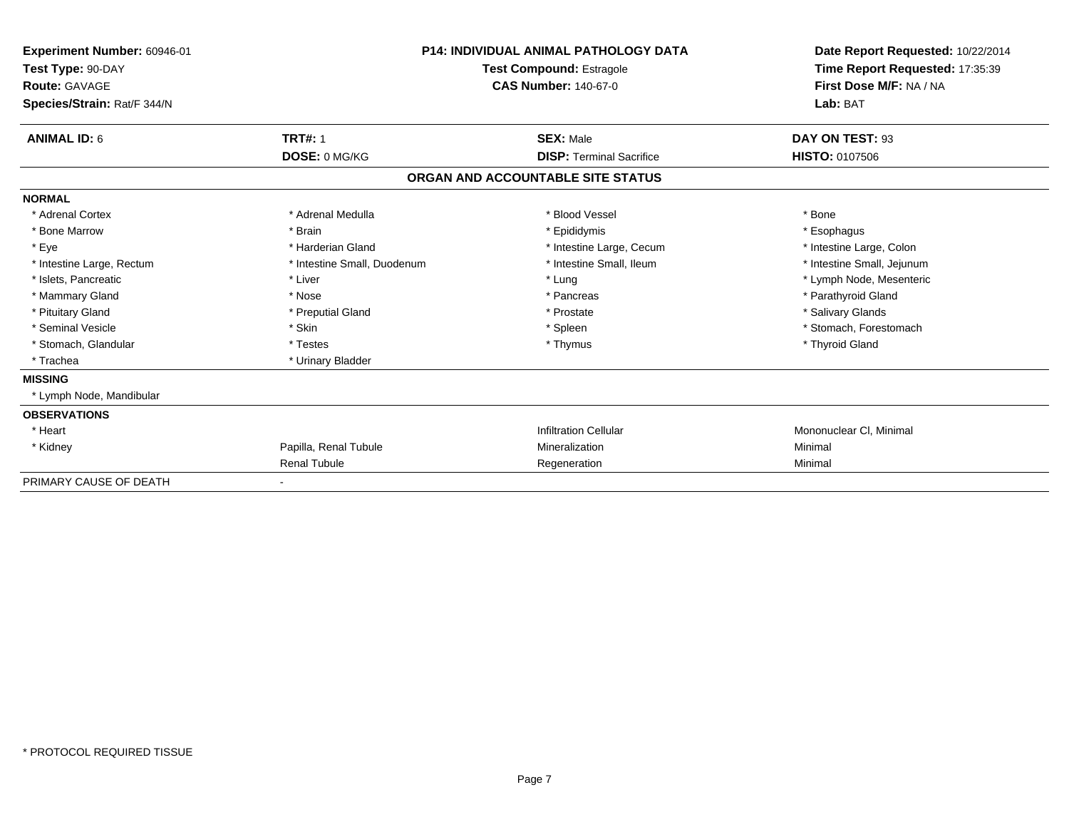**Experiment Number:** 60946-01
**Test Type:** 90-DAY
**Route:** GAVAGE
**Species/Strain:** Rat/F 344/N

**P14: INDIVIDUAL ANIMAL PATHOLOGY DATA**
**Test Compound:** Estragole
**CAS Number:** 140-67-0

**Date Report Requested:** 10/22/2014
**Time Report Requested:** 17:35:39
**First Dose M/F:** NA / NA
**Lab:** BAT

| **ANIMAL ID:** 6 | **TRT#:** 1 | **SEX:** Male | **DAY ON TEST:** 93 |
|---|---|---|---|
| | **DOSE:** 0 MG/KG | **DISP:** Terminal Sacrifice | **HISTO:** 0107506 |

## ORGAN AND ACCOUNTABLE SITE STATUS

| | | | |
|---|---|---|---|
| **NORMAL** | | | |
| * Adrenal Cortex | * Adrenal Medulla | * Blood Vessel | * Bone |
| * Bone Marrow | * Brain | * Epididymis | * Esophagus |
| * Eye | * Harderian Gland | * Intestine Large, Cecum | * Intestine Large, Colon |
| * Intestine Large, Rectum | * Intestine Small, Duodenum | * Intestine Small, Ileum | * Intestine Small, Jejunum |
| * Islets, Pancreatic | * Liver | * Lung | * Lymph Node, Mesenteric |
| * Mammary Gland | * Nose | * Pancreas | * Parathyroid Gland |
| * Pituitary Gland | * Preputial Gland | * Prostate | * Salivary Glands |
| * Seminal Vesicle | * Skin | * Spleen | * Stomach, Forestomach |
| * Stomach, Glandular | * Testes | * Thymus | * Thyroid Gland |
| * Trachea | * Urinary Bladder | | |
| **MISSING** | | | |
| * Lymph Node, Mandibular | | | |
| **OBSERVATIONS** | | | |
| * Heart | | Infiltration Cellular | Mononuclear Cl, Minimal |
| * Kidney | Papilla, Renal Tubule | Mineralization | Minimal |
| | Renal Tubule | Regeneration | Minimal |
| PRIMARY CAUSE OF DEATH | - | | |

\* PROTOCOL REQUIRED TISSUE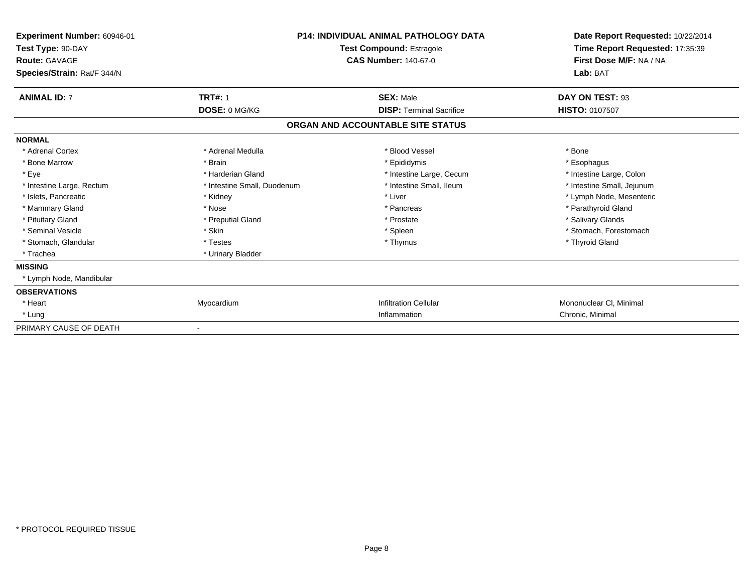**Experiment Number:** 60946-01
**Test Type:** 90-DAY
**Route:** GAVAGE
**Species/Strain:** Rat/F 344/N

**P14: INDIVIDUAL ANIMAL PATHOLOGY DATA**
**Test Compound:** Estragole
**CAS Number:** 140-67-0

**Date Report Requested:** 10/22/2014
**Time Report Requested:** 17:35:39
**First Dose M/F:** NA / NA
**Lab:** BAT

| **ANIMAL ID:** 7 | **TRT#:** 1 | **SEX:** Male | **DAY ON TEST:** 93 |
|---|---|---|---|
| | **DOSE:** 0 MG/KG | **DISP:** Terminal Sacrifice | **HISTO:** 0107507 |

## ORGAN AND ACCOUNTABLE SITE STATUS

| | | | |
|---|---|---|---|
| **NORMAL** | | | |
| * Adrenal Cortex | * Adrenal Medulla | * Blood Vessel | * Bone |
| * Bone Marrow | * Brain | * Epididymis | * Esophagus |
| * Eye | * Harderian Gland | * Intestine Large, Cecum | * Intestine Large, Colon |
| * Intestine Large, Rectum | * Intestine Small, Duodenum | * Intestine Small, Ileum | * Intestine Small, Jejunum |
| * Islets, Pancreatic | * Kidney | * Liver | * Lymph Node, Mesenteric |
| * Mammary Gland | * Nose | * Pancreas | * Parathyroid Gland |
| * Pituitary Gland | * Preputial Gland | * Prostate | * Salivary Glands |
| * Seminal Vesicle | * Skin | * Spleen | * Stomach, Forestomach |
| * Stomach, Glandular | * Testes | * Thymus | * Thyroid Gland |
| * Trachea | * Urinary Bladder | | |
| **MISSING** | | | |
| * Lymph Node, Mandibular | | | |
| **OBSERVATIONS** | | | |
| * Heart | Myocardium | Infiltration Cellular | Mononuclear Cl, Minimal |
| * Lung | | Inflammation | Chronic, Minimal |
| PRIMARY CAUSE OF DEATH | - | | |

* PROTOCOL REQUIRED TISSUE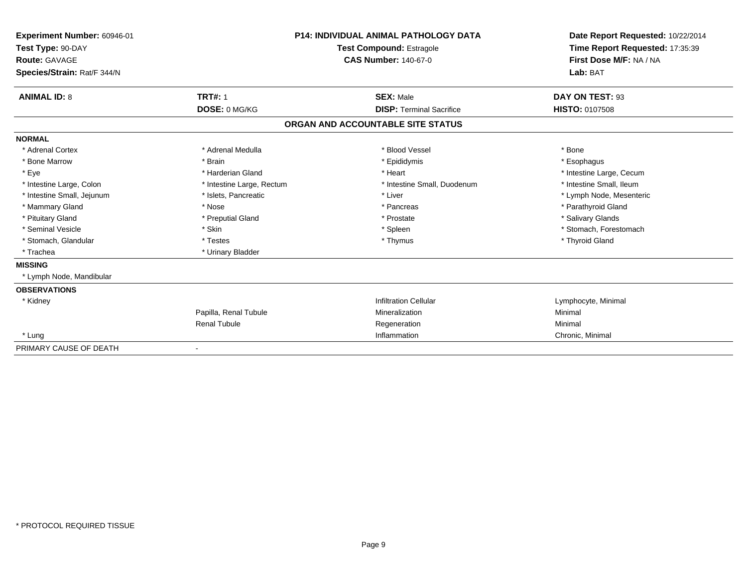**Experiment Number:** 60946-01
**Test Type:** 90-DAY
**Route:** GAVAGE
**Species/Strain:** Rat/F 344/N

**P14: INDIVIDUAL ANIMAL PATHOLOGY DATA**
**Test Compound:** Estragole
**CAS Number:** 140-67-0

**Date Report Requested:** 10/22/2014
**Time Report Requested:** 17:35:39
**First Dose M/F:** NA / NA
**Lab:** BAT

| **ANIMAL ID:** 8 | **TRT#:** 1 | **SEX:** Male | **DAY ON TEST:** 93 |
|---|---|---|---|
| | **DOSE:** 0 MG/KG | **DISP:** Terminal Sacrifice | **HISTO:** 0107508 |

**ORGAN AND ACCOUNTABLE SITE STATUS**

**NORMAL**

| | | | |
|---|---|---|---|
| * Adrenal Cortex | * Adrenal Medulla | * Blood Vessel | * Bone |
| * Bone Marrow | * Brain | * Epididymis | * Esophagus |
| * Eye | * Harderian Gland | * Heart | * Intestine Large, Cecum |
| * Intestine Large, Colon | * Intestine Large, Rectum | * Intestine Small, Duodenum | * Intestine Small, Ileum |
| * Intestine Small, Jejunum | * Islets, Pancreatic | * Liver | * Lymph Node, Mesenteric |
| * Mammary Gland | * Nose | * Pancreas | * Parathyroid Gland |
| * Pituitary Gland | * Preputial Gland | * Prostate | * Salivary Glands |
| * Seminal Vesicle | * Skin | * Spleen | * Stomach, Forestomach |
| * Stomach, Glandular | * Testes | * Thymus | * Thyroid Gland |
| * Trachea | * Urinary Bladder | | |

**MISSING**

* Lymph Node, Mandibular

**OBSERVATIONS**

| | | | |
|---|---|---|---|
| * Kidney | | Infiltration Cellular | Lymphocyte, Minimal |
| | Papilla, Renal Tubule | Mineralization | Minimal |
| | Renal Tubule | Regeneration | Minimal |
| * Lung | | Inflammation | Chronic, Minimal |

PRIMARY CAUSE OF DEATH -

* PROTOCOL REQUIRED TISSUE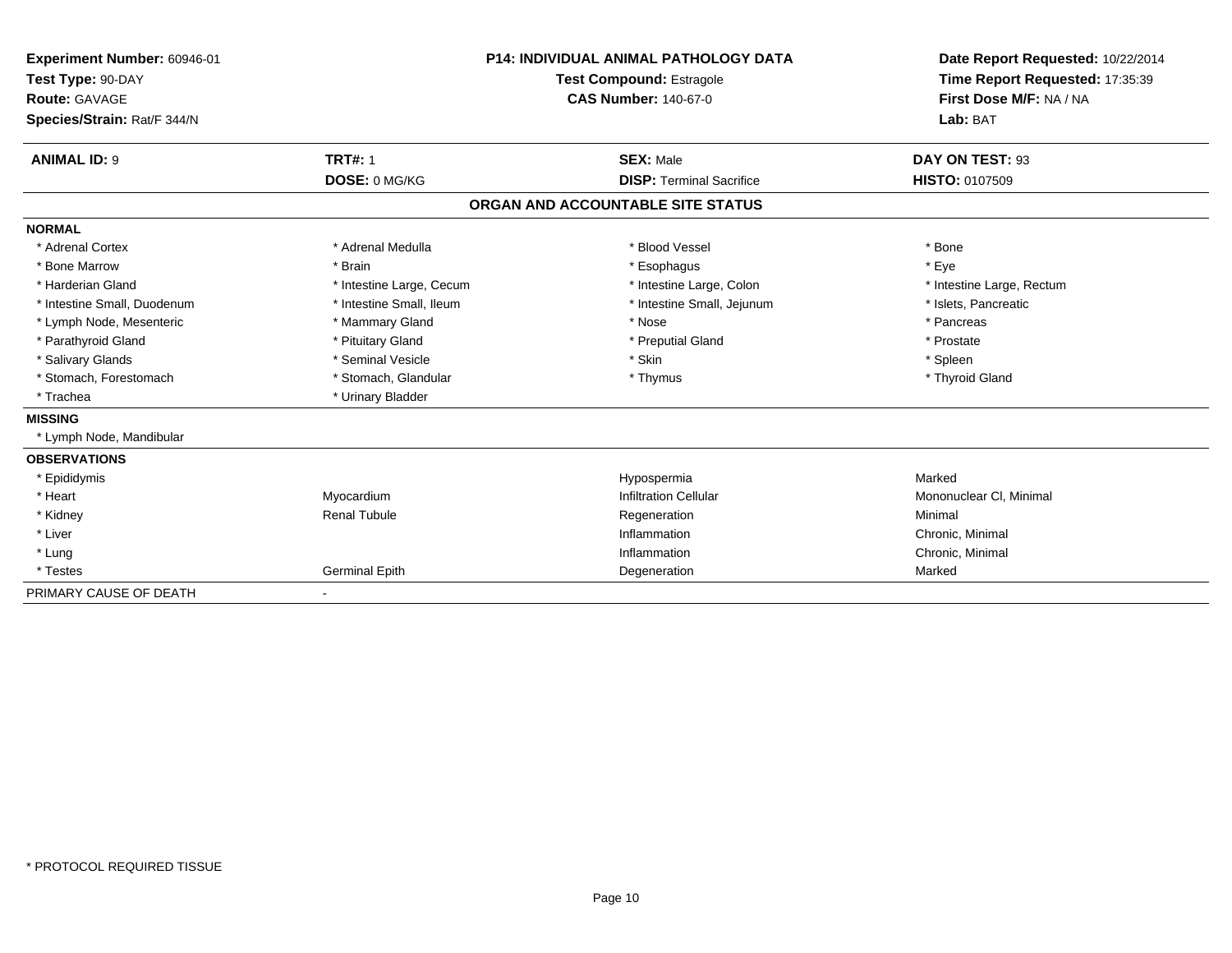**Experiment Number:** 60946-01
**Test Type:** 90-DAY
**Route:** GAVAGE
**Species/Strain:** Rat/F 344/N

**P14: INDIVIDUAL ANIMAL PATHOLOGY DATA**
**Test Compound:** Estragole
**CAS Number:** 140-67-0

**Date Report Requested:** 10/22/2014
**Time Report Requested:** 17:35:39
**First Dose M/F:** NA / NA
**Lab:** BAT

| **ANIMAL ID:** 9 | **TRT#:** 1 | **SEX:** Male | **DAY ON TEST:** 93 |
|---|---|---|---|
| | **DOSE:** 0 MG/KG | **DISP:** Terminal Sacrifice | **HISTO:** 0107509 |

## ORGAN AND ACCOUNTABLE SITE STATUS

**NORMAL**

| | | | |
|---|---|---|---|
| * Adrenal Cortex | * Adrenal Medulla | * Blood Vessel | * Bone |
| * Bone Marrow | * Brain | * Esophagus | * Eye |
| * Harderian Gland | * Intestine Large, Cecum | * Intestine Large, Colon | * Intestine Large, Rectum |
| * Intestine Small, Duodenum | * Intestine Small, Ileum | * Intestine Small, Jejunum | * Islets, Pancreatic |
| * Lymph Node, Mesenteric | * Mammary Gland | * Nose | * Pancreas |
| * Parathyroid Gland | * Pituitary Gland | * Preputial Gland | * Prostate |
| * Salivary Glands | * Seminal Vesicle | * Skin | * Spleen |
| * Stomach, Forestomach | * Stomach, Glandular | * Thymus | * Thyroid Gland |
| * Trachea | * Urinary Bladder | | |

**MISSING**

* Lymph Node, Mandibular

**OBSERVATIONS**

| | | | |
|---|---|---|---|
| * Epididymis | | Hypospermia | Marked |
| * Heart | Myocardium | Infiltration Cellular | Mononuclear Cl, Minimal |
| * Kidney | Renal Tubule | Regeneration | Minimal |
| * Liver | | Inflammation | Chronic, Minimal |
| * Lung | | Inflammation | Chronic, Minimal |
| * Testes | Germinal Epith | Degeneration | Marked |

PRIMARY CAUSE OF DEATH -

* PROTOCOL REQUIRED TISSUE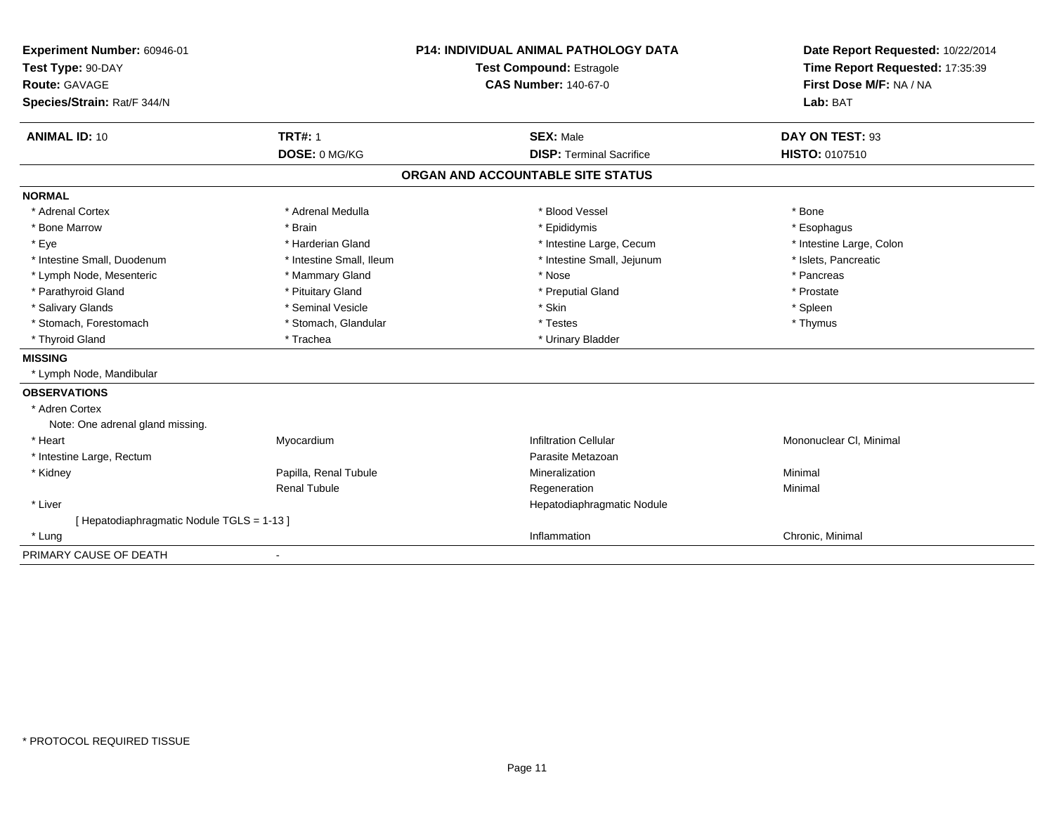**Experiment Number:** 60946-01
**Test Type:** 90-DAY
**Route:** GAVAGE
**Species/Strain:** Rat/F 344/N

**P14: INDIVIDUAL ANIMAL PATHOLOGY DATA**
**Test Compound:** Estragole
**CAS Number:** 140-67-0

**Date Report Requested:** 10/22/2014
**Time Report Requested:** 17:35:39
**First Dose M/F:** NA / NA
**Lab:** BAT

| **ANIMAL ID:** 10 | **TRT#:** 1 | **SEX:** Male | **DAY ON TEST:** 93 |
|---|---|---|---|
| | **DOSE:** 0 MG/KG | **DISP:** Terminal Sacrifice | **HISTO:** 0107510 |

## ORGAN AND ACCOUNTABLE SITE STATUS

**NORMAL**

| | | | |
|---|---|---|---|
| * Adrenal Cortex | * Adrenal Medulla | * Blood Vessel | * Bone |
| * Bone Marrow | * Brain | * Epididymis | * Esophagus |
| * Eye | * Harderian Gland | * Intestine Large, Cecum | * Intestine Large, Colon |
| * Intestine Small, Duodenum | * Intestine Small, Ileum | * Intestine Small, Jejunum | * Islets, Pancreatic |
| * Lymph Node, Mesenteric | * Mammary Gland | * Nose | * Pancreas |
| * Parathyroid Gland | * Pituitary Gland | * Preputial Gland | * Prostate |
| * Salivary Glands | * Seminal Vesicle | * Skin | * Spleen |
| * Stomach, Forestomach | * Stomach, Glandular | * Testes | * Thymus |
| * Thyroid Gland | * Trachea | * Urinary Bladder | |

**MISSING**

* Lymph Node, Mandibular

**OBSERVATIONS**

| | | | |
|---|---|---|---|
| * Adren Cortex | | | |
| Note: One adrenal gland missing. | | | |
| * Heart | Myocardium | Infiltration Cellular | Mononuclear Cl, Minimal |
| * Intestine Large, Rectum | | Parasite Metazoan | |
| * Kidney | Papilla, Renal Tubule | Mineralization | Minimal |
| | Renal Tubule | Regeneration | Minimal |
| * Liver | | Hepatodiaphragmatic Nodule | |
| [ Hepatodiaphragmatic Nodule TGLS = 1-13 ] | | | |
| * Lung | | Inflammation | Chronic, Minimal |

PRIMARY CAUSE OF DEATH -

* PROTOCOL REQUIRED TISSUE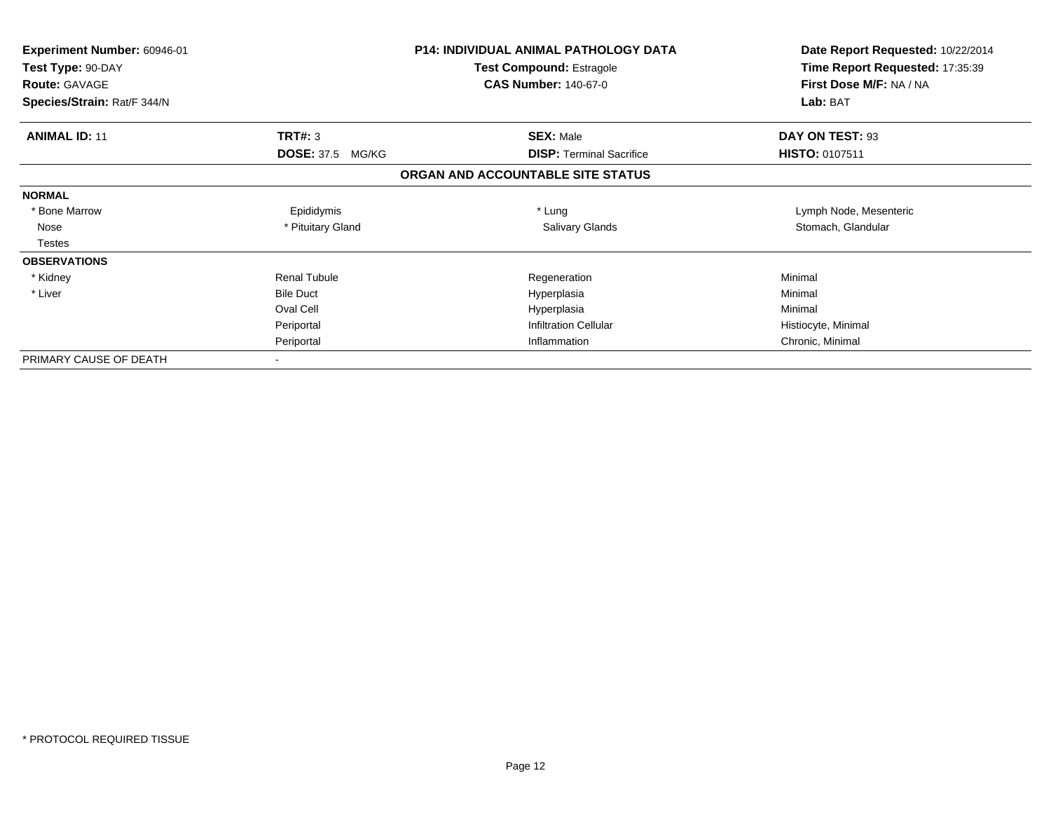**Experiment Number:** 60946-01
**Test Type:** 90-DAY
**Route:** GAVAGE
**Species/Strain:** Rat/F 344/N

**P14: INDIVIDUAL ANIMAL PATHOLOGY DATA**
**Test Compound:** Estragole
**CAS Number:** 140-67-0

**Date Report Requested:** 10/22/2014
**Time Report Requested:** 17:35:39
**First Dose M/F:** NA / NA
**Lab:** BAT

| **ANIMAL ID:** 11 | **TRT#:** 3 | **SEX:** Male | **DAY ON TEST:** 93 |
|---|---|---|---|
| | **DOSE:** 37.5 MG/KG | **DISP:** Terminal Sacrifice | **HISTO:** 0107511 |

**ORGAN AND ACCOUNTABLE SITE STATUS**

| | | | |
|---|---|---|---|
| **NORMAL** | | | |
| * Bone Marrow | Epididymis | * Lung | Lymph Node, Mesenteric |
| Nose | * Pituitary Gland | Salivary Glands | Stomach, Glandular |
| Testes | | | |
| **OBSERVATIONS** | | | |
| * Kidney | Renal Tubule | Regeneration | Minimal |
| * Liver | Bile Duct | Hyperplasia | Minimal |
| | Oval Cell | Hyperplasia | Minimal |
| | Periportal | Infiltration Cellular | Histiocyte, Minimal |
| | Periportal | Inflammation | Chronic, Minimal |
| PRIMARY CAUSE OF DEATH | - | | |

* PROTOCOL REQUIRED TISSUE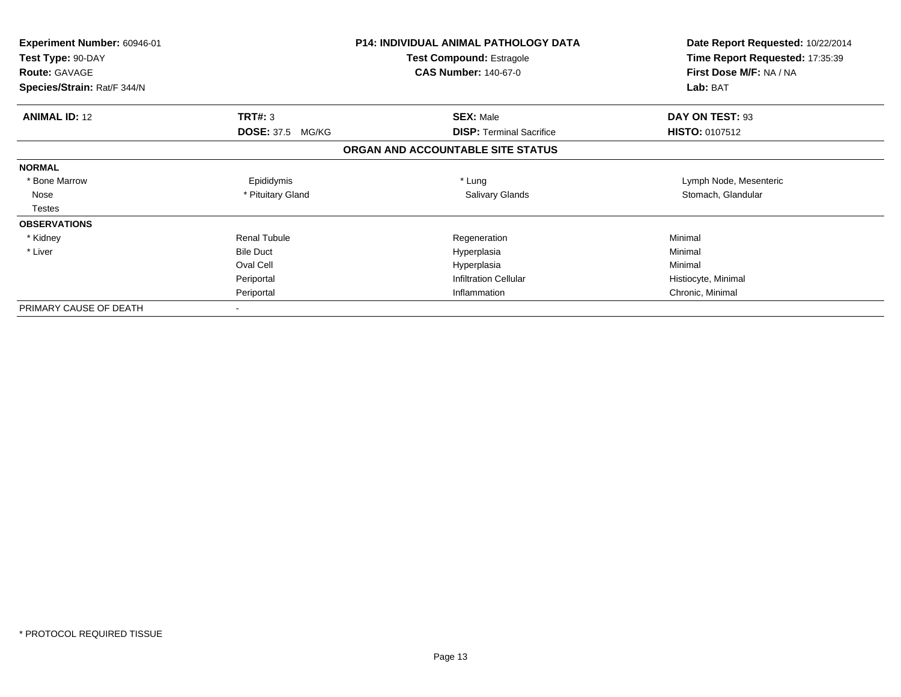| Experiment Number: 60946-01 | P14: INDIVIDUAL ANIMAL PATHOLOGY DATA | Date Report Requested: 10/22/2014 |
|---|---|---|
| Test Type: 90-DAY | Test Compound: Estragole | Time Report Requested: 17:35:39 |
| Route: GAVAGE | CAS Number: 140-67-0 | First Dose M/F: NA / NA |
| Species/Strain: Rat/F 344/N | | Lab: BAT |

| **ANIMAL ID:** 12 | **TRT#:** 3 | **SEX:** Male | **DAY ON TEST:** 93 |
|---|---|---|---|
| | **DOSE:** 37.5 MG/KG | **DISP:** Terminal Sacrifice | **HISTO:** 0107512 |

## ORGAN AND ACCOUNTABLE SITE STATUS

| | | | |
|---|---|---|---|
| **NORMAL** | | | |
| * Bone Marrow | Epididymis | * Lung | Lymph Node, Mesenteric |
| Nose | * Pituitary Gland | Salivary Glands | Stomach, Glandular |
| Testes | | | |
| **OBSERVATIONS** | | | |
| * Kidney | Renal Tubule | Regeneration | Minimal |
| * Liver | Bile Duct | Hyperplasia | Minimal |
| | Oval Cell | Hyperplasia | Minimal |
| | Periportal | Infiltration Cellular | Histiocyte, Minimal |
| | Periportal | Inflammation | Chronic, Minimal |
| PRIMARY CAUSE OF DEATH | - | | |

* PROTOCOL REQUIRED TISSUE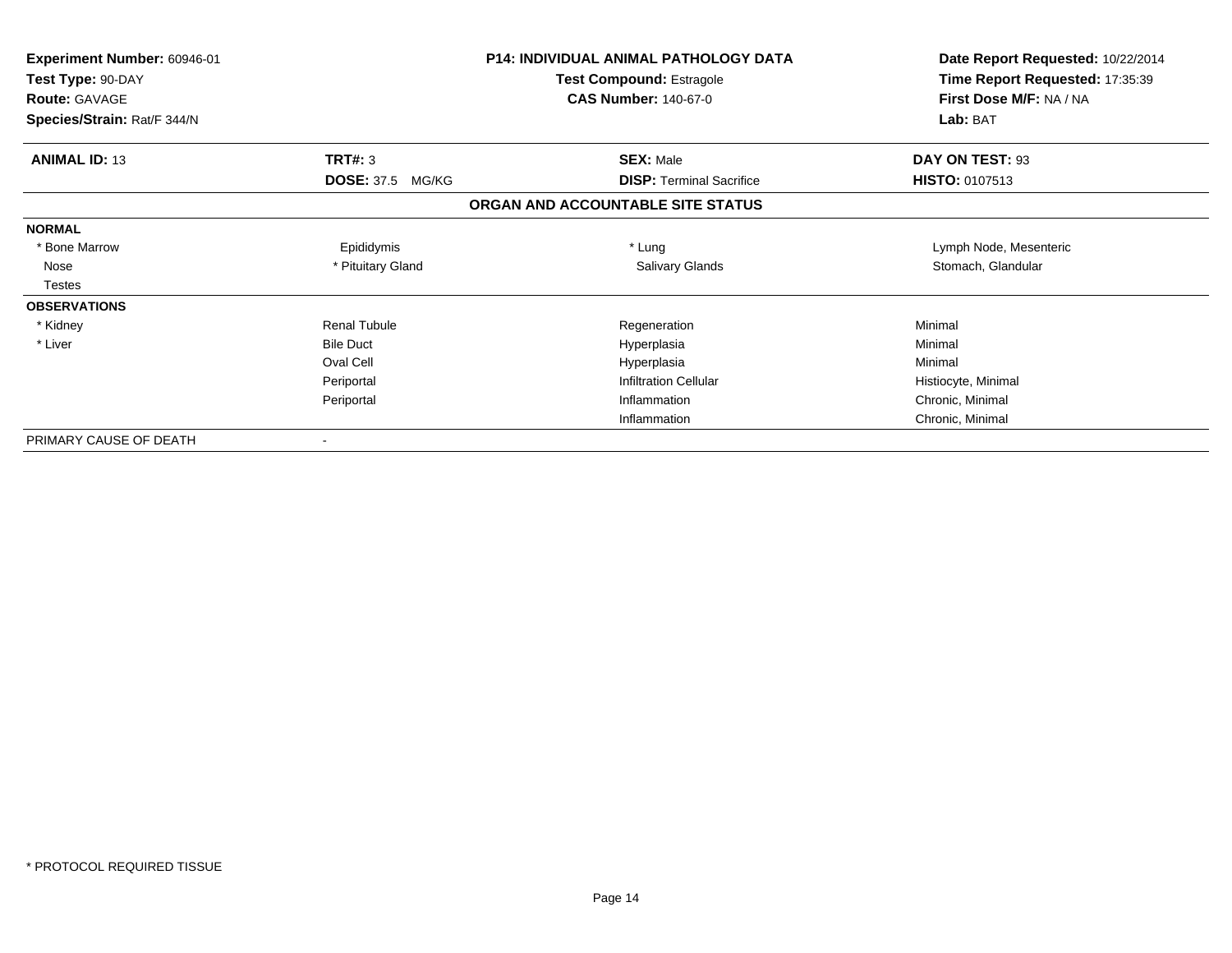**Experiment Number:** 60946-01
**Test Type:** 90-DAY
**Route:** GAVAGE
**Species/Strain:** Rat/F 344/N

**P14: INDIVIDUAL ANIMAL PATHOLOGY DATA**
**Test Compound:** Estragole
**CAS Number:** 140-67-0

**Date Report Requested:** 10/22/2014
**Time Report Requested:** 17:35:39
**First Dose M/F:** NA / NA
**Lab:** BAT

| **ANIMAL ID:** 13 | **TRT#:** 3 | **SEX:** Male | **DAY ON TEST:** 93 |
|---|---|---|---|
| | **DOSE:** 37.5 MG/KG | **DISP:** Terminal Sacrifice | **HISTO:** 0107513 |

### ORGAN AND ACCOUNTABLE SITE STATUS

| | | | |
|---|---|---|---|
| **NORMAL** | | | |
| * Bone Marrow | Epididymis | * Lung | Lymph Node, Mesenteric |
| Nose | * Pituitary Gland | Salivary Glands | Stomach, Glandular |
| Testes | | | |
| **OBSERVATIONS** | | | |
| * Kidney | Renal Tubule | Regeneration | Minimal |
| * Liver | Bile Duct | Hyperplasia | Minimal |
| | Oval Cell | Hyperplasia | Minimal |
| | Periportal | Infiltration Cellular | Histiocyte, Minimal |
| | Periportal | Inflammation | Chronic, Minimal |
| | | Inflammation | Chronic, Minimal |
| PRIMARY CAUSE OF DEATH | - | | |

* PROTOCOL REQUIRED TISSUE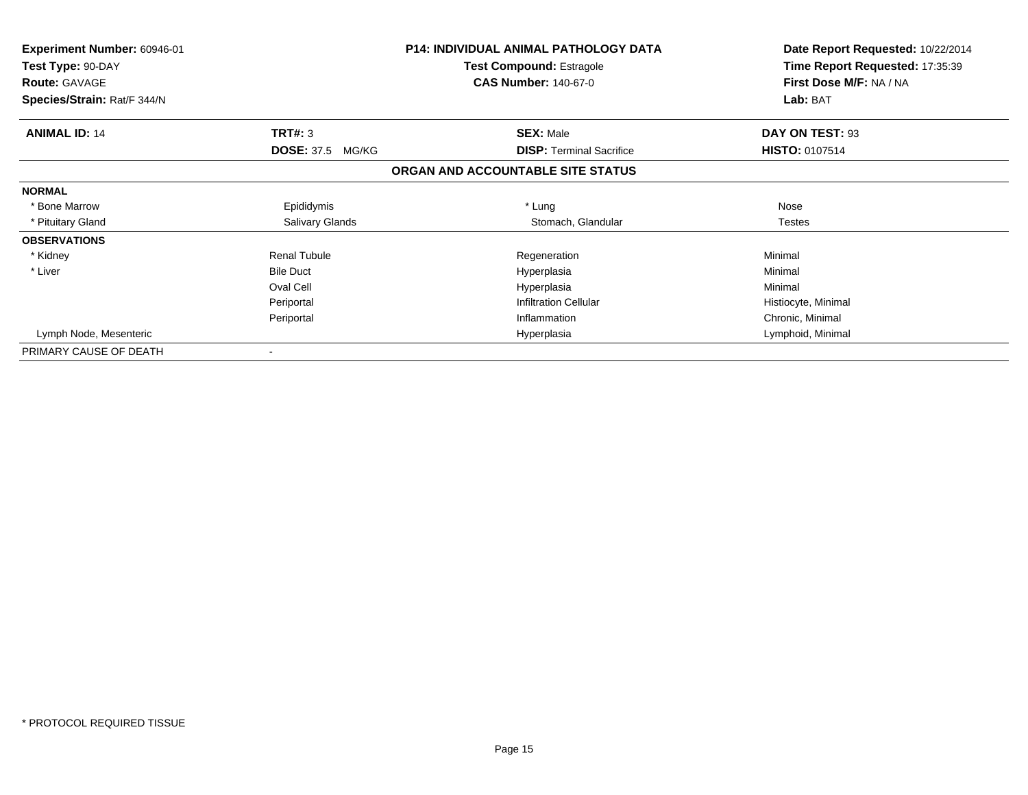**Experiment Number:** 60946-01
**Test Type:** 90-DAY
**Route:** GAVAGE
**Species/Strain:** Rat/F 344/N

**P14: INDIVIDUAL ANIMAL PATHOLOGY DATA**
**Test Compound:** Estragole
**CAS Number:** 140-67-0

**Date Report Requested:** 10/22/2014
**Time Report Requested:** 17:35:39
**First Dose M/F:** NA / NA
**Lab:** BAT

| **ANIMAL ID:** 14 | **TRT#:** 3 | **SEX:** Male | **DAY ON TEST:** 93 |
|---|---|---|---|
| | **DOSE:** 37.5 MG/KG | **DISP:** Terminal Sacrifice | **HISTO:** 0107514 |

**ORGAN AND ACCOUNTABLE SITE STATUS**

| | | | |
|---|---|---|---|
| **NORMAL** | | | |
| * Bone Marrow | Epididymis | * Lung | Nose |
| * Pituitary Gland | Salivary Glands | Stomach, Glandular | Testes |
| **OBSERVATIONS** | | | |
| * Kidney | Renal Tubule | Regeneration | Minimal |
| * Liver | Bile Duct | Hyperplasia | Minimal |
| | Oval Cell | Hyperplasia | Minimal |
| | Periportal | Infiltration Cellular | Histiocyte, Minimal |
| | Periportal | Inflammation | Chronic, Minimal |
| Lymph Node, Mesenteric | | Hyperplasia | Lymphoid, Minimal |
| PRIMARY CAUSE OF DEATH | - | | |

* PROTOCOL REQUIRED TISSUE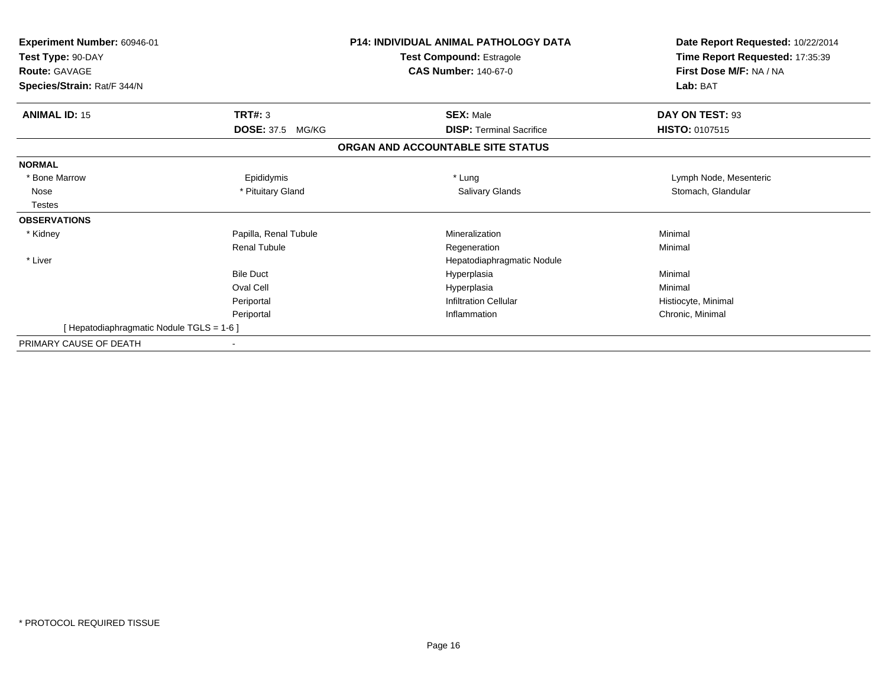**Experiment Number:** 60946-01
**Test Type:** 90-DAY
**Route:** GAVAGE
**Species/Strain:** Rat/F 344/N

**P14: INDIVIDUAL ANIMAL PATHOLOGY DATA**
**Test Compound:** Estragole
**CAS Number:** 140-67-0

**Date Report Requested:** 10/22/2014
**Time Report Requested:** 17:35:39
**First Dose M/F:** NA / NA
**Lab:** BAT

| **ANIMAL ID:** 15 | **TRT#:** 3 | **SEX:** Male | **DAY ON TEST:** 93 |
|---|---|---|---|
| | **DOSE:** 37.5 MG/KG | **DISP:** Terminal Sacrifice | **HISTO:** 0107515 |

## ORGAN AND ACCOUNTABLE SITE STATUS

| | | | |
|---|---|---|---|
| **NORMAL** | | | |
| * Bone Marrow | Epididymis | * Lung | Lymph Node, Mesenteric |
| Nose | * Pituitary Gland | Salivary Glands | Stomach, Glandular |
| Testes | | | |
| **OBSERVATIONS** | | | |
| * Kidney | Papilla, Renal Tubule | Mineralization | Minimal |
| | Renal Tubule | Regeneration | Minimal |
| * Liver | | Hepatodiaphragmatic Nodule | |
| | Bile Duct | Hyperplasia | Minimal |
| | Oval Cell | Hyperplasia | Minimal |
| | Periportal | Infiltration Cellular | Histiocyte, Minimal |
| | Periportal | Inflammation | Chronic, Minimal |
| [ Hepatodiaphragmatic Nodule TGLS = 1-6 ] | | | |
| PRIMARY CAUSE OF DEATH | - | | |

* PROTOCOL REQUIRED TISSUE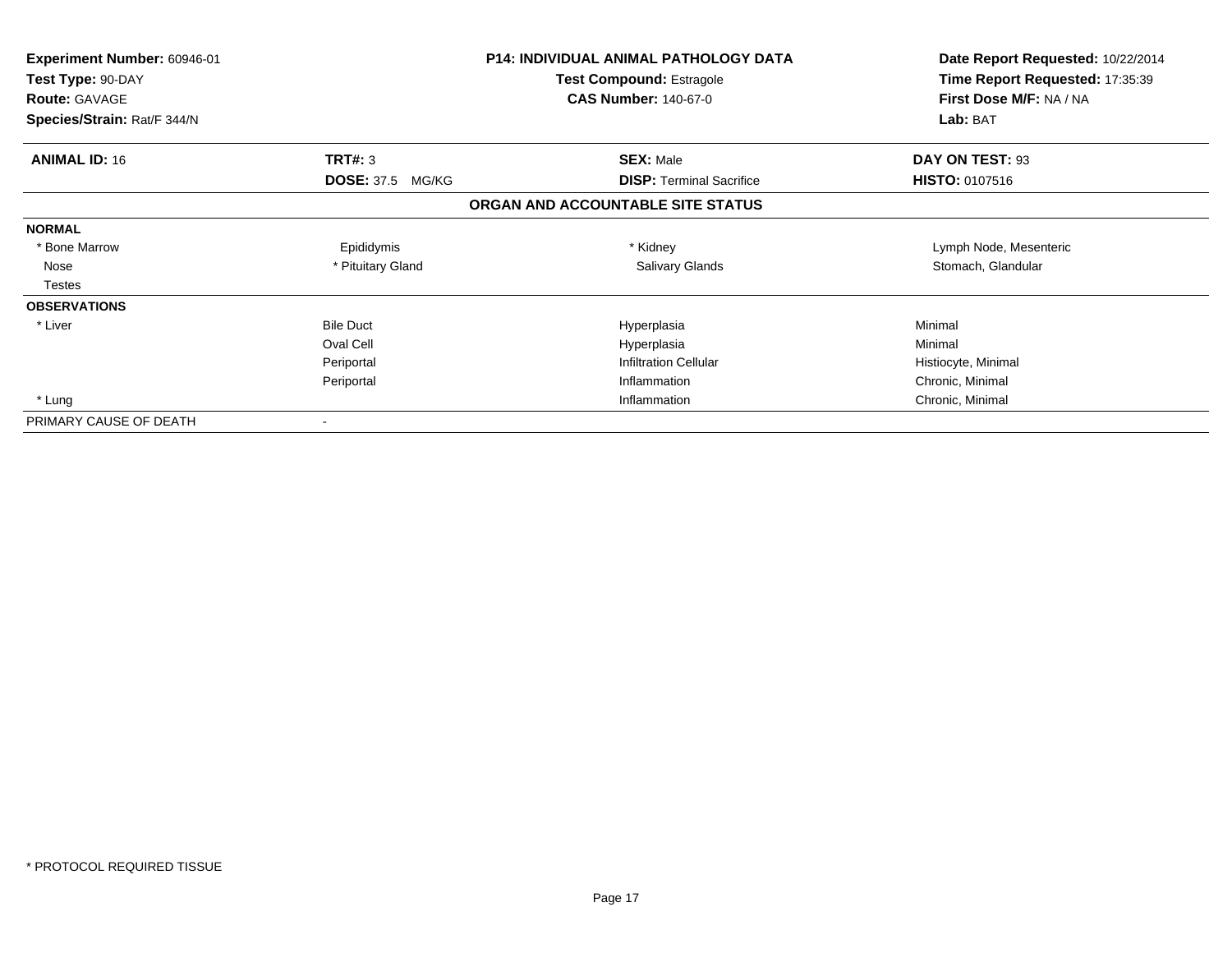**Experiment Number:** 60946-01
**Test Type:** 90-DAY
**Route:** GAVAGE
**Species/Strain:** Rat/F 344/N

**P14: INDIVIDUAL ANIMAL PATHOLOGY DATA**
**Test Compound:** Estragole
**CAS Number:** 140-67-0

**Date Report Requested:** 10/22/2014
**Time Report Requested:** 17:35:39
**First Dose M/F:** NA / NA
**Lab:** BAT

| **ANIMAL ID:** 16 | **TRT#:** 3 | **SEX:** Male | **DAY ON TEST:** 93 |
|---|---|---|---|
| | **DOSE:** 37.5 MG/KG | **DISP:** Terminal Sacrifice | **HISTO:** 0107516 |

## ORGAN AND ACCOUNTABLE SITE STATUS

| | | | |
|---|---|---|---|
| **NORMAL** | | | |
| * Bone Marrow | Epididymis | * Kidney | Lymph Node, Mesenteric |
| Nose | * Pituitary Gland | Salivary Glands | Stomach, Glandular |
| Testes | | | |
| **OBSERVATIONS** | | | |
| * Liver | Bile Duct | Hyperplasia | Minimal |
| | Oval Cell | Hyperplasia | Minimal |
| | Periportal | Infiltration Cellular | Histiocyte, Minimal |
| | Periportal | Inflammation | Chronic, Minimal |
| * Lung | | Inflammation | Chronic, Minimal |
| PRIMARY CAUSE OF DEATH | - | | |

* PROTOCOL REQUIRED TISSUE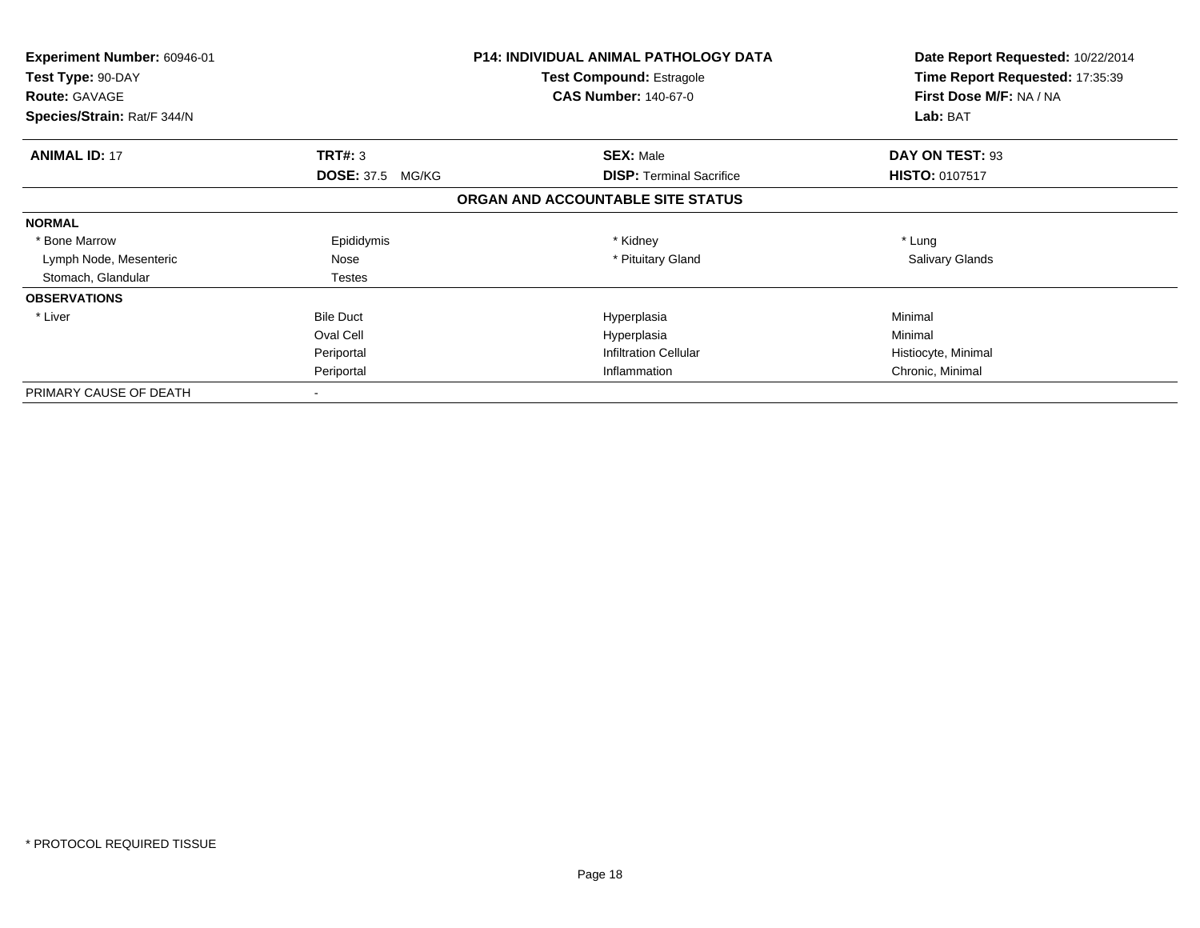**Experiment Number:** 60946-01
**Test Type:** 90-DAY
**Route:** GAVAGE
**Species/Strain:** Rat/F 344/N

**P14: INDIVIDUAL ANIMAL PATHOLOGY DATA**
**Test Compound:** Estragole
**CAS Number:** 140-67-0

**Date Report Requested:** 10/22/2014
**Time Report Requested:** 17:35:39
**First Dose M/F:** NA / NA
**Lab:** BAT

| **ANIMAL ID:** 17 | **TRT#:** 3 | **SEX:** Male | **DAY ON TEST:** 93 |
|---|---|---|---|
| | **DOSE:** 37.5 MG/KG | **DISP:** Terminal Sacrifice | **HISTO:** 0107517 |

## ORGAN AND ACCOUNTABLE SITE STATUS

| | | | |
|---|---|---|---|
| **NORMAL** | | | |
| * Bone Marrow | Epididymis | * Kidney | * Lung |
| Lymph Node, Mesenteric | Nose | * Pituitary Gland | Salivary Glands |
| Stomach, Glandular | Testes | | |
| **OBSERVATIONS** | | | |
| * Liver | Bile Duct | Hyperplasia | Minimal |
| | Oval Cell | Hyperplasia | Minimal |
| | Periportal | Infiltration Cellular | Histiocyte, Minimal |
| | Periportal | Inflammation | Chronic, Minimal |
| PRIMARY CAUSE OF DEATH | - | | |

* PROTOCOL REQUIRED TISSUE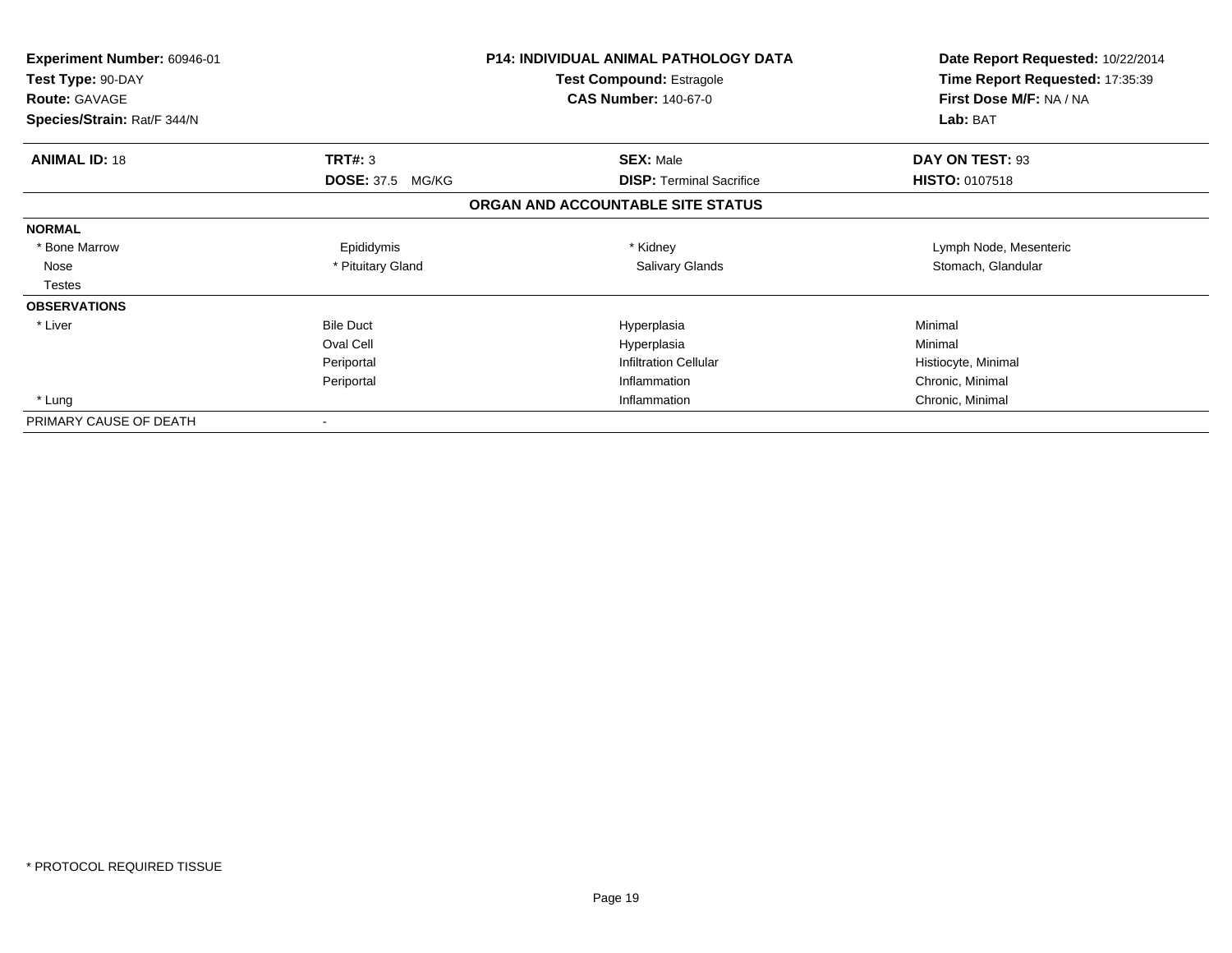| Experiment Number: 60946-01 | P14: INDIVIDUAL ANIMAL PATHOLOGY DATA | Date Report Requested: 10/22/2014 |
|---|---|---|
| Test Type: 90-DAY | Test Compound: Estragole | Time Report Requested: 17:35:39 |
| Route: GAVAGE | CAS Number: 140-67-0 | First Dose M/F: NA / NA |
| Species/Strain: Rat/F 344/N | | Lab: BAT |

| ANIMAL ID: 18 | TRT#: 3 | SEX: Male | DAY ON TEST: 93 |
|---|---|---|---|
| | DOSE: 37.5 MG/KG | DISP: Terminal Sacrifice | HISTO: 0107518 |

**ORGAN AND ACCOUNTABLE SITE STATUS**

| | | | |
|---|---|---|---|
| **NORMAL** | | | |
| * Bone Marrow | Epididymis | * Kidney | Lymph Node, Mesenteric |
| Nose | * Pituitary Gland | Salivary Glands | Stomach, Glandular |
| Testes | | | |
| **OBSERVATIONS** | | | |
| * Liver | Bile Duct | Hyperplasia | Minimal |
| | Oval Cell | Hyperplasia | Minimal |
| | Periportal | Infiltration Cellular | Histiocyte, Minimal |
| | Periportal | Inflammation | Chronic, Minimal |
| * Lung | | Inflammation | Chronic, Minimal |
| PRIMARY CAUSE OF DEATH | - | | |

* PROTOCOL REQUIRED TISSUE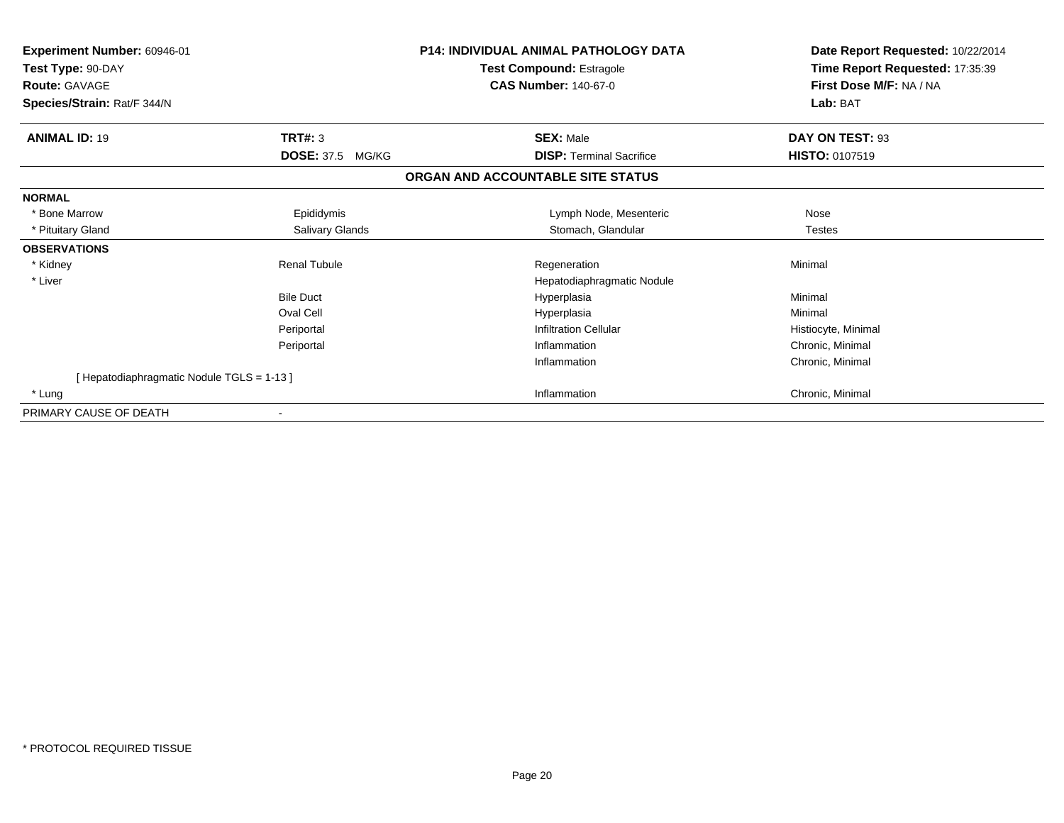**Experiment Number:** 60946-01
**Test Type:** 90-DAY
**Route:** GAVAGE
**Species/Strain:** Rat/F 344/N

**P14: INDIVIDUAL ANIMAL PATHOLOGY DATA**
**Test Compound:** Estragole
**CAS Number:** 140-67-0

**Date Report Requested:** 10/22/2014
**Time Report Requested:** 17:35:39
**First Dose M/F:** NA / NA
**Lab:** BAT

| **ANIMAL ID:** 19 | **TRT#:** 3 | **SEX:** Male | **DAY ON TEST:** 93 |
|---|---|---|---|
| | **DOSE:** 37.5 MG/KG | **DISP:** Terminal Sacrifice | **HISTO:** 0107519 |

## ORGAN AND ACCOUNTABLE SITE STATUS

| | | | |
|---|---|---|---|
| **NORMAL** | | | |
| * Bone Marrow | Epididymis | Lymph Node, Mesenteric | Nose |
| * Pituitary Gland | Salivary Glands | Stomach, Glandular | Testes |
| **OBSERVATIONS** | | | |
| * Kidney | Renal Tubule | Regeneration | Minimal |
| * Liver | | Hepatodiaphragmatic Nodule | |
| | Bile Duct | Hyperplasia | Minimal |
| | Oval Cell | Hyperplasia | Minimal |
| | Periportal | Infiltration Cellular | Histiocyte, Minimal |
| | Periportal | Inflammation | Chronic, Minimal |
| | | Inflammation | Chronic, Minimal |
| [ Hepatodiaphragmatic Nodule TGLS = 1-13 ] | | | |
| * Lung | | Inflammation | Chronic, Minimal |
| PRIMARY CAUSE OF DEATH | - | | |

* PROTOCOL REQUIRED TISSUE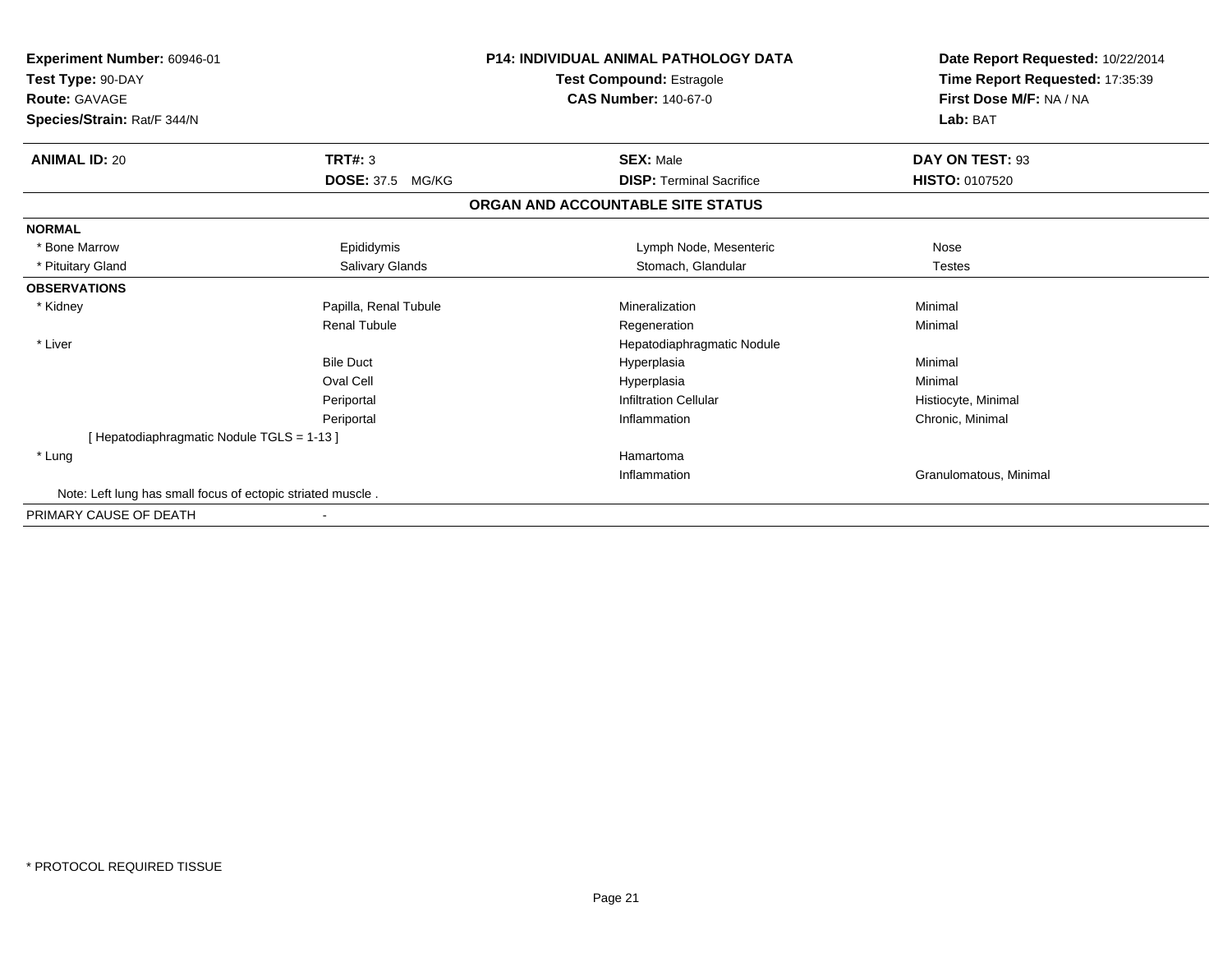**Experiment Number:** 60946-01
**Test Type:** 90-DAY
**Route:** GAVAGE
**Species/Strain:** Rat/F 344/N

**P14: INDIVIDUAL ANIMAL PATHOLOGY DATA**
**Test Compound:** Estragole
**CAS Number:** 140-67-0

**Date Report Requested:** 10/22/2014
**Time Report Requested:** 17:35:39
**First Dose M/F:** NA / NA
**Lab:** BAT

| **ANIMAL ID:** 20 | **TRT#:** 3 | **SEX:** Male | **DAY ON TEST:** 93 |
|---|---|---|---|
| | **DOSE:** 37.5 MG/KG | **DISP:** Terminal Sacrifice | **HISTO:** 0107520 |

**ORGAN AND ACCOUNTABLE SITE STATUS**

| | | | |
|---|---|---|---|
| **NORMAL** | | | |
| * Bone Marrow | Epididymis | Lymph Node, Mesenteric | Nose |
| * Pituitary Gland | Salivary Glands | Stomach, Glandular | Testes |
| **OBSERVATIONS** | | | |
| * Kidney | Papilla, Renal Tubule | Mineralization | Minimal |
| | Renal Tubule | Regeneration | Minimal |
| * Liver | | Hepatodiaphragmatic Nodule | |
| | Bile Duct | Hyperplasia | Minimal |
| | Oval Cell | Hyperplasia | Minimal |
| | Periportal | Infiltration Cellular | Histiocyte, Minimal |
| | Periportal | Inflammation | Chronic, Minimal |
| [ Hepatodiaphragmatic Nodule TGLS = 1-13 ] | | | |
| * Lung | | Hamartoma | |
| | | Inflammation | Granulomatous, Minimal |
| Note: Left lung has small focus of ectopic striated muscle . | | | |
| PRIMARY CAUSE OF DEATH | - | | |

* PROTOCOL REQUIRED TISSUE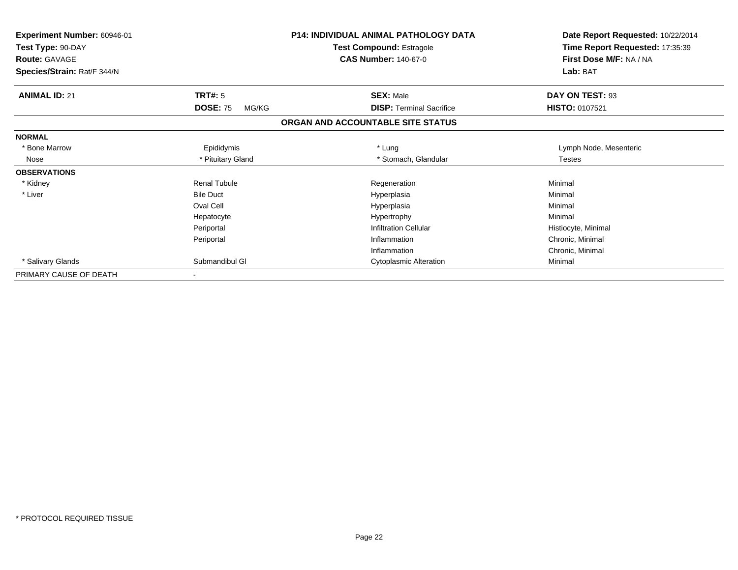**Experiment Number:** 60946-01
**Test Type:** 90-DAY
**Route:** GAVAGE
**Species/Strain:** Rat/F 344/N

**P14: INDIVIDUAL ANIMAL PATHOLOGY DATA**
**Test Compound:** Estragole
**CAS Number:** 140-67-0

**Date Report Requested:** 10/22/2014
**Time Report Requested:** 17:35:39
**First Dose M/F:** NA / NA
**Lab:** BAT

| **ANIMAL ID:** 21 | **TRT#:** 5 | **SEX:** Male | **DAY ON TEST:** 93 |
|---|---|---|---|
| | **DOSE:** 75 MG/KG | **DISP:** Terminal Sacrifice | **HISTO:** 0107521 |

## ORGAN AND ACCOUNTABLE SITE STATUS

| | | | |
|---|---|---|---|
| **NORMAL** | | | |
| * Bone Marrow | Epididymis | * Lung | Lymph Node, Mesenteric |
| Nose | * Pituitary Gland | * Stomach, Glandular | Testes |
| **OBSERVATIONS** | | | |
| * Kidney | Renal Tubule | Regeneration | Minimal |
| * Liver | Bile Duct | Hyperplasia | Minimal |
| | Oval Cell | Hyperplasia | Minimal |
| | Hepatocyte | Hypertrophy | Minimal |
| | Periportal | Infiltration Cellular | Histiocyte, Minimal |
| | Periportal | Inflammation | Chronic, Minimal |
| | | Inflammation | Chronic, Minimal |
| * Salivary Glands | Submandibul Gl | Cytoplasmic Alteration | Minimal |
| PRIMARY CAUSE OF DEATH | - | | |

* PROTOCOL REQUIRED TISSUE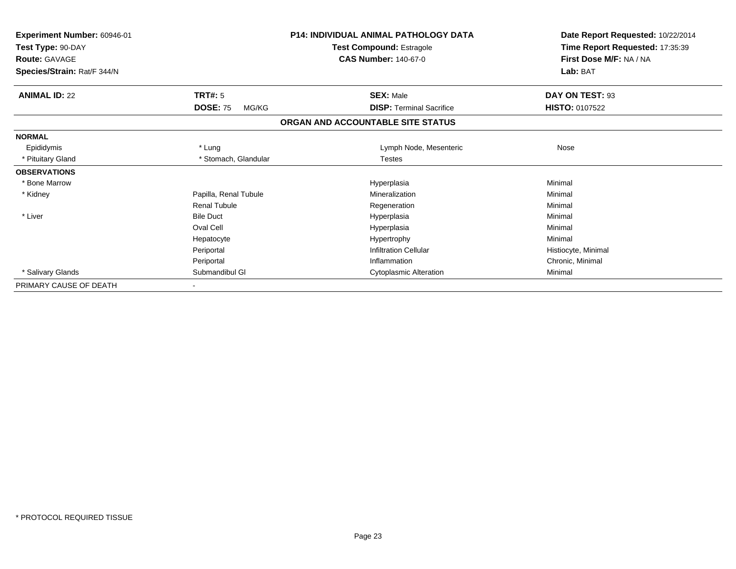**Experiment Number:** 60946-01
**Test Type:** 90-DAY
**Route:** GAVAGE
**Species/Strain:** Rat/F 344/N

**P14: INDIVIDUAL ANIMAL PATHOLOGY DATA**
**Test Compound:** Estragole
**CAS Number:** 140-67-0

**Date Report Requested:** 10/22/2014
**Time Report Requested:** 17:35:39
**First Dose M/F:** NA / NA
**Lab:** BAT

| **ANIMAL ID:** 22 | **TRT#:** 5 | **SEX:** Male | **DAY ON TEST:** 93 |
|---|---|---|---|
| | **DOSE:** 75 MG/KG | **DISP:** Terminal Sacrifice | **HISTO:** 0107522 |

**ORGAN AND ACCOUNTABLE SITE STATUS**

| | | | |
|---|---|---|---|
| **NORMAL** | | | |
| Epididymis | * Lung | Lymph Node, Mesenteric | Nose |
| * Pituitary Gland | * Stomach, Glandular | Testes | |
| **OBSERVATIONS** | | | |
| * Bone Marrow | | Hyperplasia | Minimal |
| * Kidney | Papilla, Renal Tubule | Mineralization | Minimal |
| | Renal Tubule | Regeneration | Minimal |
| * Liver | Bile Duct | Hyperplasia | Minimal |
| | Oval Cell | Hyperplasia | Minimal |
| | Hepatocyte | Hypertrophy | Minimal |
| | Periportal | Infiltration Cellular | Histiocyte, Minimal |
| | Periportal | Inflammation | Chronic, Minimal |
| * Salivary Glands | Submandibul Gl | Cytoplasmic Alteration | Minimal |
| PRIMARY CAUSE OF DEATH | - | | |

* PROTOCOL REQUIRED TISSUE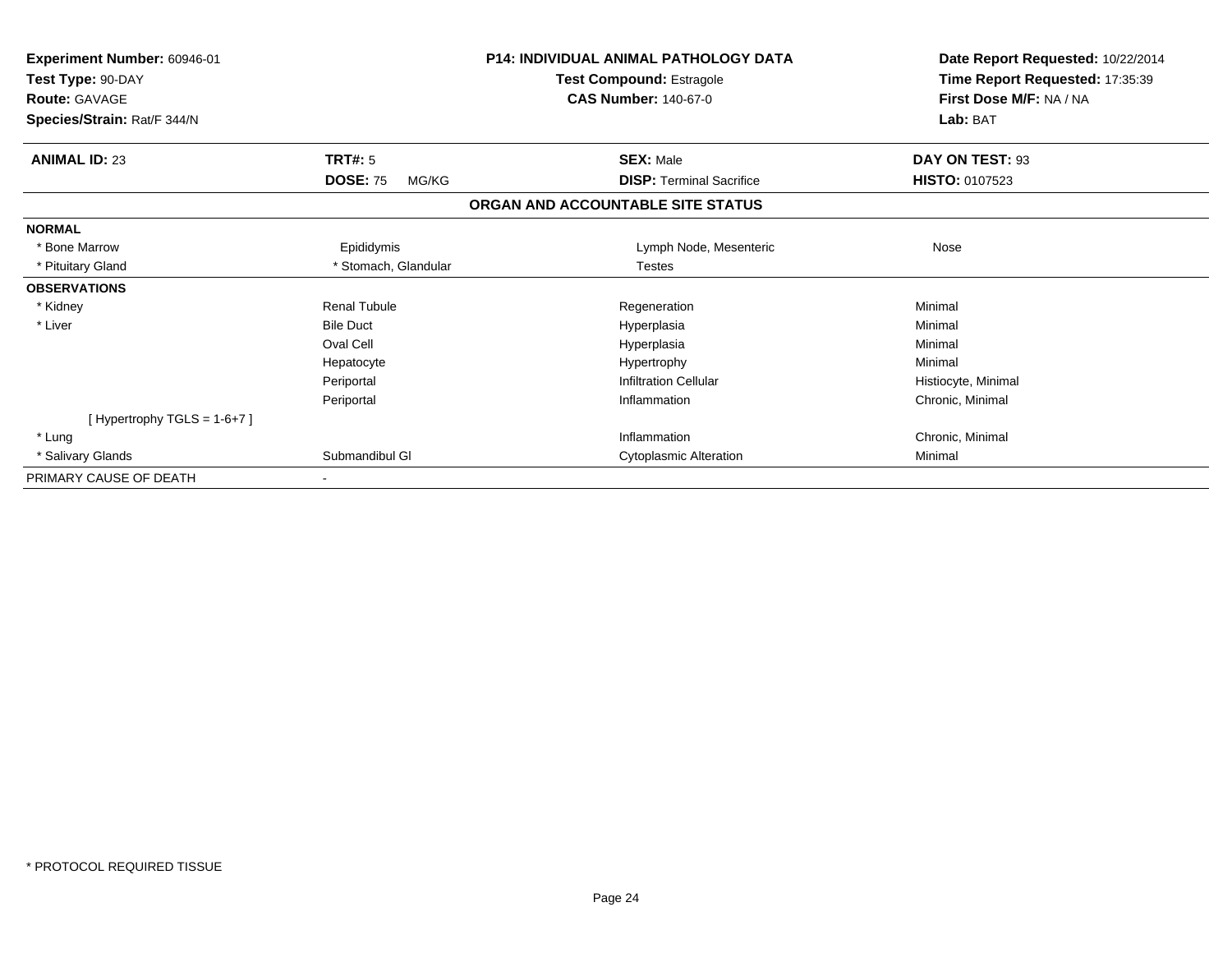**Experiment Number:** 60946-01
**Test Type:** 90-DAY
**Route:** GAVAGE
**Species/Strain:** Rat/F 344/N

**P14: INDIVIDUAL ANIMAL PATHOLOGY DATA**
**Test Compound:** Estragole
**CAS Number:** 140-67-0

**Date Report Requested:** 10/22/2014
**Time Report Requested:** 17:35:39
**First Dose M/F:** NA / NA
**Lab:** BAT

| **ANIMAL ID:** 23 | **TRT#:** 5 | **SEX:** Male | **DAY ON TEST:** 93 |
|---|---|---|---|
| | **DOSE:** 75 MG/KG | **DISP:** Terminal Sacrifice | **HISTO:** 0107523 |

**ORGAN AND ACCOUNTABLE SITE STATUS**

| | | | |
|---|---|---|---|
| **NORMAL** | | | |
| * Bone Marrow | Epididymis | Lymph Node, Mesenteric | Nose |
| * Pituitary Gland | * Stomach, Glandular | Testes | |
| **OBSERVATIONS** | | | |
| * Kidney | Renal Tubule | Regeneration | Minimal |
| * Liver | Bile Duct | Hyperplasia | Minimal |
| | Oval Cell | Hyperplasia | Minimal |
| | Hepatocyte | Hypertrophy | Minimal |
| | Periportal | Infiltration Cellular | Histiocyte, Minimal |
| | Periportal | Inflammation | Chronic, Minimal |
| [ Hypertrophy TGLS = 1-6+7 ] | | | |
| * Lung | | Inflammation | Chronic, Minimal |
| * Salivary Glands | Submandibul Gl | Cytoplasmic Alteration | Minimal |
| PRIMARY CAUSE OF DEATH | - | | |

* PROTOCOL REQUIRED TISSUE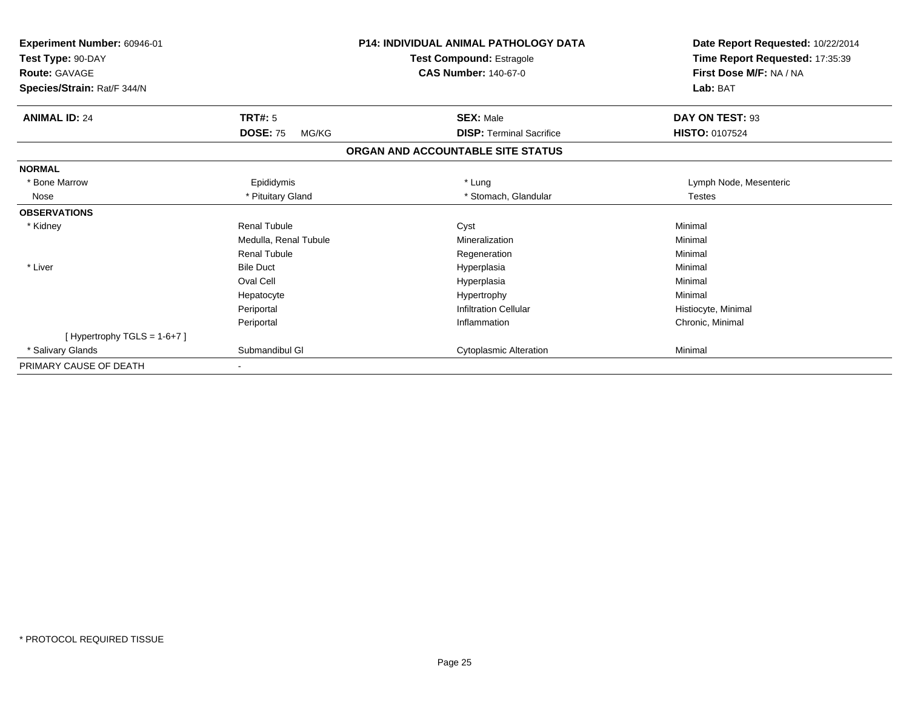**Experiment Number:** 60946-01
**Test Type:** 90-DAY
**Route:** GAVAGE
**Species/Strain:** Rat/F 344/N

**P14: INDIVIDUAL ANIMAL PATHOLOGY DATA**
**Test Compound:** Estragole
**CAS Number:** 140-67-0

**Date Report Requested:** 10/22/2014
**Time Report Requested:** 17:35:39
**First Dose M/F:** NA / NA
**Lab:** BAT

| **ANIMAL ID:** 24 | **TRT#:** 5 | **SEX:** Male | **DAY ON TEST:** 93 |
|---|---|---|---|
| | **DOSE:** 75 MG/KG | **DISP:** Terminal Sacrifice | **HISTO:** 0107524 |

**ORGAN AND ACCOUNTABLE SITE STATUS**

| | | | |
|---|---|---|---|
| **NORMAL** | | | |
| * Bone Marrow | Epididymis | * Lung | Lymph Node, Mesenteric |
| Nose | * Pituitary Gland | * Stomach, Glandular | Testes |
| **OBSERVATIONS** | | | |
| * Kidney | Renal Tubule | Cyst | Minimal |
| | Medulla, Renal Tubule | Mineralization | Minimal |
| | Renal Tubule | Regeneration | Minimal |
| * Liver | Bile Duct | Hyperplasia | Minimal |
| | Oval Cell | Hyperplasia | Minimal |
| | Hepatocyte | Hypertrophy | Minimal |
| | Periportal | Infiltration Cellular | Histiocyte, Minimal |
| | Periportal | Inflammation | Chronic, Minimal |
| [ Hypertrophy TGLS = 1-6+7 ] | | | |
| * Salivary Glands | Submandibul Gl | Cytoplasmic Alteration | Minimal |
| PRIMARY CAUSE OF DEATH | - | | |

* PROTOCOL REQUIRED TISSUE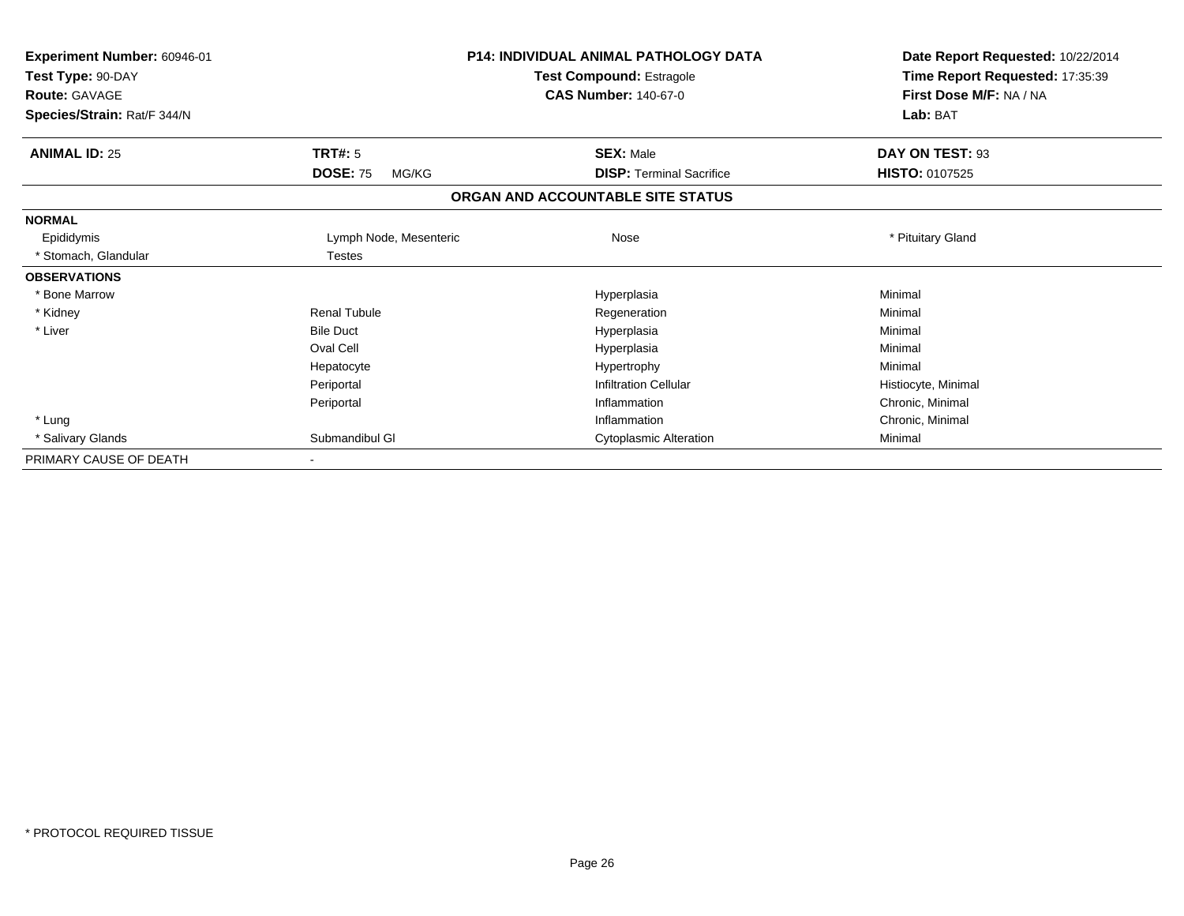**Experiment Number:** 60946-01
**Test Type:** 90-DAY
**Route:** GAVAGE
**Species/Strain:** Rat/F 344/N

**P14: INDIVIDUAL ANIMAL PATHOLOGY DATA**
**Test Compound:** Estragole
**CAS Number:** 140-67-0

**Date Report Requested:** 10/22/2014
**Time Report Requested:** 17:35:39
**First Dose M/F:** NA / NA
**Lab:** BAT

| **ANIMAL ID:** 25 | **TRT#:** 5 | **SEX:** Male | **DAY ON TEST:** 93 |
|---|---|---|---|
| | **DOSE:** 75 MG/KG | **DISP:** Terminal Sacrifice | **HISTO:** 0107525 |

## ORGAN AND ACCOUNTABLE SITE STATUS

| | | | |
|---|---|---|---|
| **NORMAL** | | | |
| Epididymis | Lymph Node, Mesenteric | Nose | * Pituitary Gland |
| * Stomach, Glandular | Testes | | |
| **OBSERVATIONS** | | | |
| * Bone Marrow | | Hyperplasia | Minimal |
| * Kidney | Renal Tubule | Regeneration | Minimal |
| * Liver | Bile Duct | Hyperplasia | Minimal |
| | Oval Cell | Hyperplasia | Minimal |
| | Hepatocyte | Hypertrophy | Minimal |
| | Periportal | Infiltration Cellular | Histiocyte, Minimal |
| | Periportal | Inflammation | Chronic, Minimal |
| * Lung | | Inflammation | Chronic, Minimal |
| * Salivary Glands | Submandibul Gl | Cytoplasmic Alteration | Minimal |
| PRIMARY CAUSE OF DEATH | - | | |

* PROTOCOL REQUIRED TISSUE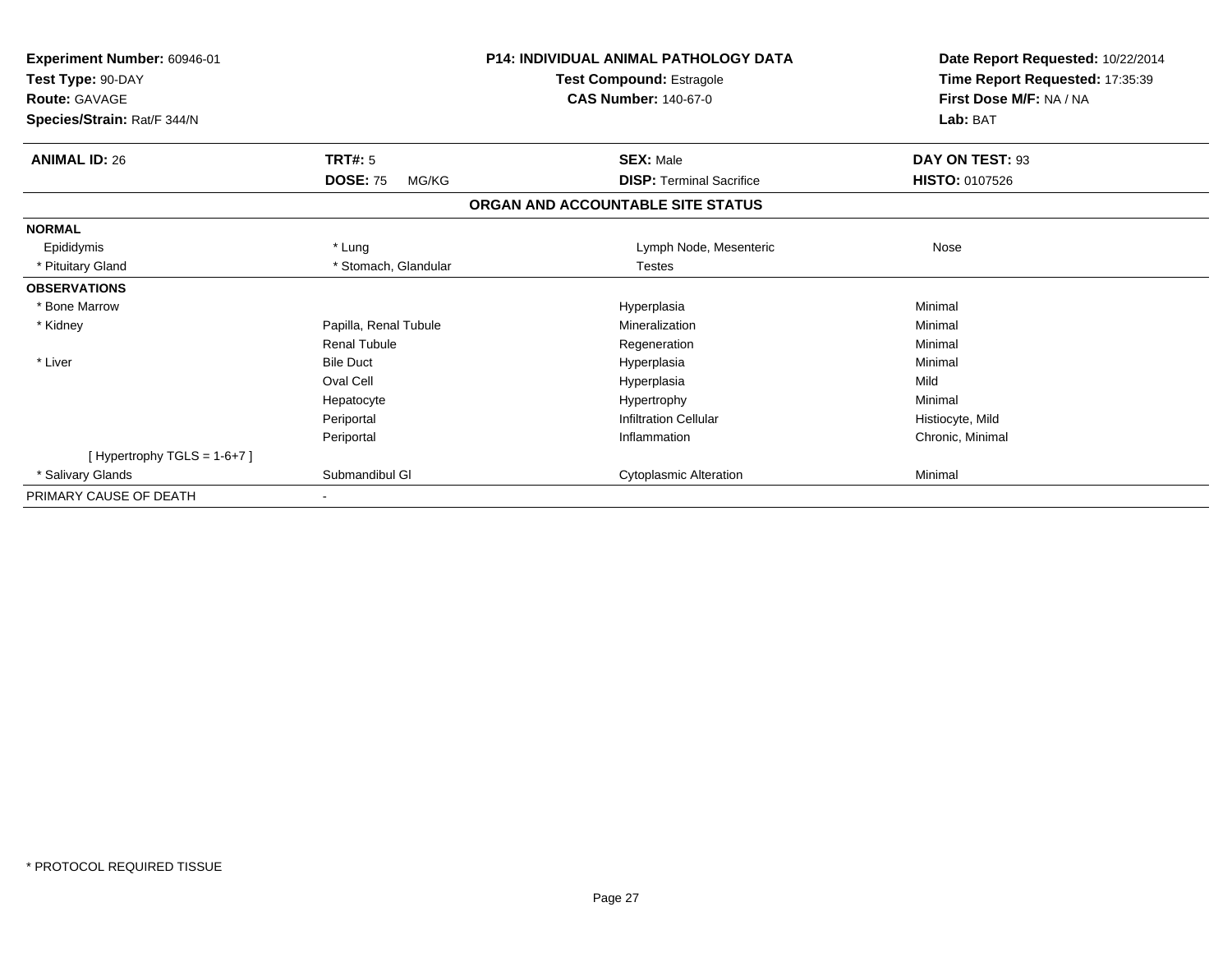**Experiment Number:** 60946-01
**Test Type:** 90-DAY
**Route:** GAVAGE
**Species/Strain:** Rat/F 344/N

**P14: INDIVIDUAL ANIMAL PATHOLOGY DATA**
**Test Compound:** Estragole
**CAS Number:** 140-67-0

**Date Report Requested:** 10/22/2014
**Time Report Requested:** 17:35:39
**First Dose M/F:** NA / NA
**Lab:** BAT

| **ANIMAL ID:** 26 | **TRT#:** 5 | **SEX:** Male | **DAY ON TEST:** 93 |
|---|---|---|---|
| | **DOSE:** 75 MG/KG | **DISP:** Terminal Sacrifice | **HISTO:** 0107526 |

### ORGAN AND ACCOUNTABLE SITE STATUS

| | | | |
|---|---|---|---|
| **NORMAL** | | | |
| Epididymis | * Lung | Lymph Node, Mesenteric | Nose |
| * Pituitary Gland | * Stomach, Glandular | Testes | |
| **OBSERVATIONS** | | | |
| * Bone Marrow | | Hyperplasia | Minimal |
| * Kidney | Papilla, Renal Tubule | Mineralization | Minimal |
| | Renal Tubule | Regeneration | Minimal |
| * Liver | Bile Duct | Hyperplasia | Minimal |
| | Oval Cell | Hyperplasia | Mild |
| | Hepatocyte | Hypertrophy | Minimal |
| | Periportal | Infiltration Cellular | Histiocyte, Mild |
| | Periportal | Inflammation | Chronic, Minimal |
| [ Hypertrophy TGLS = 1-6+7 ] | | | |
| * Salivary Glands | Submandibul Gl | Cytoplasmic Alteration | Minimal |
| PRIMARY CAUSE OF DEATH | - | | |

* PROTOCOL REQUIRED TISSUE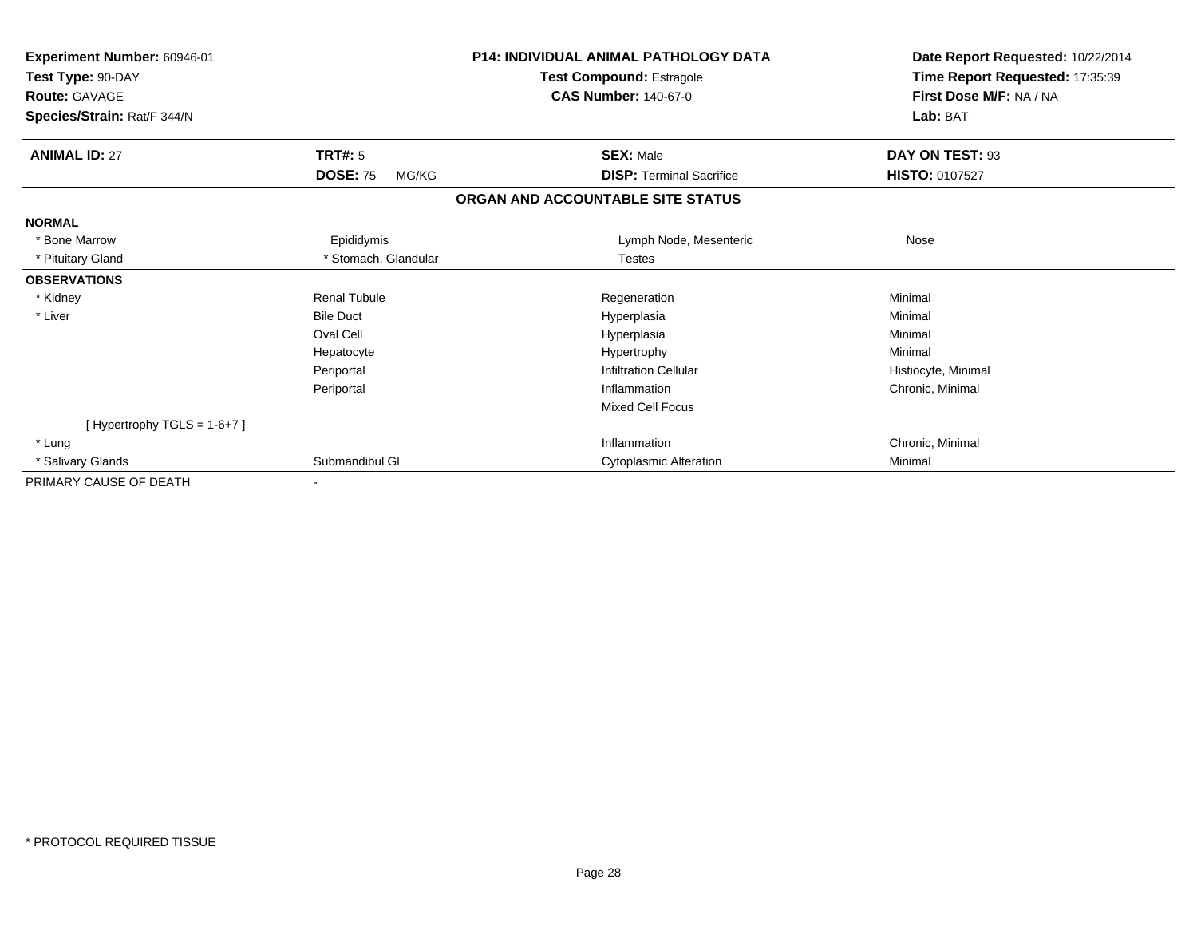**Experiment Number:** 60946-01
**Test Type:** 90-DAY
**Route:** GAVAGE
**Species/Strain:** Rat/F 344/N

**P14: INDIVIDUAL ANIMAL PATHOLOGY DATA**
**Test Compound:** Estragole
**CAS Number:** 140-67-0

**Date Report Requested:** 10/22/2014
**Time Report Requested:** 17:35:39
**First Dose M/F:** NA / NA
**Lab:** BAT

| **ANIMAL ID:** 27 | **TRT#:** 5 | **SEX:** Male | **DAY ON TEST:** 93 |
|---|---|---|---|
| | **DOSE:** 75 MG/KG | **DISP:** Terminal Sacrifice | **HISTO:** 0107527 |

### ORGAN AND ACCOUNTABLE SITE STATUS

| | | | |
|---|---|---|---|
| **NORMAL** | | | |
| * Bone Marrow | Epididymis | Lymph Node, Mesenteric | Nose |
| * Pituitary Gland | * Stomach, Glandular | Testes | |
| **OBSERVATIONS** | | | |
| * Kidney | Renal Tubule | Regeneration | Minimal |
| * Liver | Bile Duct | Hyperplasia | Minimal |
| | Oval Cell | Hyperplasia | Minimal |
| | Hepatocyte | Hypertrophy | Minimal |
| | Periportal | Infiltration Cellular | Histiocyte, Minimal |
| | Periportal | Inflammation | Chronic, Minimal |
| | | Mixed Cell Focus | |
| [ Hypertrophy TGLS = 1-6+7 ] | | | |
| * Lung | | Inflammation | Chronic, Minimal |
| * Salivary Glands | Submandibul Gl | Cytoplasmic Alteration | Minimal |
| PRIMARY CAUSE OF DEATH | - | | |

* PROTOCOL REQUIRED TISSUE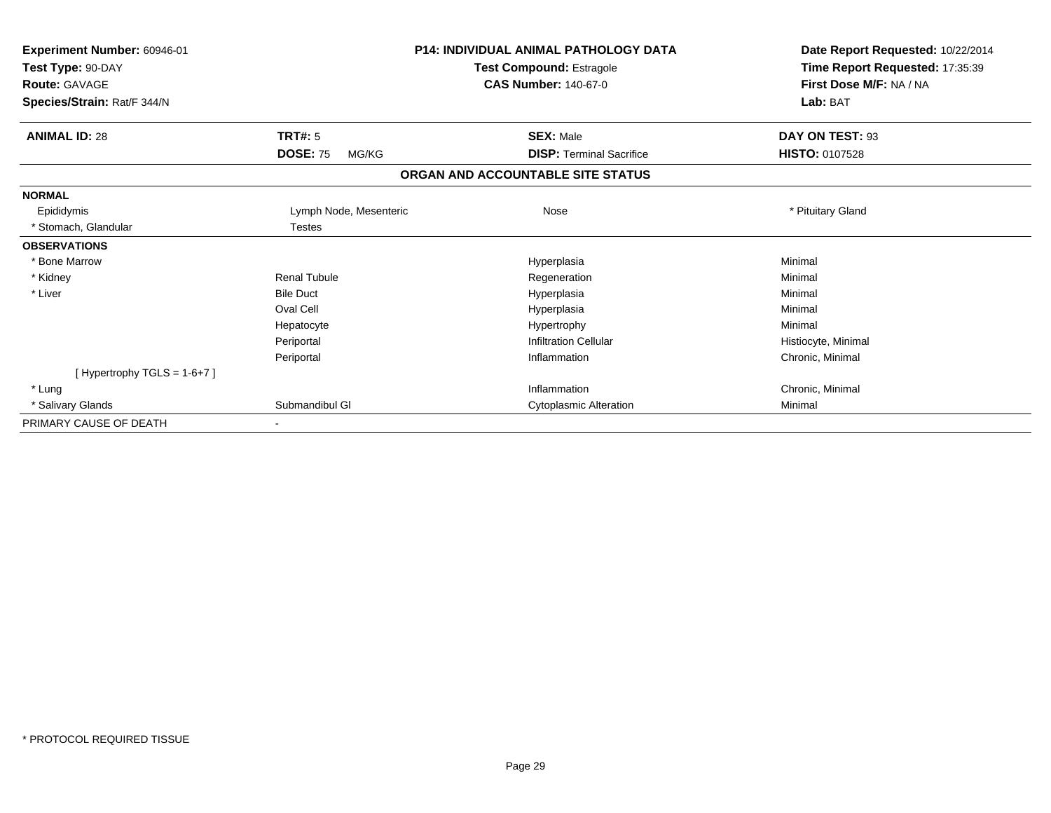**Experiment Number:** 60946-01
**Test Type:** 90-DAY
**Route:** GAVAGE
**Species/Strain:** Rat/F 344/N

**P14: INDIVIDUAL ANIMAL PATHOLOGY DATA**
**Test Compound:** Estragole
**CAS Number:** 140-67-0

**Date Report Requested:** 10/22/2014
**Time Report Requested:** 17:35:39
**First Dose M/F:** NA / NA
**Lab:** BAT

| **ANIMAL ID:** 28 | **TRT#:** 5 | **SEX:** Male | **DAY ON TEST:** 93 |
|---|---|---|---|
| | **DOSE:** 75 MG/KG | **DISP:** Terminal Sacrifice | **HISTO:** 0107528 |

**ORGAN AND ACCOUNTABLE SITE STATUS**

| | | | |
|---|---|---|---|
| **NORMAL** | | | |
| Epididymis | Lymph Node, Mesenteric | Nose | * Pituitary Gland |
| * Stomach, Glandular | Testes | | |
| **OBSERVATIONS** | | | |
| * Bone Marrow | | Hyperplasia | Minimal |
| * Kidney | Renal Tubule | Regeneration | Minimal |
| * Liver | Bile Duct | Hyperplasia | Minimal |
| | Oval Cell | Hyperplasia | Minimal |
| | Hepatocyte | Hypertrophy | Minimal |
| | Periportal | Infiltration Cellular | Histiocyte, Minimal |
| | Periportal | Inflammation | Chronic, Minimal |
| [ Hypertrophy TGLS = 1-6+7 ] | | | |
| * Lung | | Inflammation | Chronic, Minimal |
| * Salivary Glands | Submandibul Gl | Cytoplasmic Alteration | Minimal |
| PRIMARY CAUSE OF DEATH | - | | |

* PROTOCOL REQUIRED TISSUE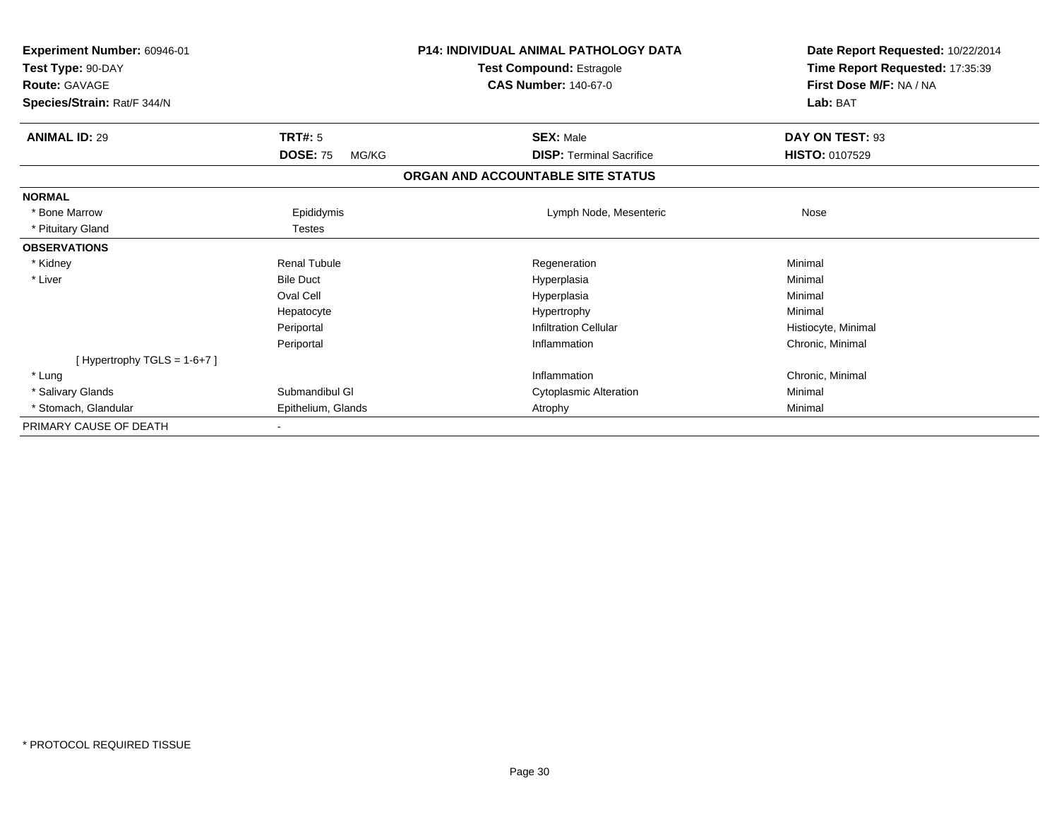**Experiment Number:** 60946-01
**Test Type:** 90-DAY
**Route:** GAVAGE
**Species/Strain:** Rat/F 344/N

**P14: INDIVIDUAL ANIMAL PATHOLOGY DATA**
**Test Compound:** Estragole
**CAS Number:** 140-67-0

**Date Report Requested:** 10/22/2014
**Time Report Requested:** 17:35:39
**First Dose M/F:** NA / NA
**Lab:** BAT

| **ANIMAL ID:** 29 | **TRT#:** 5 | **SEX:** Male | **DAY ON TEST:** 93 |
|---|---|---|---|
| | **DOSE:** 75 MG/KG | **DISP:** Terminal Sacrifice | **HISTO:** 0107529 |

**ORGAN AND ACCOUNTABLE SITE STATUS**

| | | | |
|---|---|---|---|
| **NORMAL** | | | |
| * Bone Marrow | Epididymis | Lymph Node, Mesenteric | Nose |
| * Pituitary Gland | Testes | | |
| **OBSERVATIONS** | | | |
| * Kidney | Renal Tubule | Regeneration | Minimal |
| * Liver | Bile Duct | Hyperplasia | Minimal |
| | Oval Cell | Hyperplasia | Minimal |
| | Hepatocyte | Hypertrophy | Minimal |
| | Periportal | Infiltration Cellular | Histiocyte, Minimal |
| | Periportal | Inflammation | Chronic, Minimal |
| [ Hypertrophy TGLS = 1-6+7 ] | | | |
| * Lung | | Inflammation | Chronic, Minimal |
| * Salivary Glands | Submandibul Gl | Cytoplasmic Alteration | Minimal |
| * Stomach, Glandular | Epithelium, Glands | Atrophy | Minimal |
| PRIMARY CAUSE OF DEATH | - | | |

* PROTOCOL REQUIRED TISSUE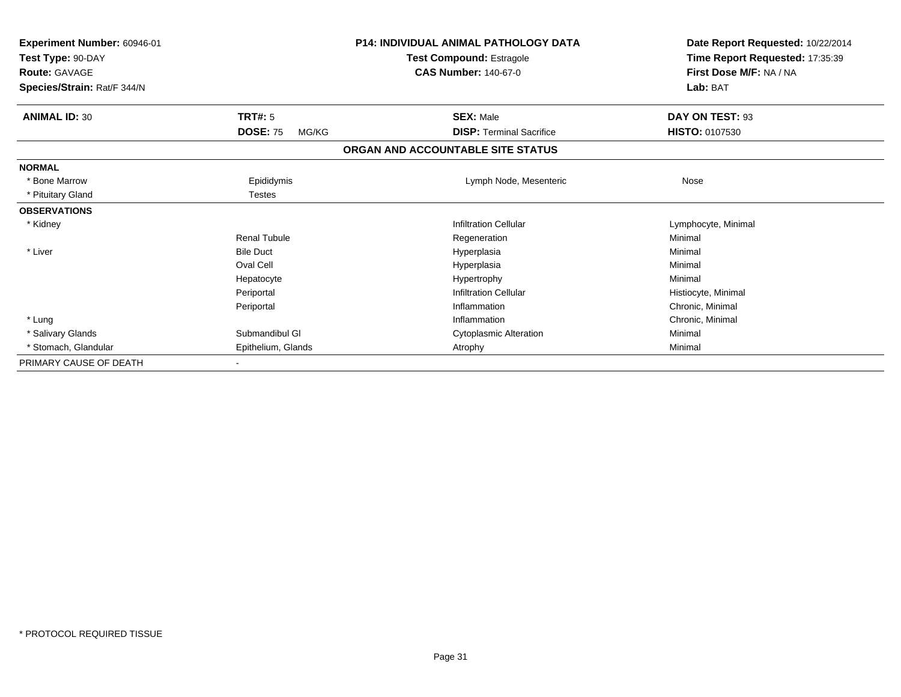**Experiment Number:** 60946-01
**Test Type:** 90-DAY
**Route:** GAVAGE
**Species/Strain:** Rat/F 344/N

**P14: INDIVIDUAL ANIMAL PATHOLOGY DATA**
**Test Compound:** Estragole
**CAS Number:** 140-67-0

**Date Report Requested:** 10/22/2014
**Time Report Requested:** 17:35:39
**First Dose M/F:** NA / NA
**Lab:** BAT

| **ANIMAL ID:** 30 | **TRT#:** 5 | **SEX:** Male | **DAY ON TEST:** 93 |
|---|---|---|---|
| | **DOSE:** 75 MG/KG | **DISP:** Terminal Sacrifice | **HISTO:** 0107530 |

**ORGAN AND ACCOUNTABLE SITE STATUS**

| | | | |
|---|---|---|---|
| **NORMAL** | | | |
| * Bone Marrow | Epididymis | Lymph Node, Mesenteric | Nose |
| * Pituitary Gland | Testes | | |
| **OBSERVATIONS** | | | |
| * Kidney | | Infiltration Cellular | Lymphocyte, Minimal |
| | Renal Tubule | Regeneration | Minimal |
| * Liver | Bile Duct | Hyperplasia | Minimal |
| | Oval Cell | Hyperplasia | Minimal |
| | Hepatocyte | Hypertrophy | Minimal |
| | Periportal | Infiltration Cellular | Histiocyte, Minimal |
| | Periportal | Inflammation | Chronic, Minimal |
| * Lung | | Inflammation | Chronic, Minimal |
| * Salivary Glands | Submandibul Gl | Cytoplasmic Alteration | Minimal |
| * Stomach, Glandular | Epithelium, Glands | Atrophy | Minimal |
| PRIMARY CAUSE OF DEATH | - | | |

* PROTOCOL REQUIRED TISSUE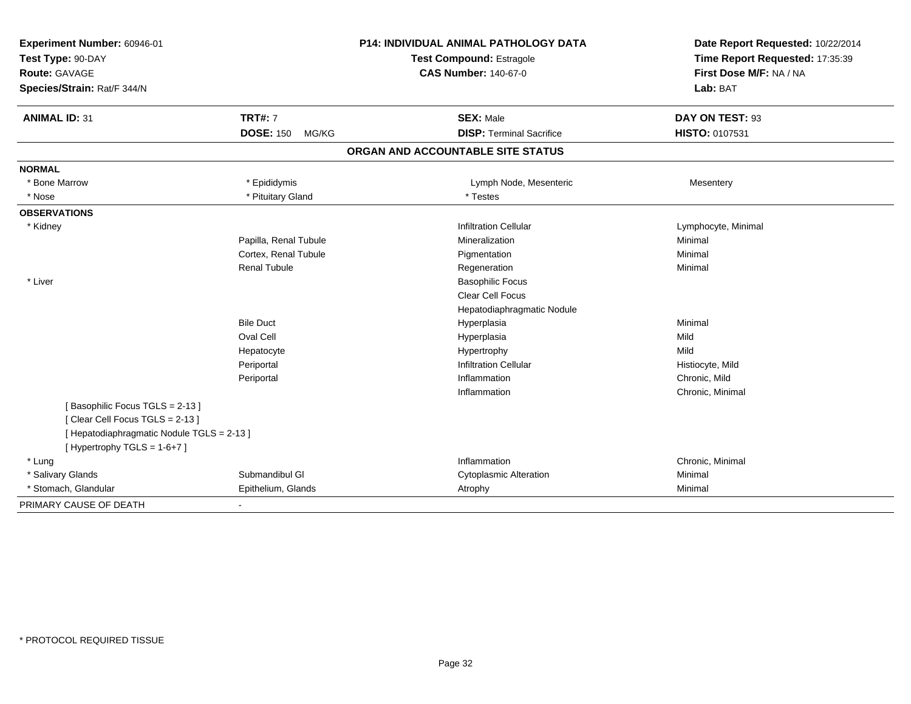**Experiment Number:** 60946-01
**Test Type:** 90-DAY
**Route:** GAVAGE
**Species/Strain:** Rat/F 344/N

**P14: INDIVIDUAL ANIMAL PATHOLOGY DATA**
**Test Compound:** Estragole
**CAS Number:** 140-67-0

**Date Report Requested:** 10/22/2014
**Time Report Requested:** 17:35:39
**First Dose M/F:** NA / NA
**Lab:** BAT

| **ANIMAL ID:** 31 | **TRT#:** 7 | **SEX:** Male | **DAY ON TEST:** 93 |
|---|---|---|---|
| | **DOSE:** 150 MG/KG | **DISP:** Terminal Sacrifice | **HISTO:** 0107531 |

## ORGAN AND ACCOUNTABLE SITE STATUS

| | | | |
|---|---|---|---|
| **NORMAL** | | | |
| * Bone Marrow | * Epididymis | Lymph Node, Mesenteric | Mesentery |
| * Nose | * Pituitary Gland | * Testes | |
| **OBSERVATIONS** | | | |
| * Kidney | | Infiltration Cellular | Lymphocyte, Minimal |
| | Papilla, Renal Tubule | Mineralization | Minimal |
| | Cortex, Renal Tubule | Pigmentation | Minimal |
| | Renal Tubule | Regeneration | Minimal |
| * Liver | | Basophilic Focus | |
| | | Clear Cell Focus | |
| | | Hepatodiaphragmatic Nodule | |
| | Bile Duct | Hyperplasia | Minimal |
| | Oval Cell | Hyperplasia | Mild |
| | Hepatocyte | Hypertrophy | Mild |
| | Periportal | Infiltration Cellular | Histiocyte, Mild |
| | Periportal | Inflammation | Chronic, Mild |
| | | Inflammation | Chronic, Minimal |
| [ Basophilic Focus TGLS = 2-13 ] | | | |
| [ Clear Cell Focus TGLS = 2-13 ] | | | |
| [ Hepatodiaphragmatic Nodule TGLS = 2-13 ] | | | |
| [ Hypertrophy TGLS = 1-6+7 ] | | | |
| * Lung | | Inflammation | Chronic, Minimal |
| * Salivary Glands | Submandibul Gl | Cytoplasmic Alteration | Minimal |
| * Stomach, Glandular | Epithelium, Glands | Atrophy | Minimal |
| PRIMARY CAUSE OF DEATH | - | | |

\* PROTOCOL REQUIRED TISSUE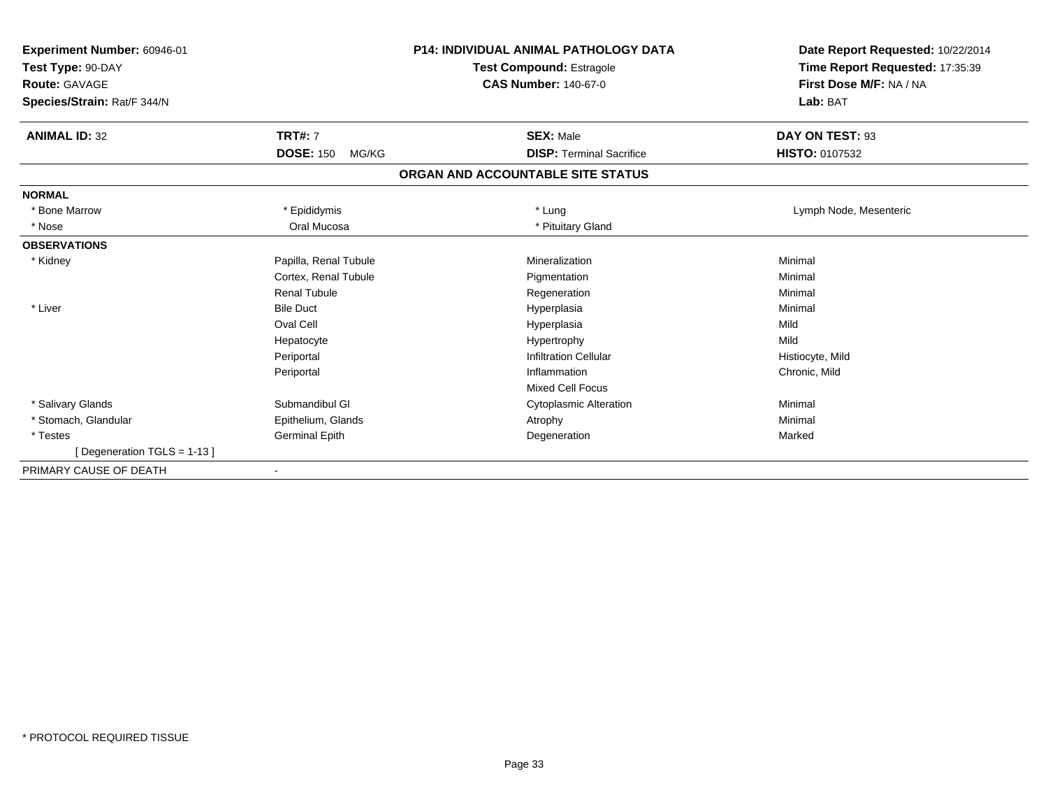**Experiment Number:** 60946-01
**Test Type:** 90-DAY
**Route:** GAVAGE
**Species/Strain:** Rat/F 344/N

**P14: INDIVIDUAL ANIMAL PATHOLOGY DATA**
**Test Compound:** Estragole
**CAS Number:** 140-67-0

**Date Report Requested:** 10/22/2014
**Time Report Requested:** 17:35:39
**First Dose M/F:** NA / NA
**Lab:** BAT

| **ANIMAL ID:** 32 | **TRT#:** 7 | **SEX:** Male | **DAY ON TEST:** 93 |
|---|---|---|---|
| | **DOSE:** 150 MG/KG | **DISP:** Terminal Sacrifice | **HISTO:** 0107532 |

**ORGAN AND ACCOUNTABLE SITE STATUS**

| | | | |
|---|---|---|---|
| **NORMAL** | | | |
| * Bone Marrow | * Epididymis | * Lung | Lymph Node, Mesenteric |
| * Nose | Oral Mucosa | * Pituitary Gland | |
| **OBSERVATIONS** | | | |
| * Kidney | Papilla, Renal Tubule | Mineralization | Minimal |
| | Cortex, Renal Tubule | Pigmentation | Minimal |
| | Renal Tubule | Regeneration | Minimal |
| * Liver | Bile Duct | Hyperplasia | Minimal |
| | Oval Cell | Hyperplasia | Mild |
| | Hepatocyte | Hypertrophy | Mild |
| | Periportal | Infiltration Cellular | Histiocyte, Mild |
| | Periportal | Inflammation | Chronic, Mild |
| | | Mixed Cell Focus | |
| * Salivary Glands | Submandibul Gl | Cytoplasmic Alteration | Minimal |
| * Stomach, Glandular | Epithelium, Glands | Atrophy | Minimal |
| * Testes | Germinal Epith | Degeneration | Marked |
| [ Degeneration TGLS = 1-13 ] | | | |
| PRIMARY CAUSE OF DEATH | - | | |

* PROTOCOL REQUIRED TISSUE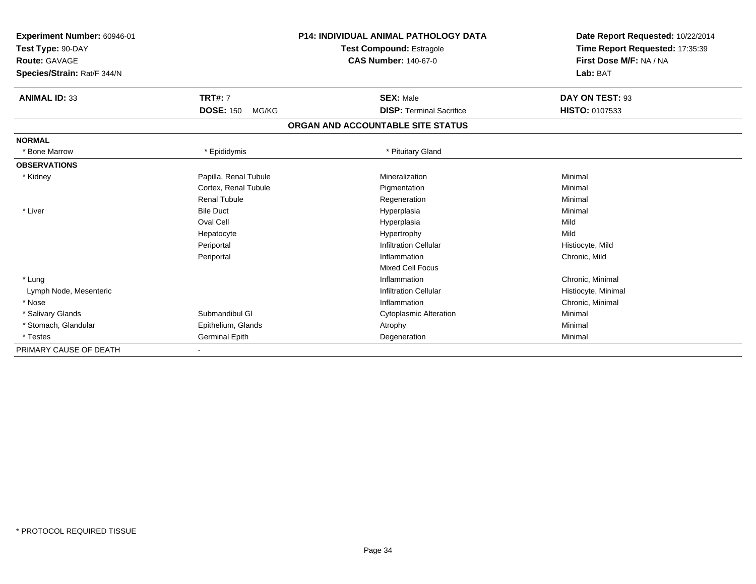**Experiment Number:** 60946-01
**Test Type:** 90-DAY
**Route:** GAVAGE
**Species/Strain:** Rat/F 344/N

**P14: INDIVIDUAL ANIMAL PATHOLOGY DATA**
**Test Compound:** Estragole
**CAS Number:** 140-67-0

**Date Report Requested:** 10/22/2014
**Time Report Requested:** 17:35:39
**First Dose M/F:** NA / NA
**Lab:** BAT

| **ANIMAL ID:** 33 | **TRT#:** 7 | **SEX:** Male | **DAY ON TEST:** 93 |
|---|---|---|---|
| | **DOSE:** 150 MG/KG | **DISP:** Terminal Sacrifice | **HISTO:** 0107533 |

## ORGAN AND ACCOUNTABLE SITE STATUS

| | | | |
|---|---|---|---|
| **NORMAL** | | | |
| * Bone Marrow | * Epididymis | * Pituitary Gland | |
| **OBSERVATIONS** | | | |
| * Kidney | Papilla, Renal Tubule | Mineralization | Minimal |
| | Cortex, Renal Tubule | Pigmentation | Minimal |
| | Renal Tubule | Regeneration | Minimal |
| * Liver | Bile Duct | Hyperplasia | Minimal |
| | Oval Cell | Hyperplasia | Mild |
| | Hepatocyte | Hypertrophy | Mild |
| | Periportal | Infiltration Cellular | Histiocyte, Mild |
| | Periportal | Inflammation | Chronic, Mild |
| | | Mixed Cell Focus | |
| * Lung | | Inflammation | Chronic, Minimal |
| Lymph Node, Mesenteric | | Infiltration Cellular | Histiocyte, Minimal |
| * Nose | | Inflammation | Chronic, Minimal |
| * Salivary Glands | Submandibul Gl | Cytoplasmic Alteration | Minimal |
| * Stomach, Glandular | Epithelium, Glands | Atrophy | Minimal |
| * Testes | Germinal Epith | Degeneration | Minimal |
| PRIMARY CAUSE OF DEATH | - | | |

* PROTOCOL REQUIRED TISSUE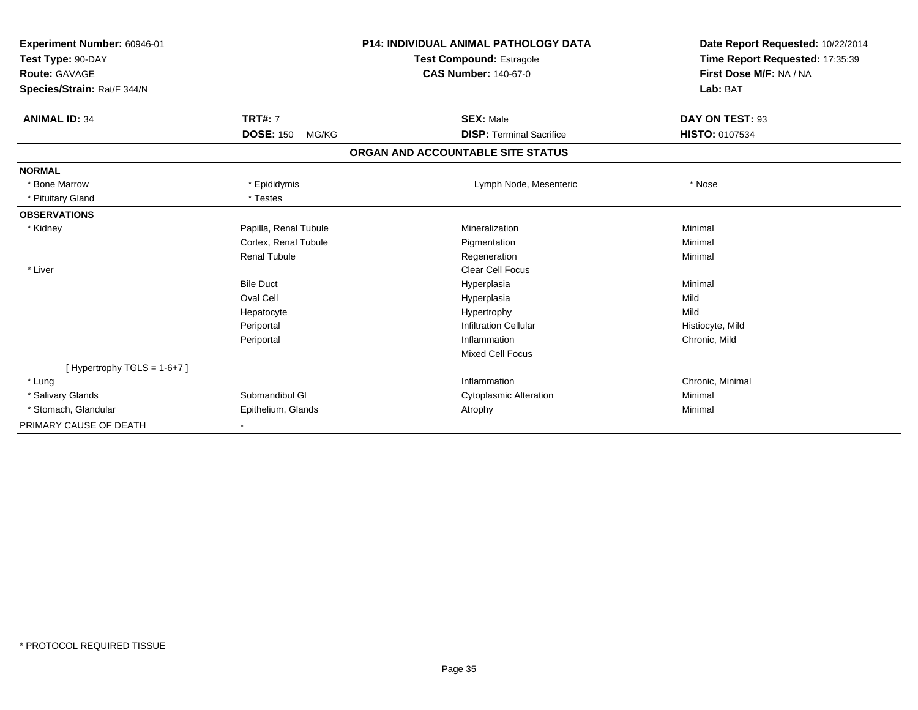**Experiment Number:** 60946-01
**Test Type:** 90-DAY
**Route:** GAVAGE
**Species/Strain:** Rat/F 344/N

**P14: INDIVIDUAL ANIMAL PATHOLOGY DATA**
**Test Compound:** Estragole
**CAS Number:** 140-67-0

**Date Report Requested:** 10/22/2014
**Time Report Requested:** 17:35:39
**First Dose M/F:** NA / NA
**Lab:** BAT

| **ANIMAL ID:** 34 | **TRT#:** 7 | **SEX:** Male | **DAY ON TEST:** 93 |
|---|---|---|---|
| | **DOSE:** 150 MG/KG | **DISP:** Terminal Sacrifice | **HISTO:** 0107534 |

**ORGAN AND ACCOUNTABLE SITE STATUS**

| | | | |
|---|---|---|---|
| **NORMAL** | | | |
| * Bone Marrow | * Epididymis | Lymph Node, Mesenteric | * Nose |
| * Pituitary Gland | * Testes | | |
| **OBSERVATIONS** | | | |
| * Kidney | Papilla, Renal Tubule | Mineralization | Minimal |
| | Cortex, Renal Tubule | Pigmentation | Minimal |
| | Renal Tubule | Regeneration | Minimal |
| * Liver | | Clear Cell Focus | |
| | Bile Duct | Hyperplasia | Minimal |
| | Oval Cell | Hyperplasia | Mild |
| | Hepatocyte | Hypertrophy | Mild |
| | Periportal | Infiltration Cellular | Histiocyte, Mild |
| | Periportal | Inflammation | Chronic, Mild |
| | | Mixed Cell Focus | |
| [ Hypertrophy TGLS = 1-6+7 ] | | | |
| * Lung | | Inflammation | Chronic, Minimal |
| * Salivary Glands | Submandibul Gl | Cytoplasmic Alteration | Minimal |
| * Stomach, Glandular | Epithelium, Glands | Atrophy | Minimal |
| PRIMARY CAUSE OF DEATH | - | | |

* PROTOCOL REQUIRED TISSUE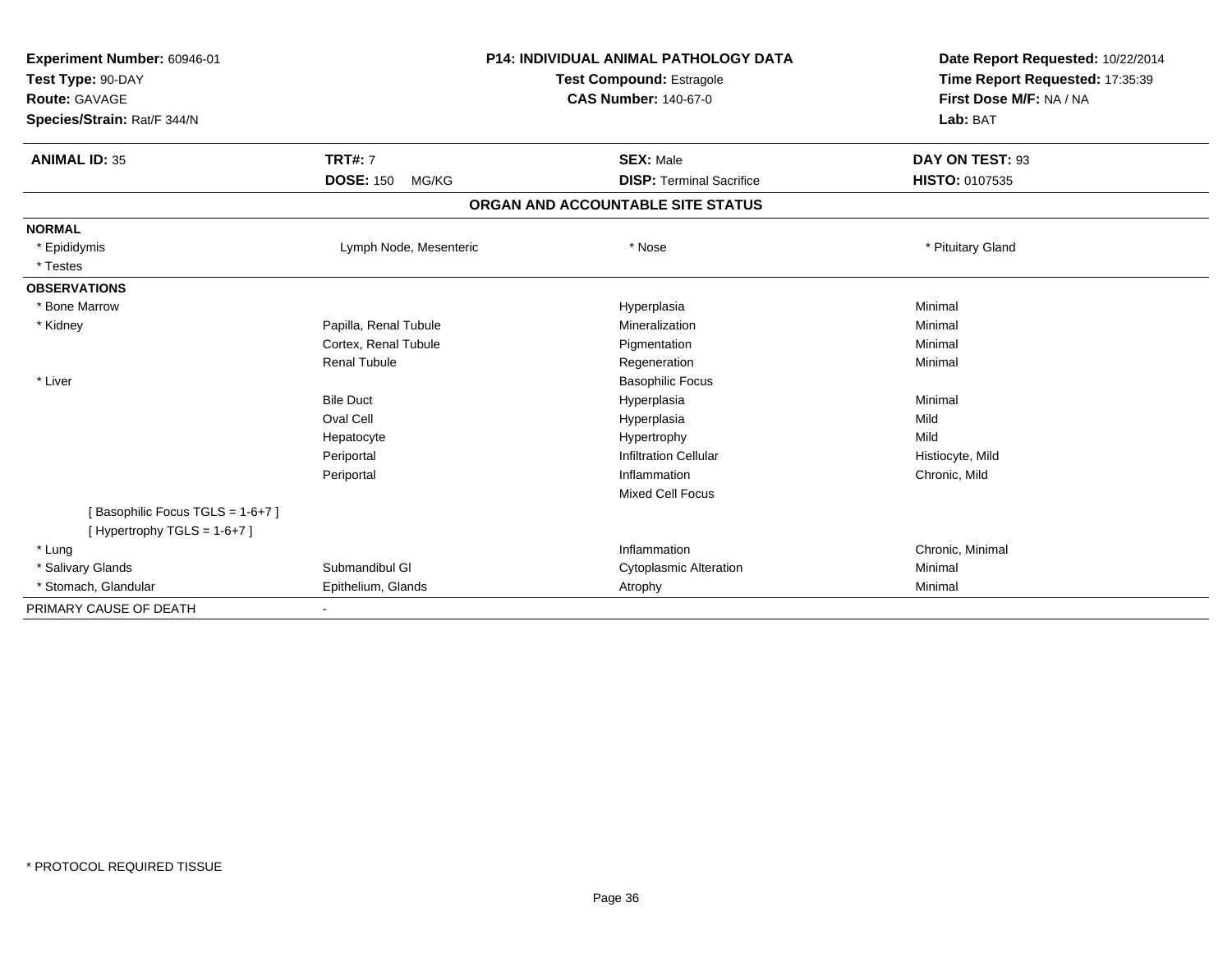**Experiment Number:** 60946-01
**Test Type:** 90-DAY
**Route:** GAVAGE
**Species/Strain:** Rat/F 344/N

**P14: INDIVIDUAL ANIMAL PATHOLOGY DATA**
**Test Compound:** Estragole
**CAS Number:** 140-67-0

**Date Report Requested:** 10/22/2014
**Time Report Requested:** 17:35:39
**First Dose M/F:** NA / NA
**Lab:** BAT

| **ANIMAL ID:** 35 | **TRT#:** 7 | **SEX:** Male | **DAY ON TEST:** 93 |
|---|---|---|---|
| | **DOSE:** 150 MG/KG | **DISP:** Terminal Sacrifice | **HISTO:** 0107535 |

**ORGAN AND ACCOUNTABLE SITE STATUS**

| | | | |
|---|---|---|---|
| **NORMAL** | | | |
| * Epididymis | Lymph Node, Mesenteric | * Nose | * Pituitary Gland |
| * Testes | | | |
| **OBSERVATIONS** | | | |
| * Bone Marrow | | Hyperplasia | Minimal |
| * Kidney | Papilla, Renal Tubule | Mineralization | Minimal |
| | Cortex, Renal Tubule | Pigmentation | Minimal |
| | Renal Tubule | Regeneration | Minimal |
| * Liver | | Basophilic Focus | |
| | Bile Duct | Hyperplasia | Minimal |
| | Oval Cell | Hyperplasia | Mild |
| | Hepatocyte | Hypertrophy | Mild |
| | Periportal | Infiltration Cellular | Histiocyte, Mild |
| | Periportal | Inflammation | Chronic, Mild |
| | | Mixed Cell Focus | |
| [ Basophilic Focus TGLS = 1-6+7 ] | | | |
| [ Hypertrophy TGLS = 1-6+7 ] | | | |
| * Lung | | Inflammation | Chronic, Minimal |
| * Salivary Glands | Submandibul Gl | Cytoplasmic Alteration | Minimal |
| * Stomach, Glandular | Epithelium, Glands | Atrophy | Minimal |
| PRIMARY CAUSE OF DEATH | - | | |

\* PROTOCOL REQUIRED TISSUE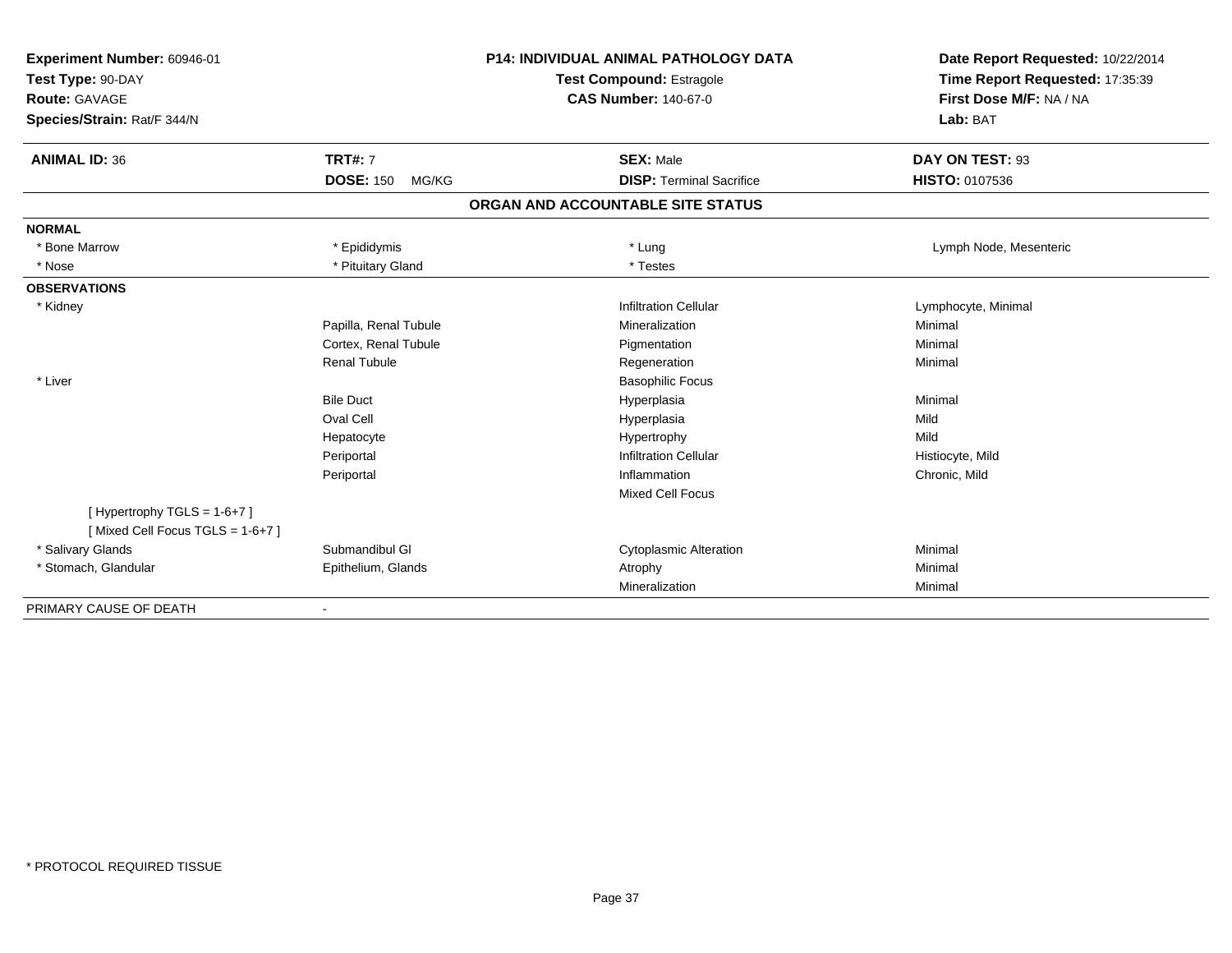**Experiment Number:** 60946-01
**Test Type:** 90-DAY
**Route:** GAVAGE
**Species/Strain:** Rat/F 344/N

**P14: INDIVIDUAL ANIMAL PATHOLOGY DATA**
**Test Compound:** Estragole
**CAS Number:** 140-67-0

**Date Report Requested:** 10/22/2014
**Time Report Requested:** 17:35:39
**First Dose M/F:** NA / NA
**Lab:** BAT

| **ANIMAL ID:** 36 | **TRT#:** 7 | **SEX:** Male | **DAY ON TEST:** 93 |
|---|---|---|---|
| | **DOSE:** 150 MG/KG | **DISP:** Terminal Sacrifice | **HISTO:** 0107536 |

## ORGAN AND ACCOUNTABLE SITE STATUS

| | | | |
|---|---|---|---|
| **NORMAL** | | | |
| * Bone Marrow | * Epididymis | * Lung | Lymph Node, Mesenteric |
| * Nose | * Pituitary Gland | * Testes | |
| **OBSERVATIONS** | | | |
| * Kidney | | Infiltration Cellular | Lymphocyte, Minimal |
| | Papilla, Renal Tubule | Mineralization | Minimal |
| | Cortex, Renal Tubule | Pigmentation | Minimal |
| | Renal Tubule | Regeneration | Minimal |
| * Liver | | Basophilic Focus | |
| | Bile Duct | Hyperplasia | Minimal |
| | Oval Cell | Hyperplasia | Mild |
| | Hepatocyte | Hypertrophy | Mild |
| | Periportal | Infiltration Cellular | Histiocyte, Mild |
| | Periportal | Inflammation | Chronic, Mild |
| | | Mixed Cell Focus | |
| [ Hypertrophy TGLS = 1-6+7 ] | | | |
| [ Mixed Cell Focus TGLS = 1-6+7 ] | | | |
| * Salivary Glands | Submandibul Gl | Cytoplasmic Alteration | Minimal |
| * Stomach, Glandular | Epithelium, Glands | Atrophy | Minimal |
| | | Mineralization | Minimal |
| PRIMARY CAUSE OF DEATH | - | | |

* PROTOCOL REQUIRED TISSUE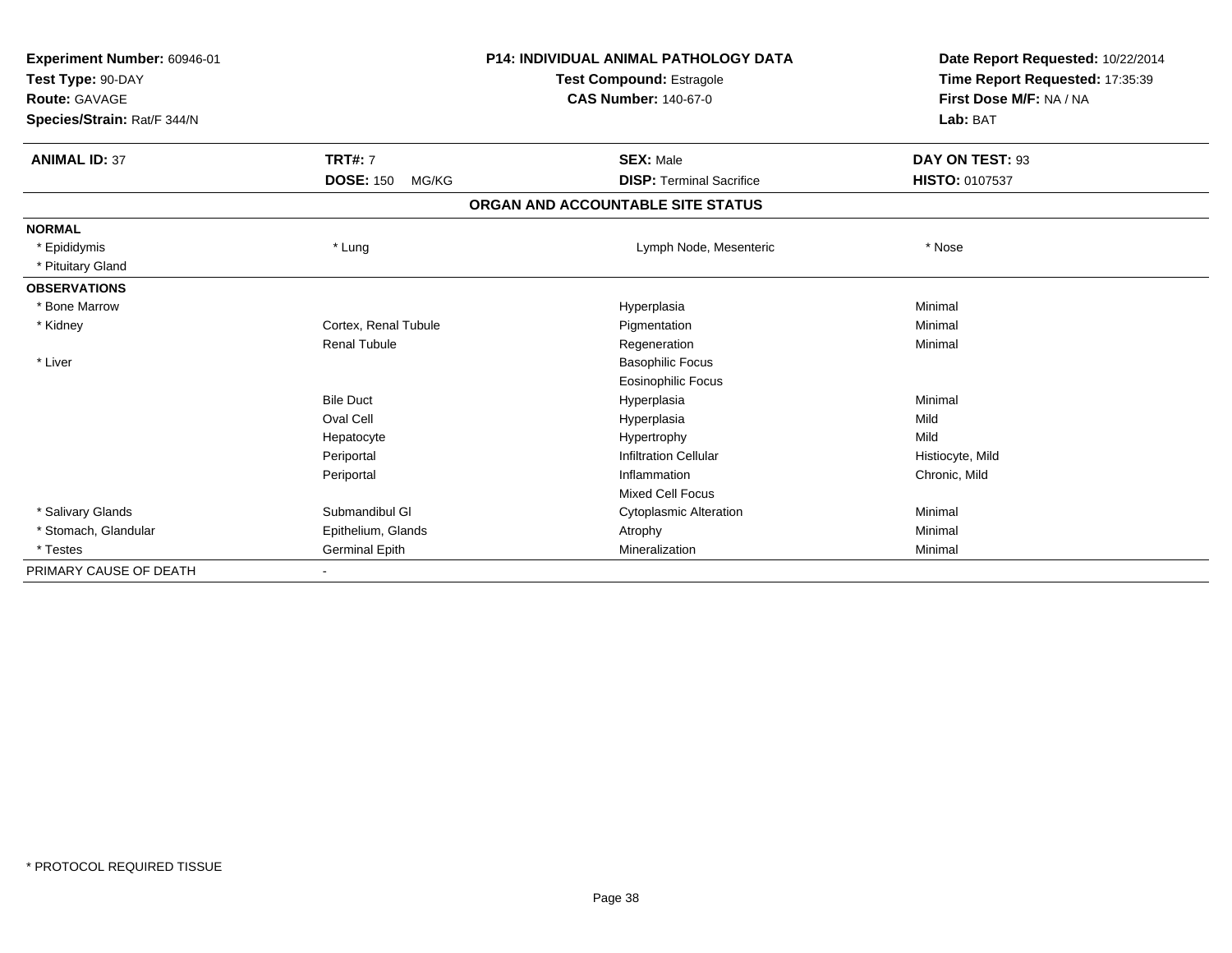**Experiment Number:** 60946-01
**Test Type:** 90-DAY
**Route:** GAVAGE
**Species/Strain:** Rat/F 344/N

**P14: INDIVIDUAL ANIMAL PATHOLOGY DATA**
**Test Compound:** Estragole
**CAS Number:** 140-67-0

**Date Report Requested:** 10/22/2014
**Time Report Requested:** 17:35:39
**First Dose M/F:** NA / NA
**Lab:** BAT

| **ANIMAL ID:** 37 | **TRT#:** 7 | **SEX:** Male | **DAY ON TEST:** 93 |
|---|---|---|---|
| | **DOSE:** 150 MG/KG | **DISP:** Terminal Sacrifice | **HISTO:** 0107537 |

## ORGAN AND ACCOUNTABLE SITE STATUS

| | | | |
|---|---|---|---|
| **NORMAL** | | | |
| * Epididymis | * Lung | Lymph Node, Mesenteric | * Nose |
| * Pituitary Gland | | | |
| **OBSERVATIONS** | | | |
| * Bone Marrow | | Hyperplasia | Minimal |
| * Kidney | Cortex, Renal Tubule | Pigmentation | Minimal |
| | Renal Tubule | Regeneration | Minimal |
| * Liver | | Basophilic Focus | |
| | | Eosinophilic Focus | |
| | Bile Duct | Hyperplasia | Minimal |
| | Oval Cell | Hyperplasia | Mild |
| | Hepatocyte | Hypertrophy | Mild |
| | Periportal | Infiltration Cellular | Histiocyte, Mild |
| | Periportal | Inflammation | Chronic, Mild |
| | | Mixed Cell Focus | |
| * Salivary Glands | Submandibul Gl | Cytoplasmic Alteration | Minimal |
| * Stomach, Glandular | Epithelium, Glands | Atrophy | Minimal |
| * Testes | Germinal Epith | Mineralization | Minimal |
| PRIMARY CAUSE OF DEATH | - | | |

* PROTOCOL REQUIRED TISSUE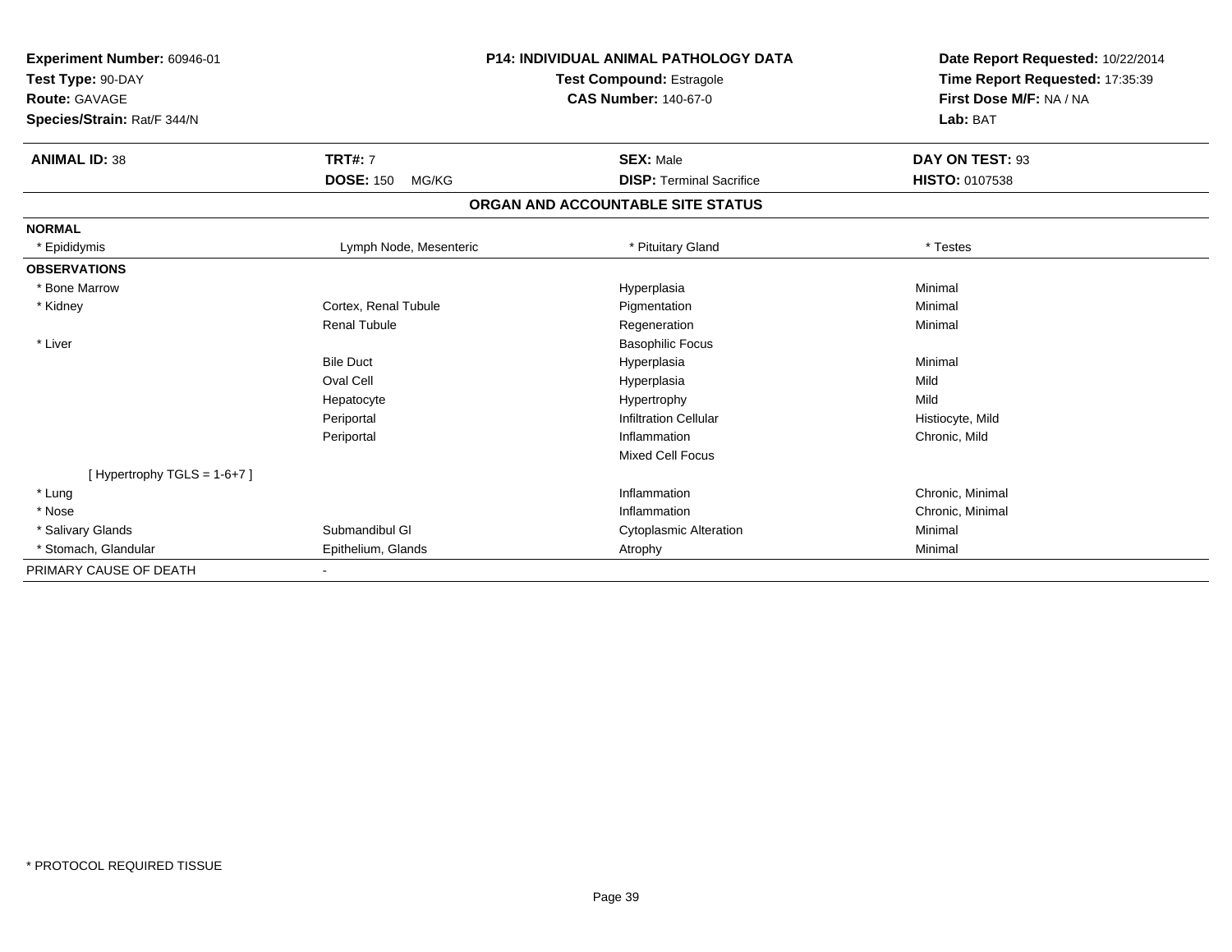**Experiment Number:** 60946-01
**Test Type:** 90-DAY
**Route:** GAVAGE
**Species/Strain:** Rat/F 344/N

**P14: INDIVIDUAL ANIMAL PATHOLOGY DATA**
**Test Compound:** Estragole
**CAS Number:** 140-67-0

**Date Report Requested:** 10/22/2014
**Time Report Requested:** 17:35:39
**First Dose M/F:** NA / NA
**Lab:** BAT

| **ANIMAL ID:** 38 | **TRT#:** 7 | **SEX:** Male | **DAY ON TEST:** 93 |
|---|---|---|---|
| | **DOSE:** 150 MG/KG | **DISP:** Terminal Sacrifice | **HISTO:** 0107538 |

**ORGAN AND ACCOUNTABLE SITE STATUS**

| | | | |
|---|---|---|---|
| **NORMAL** | | | |
| * Epididymis | Lymph Node, Mesenteric | * Pituitary Gland | * Testes |
| **OBSERVATIONS** | | | |
| * Bone Marrow | | Hyperplasia | Minimal |
| * Kidney | Cortex, Renal Tubule | Pigmentation | Minimal |
| | Renal Tubule | Regeneration | Minimal |
| * Liver | | Basophilic Focus | |
| | Bile Duct | Hyperplasia | Minimal |
| | Oval Cell | Hyperplasia | Mild |
| | Hepatocyte | Hypertrophy | Mild |
| | Periportal | Infiltration Cellular | Histiocyte, Mild |
| | Periportal | Inflammation | Chronic, Mild |
| | | Mixed Cell Focus | |
| [ Hypertrophy TGLS = 1-6+7 ] | | | |
| * Lung | | Inflammation | Chronic, Minimal |
| * Nose | | Inflammation | Chronic, Minimal |
| * Salivary Glands | Submandibul Gl | Cytoplasmic Alteration | Minimal |
| * Stomach, Glandular | Epithelium, Glands | Atrophy | Minimal |
| PRIMARY CAUSE OF DEATH | - | | |

* PROTOCOL REQUIRED TISSUE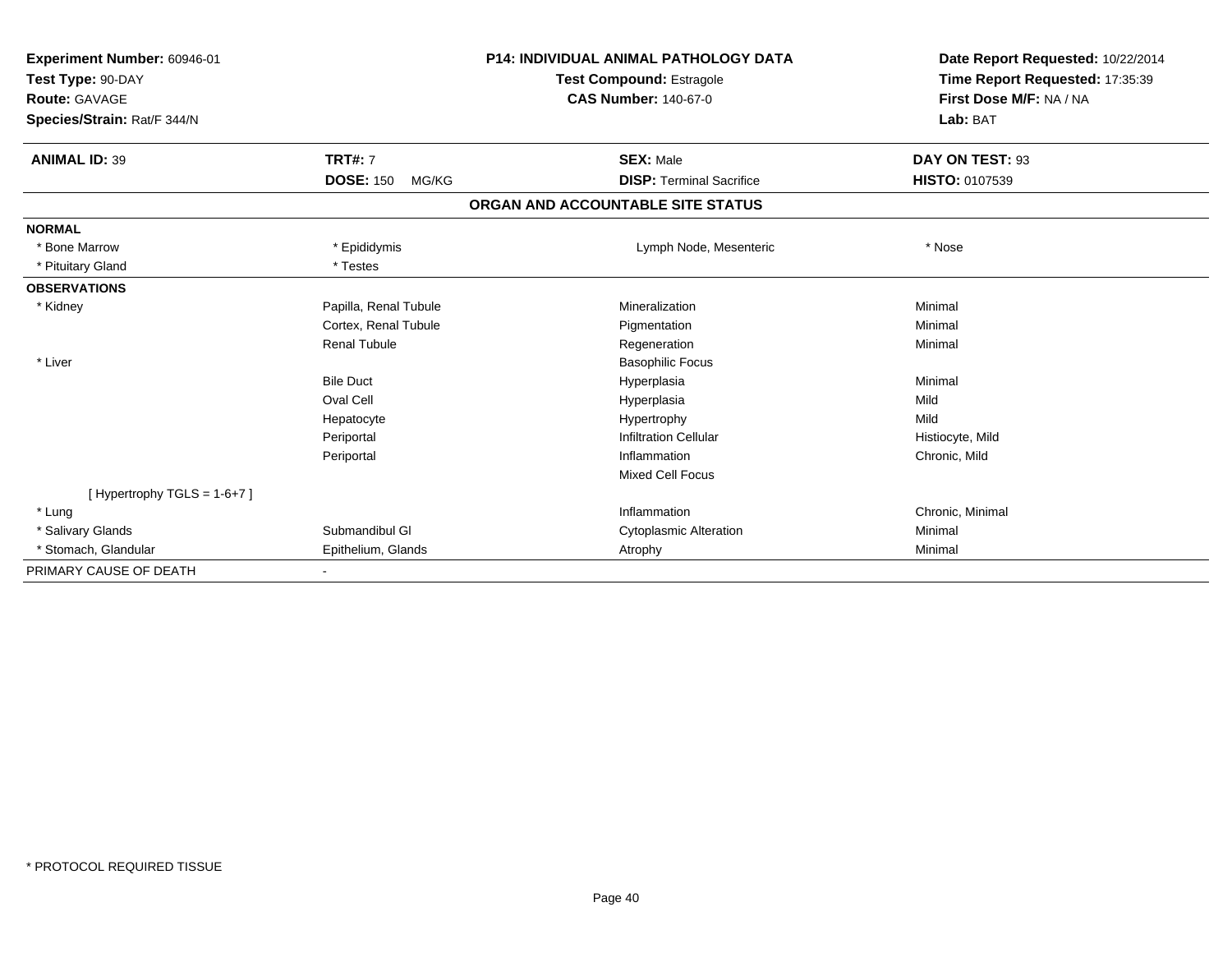**Experiment Number:** 60946-01
**Test Type:** 90-DAY
**Route:** GAVAGE
**Species/Strain:** Rat/F 344/N

**P14: INDIVIDUAL ANIMAL PATHOLOGY DATA**
**Test Compound:** Estragole
**CAS Number:** 140-67-0

**Date Report Requested:** 10/22/2014
**Time Report Requested:** 17:35:39
**First Dose M/F:** NA / NA
**Lab:** BAT

| **ANIMAL ID:** 39 | **TRT#:** 7 | **SEX:** Male | **DAY ON TEST:** 93 |
|---|---|---|---|
| | **DOSE:** 150 MG/KG | **DISP:** Terminal Sacrifice | **HISTO:** 0107539 |

## ORGAN AND ACCOUNTABLE SITE STATUS

| | | | |
|---|---|---|---|
| **NORMAL** | | | |
| * Bone Marrow | * Epididymis | Lymph Node, Mesenteric | * Nose |
| * Pituitary Gland | * Testes | | |
| **OBSERVATIONS** | | | |
| * Kidney | Papilla, Renal Tubule | Mineralization | Minimal |
| | Cortex, Renal Tubule | Pigmentation | Minimal |
| | Renal Tubule | Regeneration | Minimal |
| * Liver | | Basophilic Focus | |
| | Bile Duct | Hyperplasia | Minimal |
| | Oval Cell | Hyperplasia | Mild |
| | Hepatocyte | Hypertrophy | Mild |
| | Periportal | Infiltration Cellular | Histiocyte, Mild |
| | Periportal | Inflammation | Chronic, Mild |
| | | Mixed Cell Focus | |
| [ Hypertrophy TGLS = 1-6+7 ] | | | |
| * Lung | | Inflammation | Chronic, Minimal |
| * Salivary Glands | Submandibul Gl | Cytoplasmic Alteration | Minimal |
| * Stomach, Glandular | Epithelium, Glands | Atrophy | Minimal |
| PRIMARY CAUSE OF DEATH | - | | |

* PROTOCOL REQUIRED TISSUE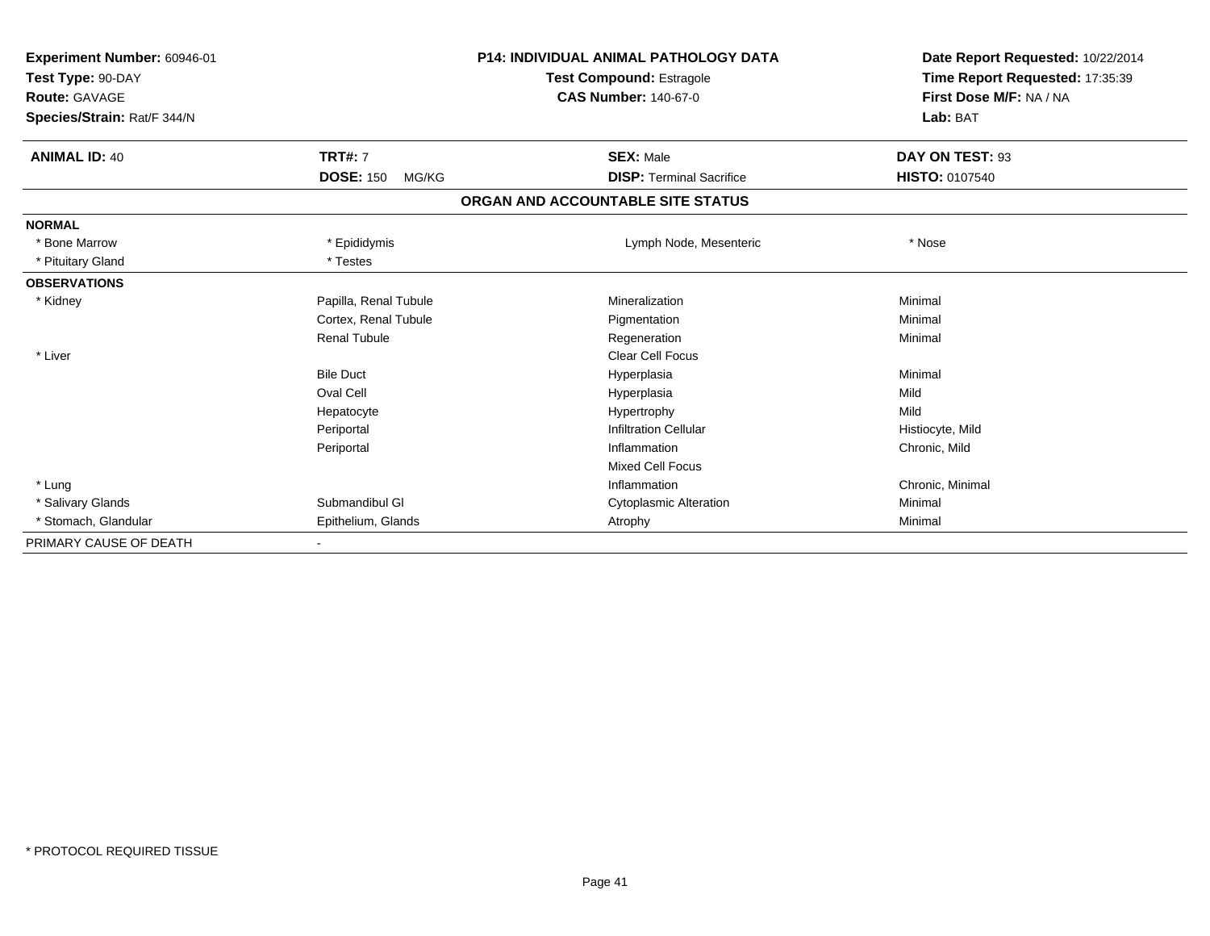**Experiment Number:** 60946-01
**Test Type:** 90-DAY
**Route:** GAVAGE
**Species/Strain:** Rat/F 344/N

**P14: INDIVIDUAL ANIMAL PATHOLOGY DATA**
**Test Compound:** Estragole
**CAS Number:** 140-67-0

**Date Report Requested:** 10/22/2014
**Time Report Requested:** 17:35:39
**First Dose M/F:** NA / NA
**Lab:** BAT

| **ANIMAL ID:** 40 | **TRT#:** 7 | **SEX:** Male | **DAY ON TEST:** 93 |
|---|---|---|---|
| | **DOSE:** 150 MG/KG | **DISP:** Terminal Sacrifice | **HISTO:** 0107540 |

**ORGAN AND ACCOUNTABLE SITE STATUS**

| | | | |
|---|---|---|---|
| **NORMAL** | | | |
| * Bone Marrow | * Epididymis | Lymph Node, Mesenteric | * Nose |
| * Pituitary Gland | * Testes | | |
| **OBSERVATIONS** | | | |
| * Kidney | Papilla, Renal Tubule | Mineralization | Minimal |
| | Cortex, Renal Tubule | Pigmentation | Minimal |
| | Renal Tubule | Regeneration | Minimal |
| * Liver | | Clear Cell Focus | |
| | Bile Duct | Hyperplasia | Minimal |
| | Oval Cell | Hyperplasia | Mild |
| | Hepatocyte | Hypertrophy | Mild |
| | Periportal | Infiltration Cellular | Histiocyte, Mild |
| | Periportal | Inflammation | Chronic, Mild |
| | | Mixed Cell Focus | |
| * Lung | | Inflammation | Chronic, Minimal |
| * Salivary Glands | Submandibul Gl | Cytoplasmic Alteration | Minimal |
| * Stomach, Glandular | Epithelium, Glands | Atrophy | Minimal |
| PRIMARY CAUSE OF DEATH | - | | |

* PROTOCOL REQUIRED TISSUE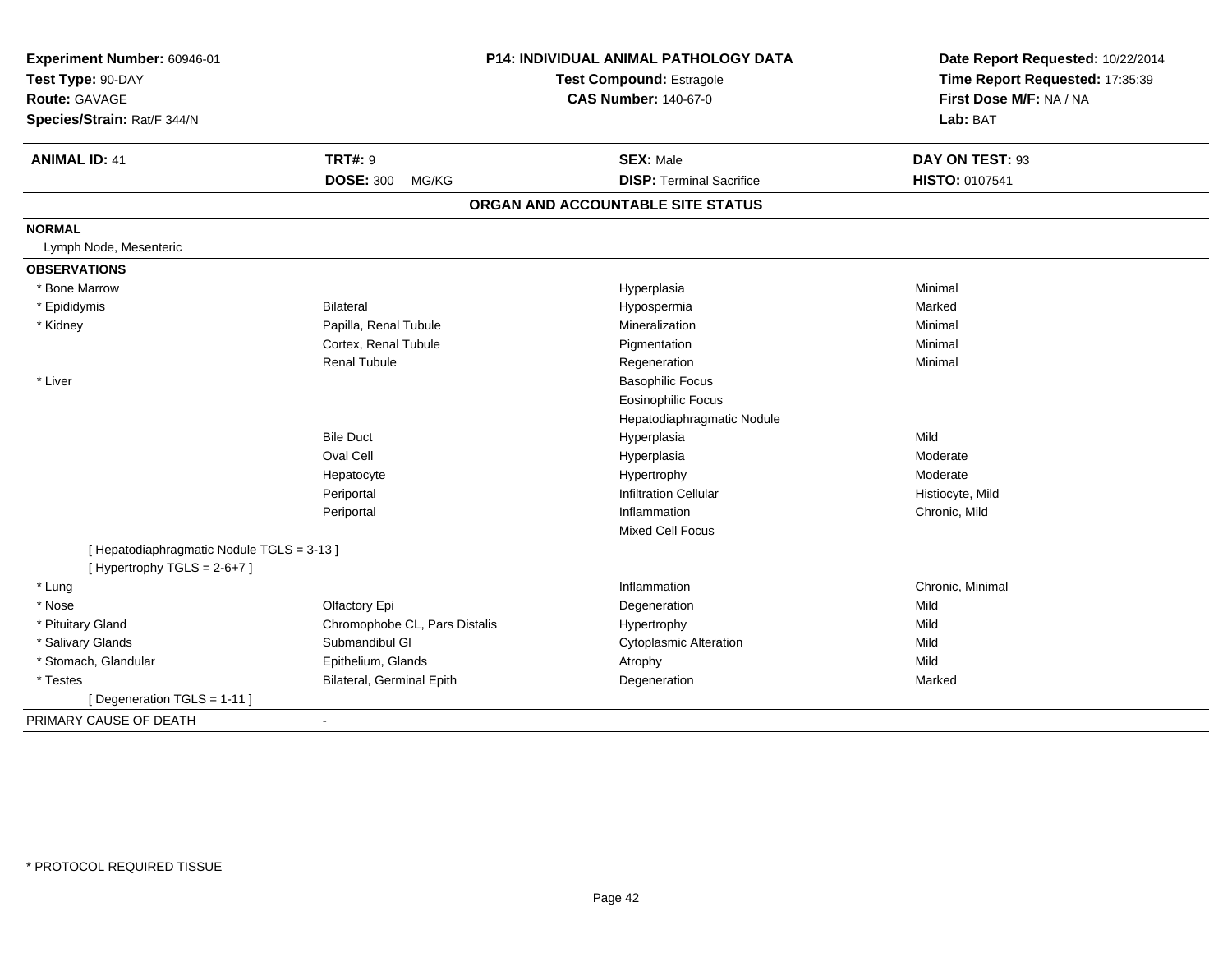| Experiment Number: 60946-01 | P14: INDIVIDUAL ANIMAL PATHOLOGY DATA | Date Report Requested: 10/22/2014 |
|---|---|---|
| Test Type: 90-DAY | Test Compound: Estragole | Time Report Requested: 17:35:39 |
| Route: GAVAGE | CAS Number: 140-67-0 | First Dose M/F: NA / NA |
| Species/Strain: Rat/F 344/N | | Lab: BAT |

| ANIMAL ID: 41 | TRT#: 9 | SEX: Male | DAY ON TEST: 93 |
|---|---|---|---|
| | DOSE: 300 MG/KG | DISP: Terminal Sacrifice | HISTO: 0107541 |

## ORGAN AND ACCOUNTABLE SITE STATUS

**NORMAL**

Lymph Node, Mesenteric

**OBSERVATIONS**

| Organ | Site | Observation | Severity |
|---|---|---|---|
| * Bone Marrow | | Hyperplasia | Minimal |
| * Epididymis | Bilateral | Hypospermia | Marked |
| * Kidney | Papilla, Renal Tubule | Mineralization | Minimal |
| | Cortex, Renal Tubule | Pigmentation | Minimal |
| | Renal Tubule | Regeneration | Minimal |
| * Liver | | Basophilic Focus | |
| | | Eosinophilic Focus | |
| | | Hepatodiaphragmatic Nodule | |
| | Bile Duct | Hyperplasia | Mild |
| | Oval Cell | Hyperplasia | Moderate |
| | Hepatocyte | Hypertrophy | Moderate |
| | Periportal | Infiltration Cellular | Histiocyte, Mild |
| | Periportal | Inflammation | Chronic, Mild |
| | | Mixed Cell Focus | |
| [ Hepatodiaphragmatic Nodule TGLS = 3-13 ] | | | |
| [ Hypertrophy TGLS = 2-6+7 ] | | | |
| * Lung | | Inflammation | Chronic, Minimal |
| * Nose | Olfactory Epi | Degeneration | Mild |
| * Pituitary Gland | Chromophobe CL, Pars Distalis | Hypertrophy | Mild |
| * Salivary Glands | Submandibul Gl | Cytoplasmic Alteration | Mild |
| * Stomach, Glandular | Epithelium, Glands | Atrophy | Mild |
| * Testes | Bilateral, Germinal Epith | Degeneration | Marked |
| [ Degeneration TGLS = 1-11 ] | | | |

PRIMARY CAUSE OF DEATH -

* PROTOCOL REQUIRED TISSUE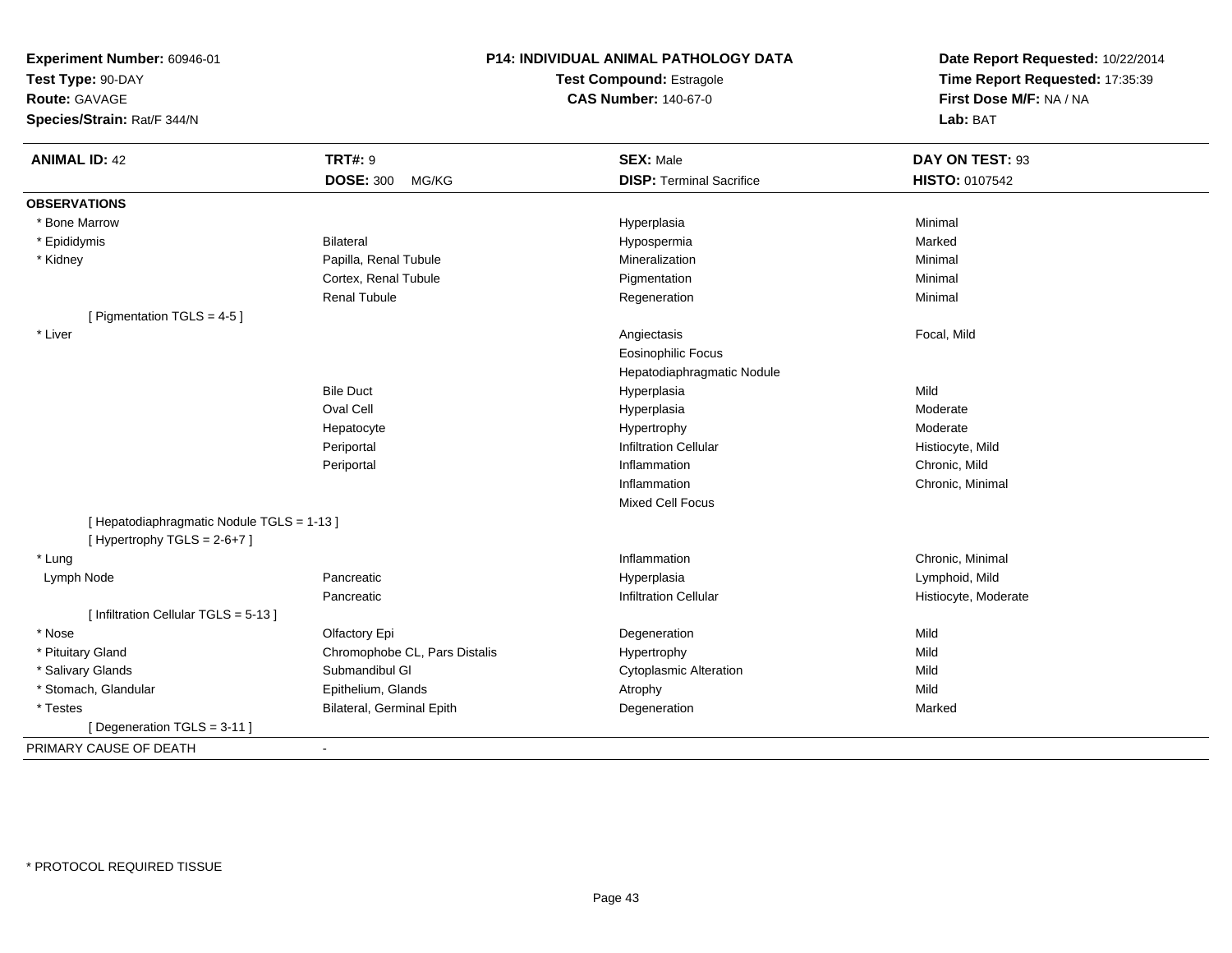**Experiment Number:** 60946-01
**Test Type:** 90-DAY
**Route:** GAVAGE
**Species/Strain:** Rat/F 344/N

**P14: INDIVIDUAL ANIMAL PATHOLOGY DATA**
**Test Compound:** Estragole
**CAS Number:** 140-67-0

**Date Report Requested:** 10/22/2014
**Time Report Requested:** 17:35:39
**First Dose M/F:** NA / NA
**Lab:** BAT

| **ANIMAL ID:** 42 | **TRT#:** 9 | **SEX:** Male | **DAY ON TEST:** 93 |
|---|---|---|---|
| | **DOSE:** 300 MG/KG | **DISP:** Terminal Sacrifice | **HISTO:** 0107542 |
| **OBSERVATIONS** | | | |
| * Bone Marrow | | Hyperplasia | Minimal |
| * Epididymis | Bilateral | Hypospermia | Marked |
| * Kidney | Papilla, Renal Tubule | Mineralization | Minimal |
| | Cortex, Renal Tubule | Pigmentation | Minimal |
| | Renal Tubule | Regeneration | Minimal |
| [ Pigmentation TGLS = 4-5 ] | | | |
| * Liver | | Angiectasis | Focal, Mild |
| | | Eosinophilic Focus | |
| | | Hepatodiaphragmatic Nodule | |
| | Bile Duct | Hyperplasia | Mild |
| | Oval Cell | Hyperplasia | Moderate |
| | Hepatocyte | Hypertrophy | Moderate |
| | Periportal | Infiltration Cellular | Histiocyte, Mild |
| | Periportal | Inflammation | Chronic, Mild |
| | | Inflammation | Chronic, Minimal |
| | | Mixed Cell Focus | |
| [ Hepatodiaphragmatic Nodule TGLS = 1-13 ] | | | |
| [ Hypertrophy TGLS = 2-6+7 ] | | | |
| * Lung | | Inflammation | Chronic, Minimal |
| Lymph Node | Pancreatic | Hyperplasia | Lymphoid, Mild |
| | Pancreatic | Infiltration Cellular | Histiocyte, Moderate |
| [ Infiltration Cellular TGLS = 5-13 ] | | | |
| * Nose | Olfactory Epi | Degeneration | Mild |
| * Pituitary Gland | Chromophobe CL, Pars Distalis | Hypertrophy | Mild |
| * Salivary Glands | Submandibul Gl | Cytoplasmic Alteration | Mild |
| * Stomach, Glandular | Epithelium, Glands | Atrophy | Mild |
| * Testes | Bilateral, Germinal Epith | Degeneration | Marked |
| [ Degeneration TGLS = 3-11 ] | | | |
| PRIMARY CAUSE OF DEATH | - | | |

* PROTOCOL REQUIRED TISSUE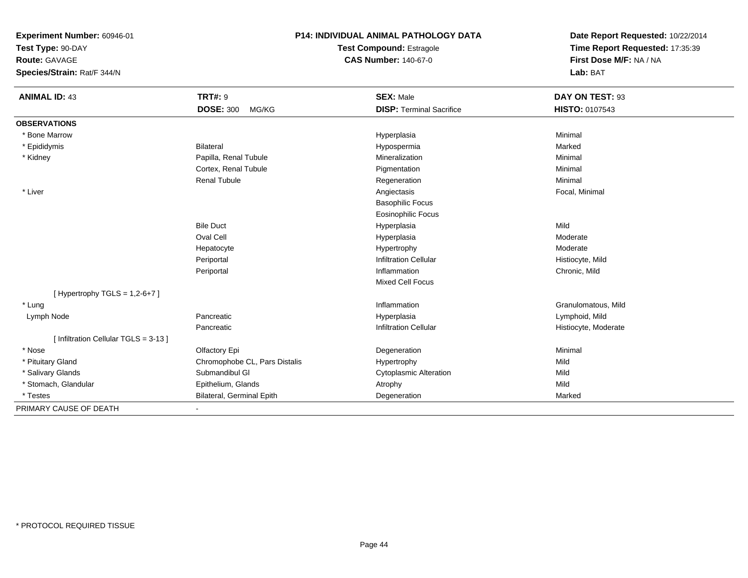**Experiment Number:** 60946-01
**Test Type:** 90-DAY
**Route:** GAVAGE
**Species/Strain:** Rat/F 344/N

**P14: INDIVIDUAL ANIMAL PATHOLOGY DATA**
**Test Compound:** Estragole
**CAS Number:** 140-67-0

**Date Report Requested:** 10/22/2014
**Time Report Requested:** 17:35:39
**First Dose M/F:** NA / NA
**Lab:** BAT

| **ANIMAL ID:** 43 | **TRT#:** 9 | **SEX:** Male | **DAY ON TEST:** 93 |
|---|---|---|---|
| | **DOSE:** 300 MG/KG | **DISP:** Terminal Sacrifice | **HISTO:** 0107543 |
| **OBSERVATIONS** | | | |
| * Bone Marrow | | Hyperplasia | Minimal |
| * Epididymis | Bilateral | Hypospermia | Marked |
| * Kidney | Papilla, Renal Tubule | Mineralization | Minimal |
| | Cortex, Renal Tubule | Pigmentation | Minimal |
| | Renal Tubule | Regeneration | Minimal |
| * Liver | | Angiectasis | Focal, Minimal |
| | | Basophilic Focus | |
| | | Eosinophilic Focus | |
| | Bile Duct | Hyperplasia | Mild |
| | Oval Cell | Hyperplasia | Moderate |
| | Hepatocyte | Hypertrophy | Moderate |
| | Periportal | Infiltration Cellular | Histiocyte, Mild |
| | Periportal | Inflammation | Chronic, Mild |
| | | Mixed Cell Focus | |
| [ Hypertrophy TGLS = 1,2-6+7 ] | | | |
| * Lung | | Inflammation | Granulomatous, Mild |
| Lymph Node | Pancreatic | Hyperplasia | Lymphoid, Mild |
| | Pancreatic | Infiltration Cellular | Histiocyte, Moderate |
| [ Infiltration Cellular TGLS = 3-13 ] | | | |
| * Nose | Olfactory Epi | Degeneration | Minimal |
| * Pituitary Gland | Chromophobe CL, Pars Distalis | Hypertrophy | Mild |
| * Salivary Glands | Submandibul Gl | Cytoplasmic Alteration | Mild |
| * Stomach, Glandular | Epithelium, Glands | Atrophy | Mild |
| * Testes | Bilateral, Germinal Epith | Degeneration | Marked |
| PRIMARY CAUSE OF DEATH | - | | |

* PROTOCOL REQUIRED TISSUE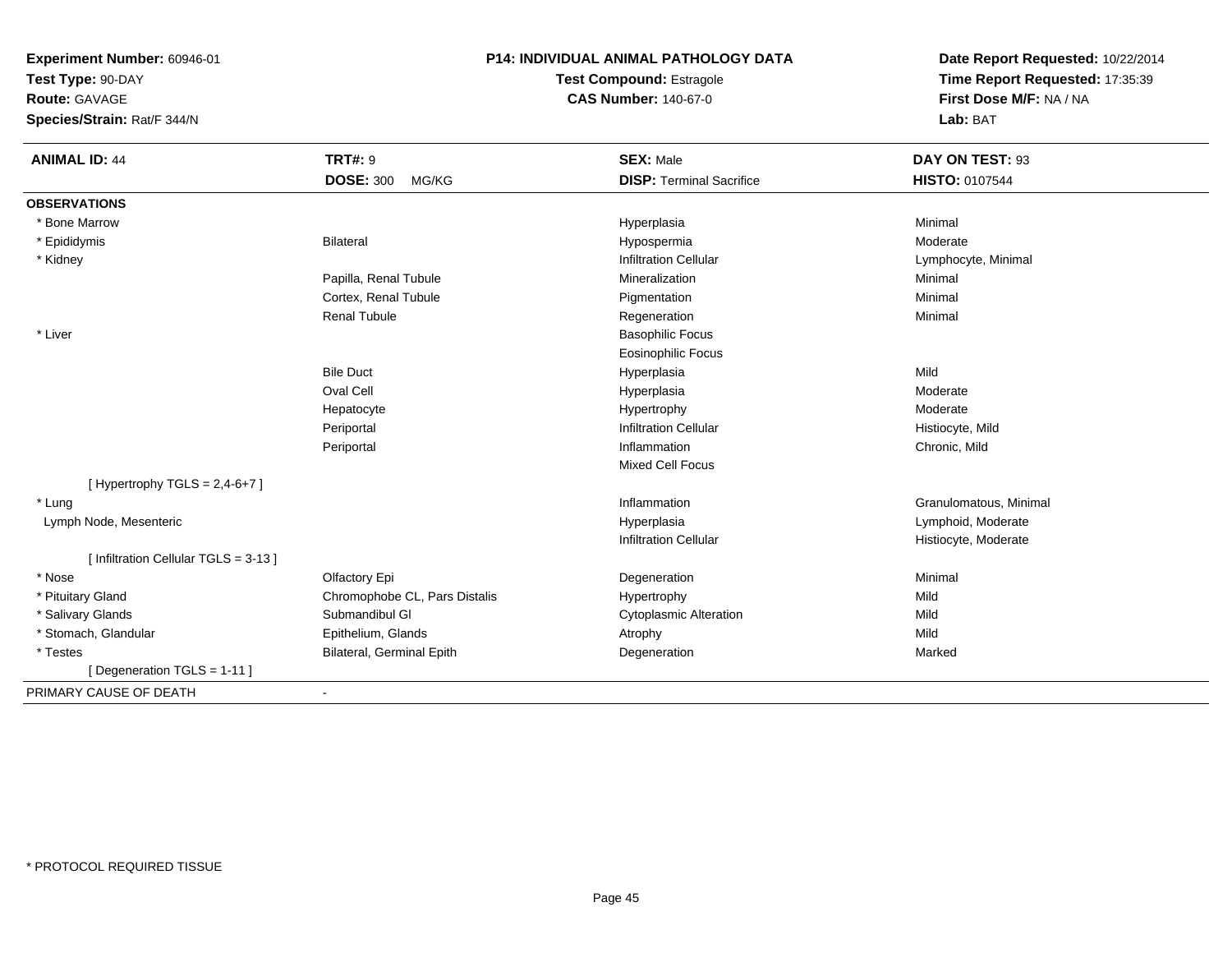**Experiment Number:** 60946-01
**Test Type:** 90-DAY
**Route:** GAVAGE
**Species/Strain:** Rat/F 344/N

**P14: INDIVIDUAL ANIMAL PATHOLOGY DATA**
**Test Compound:** Estragole
**CAS Number:** 140-67-0

**Date Report Requested:** 10/22/2014
**Time Report Requested:** 17:35:39
**First Dose M/F:** NA / NA
**Lab:** BAT

| **ANIMAL ID:** 44 | **TRT#:** 9 | **SEX:** Male | **DAY ON TEST:** 93 |
|---|---|---|---|
| | **DOSE:** 300 MG/KG | **DISP:** Terminal Sacrifice | **HISTO:** 0107544 |
| **OBSERVATIONS** | | | |
| * Bone Marrow | | Hyperplasia | Minimal |
| * Epididymis | Bilateral | Hypospermia | Moderate |
| * Kidney | | Infiltration Cellular | Lymphocyte, Minimal |
| | Papilla, Renal Tubule | Mineralization | Minimal |
| | Cortex, Renal Tubule | Pigmentation | Minimal |
| | Renal Tubule | Regeneration | Minimal |
| * Liver | | Basophilic Focus | |
| | | Eosinophilic Focus | |
| | Bile Duct | Hyperplasia | Mild |
| | Oval Cell | Hyperplasia | Moderate |
| | Hepatocyte | Hypertrophy | Moderate |
| | Periportal | Infiltration Cellular | Histiocyte, Mild |
| | Periportal | Inflammation | Chronic, Mild |
| | | Mixed Cell Focus | |
| [ Hypertrophy TGLS = 2,4-6+7 ] | | | |
| * Lung | | Inflammation | Granulomatous, Minimal |
| Lymph Node, Mesenteric | | Hyperplasia | Lymphoid, Moderate |
| | | Infiltration Cellular | Histiocyte, Moderate |
| [ Infiltration Cellular TGLS = 3-13 ] | | | |
| * Nose | Olfactory Epi | Degeneration | Minimal |
| * Pituitary Gland | Chromophobe CL, Pars Distalis | Hypertrophy | Mild |
| * Salivary Glands | Submandibul Gl | Cytoplasmic Alteration | Mild |
| * Stomach, Glandular | Epithelium, Glands | Atrophy | Mild |
| * Testes | Bilateral, Germinal Epith | Degeneration | Marked |
| [ Degeneration TGLS = 1-11 ] | | | |
| PRIMARY CAUSE OF DEATH | - | | |

* PROTOCOL REQUIRED TISSUE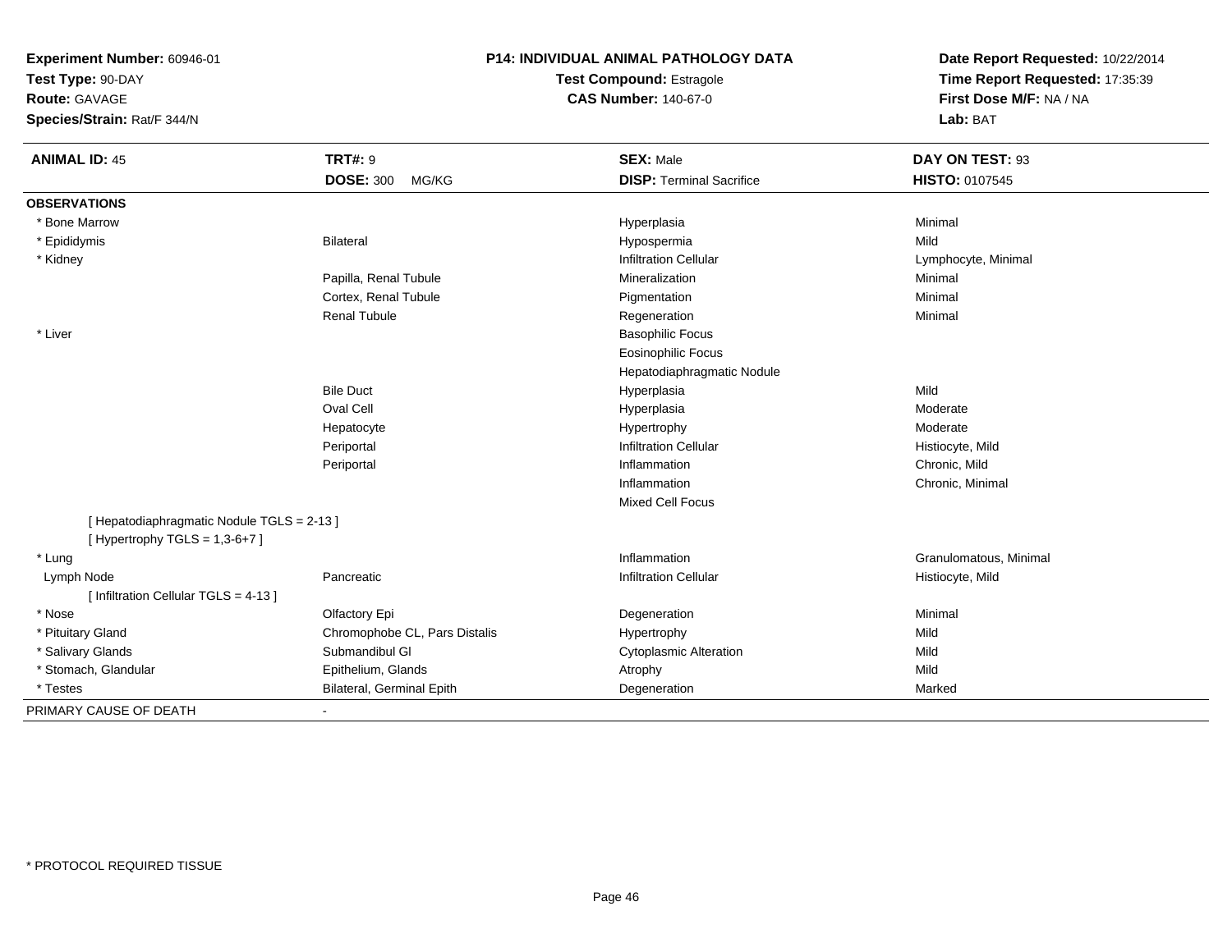**Experiment Number:** 60946-01
**Test Type:** 90-DAY
**Route:** GAVAGE
**Species/Strain:** Rat/F 344/N

**P14: INDIVIDUAL ANIMAL PATHOLOGY DATA**
**Test Compound:** Estragole
**CAS Number:** 140-67-0

**Date Report Requested:** 10/22/2014
**Time Report Requested:** 17:35:39
**First Dose M/F:** NA / NA
**Lab:** BAT

| **ANIMAL ID:** 45 | **TRT#:** 9 | **SEX:** Male | **DAY ON TEST:** 93 |
|---|---|---|---|
| | **DOSE:** 300 MG/KG | **DISP:** Terminal Sacrifice | **HISTO:** 0107545 |
| **OBSERVATIONS** | | | |
| * Bone Marrow | | Hyperplasia | Minimal |
| * Epididymis | Bilateral | Hypospermia | Mild |
| * Kidney | | Infiltration Cellular | Lymphocyte, Minimal |
| | Papilla, Renal Tubule | Mineralization | Minimal |
| | Cortex, Renal Tubule | Pigmentation | Minimal |
| | Renal Tubule | Regeneration | Minimal |
| * Liver | | Basophilic Focus | |
| | | Eosinophilic Focus | |
| | | Hepatodiaphragmatic Nodule | |
| | Bile Duct | Hyperplasia | Mild |
| | Oval Cell | Hyperplasia | Moderate |
| | Hepatocyte | Hypertrophy | Moderate |
| | Periportal | Infiltration Cellular | Histiocyte, Mild |
| | Periportal | Inflammation | Chronic, Mild |
| | | Inflammation | Chronic, Minimal |
| | | Mixed Cell Focus | |
| [ Hepatodiaphragmatic Nodule TGLS = 2-13 ] | | | |
| [ Hypertrophy TGLS = 1,3-6+7 ] | | | |
| * Lung | | Inflammation | Granulomatous, Minimal |
| Lymph Node | Pancreatic | Infiltration Cellular | Histiocyte, Mild |
| [ Infiltration Cellular TGLS = 4-13 ] | | | |
| * Nose | Olfactory Epi | Degeneration | Minimal |
| * Pituitary Gland | Chromophobe CL, Pars Distalis | Hypertrophy | Mild |
| * Salivary Glands | Submandibul Gl | Cytoplasmic Alteration | Mild |
| * Stomach, Glandular | Epithelium, Glands | Atrophy | Mild |
| * Testes | Bilateral, Germinal Epith | Degeneration | Marked |
| PRIMARY CAUSE OF DEATH | - | | |

* PROTOCOL REQUIRED TISSUE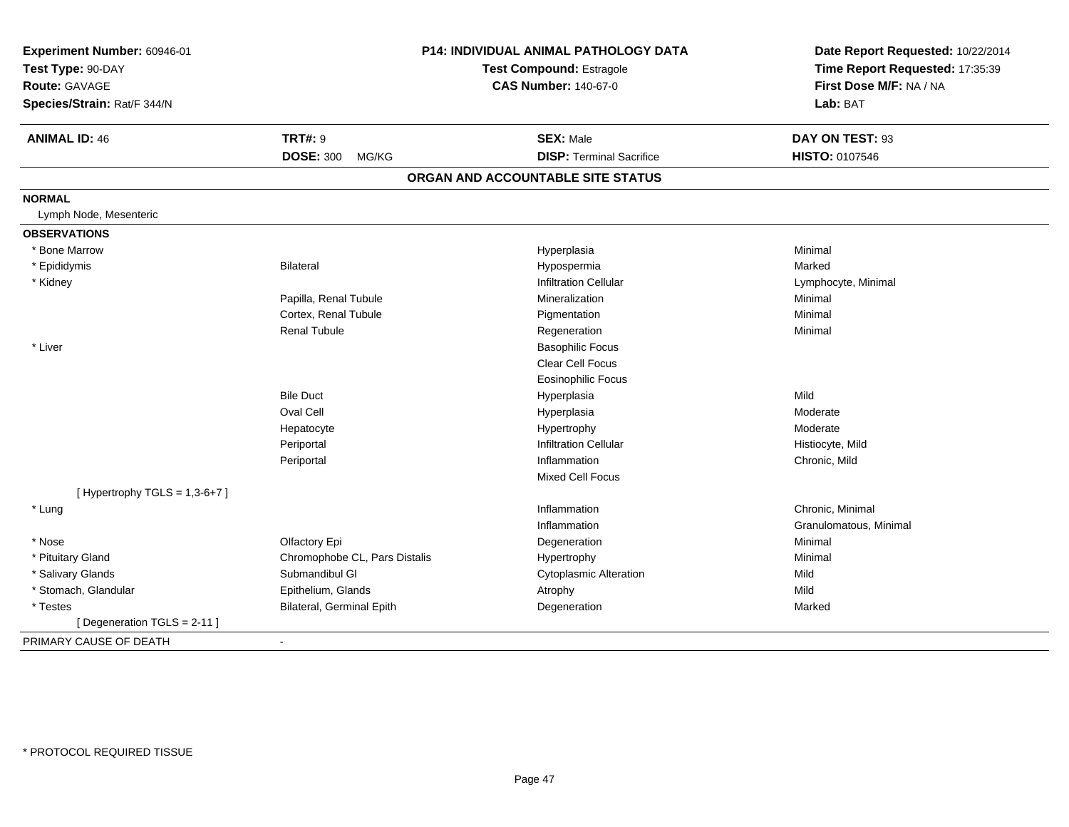**Experiment Number:** 60946-01
**Test Type:** 90-DAY
**Route:** GAVAGE
**Species/Strain:** Rat/F 344/N

**P14: INDIVIDUAL ANIMAL PATHOLOGY DATA**
**Test Compound:** Estragole
**CAS Number:** 140-67-0

**Date Report Requested:** 10/22/2014
**Time Report Requested:** 17:35:39
**First Dose M/F:** NA / NA
**Lab:** BAT

| **ANIMAL ID:** 46 | **TRT#:** 9 | **SEX:** Male | **DAY ON TEST:** 93 |
|---|---|---|---|
| | **DOSE:** 300 MG/KG | **DISP:** Terminal Sacrifice | **HISTO:** 0107546 |

## ORGAN AND ACCOUNTABLE SITE STATUS

**NORMAL**

Lymph Node, Mesenteric

**OBSERVATIONS**

| Organ | Site | Observation | Severity |
|---|---|---|---|
| * Bone Marrow | | Hyperplasia | Minimal |
| * Epididymis | Bilateral | Hypospermia | Marked |
| * Kidney | | Infiltration Cellular | Lymphocyte, Minimal |
| | Papilla, Renal Tubule | Mineralization | Minimal |
| | Cortex, Renal Tubule | Pigmentation | Minimal |
| | Renal Tubule | Regeneration | Minimal |
| * Liver | | Basophilic Focus | |
| | | Clear Cell Focus | |
| | | Eosinophilic Focus | |
| | Bile Duct | Hyperplasia | Mild |
| | Oval Cell | Hyperplasia | Moderate |
| | Hepatocyte | Hypertrophy | Moderate |
| | Periportal | Infiltration Cellular | Histiocyte, Mild |
| | Periportal | Inflammation | Chronic, Mild |
| | | Mixed Cell Focus | |
| [ Hypertrophy TGLS = 1,3-6+7 ] | | | |
| * Lung | | Inflammation | Chronic, Minimal |
| | | Inflammation | Granulomatous, Minimal |
| * Nose | Olfactory Epi | Degeneration | Minimal |
| * Pituitary Gland | Chromophobe CL, Pars Distalis | Hypertrophy | Minimal |
| * Salivary Glands | Submandibul Gl | Cytoplasmic Alteration | Mild |
| * Stomach, Glandular | Epithelium, Glands | Atrophy | Mild |
| * Testes | Bilateral, Germinal Epith | Degeneration | Marked |
| [ Degeneration TGLS = 2-11 ] | | | |

PRIMARY CAUSE OF DEATH -

\* PROTOCOL REQUIRED TISSUE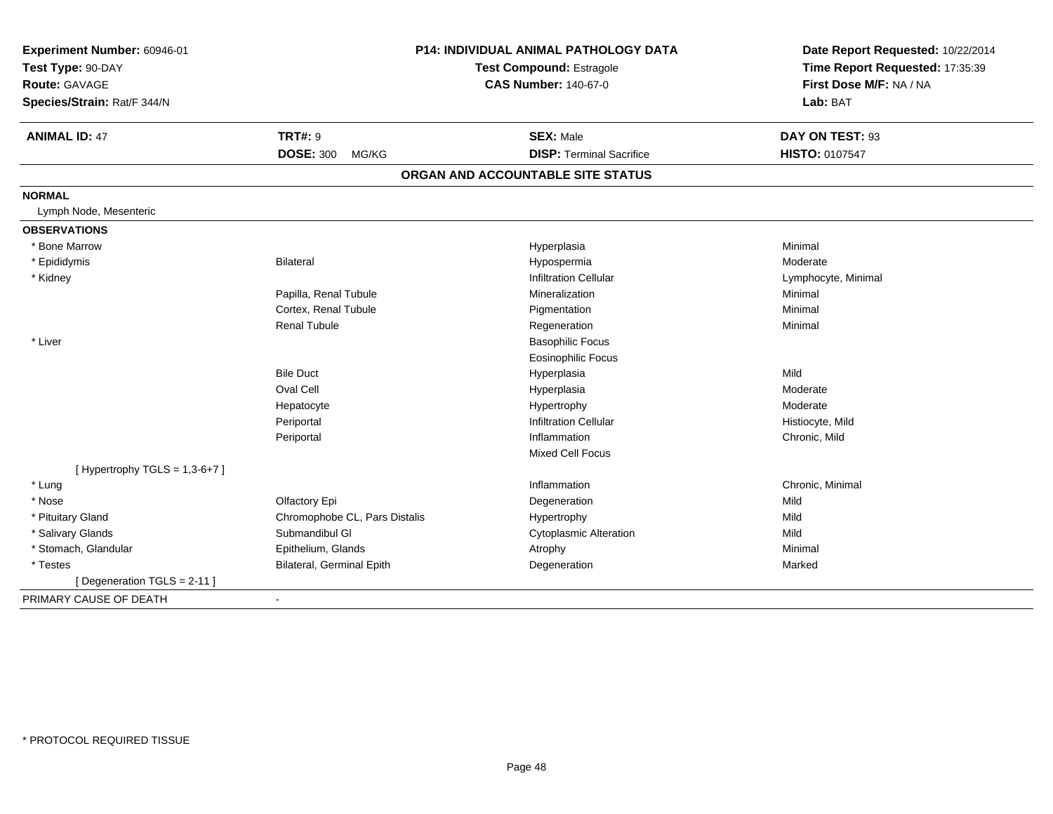**Experiment Number:** 60946-01
**Test Type:** 90-DAY
**Route:** GAVAGE
**Species/Strain:** Rat/F 344/N

**P14: INDIVIDUAL ANIMAL PATHOLOGY DATA**
**Test Compound:** Estragole
**CAS Number:** 140-67-0

**Date Report Requested:** 10/22/2014
**Time Report Requested:** 17:35:39
**First Dose M/F:** NA / NA
**Lab:** BAT

| **ANIMAL ID:** 47 | **TRT#:** 9 | **SEX:** Male | **DAY ON TEST:** 93 |
|---|---|---|---|
| | **DOSE:** 300 MG/KG | **DISP:** Terminal Sacrifice | **HISTO:** 0107547 |

## ORGAN AND ACCOUNTABLE SITE STATUS

**NORMAL**

Lymph Node, Mesenteric

**OBSERVATIONS**

| Organ | Site | Observation | Severity |
|---|---|---|---|
| * Bone Marrow | | Hyperplasia | Minimal |
| * Epididymis | Bilateral | Hypospermia | Moderate |
| * Kidney | | Infiltration Cellular | Lymphocyte, Minimal |
| | Papilla, Renal Tubule | Mineralization | Minimal |
| | Cortex, Renal Tubule | Pigmentation | Minimal |
| | Renal Tubule | Regeneration | Minimal |
| * Liver | | Basophilic Focus | |
| | | Eosinophilic Focus | |
| | Bile Duct | Hyperplasia | Mild |
| | Oval Cell | Hyperplasia | Moderate |
| | Hepatocyte | Hypertrophy | Moderate |
| | Periportal | Infiltration Cellular | Histiocyte, Mild |
| | Periportal | Inflammation | Chronic, Mild |
| | | Mixed Cell Focus | |
| [ Hypertrophy TGLS = 1,3-6+7 ] | | | |
| * Lung | | Inflammation | Chronic, Minimal |
| * Nose | Olfactory Epi | Degeneration | Mild |
| * Pituitary Gland | Chromophobe CL, Pars Distalis | Hypertrophy | Mild |
| * Salivary Glands | Submandibul Gl | Cytoplasmic Alteration | Mild |
| * Stomach, Glandular | Epithelium, Glands | Atrophy | Minimal |
| * Testes | Bilateral, Germinal Epith | Degeneration | Marked |
| [ Degeneration TGLS = 2-11 ] | | | |

PRIMARY CAUSE OF DEATH -

* PROTOCOL REQUIRED TISSUE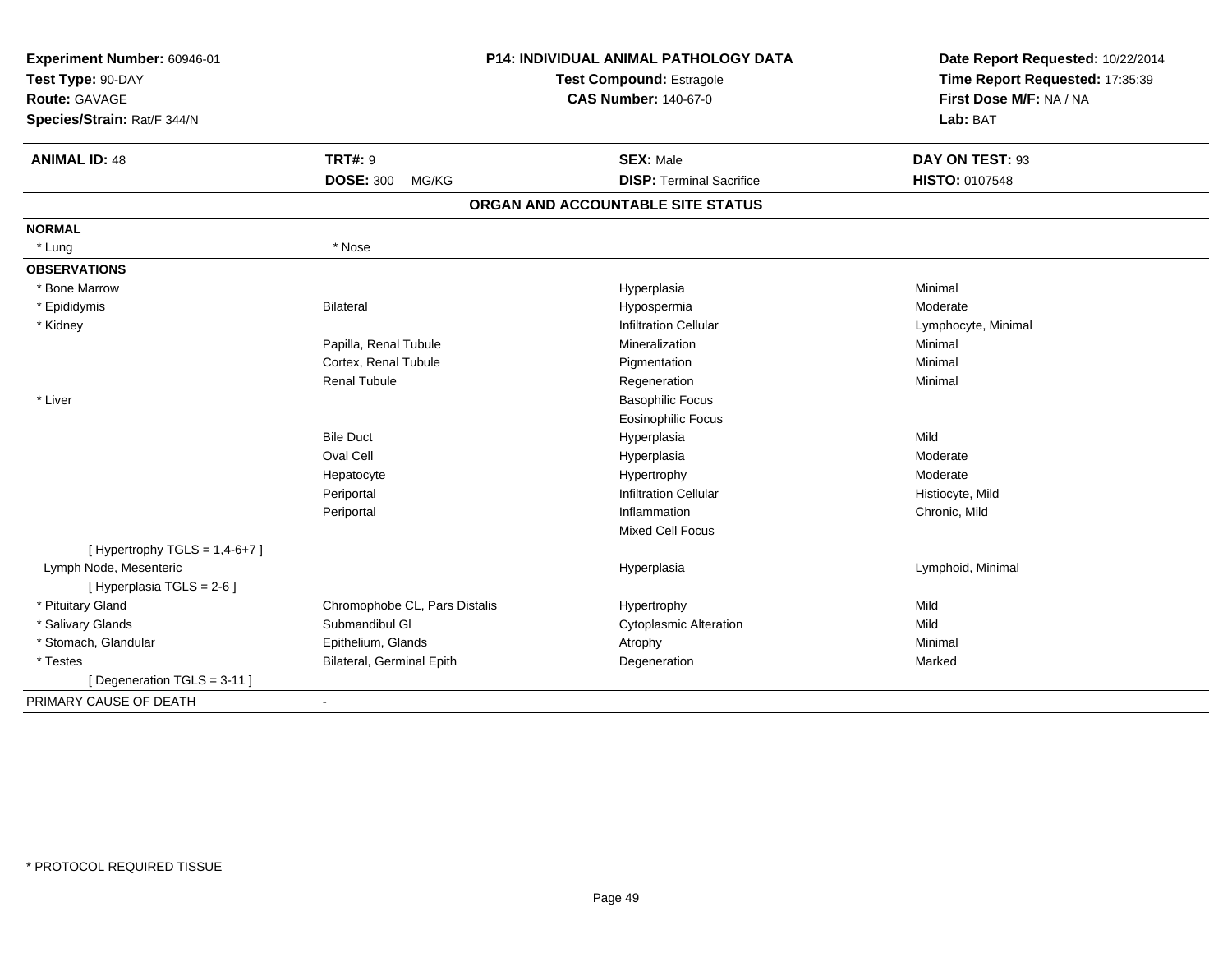**Experiment Number:** 60946-01
**Test Type:** 90-DAY
**Route:** GAVAGE
**Species/Strain:** Rat/F 344/N

**P14: INDIVIDUAL ANIMAL PATHOLOGY DATA**
**Test Compound:** Estragole
**CAS Number:** 140-67-0

**Date Report Requested:** 10/22/2014
**Time Report Requested:** 17:35:39
**First Dose M/F:** NA / NA
**Lab:** BAT

| **ANIMAL ID:** 48 | **TRT#:** 9 | **SEX:** Male | **DAY ON TEST:** 93 |
|---|---|---|---|
| | **DOSE:** 300 MG/KG | **DISP:** Terminal Sacrifice | **HISTO:** 0107548 |

## ORGAN AND ACCOUNTABLE SITE STATUS

| | | | |
|---|---|---|---|
| **NORMAL** | | | |
| * Lung | * Nose | | |
| **OBSERVATIONS** | | | |
| * Bone Marrow | | Hyperplasia | Minimal |
| * Epididymis | Bilateral | Hypospermia | Moderate |
| * Kidney | | Infiltration Cellular | Lymphocyte, Minimal |
| | Papilla, Renal Tubule | Mineralization | Minimal |
| | Cortex, Renal Tubule | Pigmentation | Minimal |
| | Renal Tubule | Regeneration | Minimal |
| * Liver | | Basophilic Focus | |
| | | Eosinophilic Focus | |
| | Bile Duct | Hyperplasia | Mild |
| | Oval Cell | Hyperplasia | Moderate |
| | Hepatocyte | Hypertrophy | Moderate |
| | Periportal | Infiltration Cellular | Histiocyte, Mild |
| | Periportal | Inflammation | Chronic, Mild |
| | | Mixed Cell Focus | |
| [ Hypertrophy TGLS = 1,4-6+7 ] | | | |
| Lymph Node, Mesenteric | | Hyperplasia | Lymphoid, Minimal |
| [ Hyperplasia TGLS = 2-6 ] | | | |
| * Pituitary Gland | Chromophobe CL, Pars Distalis | Hypertrophy | Mild |
| * Salivary Glands | Submandibul Gl | Cytoplasmic Alteration | Mild |
| * Stomach, Glandular | Epithelium, Glands | Atrophy | Minimal |
| * Testes | Bilateral, Germinal Epith | Degeneration | Marked |
| [ Degeneration TGLS = 3-11 ] | | | |
| PRIMARY CAUSE OF DEATH | - | | |

* PROTOCOL REQUIRED TISSUE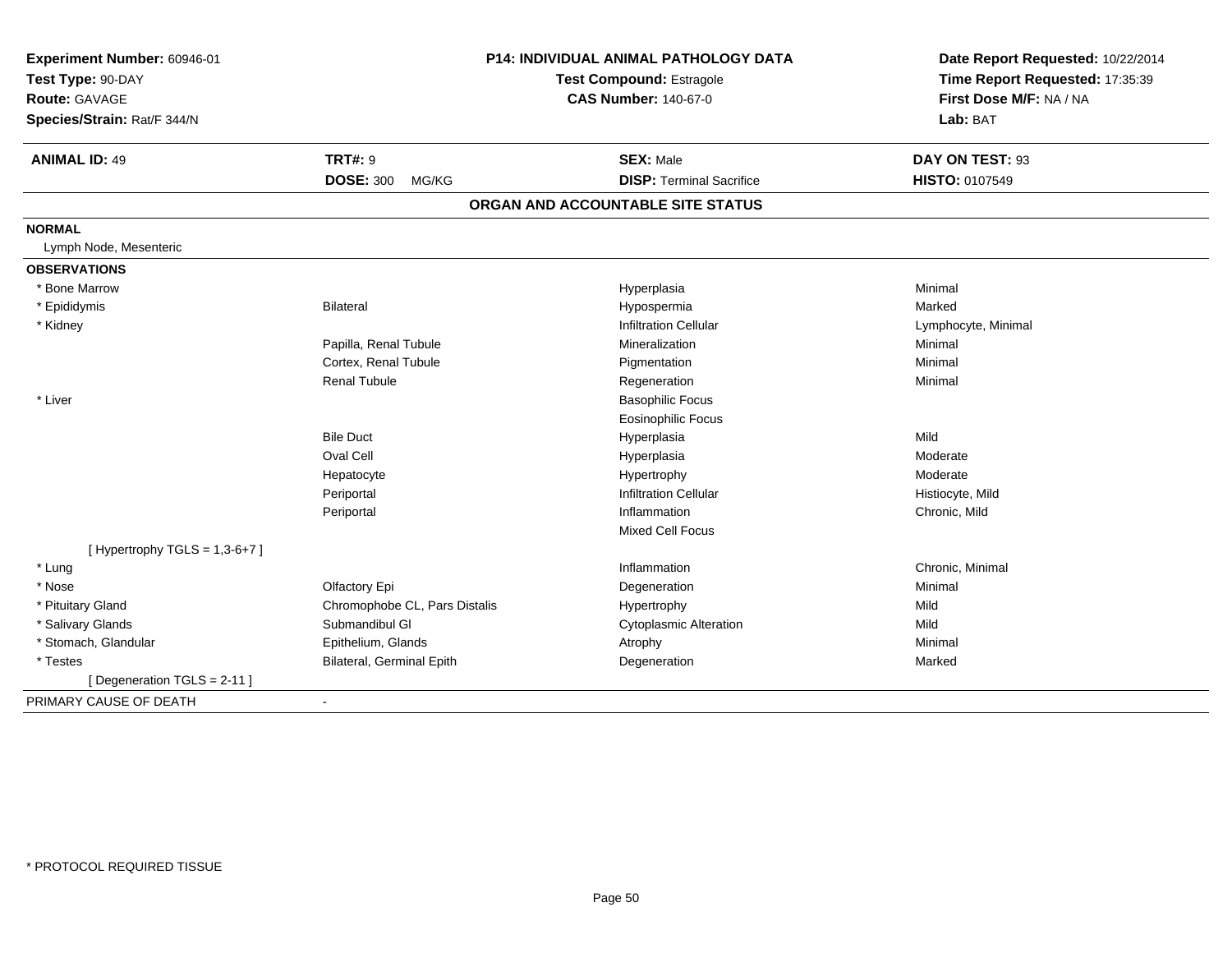**Experiment Number:** 60946-01
**Test Type:** 90-DAY
**Route:** GAVAGE
**Species/Strain:** Rat/F 344/N

**P14: INDIVIDUAL ANIMAL PATHOLOGY DATA**
**Test Compound:** Estragole
**CAS Number:** 140-67-0

**Date Report Requested:** 10/22/2014
**Time Report Requested:** 17:35:39
**First Dose M/F:** NA / NA
**Lab:** BAT

| **ANIMAL ID:** 49 | **TRT#:** 9 | **SEX:** Male | **DAY ON TEST:** 93 |
|---|---|---|---|
| | **DOSE:** 300 MG/KG | **DISP:** Terminal Sacrifice | **HISTO:** 0107549 |

**ORGAN AND ACCOUNTABLE SITE STATUS**

**NORMAL**

Lymph Node, Mesenteric

**OBSERVATIONS**

| Organ | Site | Observation | Severity |
|---|---|---|---|
| * Bone Marrow | | Hyperplasia | Minimal |
| * Epididymis | Bilateral | Hypospermia | Marked |
| * Kidney | | Infiltration Cellular | Lymphocyte, Minimal |
| | Papilla, Renal Tubule | Mineralization | Minimal |
| | Cortex, Renal Tubule | Pigmentation | Minimal |
| | Renal Tubule | Regeneration | Minimal |
| * Liver | | Basophilic Focus | |
| | | Eosinophilic Focus | |
| | Bile Duct | Hyperplasia | Mild |
| | Oval Cell | Hyperplasia | Moderate |
| | Hepatocyte | Hypertrophy | Moderate |
| | Periportal | Infiltration Cellular | Histiocyte, Mild |
| | Periportal | Inflammation | Chronic, Mild |
| | | Mixed Cell Focus | |
| [ Hypertrophy TGLS = 1,3-6+7 ] | | | |
| * Lung | | Inflammation | Chronic, Minimal |
| * Nose | Olfactory Epi | Degeneration | Minimal |
| * Pituitary Gland | Chromophobe CL, Pars Distalis | Hypertrophy | Mild |
| * Salivary Glands | Submandibul Gl | Cytoplasmic Alteration | Mild |
| * Stomach, Glandular | Epithelium, Glands | Atrophy | Minimal |
| * Testes | Bilateral, Germinal Epith | Degeneration | Marked |
| [ Degeneration TGLS = 2-11 ] | | | |

PRIMARY CAUSE OF DEATH -

\* PROTOCOL REQUIRED TISSUE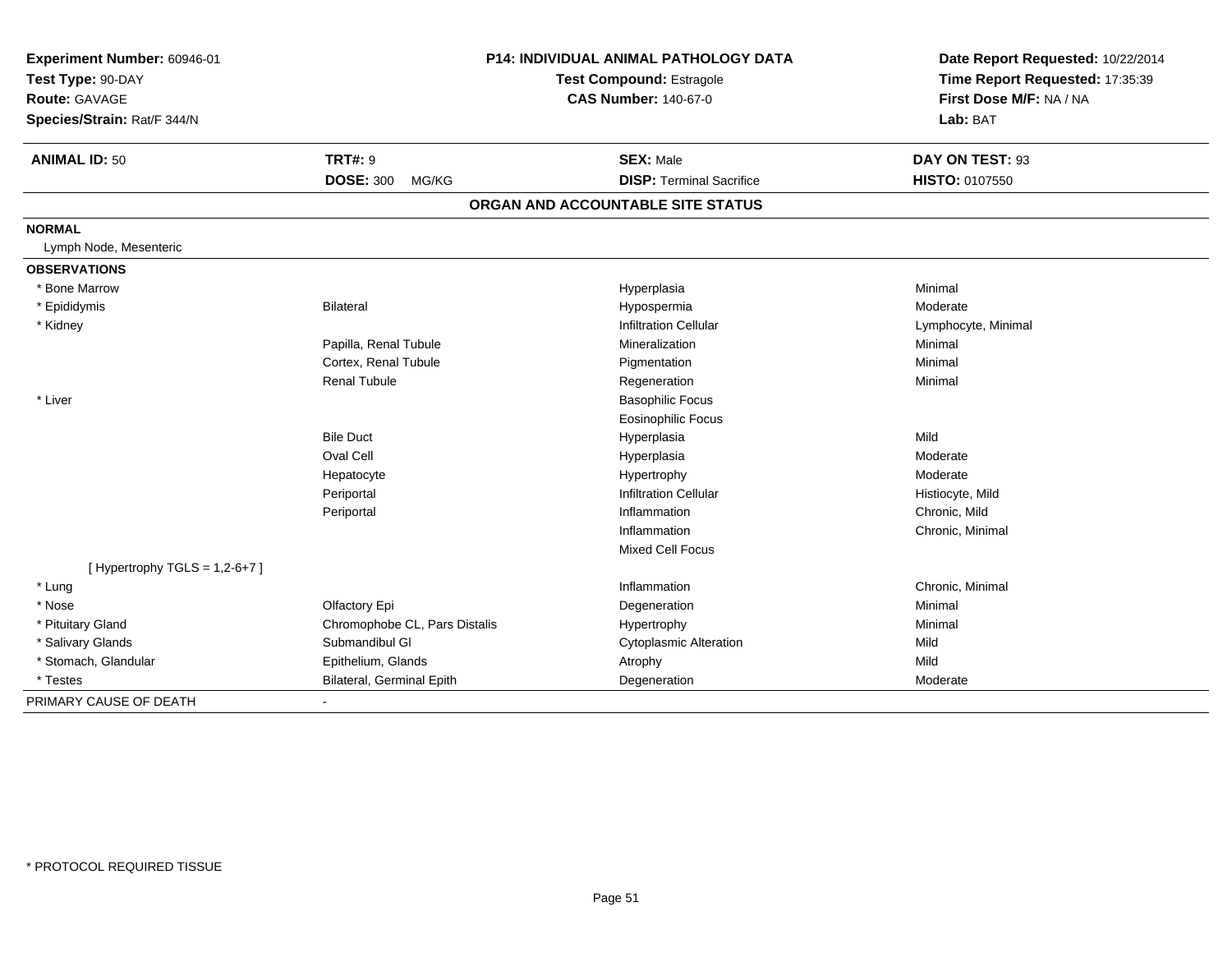**Experiment Number:** 60946-01
**Test Type:** 90-DAY
**Route:** GAVAGE
**Species/Strain:** Rat/F 344/N

**P14: INDIVIDUAL ANIMAL PATHOLOGY DATA**
**Test Compound:** Estragole
**CAS Number:** 140-67-0

**Date Report Requested:** 10/22/2014
**Time Report Requested:** 17:35:39
**First Dose M/F:** NA / NA
**Lab:** BAT

| **ANIMAL ID:** 50 | **TRT#:** 9 | **SEX:** Male | **DAY ON TEST:** 93 |
|---|---|---|---|
| | **DOSE:** 300 MG/KG | **DISP:** Terminal Sacrifice | **HISTO:** 0107550 |

## ORGAN AND ACCOUNTABLE SITE STATUS

**NORMAL**

Lymph Node, Mesenteric

**OBSERVATIONS**

| Organ | Site | Observation | Severity |
|---|---|---|---|
| * Bone Marrow | | Hyperplasia | Minimal |
| * Epididymis | Bilateral | Hypospermia | Moderate |
| * Kidney | | Infiltration Cellular | Lymphocyte, Minimal |
| | Papilla, Renal Tubule | Mineralization | Minimal |
| | Cortex, Renal Tubule | Pigmentation | Minimal |
| | Renal Tubule | Regeneration | Minimal |
| * Liver | | Basophilic Focus | |
| | | Eosinophilic Focus | |
| | Bile Duct | Hyperplasia | Mild |
| | Oval Cell | Hyperplasia | Moderate |
| | Hepatocyte | Hypertrophy | Moderate |
| | Periportal | Infiltration Cellular | Histiocyte, Mild |
| | Periportal | Inflammation | Chronic, Mild |
| | | Inflammation | Chronic, Minimal |
| | | Mixed Cell Focus | |
| [ Hypertrophy TGLS = 1,2-6+7 ] | | | |
| * Lung | | Inflammation | Chronic, Minimal |
| * Nose | Olfactory Epi | Degeneration | Minimal |
| * Pituitary Gland | Chromophobe CL, Pars Distalis | Hypertrophy | Minimal |
| * Salivary Glands | Submandibul Gl | Cytoplasmic Alteration | Mild |
| * Stomach, Glandular | Epithelium, Glands | Atrophy | Mild |
| * Testes | Bilateral, Germinal Epith | Degeneration | Moderate |

PRIMARY CAUSE OF DEATH -

* PROTOCOL REQUIRED TISSUE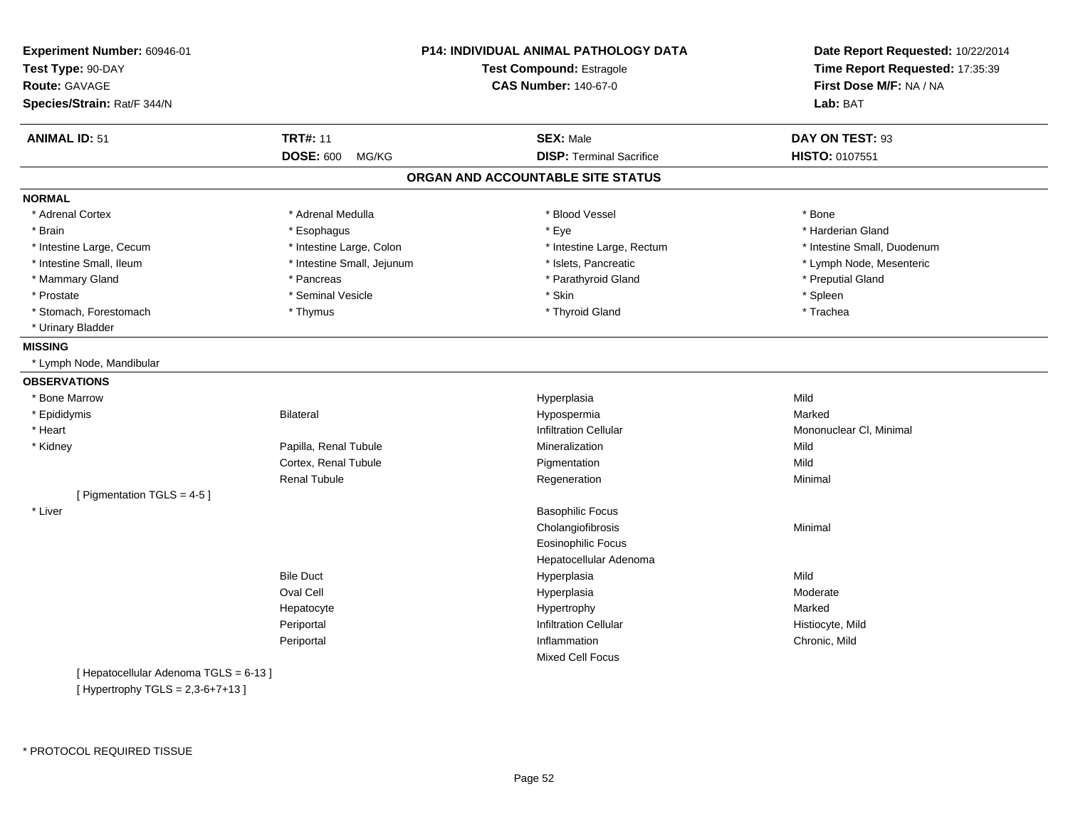**Experiment Number:** 60946-01
**Test Type:** 90-DAY
**Route:** GAVAGE
**Species/Strain:** Rat/F 344/N

**P14: INDIVIDUAL ANIMAL PATHOLOGY DATA**
**Test Compound:** Estragole
**CAS Number:** 140-67-0

**Date Report Requested:** 10/22/2014
**Time Report Requested:** 17:35:39
**First Dose M/F:** NA / NA
**Lab:** BAT

| **ANIMAL ID:** 51 | **TRT#:** 11 | **SEX:** Male | **DAY ON TEST:** 93 |
|---|---|---|---|
| | **DOSE:** 600 MG/KG | **DISP:** Terminal Sacrifice | **HISTO:** 0107551 |

## ORGAN AND ACCOUNTABLE SITE STATUS

**NORMAL**

| | | | |
|---|---|---|---|
| * Adrenal Cortex | * Adrenal Medulla | * Blood Vessel | * Bone |
| * Brain | * Esophagus | * Eye | * Harderian Gland |
| * Intestine Large, Cecum | * Intestine Large, Colon | * Intestine Large, Rectum | * Intestine Small, Duodenum |
| * Intestine Small, Ileum | * Intestine Small, Jejunum | * Islets, Pancreatic | * Lymph Node, Mesenteric |
| * Mammary Gland | * Pancreas | * Parathyroid Gland | * Preputial Gland |
| * Prostate | * Seminal Vesicle | * Skin | * Spleen |
| * Stomach, Forestomach | * Thymus | * Thyroid Gland | * Trachea |
| * Urinary Bladder | | | |

**MISSING**

* Lymph Node, Mandibular

**OBSERVATIONS**

| Organ | Site | Observation | Severity |
|---|---|---|---|
| * Bone Marrow | | Hyperplasia | Mild |
| * Epididymis | Bilateral | Hypospermia | Marked |
| * Heart | | Infiltration Cellular | Mononuclear Cl, Minimal |
| * Kidney | Papilla, Renal Tubule | Mineralization | Mild |
| | Cortex, Renal Tubule | Pigmentation | Mild |
| | Renal Tubule | Regeneration | Minimal |
| [ Pigmentation TGLS = 4-5 ] | | | |
| * Liver | | Basophilic Focus | |
| | | Cholangiofibrosis | Minimal |
| | | Eosinophilic Focus | |
| | | Hepatocellular Adenoma | |
| | Bile Duct | Hyperplasia | Mild |
| | Oval Cell | Hyperplasia | Moderate |
| | Hepatocyte | Hypertrophy | Marked |
| | Periportal | Infiltration Cellular | Histiocyte, Mild |
| | Periportal | Inflammation | Chronic, Mild |
| | | Mixed Cell Focus | |
| [ Hepatocellular Adenoma TGLS = 6-13 ] | | | |
| [ Hypertrophy TGLS = 2,3-6+7+13 ] | | | |

* PROTOCOL REQUIRED TISSUE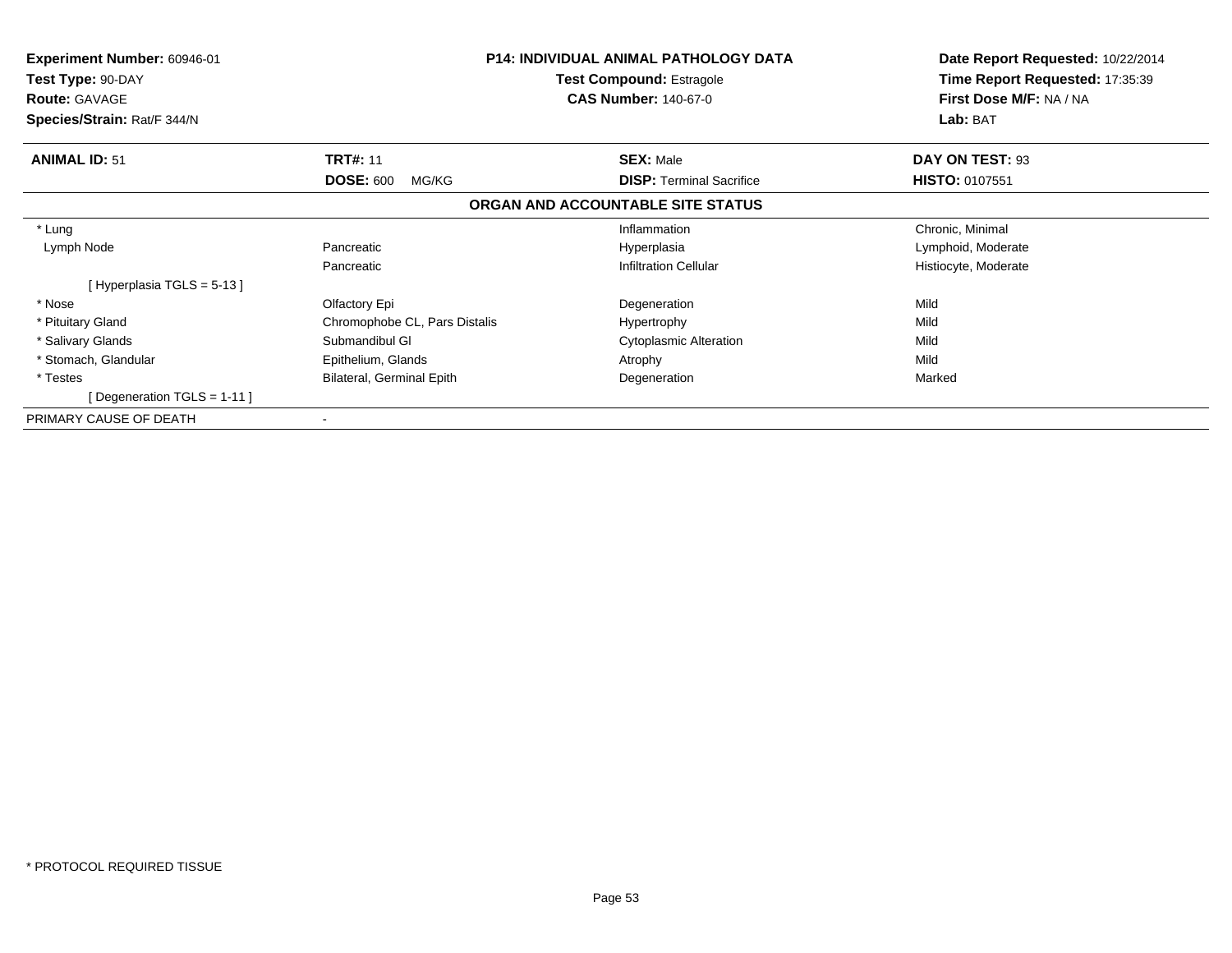**Experiment Number:** 60946-01
**Test Type:** 90-DAY
**Route:** GAVAGE
**Species/Strain:** Rat/F 344/N

**P14: INDIVIDUAL ANIMAL PATHOLOGY DATA**
**Test Compound:** Estragole
**CAS Number:** 140-67-0

**Date Report Requested:** 10/22/2014
**Time Report Requested:** 17:35:39
**First Dose M/F:** NA / NA
**Lab:** BAT

| **ANIMAL ID:** 51 | **TRT#:** 11 | **SEX:** Male | **DAY ON TEST:** 93 |
|---|---|---|---|
| | **DOSE:** 600 MG/KG | **DISP:** Terminal Sacrifice | **HISTO:** 0107551 |

**ORGAN AND ACCOUNTABLE SITE STATUS**

| | | | |
|---|---|---|---|
| * Lung | | Inflammation | Chronic, Minimal |
| Lymph Node | Pancreatic | Hyperplasia | Lymphoid, Moderate |
| | Pancreatic | Infiltration Cellular | Histiocyte, Moderate |
| [ Hyperplasia TGLS = 5-13 ] | | | |
| * Nose | Olfactory Epi | Degeneration | Mild |
| * Pituitary Gland | Chromophobe CL, Pars Distalis | Hypertrophy | Mild |
| * Salivary Glands | Submandibul Gl | Cytoplasmic Alteration | Mild |
| * Stomach, Glandular | Epithelium, Glands | Atrophy | Mild |
| * Testes | Bilateral, Germinal Epith | Degeneration | Marked |
| [ Degeneration TGLS = 1-11 ] | | | |
| PRIMARY CAUSE OF DEATH | - | | |

* PROTOCOL REQUIRED TISSUE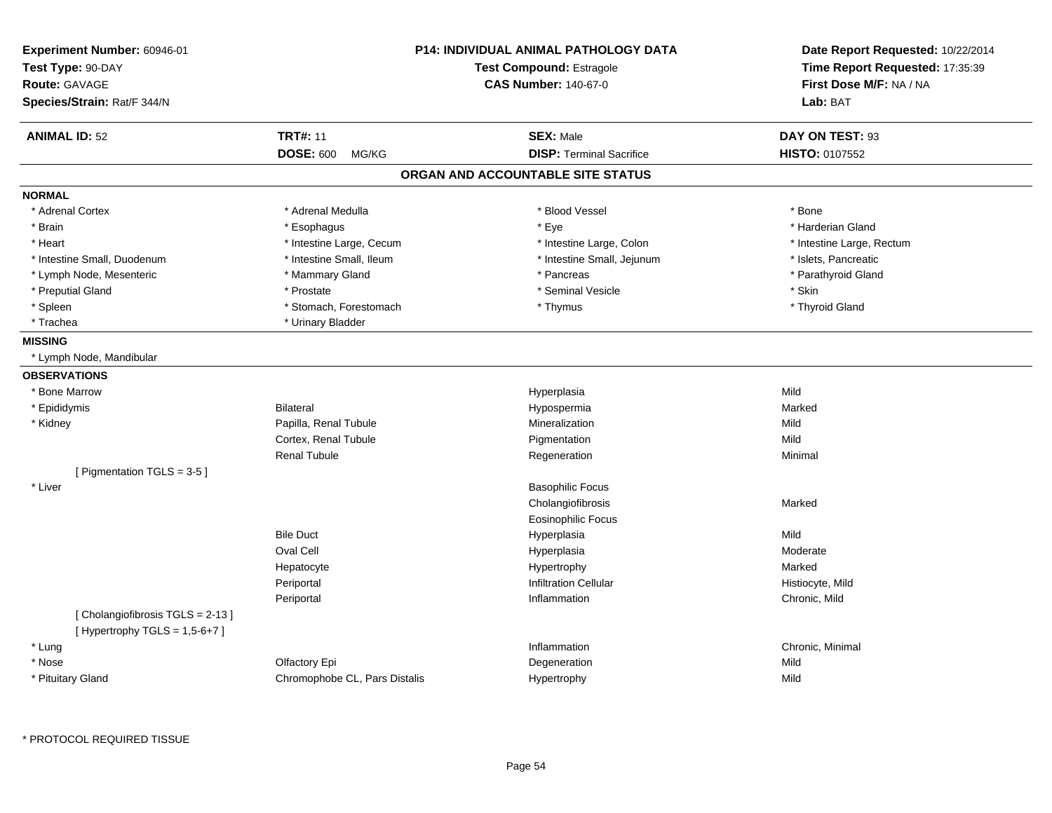| Experiment Number: 60946-01 | P14: INDIVIDUAL ANIMAL PATHOLOGY DATA | Date Report Requested: 10/22/2014 |
|---|---|---|
| Test Type: 90-DAY | Test Compound: Estragole | Time Report Requested: 17:35:39 |
| Route: GAVAGE | CAS Number: 140-67-0 | First Dose M/F: NA / NA |
| Species/Strain: Rat/F 344/N | | Lab: BAT |

| ANIMAL ID: 52 | TRT#: 11 | SEX: Male | DAY ON TEST: 93 |
|---|---|---|---|
| | DOSE: 600 MG/KG | DISP: Terminal Sacrifice | HISTO: 0107552 |

## ORGAN AND ACCOUNTABLE SITE STATUS

**NORMAL**

| | | | |
|---|---|---|---|
| * Adrenal Cortex | * Adrenal Medulla | * Blood Vessel | * Bone |
| * Brain | * Esophagus | * Eye | * Harderian Gland |
| * Heart | * Intestine Large, Cecum | * Intestine Large, Colon | * Intestine Large, Rectum |
| * Intestine Small, Duodenum | * Intestine Small, Ileum | * Intestine Small, Jejunum | * Islets, Pancreatic |
| * Lymph Node, Mesenteric | * Mammary Gland | * Pancreas | * Parathyroid Gland |
| * Preputial Gland | * Prostate | * Seminal Vesicle | * Skin |
| * Spleen | * Stomach, Forestomach | * Thymus | * Thyroid Gland |
| * Trachea | * Urinary Bladder | | |

**MISSING**

* Lymph Node, Mandibular

**OBSERVATIONS**

| Organ | Site | Observation | Severity |
|---|---|---|---|
| * Bone Marrow | | Hyperplasia | Mild |
| * Epididymis | Bilateral | Hypospermia | Marked |
| * Kidney | Papilla, Renal Tubule | Mineralization | Mild |
| | Cortex, Renal Tubule | Pigmentation | Mild |
| | Renal Tubule | Regeneration | Minimal |
| [ Pigmentation TGLS = 3-5 ] | | | |
| * Liver | | Basophilic Focus | |
| | | Cholangiofibrosis | Marked |
| | | Eosinophilic Focus | |
| | Bile Duct | Hyperplasia | Mild |
| | Oval Cell | Hyperplasia | Moderate |
| | Hepatocyte | Hypertrophy | Marked |
| | Periportal | Infiltration Cellular | Histiocyte, Mild |
| | Periportal | Inflammation | Chronic, Mild |
| [ Cholangiofibrosis TGLS = 2-13 ] | | | |
| [ Hypertrophy TGLS = 1,5-6+7 ] | | | |
| * Lung | | Inflammation | Chronic, Minimal |
| * Nose | Olfactory Epi | Degeneration | Mild |
| * Pituitary Gland | Chromophobe CL, Pars Distalis | Hypertrophy | Mild |

* PROTOCOL REQUIRED TISSUE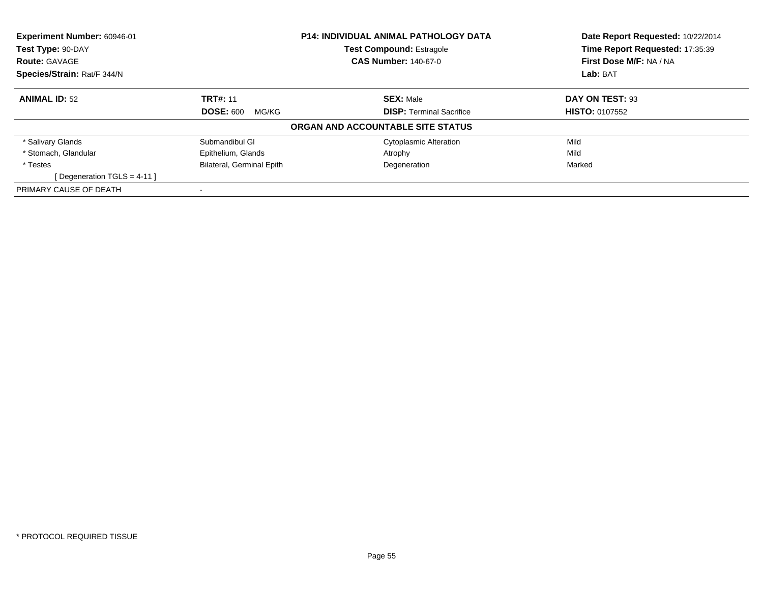**Experiment Number:** 60946-01
**Test Type:** 90-DAY
**Route:** GAVAGE
**Species/Strain:** Rat/F 344/N

**P14: INDIVIDUAL ANIMAL PATHOLOGY DATA**
**Test Compound:** Estragole
**CAS Number:** 140-67-0

**Date Report Requested:** 10/22/2014
**Time Report Requested:** 17:35:39
**First Dose M/F:** NA / NA
**Lab:** BAT

| **ANIMAL ID:** 52 | **TRT#:** 11 | **SEX:** Male | **DAY ON TEST:** 93 |
|---|---|---|---|
| | **DOSE:** 600 MG/KG | **DISP:** Terminal Sacrifice | **HISTO:** 0107552 |

**ORGAN AND ACCOUNTABLE SITE STATUS**

| | | | |
|---|---|---|---|
| * Salivary Glands | Submandibul Gl | Cytoplasmic Alteration | Mild |
| * Stomach, Glandular | Epithelium, Glands | Atrophy | Mild |
| * Testes | Bilateral, Germinal Epith | Degeneration | Marked |
| [ Degeneration TGLS = 4-11 ] | | | |
| PRIMARY CAUSE OF DEATH | - | | |

* PROTOCOL REQUIRED TISSUE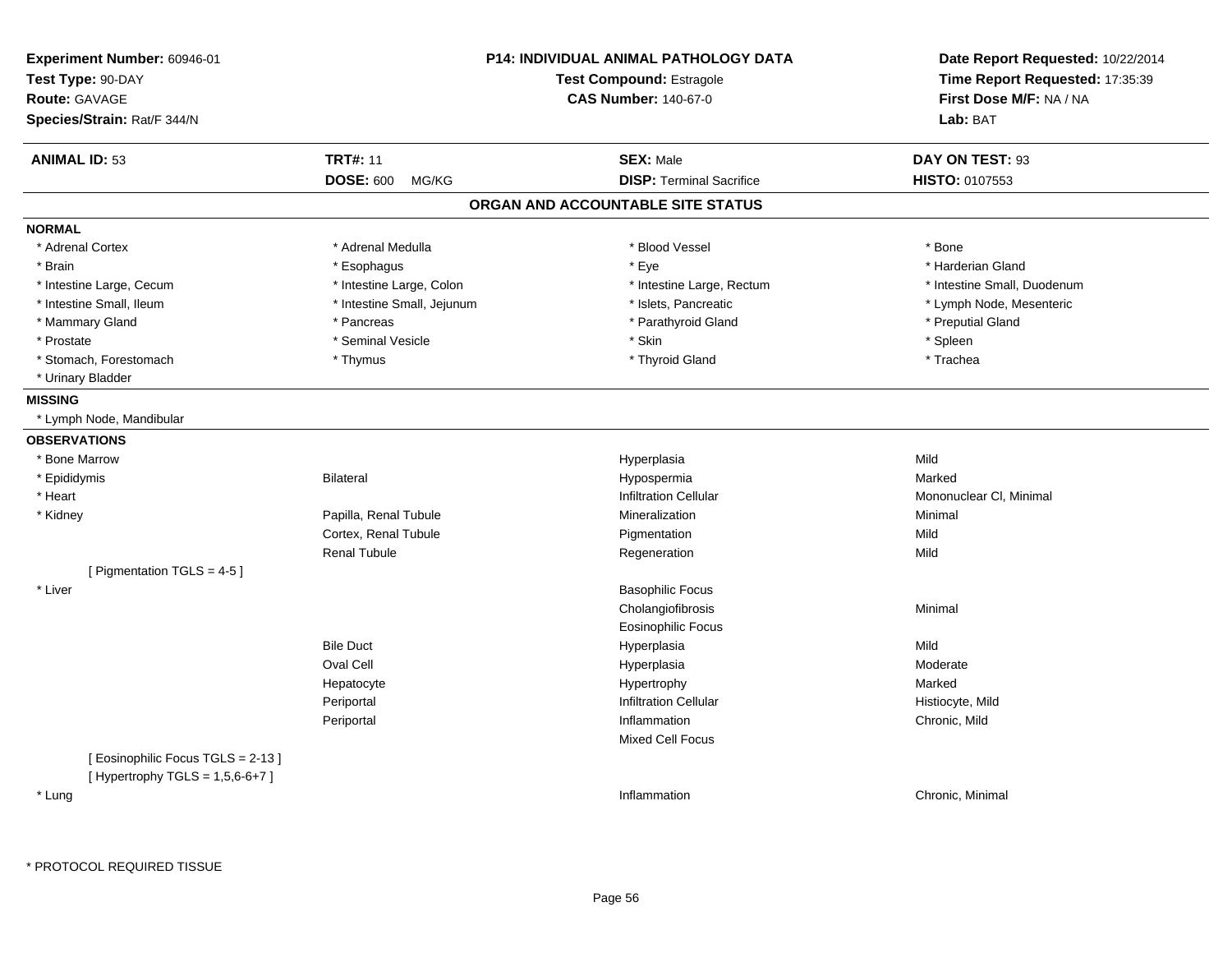**Experiment Number:** 60946-01
**Test Type:** 90-DAY
**Route:** GAVAGE
**Species/Strain:** Rat/F 344/N

**P14: INDIVIDUAL ANIMAL PATHOLOGY DATA**
**Test Compound:** Estragole
**CAS Number:** 140-67-0

**Date Report Requested:** 10/22/2014
**Time Report Requested:** 17:35:39
**First Dose M/F:** NA / NA
**Lab:** BAT

| **ANIMAL ID:** 53 | **TRT#:** 11 | **SEX:** Male | **DAY ON TEST:** 93 |
|---|---|---|---|
| | **DOSE:** 600 MG/KG | **DISP:** Terminal Sacrifice | **HISTO:** 0107553 |

## ORGAN AND ACCOUNTABLE SITE STATUS

**NORMAL**

| | | | |
|---|---|---|---|
| * Adrenal Cortex | * Adrenal Medulla | * Blood Vessel | * Bone |
| * Brain | * Esophagus | * Eye | * Harderian Gland |
| * Intestine Large, Cecum | * Intestine Large, Colon | * Intestine Large, Rectum | * Intestine Small, Duodenum |
| * Intestine Small, Ileum | * Intestine Small, Jejunum | * Islets, Pancreatic | * Lymph Node, Mesenteric |
| * Mammary Gland | * Pancreas | * Parathyroid Gland | * Preputial Gland |
| * Prostate | * Seminal Vesicle | * Skin | * Spleen |
| * Stomach, Forestomach | * Thymus | * Thyroid Gland | * Trachea |
| * Urinary Bladder | | | |

**MISSING**

* Lymph Node, Mandibular

**OBSERVATIONS**

| | | | |
|---|---|---|---|
| * Bone Marrow | | Hyperplasia | Mild |
| * Epididymis | Bilateral | Hypospermia | Marked |
| * Heart | | Infiltration Cellular | Mononuclear Cl, Minimal |
| * Kidney | Papilla, Renal Tubule | Mineralization | Minimal |
| | Cortex, Renal Tubule | Pigmentation | Mild |
| | Renal Tubule | Regeneration | Mild |
| [ Pigmentation TGLS = 4-5 ] | | | |
| * Liver | | Basophilic Focus | |
| | | Cholangiofibrosis | Minimal |
| | | Eosinophilic Focus | |
| | Bile Duct | Hyperplasia | Mild |
| | Oval Cell | Hyperplasia | Moderate |
| | Hepatocyte | Hypertrophy | Marked |
| | Periportal | Infiltration Cellular | Histiocyte, Mild |
| | Periportal | Inflammation | Chronic, Mild |
| | | Mixed Cell Focus | |
| [ Eosinophilic Focus TGLS = 2-13 ]<br>[ Hypertrophy TGLS = 1,5,6-6+7 ] | | | |
| * Lung | | Inflammation | Chronic, Minimal |

* PROTOCOL REQUIRED TISSUE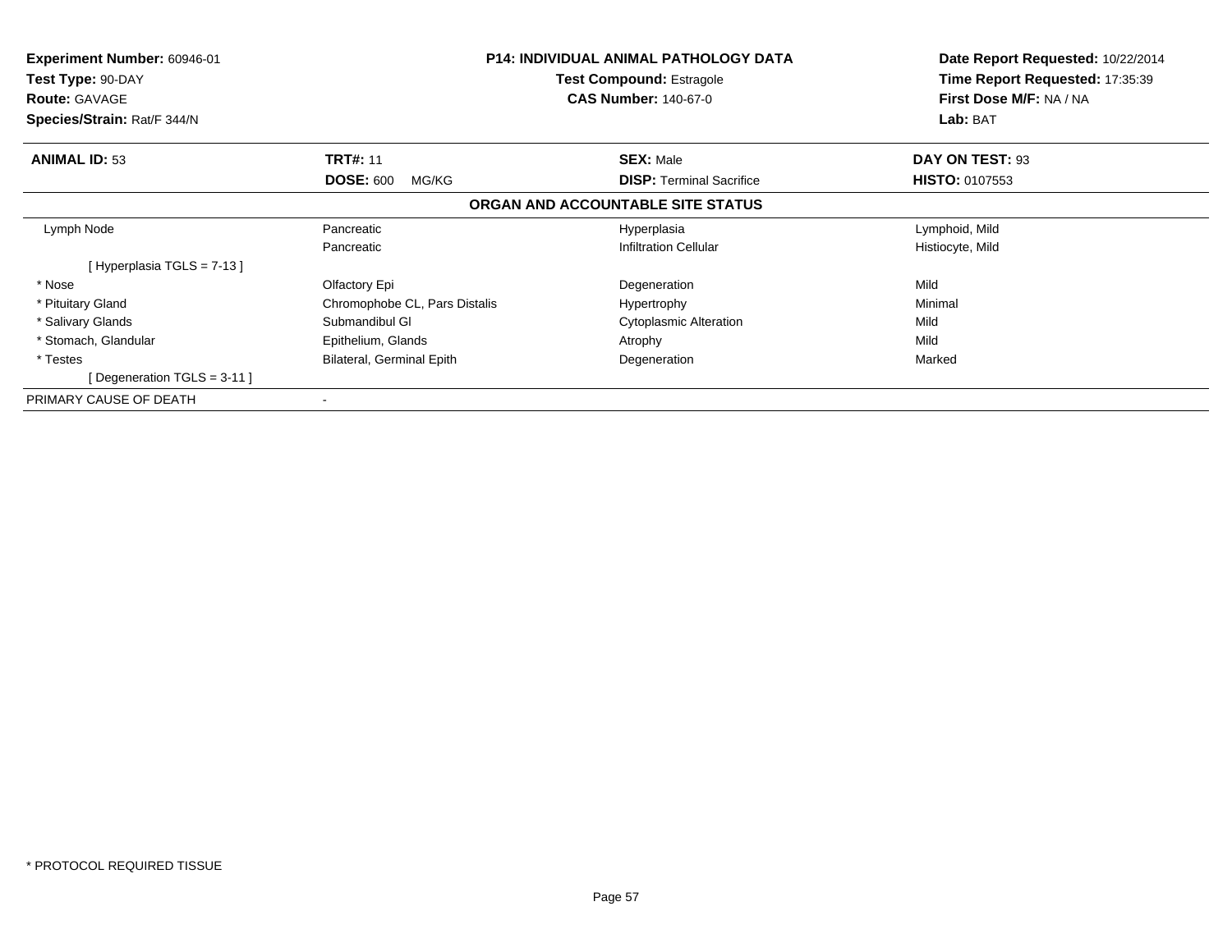**Experiment Number:** 60946-01
**Test Type:** 90-DAY
**Route:** GAVAGE
**Species/Strain:** Rat/F 344/N

**P14: INDIVIDUAL ANIMAL PATHOLOGY DATA**
**Test Compound:** Estragole
**CAS Number:** 140-67-0

**Date Report Requested:** 10/22/2014
**Time Report Requested:** 17:35:39
**First Dose M/F:** NA / NA
**Lab:** BAT

| **ANIMAL ID:** 53 | **TRT#:** 11 | **SEX:** Male | **DAY ON TEST:** 93 |
|---|---|---|---|
| | **DOSE:** 600 MG/KG | **DISP:** Terminal Sacrifice | **HISTO:** 0107553 |

**ORGAN AND ACCOUNTABLE SITE STATUS**

| | | | |
|---|---|---|---|
| Lymph Node | Pancreatic | Hyperplasia | Lymphoid, Mild |
| | Pancreatic | Infiltration Cellular | Histiocyte, Mild |
| [ Hyperplasia TGLS = 7-13 ] | | | |
| * Nose | Olfactory Epi | Degeneration | Mild |
| * Pituitary Gland | Chromophobe CL, Pars Distalis | Hypertrophy | Minimal |
| * Salivary Glands | Submandibul Gl | Cytoplasmic Alteration | Mild |
| * Stomach, Glandular | Epithelium, Glands | Atrophy | Mild |
| * Testes | Bilateral, Germinal Epith | Degeneration | Marked |
| [ Degeneration TGLS = 3-11 ] | | | |
| PRIMARY CAUSE OF DEATH | - | | |

* PROTOCOL REQUIRED TISSUE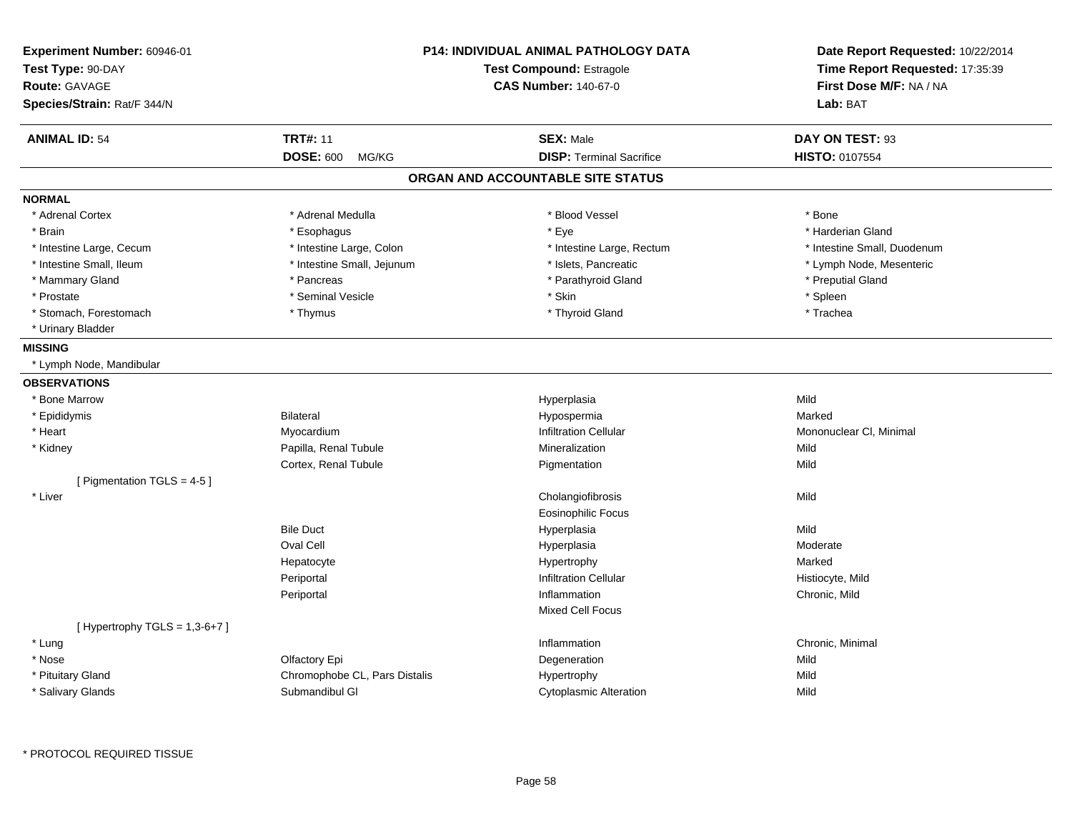**Experiment Number:** 60946-01
**Test Type:** 90-DAY
**Route:** GAVAGE
**Species/Strain:** Rat/F 344/N

**P14: INDIVIDUAL ANIMAL PATHOLOGY DATA**
**Test Compound:** Estragole
**CAS Number:** 140-67-0

**Date Report Requested:** 10/22/2014
**Time Report Requested:** 17:35:39
**First Dose M/F:** NA / NA
**Lab:** BAT

| **ANIMAL ID:** 54 | **TRT#:** 11 | **SEX:** Male | **DAY ON TEST:** 93 |
|---|---|---|---|
| | **DOSE:** 600 MG/KG | **DISP:** Terminal Sacrifice | **HISTO:** 0107554 |

## ORGAN AND ACCOUNTABLE SITE STATUS

**NORMAL**

| | | | |
|---|---|---|---|
| * Adrenal Cortex | * Adrenal Medulla | * Blood Vessel | * Bone |
| * Brain | * Esophagus | * Eye | * Harderian Gland |
| * Intestine Large, Cecum | * Intestine Large, Colon | * Intestine Large, Rectum | * Intestine Small, Duodenum |
| * Intestine Small, Ileum | * Intestine Small, Jejunum | * Islets, Pancreatic | * Lymph Node, Mesenteric |
| * Mammary Gland | * Pancreas | * Parathyroid Gland | * Preputial Gland |
| * Prostate | * Seminal Vesicle | * Skin | * Spleen |
| * Stomach, Forestomach | * Thymus | * Thyroid Gland | * Trachea |
| * Urinary Bladder | | | |

**MISSING**

* Lymph Node, Mandibular

**OBSERVATIONS**

| | | | |
|---|---|---|---|
| * Bone Marrow | | Hyperplasia | Mild |
| * Epididymis | Bilateral | Hypospermia | Marked |
| * Heart | Myocardium | Infiltration Cellular | Mononuclear Cl, Minimal |
| * Kidney | Papilla, Renal Tubule | Mineralization | Mild |
| | Cortex, Renal Tubule | Pigmentation | Mild |
| [ Pigmentation TGLS = 4-5 ] | | | |
| * Liver | | Cholangiofibrosis | Mild |
| | | Eosinophilic Focus | |
| | Bile Duct | Hyperplasia | Mild |
| | Oval Cell | Hyperplasia | Moderate |
| | Hepatocyte | Hypertrophy | Marked |
| | Periportal | Infiltration Cellular | Histiocyte, Mild |
| | Periportal | Inflammation | Chronic, Mild |
| | | Mixed Cell Focus | |
| [ Hypertrophy TGLS = 1,3-6+7 ] | | | |
| * Lung | | Inflammation | Chronic, Minimal |
| * Nose | Olfactory Epi | Degeneration | Mild |
| * Pituitary Gland | Chromophobe CL, Pars Distalis | Hypertrophy | Mild |
| * Salivary Glands | Submandibul Gl | Cytoplasmic Alteration | Mild |

* PROTOCOL REQUIRED TISSUE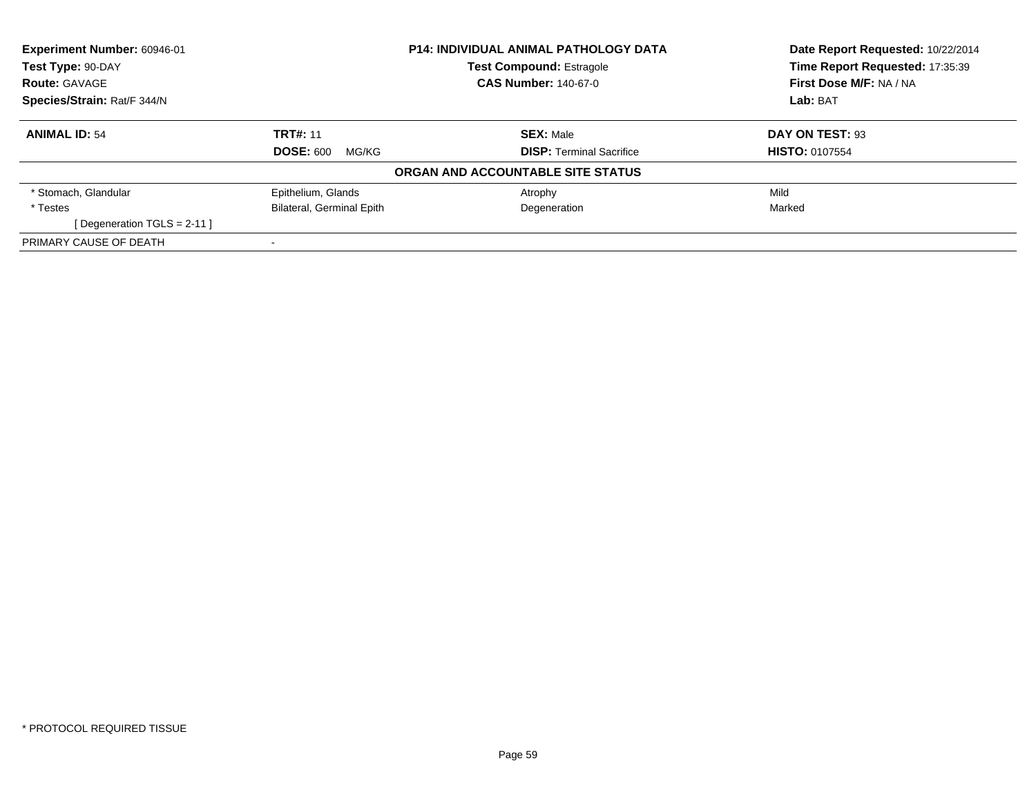**Experiment Number:** 60946-01
**Test Type:** 90-DAY
**Route:** GAVAGE
**Species/Strain:** Rat/F 344/N

**P14: INDIVIDUAL ANIMAL PATHOLOGY DATA**
**Test Compound:** Estragole
**CAS Number:** 140-67-0

**Date Report Requested:** 10/22/2014
**Time Report Requested:** 17:35:39
**First Dose M/F:** NA / NA
**Lab:** BAT

| **ANIMAL ID:** 54 | **TRT#:** 11 | **SEX:** Male | **DAY ON TEST:** 93 |
|---|---|---|---|
| | **DOSE:** 600 MG/KG | **DISP:** Terminal Sacrifice | **HISTO:** 0107554 |

**ORGAN AND ACCOUNTABLE SITE STATUS**

| | | | |
|---|---|---|---|
| * Stomach, Glandular | Epithelium, Glands | Atrophy | Mild |
| * Testes | Bilateral, Germinal Epith | Degeneration | Marked |
| [ Degeneration TGLS = 2-11 ] | | | |
| PRIMARY CAUSE OF DEATH | - | | |

* PROTOCOL REQUIRED TISSUE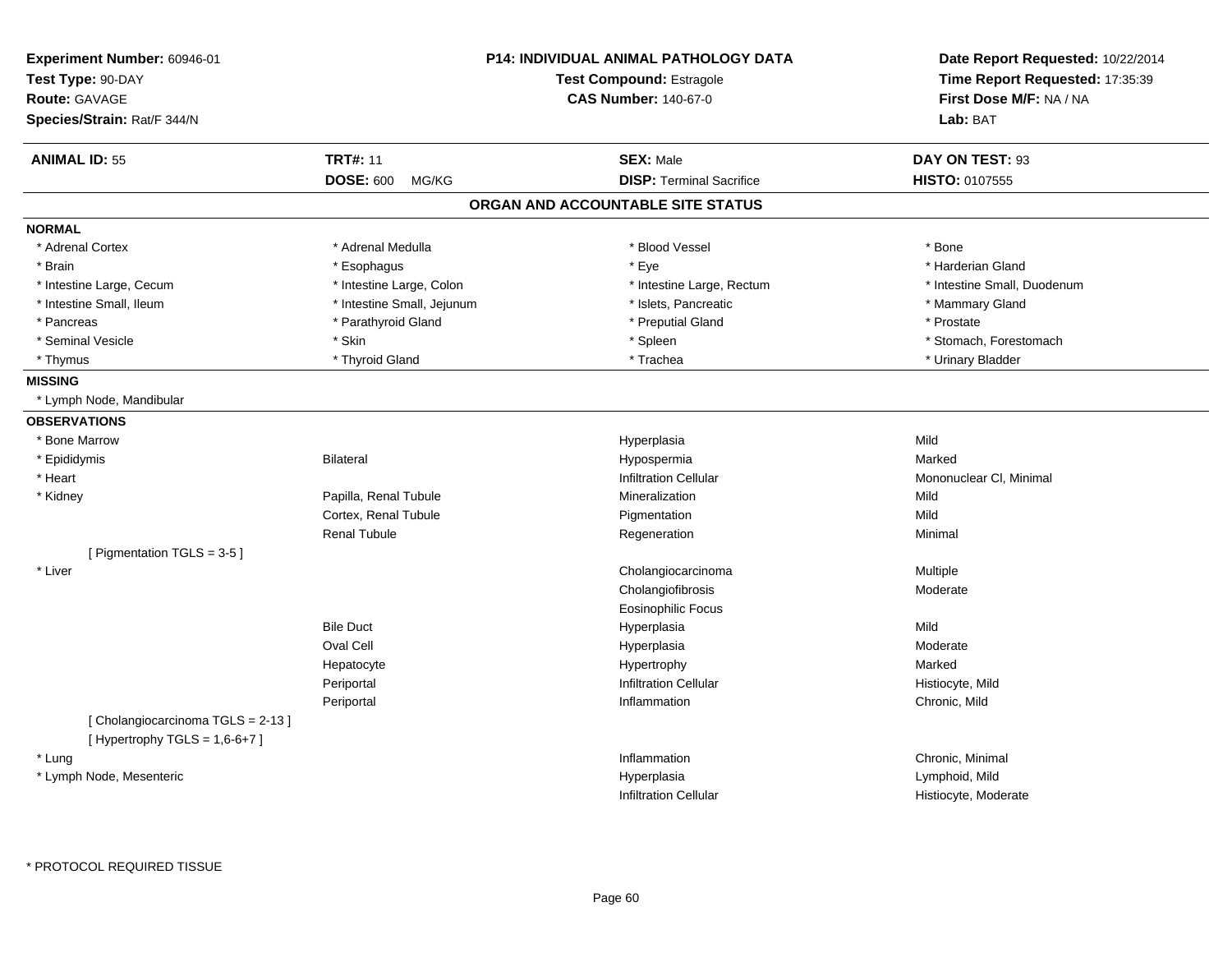**Experiment Number:** 60946-01
**Test Type:** 90-DAY
**Route:** GAVAGE
**Species/Strain:** Rat/F 344/N

**P14: INDIVIDUAL ANIMAL PATHOLOGY DATA**
**Test Compound:** Estragole
**CAS Number:** 140-67-0

**Date Report Requested:** 10/22/2014
**Time Report Requested:** 17:35:39
**First Dose M/F:** NA / NA
**Lab:** BAT

| **ANIMAL ID:** 55 | **TRT#:** 11 | **SEX:** Male | **DAY ON TEST:** 93 |
|---|---|---|---|
| | **DOSE:** 600 MG/KG | **DISP:** Terminal Sacrifice | **HISTO:** 0107555 |

## ORGAN AND ACCOUNTABLE SITE STATUS

**NORMAL**

| | | | |
|---|---|---|---|
| * Adrenal Cortex | * Adrenal Medulla | * Blood Vessel | * Bone |
| * Brain | * Esophagus | * Eye | * Harderian Gland |
| * Intestine Large, Cecum | * Intestine Large, Colon | * Intestine Large, Rectum | * Intestine Small, Duodenum |
| * Intestine Small, Ileum | * Intestine Small, Jejunum | * Islets, Pancreatic | * Mammary Gland |
| * Pancreas | * Parathyroid Gland | * Preputial Gland | * Prostate |
| * Seminal Vesicle | * Skin | * Spleen | * Stomach, Forestomach |
| * Thymus | * Thyroid Gland | * Trachea | * Urinary Bladder |

**MISSING**

* Lymph Node, Mandibular

**OBSERVATIONS**

| Organ | Site | Observation | Severity |
|---|---|---|---|
| * Bone Marrow | | Hyperplasia | Mild |
| * Epididymis | Bilateral | Hypospermia | Marked |
| * Heart | | Infiltration Cellular | Mononuclear Cl, Minimal |
| * Kidney | Papilla, Renal Tubule | Mineralization | Mild |
| | Cortex, Renal Tubule | Pigmentation | Mild |
| | Renal Tubule | Regeneration | Minimal |
| [ Pigmentation TGLS = 3-5 ] | | | |
| * Liver | | Cholangiocarcinoma | Multiple |
| | | Cholangiofibrosis | Moderate |
| | | Eosinophilic Focus | |
| | Bile Duct | Hyperplasia | Mild |
| | Oval Cell | Hyperplasia | Moderate |
| | Hepatocyte | Hypertrophy | Marked |
| | Periportal | Infiltration Cellular | Histiocyte, Mild |
| | Periportal | Inflammation | Chronic, Mild |
| [ Cholangiocarcinoma TGLS = 2-13 ] | | | |
| [ Hypertrophy TGLS = 1,6-6+7 ] | | | |
| * Lung | | Inflammation | Chronic, Minimal |
| * Lymph Node, Mesenteric | | Hyperplasia | Lymphoid, Mild |
| | | Infiltration Cellular | Histiocyte, Moderate |

* PROTOCOL REQUIRED TISSUE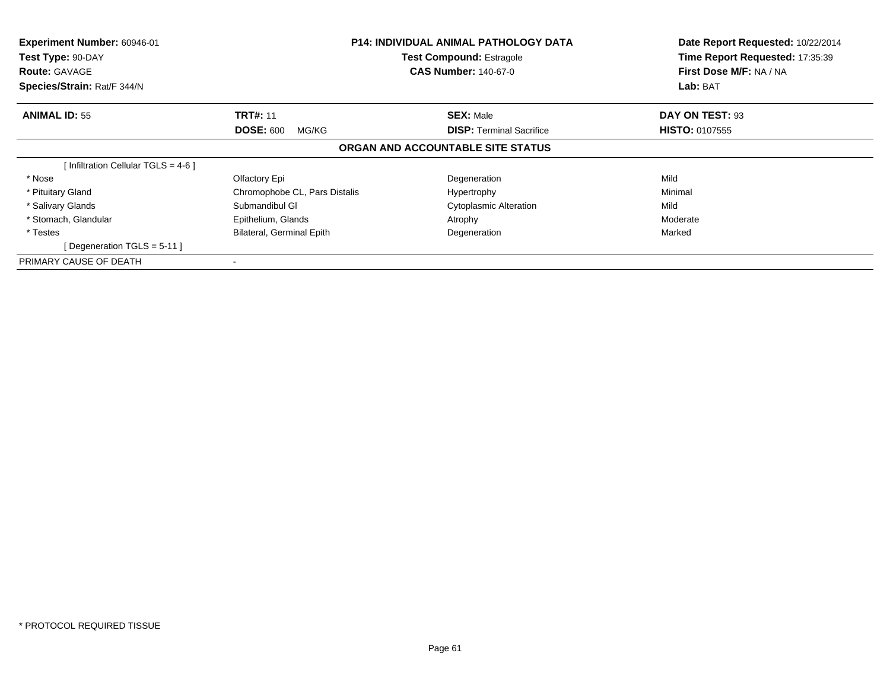**Experiment Number:** 60946-01
**Test Type:** 90-DAY
**Route:** GAVAGE
**Species/Strain:** Rat/F 344/N

**P14: INDIVIDUAL ANIMAL PATHOLOGY DATA**
**Test Compound:** Estragole
**CAS Number:** 140-67-0

**Date Report Requested:** 10/22/2014
**Time Report Requested:** 17:35:39
**First Dose M/F:** NA / NA
**Lab:** BAT

| **ANIMAL ID:** 55 | **TRT#:** 11 | **SEX:** Male | **DAY ON TEST:** 93 |
|---|---|---|---|
| | **DOSE:** 600 MG/KG | **DISP:** Terminal Sacrifice | **HISTO:** 0107555 |

## ORGAN AND ACCOUNTABLE SITE STATUS

| | | | |
|---|---|---|---|
| [ Infiltration Cellular TGLS = 4-6 ] | | | |
| * Nose | Olfactory Epi | Degeneration | Mild |
| * Pituitary Gland | Chromophobe CL, Pars Distalis | Hypertrophy | Minimal |
| * Salivary Glands | Submandibul Gl | Cytoplasmic Alteration | Mild |
| * Stomach, Glandular | Epithelium, Glands | Atrophy | Moderate |
| * Testes | Bilateral, Germinal Epith | Degeneration | Marked |
| [ Degeneration TGLS = 5-11 ] | | | |
| PRIMARY CAUSE OF DEATH | - | | |

* PROTOCOL REQUIRED TISSUE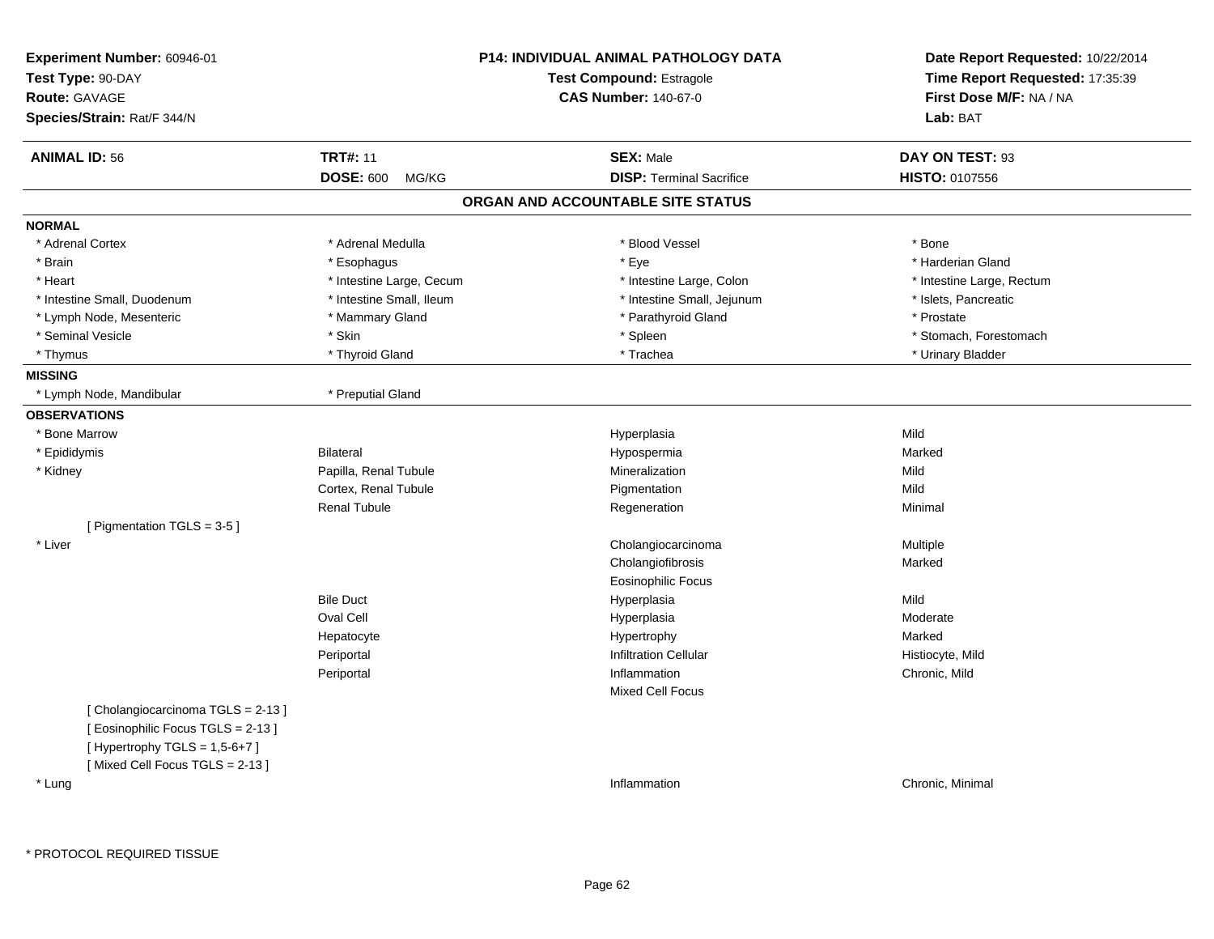**Experiment Number:** 60946-01
**Test Type:** 90-DAY
**Route:** GAVAGE
**Species/Strain:** Rat/F 344/N

**P14: INDIVIDUAL ANIMAL PATHOLOGY DATA**
**Test Compound:** Estragole
**CAS Number:** 140-67-0

**Date Report Requested:** 10/22/2014
**Time Report Requested:** 17:35:39
**First Dose M/F:** NA / NA
**Lab:** BAT

| **ANIMAL ID:** 56 | **TRT#:** 11 | **SEX:** Male | **DAY ON TEST:** 93 |
|---|---|---|---|
| | **DOSE:** 600 MG/KG | **DISP:** Terminal Sacrifice | **HISTO:** 0107556 |

## ORGAN AND ACCOUNTABLE SITE STATUS

**NORMAL**

| | | | |
|---|---|---|---|
| * Adrenal Cortex | * Adrenal Medulla | * Blood Vessel | * Bone |
| * Brain | * Esophagus | * Eye | * Harderian Gland |
| * Heart | * Intestine Large, Cecum | * Intestine Large, Colon | * Intestine Large, Rectum |
| * Intestine Small, Duodenum | * Intestine Small, Ileum | * Intestine Small, Jejunum | * Islets, Pancreatic |
| * Lymph Node, Mesenteric | * Mammary Gland | * Parathyroid Gland | * Prostate |
| * Seminal Vesicle | * Skin | * Spleen | * Stomach, Forestomach |
| * Thymus | * Thyroid Gland | * Trachea | * Urinary Bladder |

**MISSING**

| | |
|---|---|
| * Lymph Node, Mandibular | * Preputial Gland |

**OBSERVATIONS**

| | | | |
|---|---|---|---|
| * Bone Marrow | | Hyperplasia | Mild |
| * Epididymis | Bilateral | Hypospermia | Marked |
| * Kidney | Papilla, Renal Tubule | Mineralization | Mild |
| | Cortex, Renal Tubule | Pigmentation | Mild |
| | Renal Tubule | Regeneration | Minimal |
| [ Pigmentation TGLS = 3-5 ] | | | |
| * Liver | | Cholangiocarcinoma | Multiple |
| | | Cholangiofibrosis | Marked |
| | | Eosinophilic Focus | |
| | Bile Duct | Hyperplasia | Mild |
| | Oval Cell | Hyperplasia | Moderate |
| | Hepatocyte | Hypertrophy | Marked |
| | Periportal | Infiltration Cellular | Histiocyte, Mild |
| | Periportal | Inflammation | Chronic, Mild |
| | | Mixed Cell Focus | |
| [ Cholangiocarcinoma TGLS = 2-13 ] | | | |
| [ Eosinophilic Focus TGLS = 2-13 ] | | | |
| [ Hypertrophy TGLS = 1,5-6+7 ] | | | |
| [ Mixed Cell Focus TGLS = 2-13 ] | | | |
| * Lung | | Inflammation | Chronic, Minimal |

* PROTOCOL REQUIRED TISSUE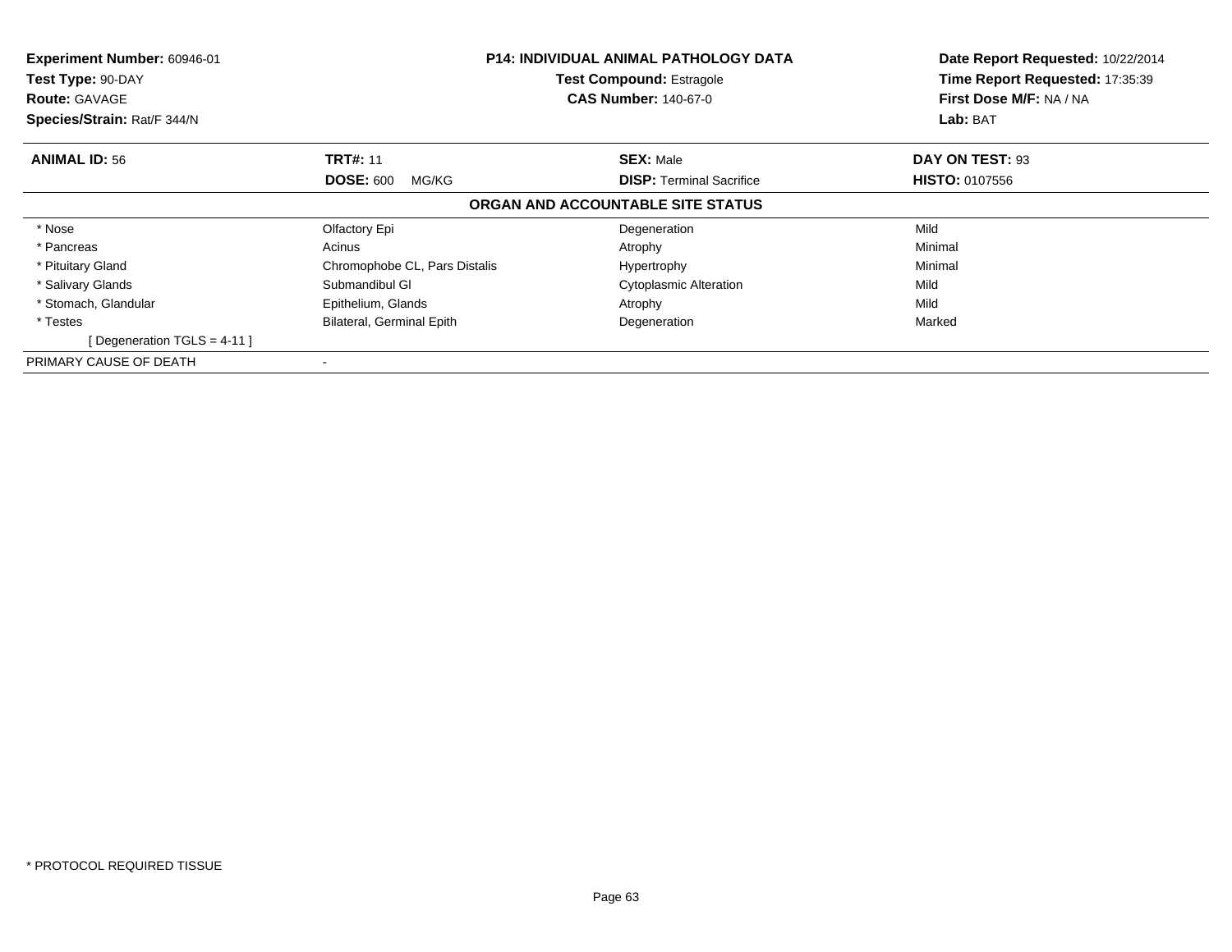**Experiment Number:** 60946-01
**Test Type:** 90-DAY
**Route:** GAVAGE
**Species/Strain:** Rat/F 344/N

**P14: INDIVIDUAL ANIMAL PATHOLOGY DATA**
**Test Compound:** Estragole
**CAS Number:** 140-67-0

**Date Report Requested:** 10/22/2014
**Time Report Requested:** 17:35:39
**First Dose M/F:** NA / NA
**Lab:** BAT

| **ANIMAL ID:** 56 | **TRT#:** 11 | **SEX:** Male | **DAY ON TEST:** 93 |
|---|---|---|---|
| | **DOSE:** 600 MG/KG | **DISP:** Terminal Sacrifice | **HISTO:** 0107556 |

**ORGAN AND ACCOUNTABLE SITE STATUS**

| | | | |
|---|---|---|---|
| * Nose | Olfactory Epi | Degeneration | Mild |
| * Pancreas | Acinus | Atrophy | Minimal |
| * Pituitary Gland | Chromophobe CL, Pars Distalis | Hypertrophy | Minimal |
| * Salivary Glands | Submandibul Gl | Cytoplasmic Alteration | Mild |
| * Stomach, Glandular | Epithelium, Glands | Atrophy | Mild |
| * Testes | Bilateral, Germinal Epith | Degeneration | Marked |
| [ Degeneration TGLS = 4-11 ] | | | |
| PRIMARY CAUSE OF DEATH | - | | |

* PROTOCOL REQUIRED TISSUE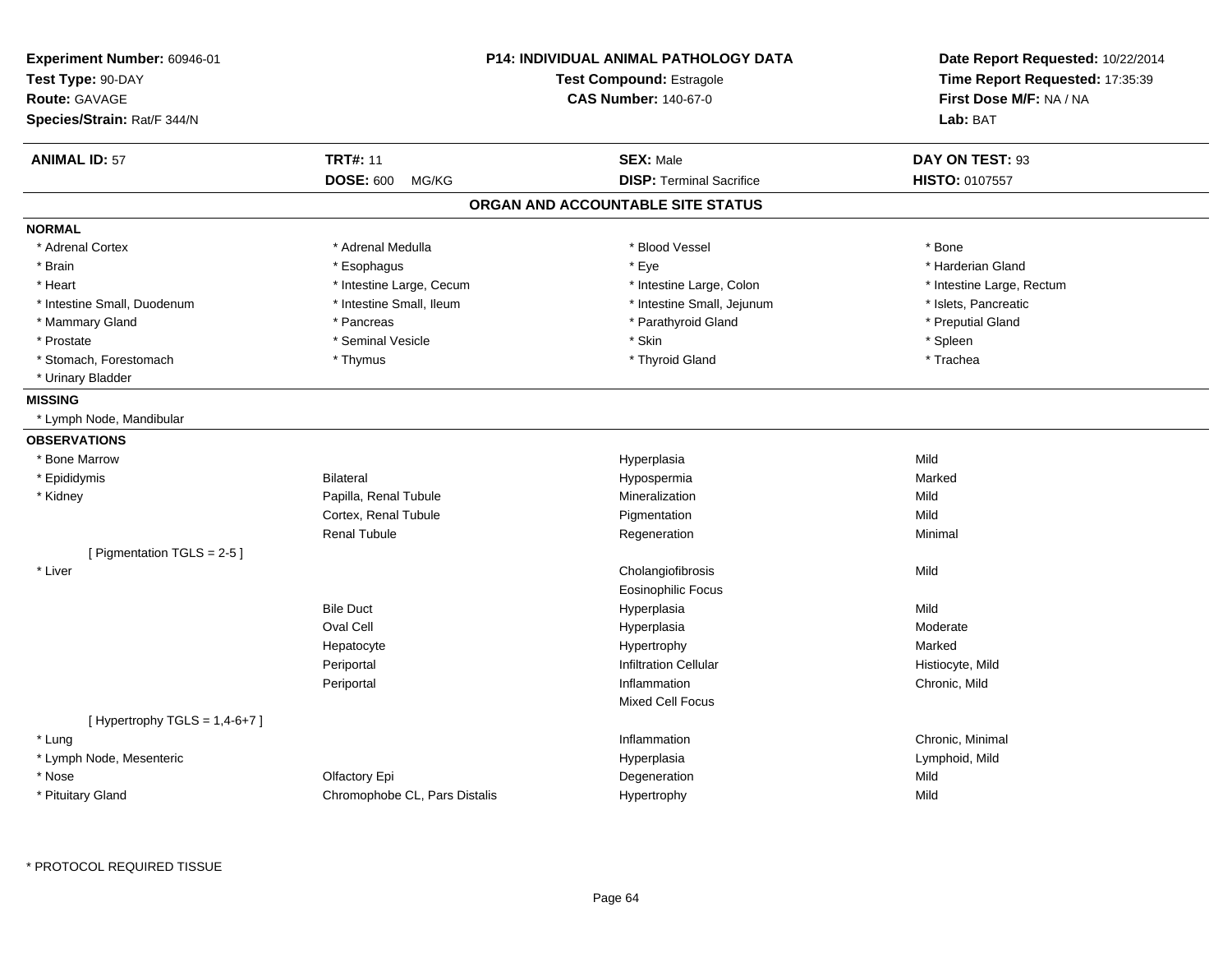**Experiment Number:** 60946-01
**Test Type:** 90-DAY
**Route:** GAVAGE
**Species/Strain:** Rat/F 344/N

**P14: INDIVIDUAL ANIMAL PATHOLOGY DATA**
**Test Compound:** Estragole
**CAS Number:** 140-67-0

**Date Report Requested:** 10/22/2014
**Time Report Requested:** 17:35:39
**First Dose M/F:** NA / NA
**Lab:** BAT

| **ANIMAL ID:** 57 | **TRT#:** 11 | **SEX:** Male | **DAY ON TEST:** 93 |
|---|---|---|---|
| | **DOSE:** 600 MG/KG | **DISP:** Terminal Sacrifice | **HISTO:** 0107557 |

## ORGAN AND ACCOUNTABLE SITE STATUS

**NORMAL**

| | | | |
|---|---|---|---|
| * Adrenal Cortex | * Adrenal Medulla | * Blood Vessel | * Bone |
| * Brain | * Esophagus | * Eye | * Harderian Gland |
| * Heart | * Intestine Large, Cecum | * Intestine Large, Colon | * Intestine Large, Rectum |
| * Intestine Small, Duodenum | * Intestine Small, Ileum | * Intestine Small, Jejunum | * Islets, Pancreatic |
| * Mammary Gland | * Pancreas | * Parathyroid Gland | * Preputial Gland |
| * Prostate | * Seminal Vesicle | * Skin | * Spleen |
| * Stomach, Forestomach | * Thymus | * Thyroid Gland | * Trachea |
| * Urinary Bladder | | | |

**MISSING**

* Lymph Node, Mandibular

**OBSERVATIONS**

| Organ | Site | Observation | Severity |
|---|---|---|---|
| * Bone Marrow | | Hyperplasia | Mild |
| * Epididymis | Bilateral | Hypospermia | Marked |
| * Kidney | Papilla, Renal Tubule | Mineralization | Mild |
| | Cortex, Renal Tubule | Pigmentation | Mild |
| | Renal Tubule | Regeneration | Minimal |
| [ Pigmentation TGLS = 2-5 ] | | | |
| * Liver | | Cholangiofibrosis | Mild |
| | | Eosinophilic Focus | |
| | Bile Duct | Hyperplasia | Mild |
| | Oval Cell | Hyperplasia | Moderate |
| | Hepatocyte | Hypertrophy | Marked |
| | Periportal | Infiltration Cellular | Histiocyte, Mild |
| | Periportal | Inflammation | Chronic, Mild |
| | | Mixed Cell Focus | |
| [ Hypertrophy TGLS = 1,4-6+7 ] | | | |
| * Lung | | Inflammation | Chronic, Minimal |
| * Lymph Node, Mesenteric | | Hyperplasia | Lymphoid, Mild |
| * Nose | Olfactory Epi | Degeneration | Mild |
| * Pituitary Gland | Chromophobe CL, Pars Distalis | Hypertrophy | Mild |

* PROTOCOL REQUIRED TISSUE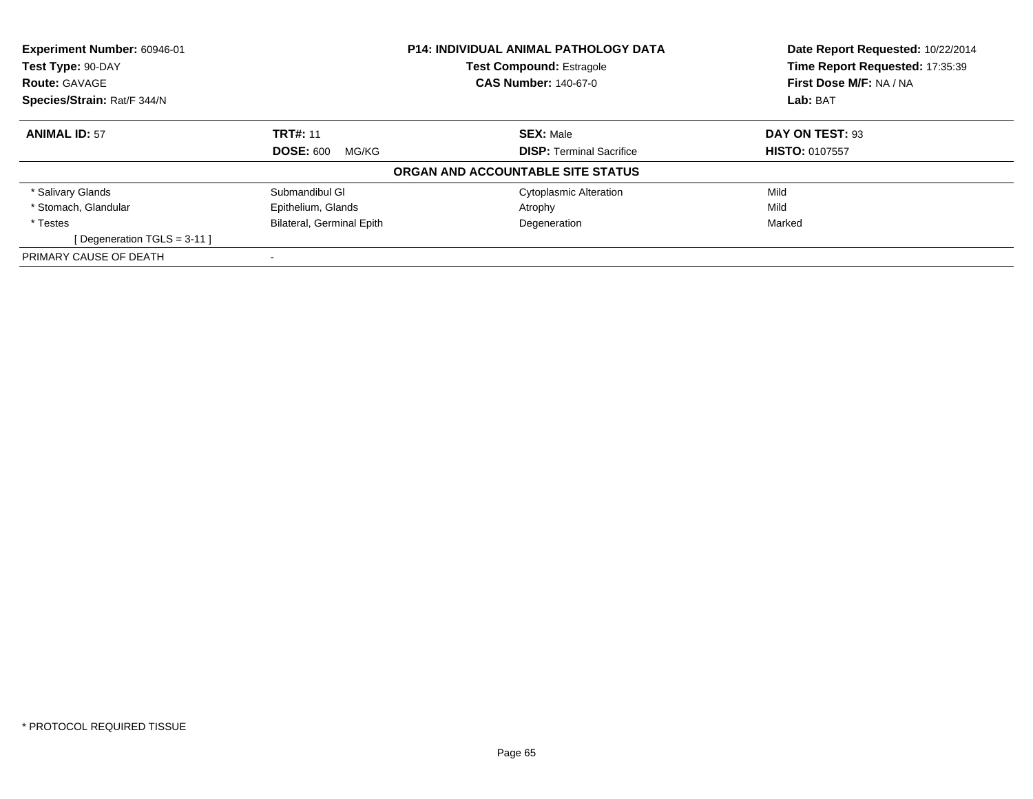**Experiment Number:** 60946-01
**Test Type:** 90-DAY
**Route:** GAVAGE
**Species/Strain:** Rat/F 344/N

**P14: INDIVIDUAL ANIMAL PATHOLOGY DATA**
**Test Compound:** Estragole
**CAS Number:** 140-67-0

**Date Report Requested:** 10/22/2014
**Time Report Requested:** 17:35:39
**First Dose M/F:** NA / NA
**Lab:** BAT

| **ANIMAL ID:** 57 | **TRT#:** 11 | **SEX:** Male | **DAY ON TEST:** 93 |
|---|---|---|---|
| | **DOSE:** 600 MG/KG | **DISP:** Terminal Sacrifice | **HISTO:** 0107557 |

**ORGAN AND ACCOUNTABLE SITE STATUS**

| | | | |
|---|---|---|---|
| * Salivary Glands | Submandibul Gl | Cytoplasmic Alteration | Mild |
| * Stomach, Glandular | Epithelium, Glands | Atrophy | Mild |
| * Testes | Bilateral, Germinal Epith | Degeneration | Marked |
| [ Degeneration TGLS = 3-11 ] | | | |
| PRIMARY CAUSE OF DEATH | - | | |

* PROTOCOL REQUIRED TISSUE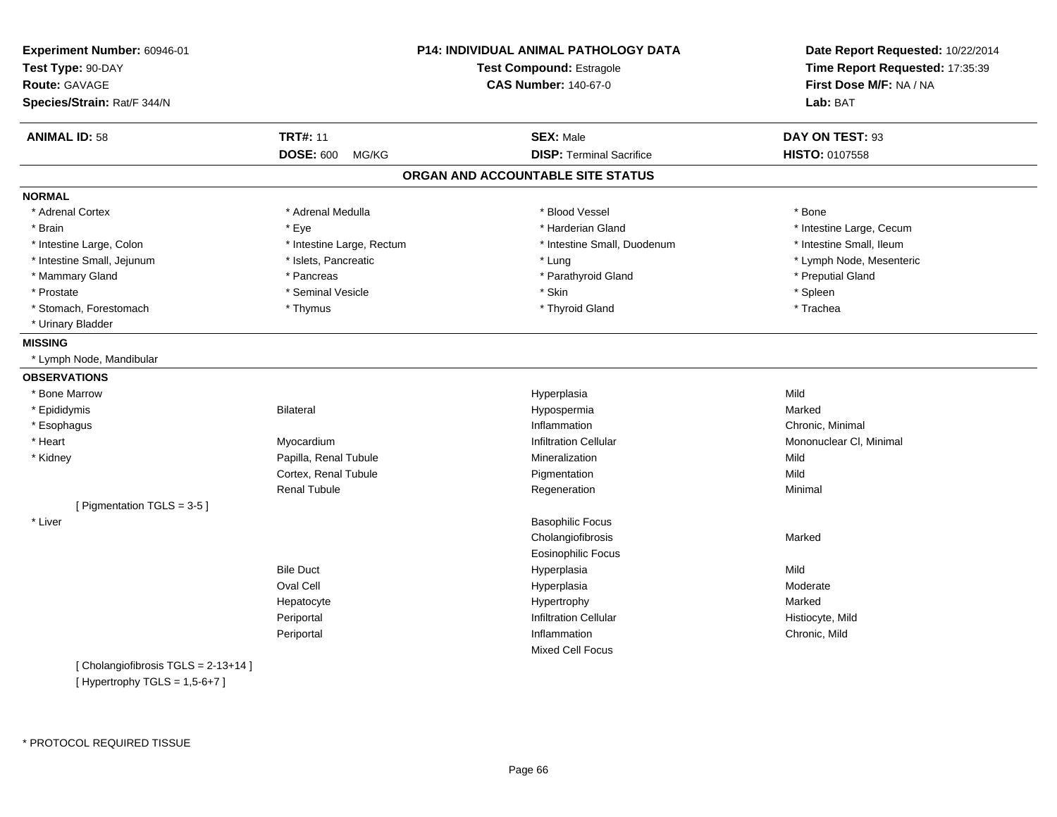**Experiment Number:** 60946-01
**Test Type:** 90-DAY
**Route:** GAVAGE
**Species/Strain:** Rat/F 344/N

**P14: INDIVIDUAL ANIMAL PATHOLOGY DATA**
**Test Compound:** Estragole
**CAS Number:** 140-67-0

**Date Report Requested:** 10/22/2014
**Time Report Requested:** 17:35:39
**First Dose M/F:** NA / NA
**Lab:** BAT

| **ANIMAL ID:** 58 | **TRT#:** 11 | **SEX:** Male | **DAY ON TEST:** 93 |
|---|---|---|---|
| | **DOSE:** 600 MG/KG | **DISP:** Terminal Sacrifice | **HISTO:** 0107558 |

## ORGAN AND ACCOUNTABLE SITE STATUS

**NORMAL**

| | | | |
|---|---|---|---|
| * Adrenal Cortex | * Adrenal Medulla | * Blood Vessel | * Bone |
| * Brain | * Eye | * Harderian Gland | * Intestine Large, Cecum |
| * Intestine Large, Colon | * Intestine Large, Rectum | * Intestine Small, Duodenum | * Intestine Small, Ileum |
| * Intestine Small, Jejunum | * Islets, Pancreatic | * Lung | * Lymph Node, Mesenteric |
| * Mammary Gland | * Pancreas | * Parathyroid Gland | * Preputial Gland |
| * Prostate | * Seminal Vesicle | * Skin | * Spleen |
| * Stomach, Forestomach | * Thymus | * Thyroid Gland | * Trachea |
| * Urinary Bladder | | | |

**MISSING**

* Lymph Node, Mandibular

**OBSERVATIONS**

| | | | |
|---|---|---|---|
| * Bone Marrow | | Hyperplasia | Mild |
| * Epididymis | Bilateral | Hypospermia | Marked |
| * Esophagus | | Inflammation | Chronic, Minimal |
| * Heart | Myocardium | Infiltration Cellular | Mononuclear Cl, Minimal |
| * Kidney | Papilla, Renal Tubule | Mineralization | Mild |
| | Cortex, Renal Tubule | Pigmentation | Mild |
| | Renal Tubule | Regeneration | Minimal |
| [ Pigmentation TGLS = 3-5 ] | | | |
| * Liver | | Basophilic Focus | |
| | | Cholangiofibrosis | Marked |
| | | Eosinophilic Focus | |
| | Bile Duct | Hyperplasia | Mild |
| | Oval Cell | Hyperplasia | Moderate |
| | Hepatocyte | Hypertrophy | Marked |
| | Periportal | Infiltration Cellular | Histiocyte, Mild |
| | Periportal | Inflammation | Chronic, Mild |
| | | Mixed Cell Focus | |
| [ Cholangiofibrosis TGLS = 2-13+14 ] | | | |
| [ Hypertrophy TGLS = 1,5-6+7 ] | | | |

* PROTOCOL REQUIRED TISSUE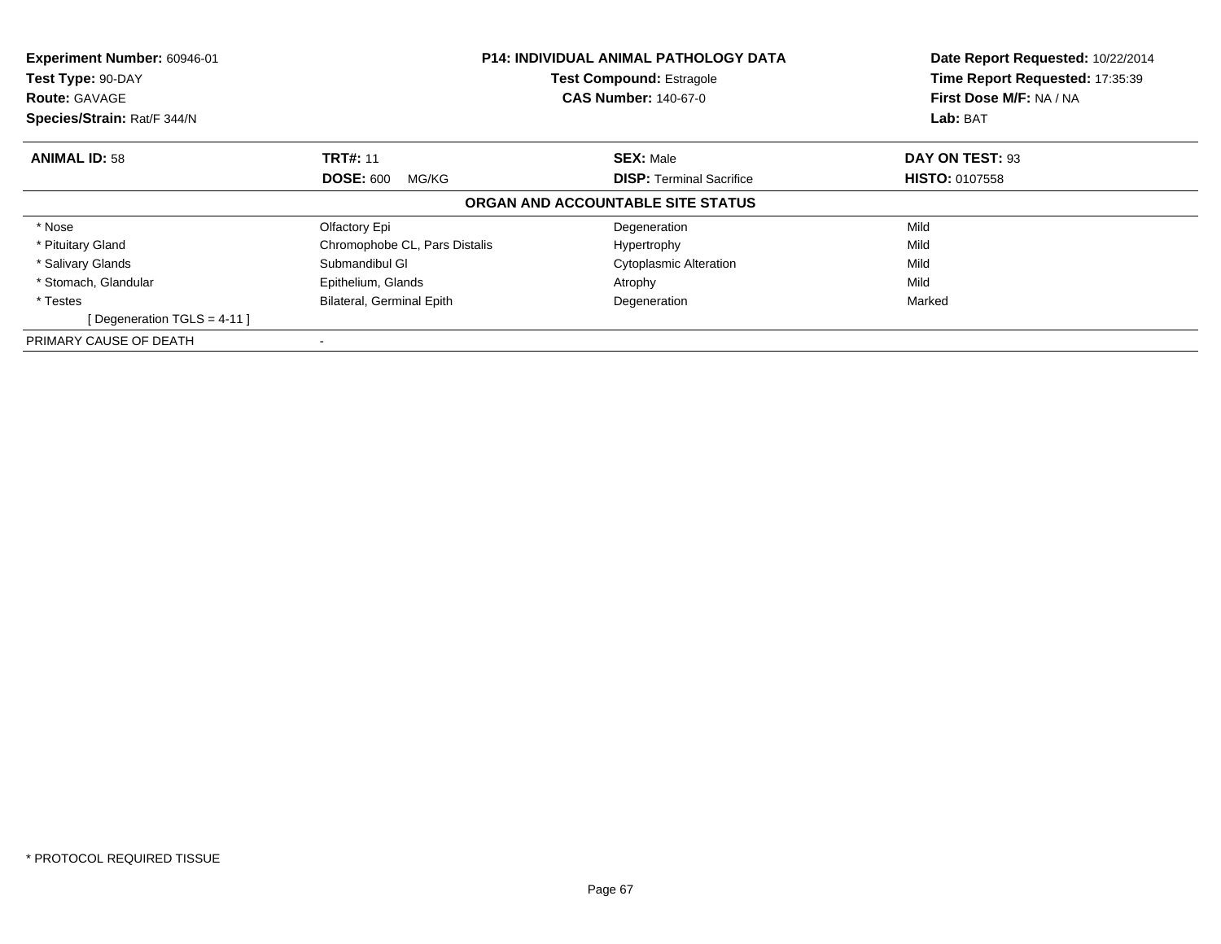**Experiment Number:** 60946-01
**Test Type:** 90-DAY
**Route:** GAVAGE
**Species/Strain:** Rat/F 344/N

**P14: INDIVIDUAL ANIMAL PATHOLOGY DATA**
**Test Compound:** Estragole
**CAS Number:** 140-67-0

**Date Report Requested:** 10/22/2014
**Time Report Requested:** 17:35:39
**First Dose M/F:** NA / NA
**Lab:** BAT

| **ANIMAL ID:** 58 | **TRT#:** 11 | **SEX:** Male | **DAY ON TEST:** 93 |
|---|---|---|---|
| | **DOSE:** 600 MG/KG | **DISP:** Terminal Sacrifice | **HISTO:** 0107558 |

**ORGAN AND ACCOUNTABLE SITE STATUS**

| | | | |
|---|---|---|---|
| * Nose | Olfactory Epi | Degeneration | Mild |
| * Pituitary Gland | Chromophobe CL, Pars Distalis | Hypertrophy | Mild |
| * Salivary Glands | Submandibul Gl | Cytoplasmic Alteration | Mild |
| * Stomach, Glandular | Epithelium, Glands | Atrophy | Mild |
| * Testes | Bilateral, Germinal Epith | Degeneration | Marked |
| [ Degeneration TGLS = 4-11 ] | | | |
| PRIMARY CAUSE OF DEATH | - | | |

* PROTOCOL REQUIRED TISSUE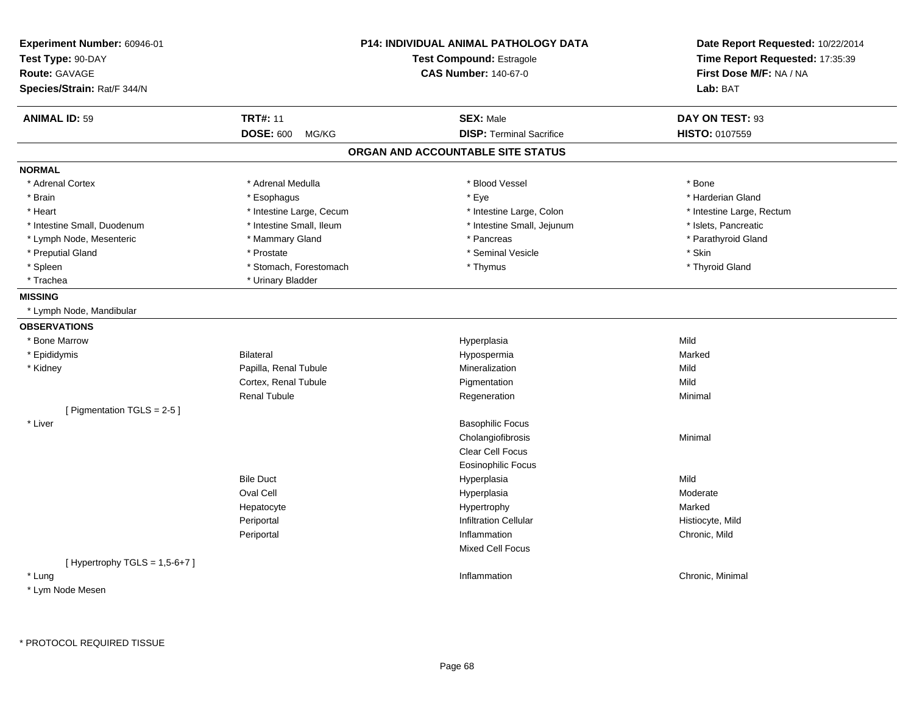**Experiment Number:** 60946-01
**Test Type:** 90-DAY
**Route:** GAVAGE
**Species/Strain:** Rat/F 344/N

**P14: INDIVIDUAL ANIMAL PATHOLOGY DATA**
**Test Compound:** Estragole
**CAS Number:** 140-67-0

**Date Report Requested:** 10/22/2014
**Time Report Requested:** 17:35:39
**First Dose M/F:** NA / NA
**Lab:** BAT

| **ANIMAL ID:** 59 | **TRT#:** 11 | **SEX:** Male | **DAY ON TEST:** 93 |
|---|---|---|---|
| | **DOSE:** 600 MG/KG | **DISP:** Terminal Sacrifice | **HISTO:** 0107559 |

## ORGAN AND ACCOUNTABLE SITE STATUS

**NORMAL**

| | | | |
|---|---|---|---|
| * Adrenal Cortex | * Adrenal Medulla | * Blood Vessel | * Bone |
| * Brain | * Esophagus | * Eye | * Harderian Gland |
| * Heart | * Intestine Large, Cecum | * Intestine Large, Colon | * Intestine Large, Rectum |
| * Intestine Small, Duodenum | * Intestine Small, Ileum | * Intestine Small, Jejunum | * Islets, Pancreatic |
| * Lymph Node, Mesenteric | * Mammary Gland | * Pancreas | * Parathyroid Gland |
| * Preputial Gland | * Prostate | * Seminal Vesicle | * Skin |
| * Spleen | * Stomach, Forestomach | * Thymus | * Thyroid Gland |
| * Trachea | * Urinary Bladder | | |

**MISSING**

* Lymph Node, Mandibular

**OBSERVATIONS**

| | | | |
|---|---|---|---|
| * Bone Marrow | | Hyperplasia | Mild |
| * Epididymis | Bilateral | Hypospermia | Marked |
| * Kidney | Papilla, Renal Tubule | Mineralization | Mild |
| | Cortex, Renal Tubule | Pigmentation | Mild |
| | Renal Tubule | Regeneration | Minimal |
| [ Pigmentation TGLS = 2-5 ] | | | |
| * Liver | | Basophilic Focus | |
| | | Cholangiofibrosis | Minimal |
| | | Clear Cell Focus | |
| | | Eosinophilic Focus | |
| | Bile Duct | Hyperplasia | Mild |
| | Oval Cell | Hyperplasia | Moderate |
| | Hepatocyte | Hypertrophy | Marked |
| | Periportal | Infiltration Cellular | Histiocyte, Mild |
| | Periportal | Inflammation | Chronic, Mild |
| | | Mixed Cell Focus | |
| [ Hypertrophy TGLS = 1,5-6+7 ] | | | |
| * Lung | | Inflammation | Chronic, Minimal |
| * Lym Node Mesen | | | |

\* PROTOCOL REQUIRED TISSUE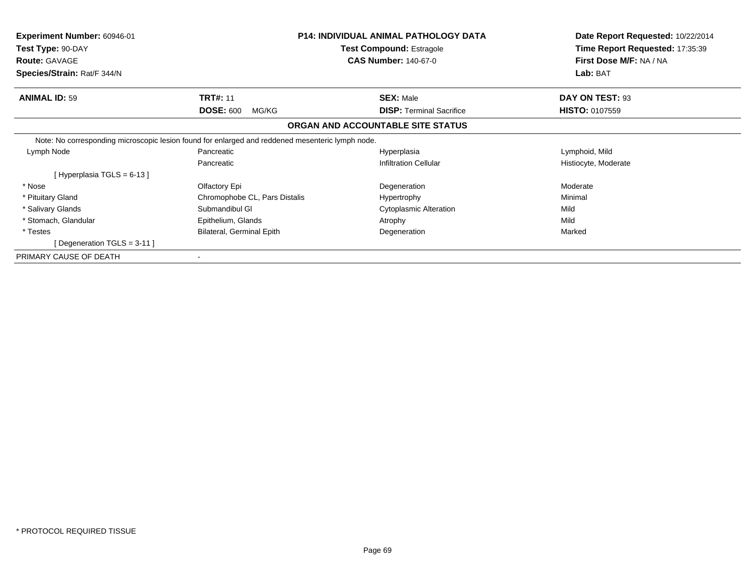**Experiment Number:** 60946-01
**Test Type:** 90-DAY
**Route:** GAVAGE
**Species/Strain:** Rat/F 344/N

**P14: INDIVIDUAL ANIMAL PATHOLOGY DATA**
**Test Compound:** Estragole
**CAS Number:** 140-67-0

**Date Report Requested:** 10/22/2014
**Time Report Requested:** 17:35:39
**First Dose M/F:** NA / NA
**Lab:** BAT

| **ANIMAL ID:** 59 | **TRT#:** 11 | **SEX:** Male | **DAY ON TEST:** 93 |
|---|---|---|---|
| | **DOSE:** 600 MG/KG | **DISP:** Terminal Sacrifice | **HISTO:** 0107559 |

## ORGAN AND ACCOUNTABLE SITE STATUS

Note: No corresponding microscopic lesion found for enlarged and reddened mesenteric lymph node.

| | | | |
|---|---|---|---|
| Lymph Node | Pancreatic | Hyperplasia | Lymphoid, Mild |
| | Pancreatic | Infiltration Cellular | Histiocyte, Moderate |
| [ Hyperplasia TGLS = 6-13 ] | | | |
| * Nose | Olfactory Epi | Degeneration | Moderate |
| * Pituitary Gland | Chromophobe CL, Pars Distalis | Hypertrophy | Minimal |
| * Salivary Glands | Submandibul Gl | Cytoplasmic Alteration | Mild |
| * Stomach, Glandular | Epithelium, Glands | Atrophy | Mild |
| * Testes | Bilateral, Germinal Epith | Degeneration | Marked |
| [ Degeneration TGLS = 3-11 ] | | | |
| PRIMARY CAUSE OF DEATH | - | | |

* PROTOCOL REQUIRED TISSUE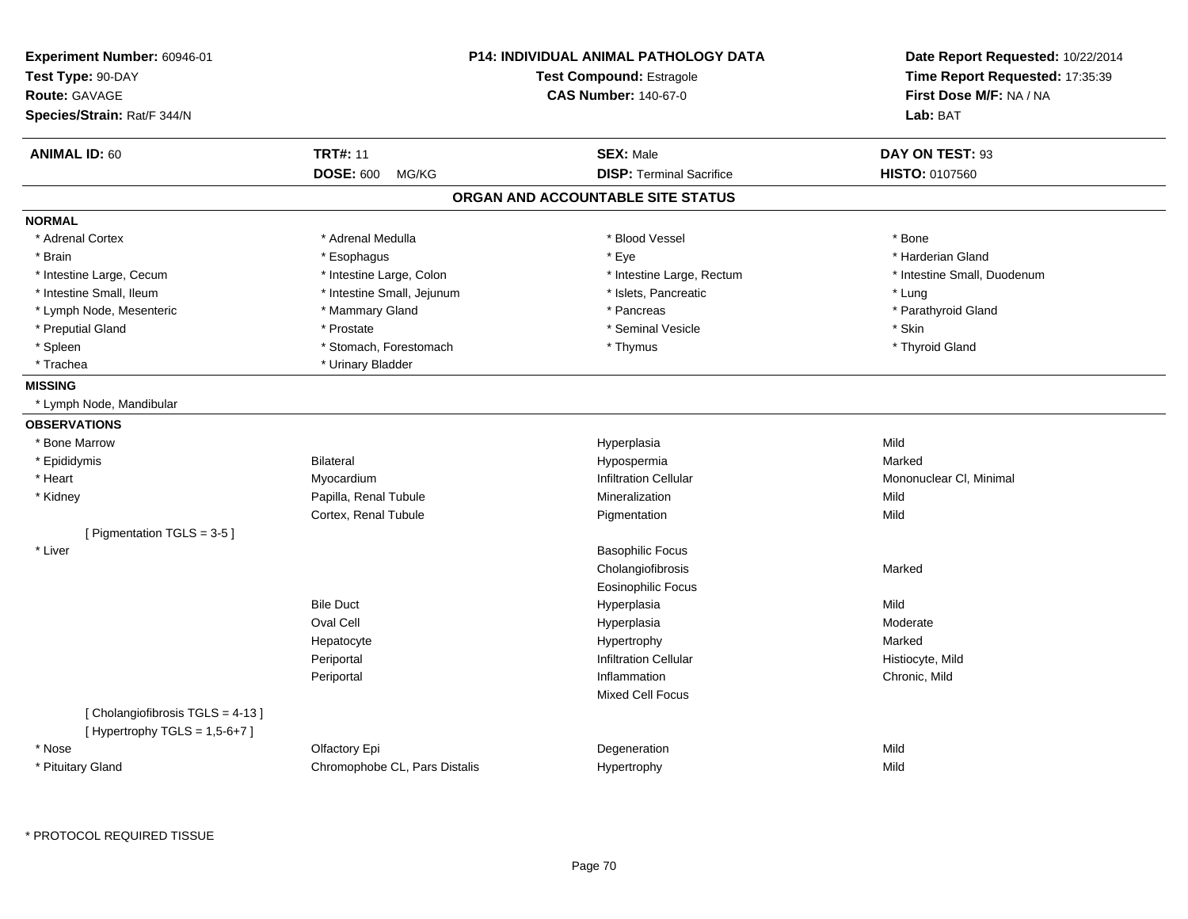**Experiment Number:** 60946-01
**Test Type:** 90-DAY
**Route:** GAVAGE
**Species/Strain:** Rat/F 344/N

**P14: INDIVIDUAL ANIMAL PATHOLOGY DATA**
**Test Compound:** Estragole
**CAS Number:** 140-67-0

**Date Report Requested:** 10/22/2014
**Time Report Requested:** 17:35:39
**First Dose M/F:** NA / NA
**Lab:** BAT

| **ANIMAL ID:** 60 | **TRT#:** 11 | **SEX:** Male | **DAY ON TEST:** 93 |
|---|---|---|---|
| | **DOSE:** 600 MG/KG | **DISP:** Terminal Sacrifice | **HISTO:** 0107560 |

## ORGAN AND ACCOUNTABLE SITE STATUS

**NORMAL**

| | | | |
|---|---|---|---|
| * Adrenal Cortex | * Adrenal Medulla | * Blood Vessel | * Bone |
| * Brain | * Esophagus | * Eye | * Harderian Gland |
| * Intestine Large, Cecum | * Intestine Large, Colon | * Intestine Large, Rectum | * Intestine Small, Duodenum |
| * Intestine Small, Ileum | * Intestine Small, Jejunum | * Islets, Pancreatic | * Lung |
| * Lymph Node, Mesenteric | * Mammary Gland | * Pancreas | * Parathyroid Gland |
| * Preputial Gland | * Prostate | * Seminal Vesicle | * Skin |
| * Spleen | * Stomach, Forestomach | * Thymus | * Thyroid Gland |
| * Trachea | * Urinary Bladder | | |

**MISSING**

* Lymph Node, Mandibular

**OBSERVATIONS**

| | | | |
|---|---|---|---|
| * Bone Marrow | | Hyperplasia | Mild |
| * Epididymis | Bilateral | Hypospermia | Marked |
| * Heart | Myocardium | Infiltration Cellular | Mononuclear Cl, Minimal |
| * Kidney | Papilla, Renal Tubule | Mineralization | Mild |
| | Cortex, Renal Tubule | Pigmentation | Mild |
| [ Pigmentation TGLS = 3-5 ] | | | |
| * Liver | | Basophilic Focus | |
| | | Cholangiofibrosis | Marked |
| | | Eosinophilic Focus | |
| | Bile Duct | Hyperplasia | Mild |
| | Oval Cell | Hyperplasia | Moderate |
| | Hepatocyte | Hypertrophy | Marked |
| | Periportal | Infiltration Cellular | Histiocyte, Mild |
| | Periportal | Inflammation | Chronic, Mild |
| | | Mixed Cell Focus | |
| [ Cholangiofibrosis TGLS = 4-13 ] | | | |
| [ Hypertrophy TGLS = 1,5-6+7 ] | | | |
| * Nose | Olfactory Epi | Degeneration | Mild |
| * Pituitary Gland | Chromophobe CL, Pars Distalis | Hypertrophy | Mild |

\* PROTOCOL REQUIRED TISSUE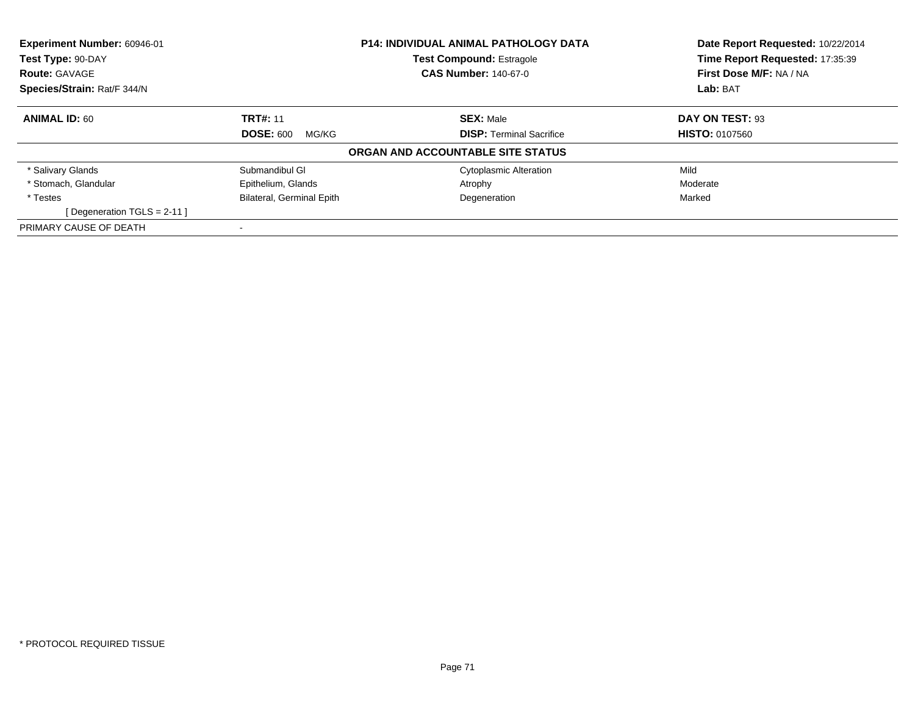**Experiment Number:** 60946-01
**Test Type:** 90-DAY
**Route:** GAVAGE
**Species/Strain:** Rat/F 344/N

**P14: INDIVIDUAL ANIMAL PATHOLOGY DATA**
**Test Compound:** Estragole
**CAS Number:** 140-67-0

**Date Report Requested:** 10/22/2014
**Time Report Requested:** 17:35:39
**First Dose M/F:** NA / NA
**Lab:** BAT

| **ANIMAL ID:** 60 | **TRT#:** 11 | **SEX:** Male | **DAY ON TEST:** 93 |
|---|---|---|---|
| | **DOSE:** 600 MG/KG | **DISP:** Terminal Sacrifice | **HISTO:** 0107560 |

**ORGAN AND ACCOUNTABLE SITE STATUS**

| | | | |
|---|---|---|---|
| * Salivary Glands | Submandibul Gl | Cytoplasmic Alteration | Mild |
| * Stomach, Glandular | Epithelium, Glands | Atrophy | Moderate |
| * Testes | Bilateral, Germinal Epith | Degeneration | Marked |
| [ Degeneration TGLS = 2-11 ] | | | |
| PRIMARY CAUSE OF DEATH | - | | |

* PROTOCOL REQUIRED TISSUE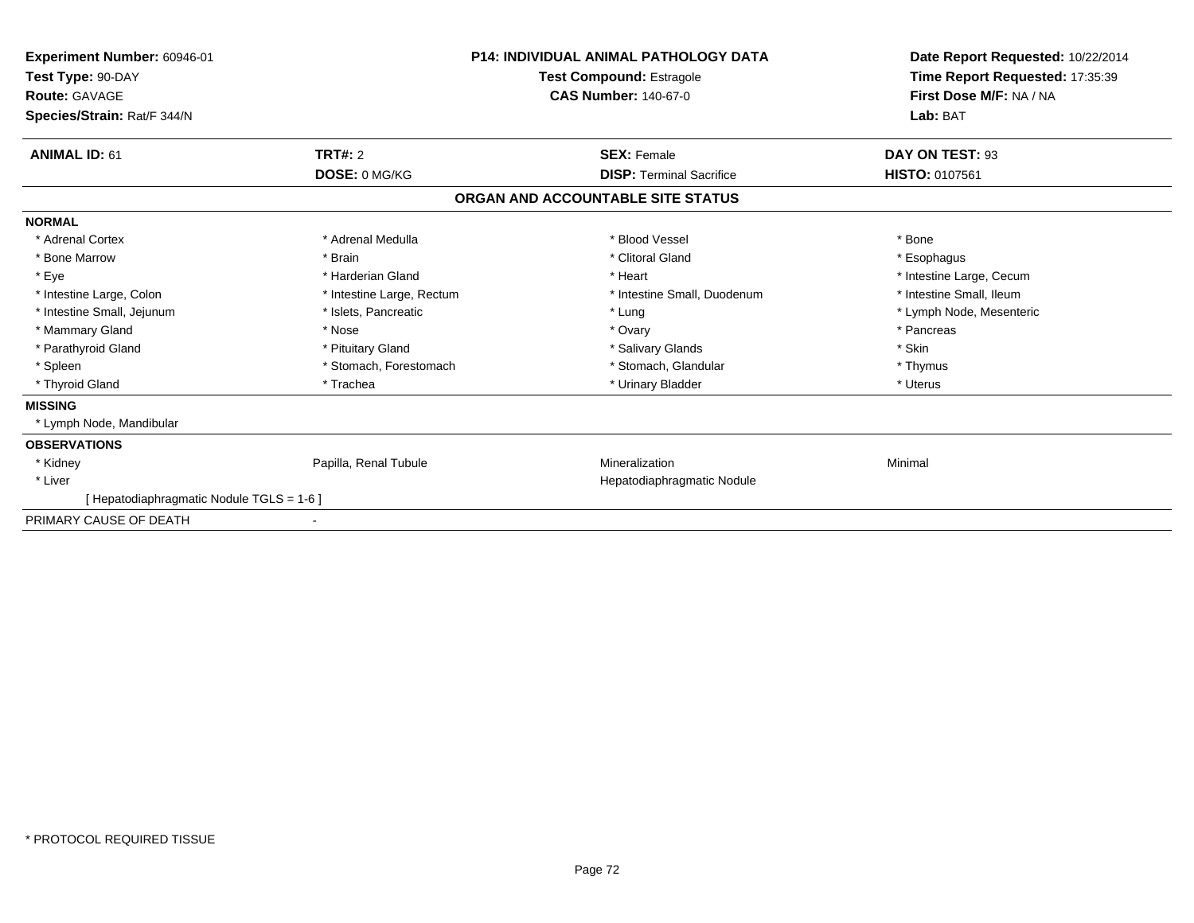**Experiment Number:** 60946-01
**Test Type:** 90-DAY
**Route:** GAVAGE
**Species/Strain:** Rat/F 344/N

**P14: INDIVIDUAL ANIMAL PATHOLOGY DATA**
**Test Compound:** Estragole
**CAS Number:** 140-67-0

**Date Report Requested:** 10/22/2014
**Time Report Requested:** 17:35:39
**First Dose M/F:** NA / NA
**Lab:** BAT

| **ANIMAL ID:** 61 | **TRT#:** 2 | **SEX:** Female | **DAY ON TEST:** 93 |
|---|---|---|---|
| | **DOSE:** 0 MG/KG | **DISP:** Terminal Sacrifice | **HISTO:** 0107561 |

## ORGAN AND ACCOUNTABLE SITE STATUS

**NORMAL**

| | | | |
|---|---|---|---|
| * Adrenal Cortex | * Adrenal Medulla | * Blood Vessel | * Bone |
| * Bone Marrow | * Brain | * Clitoral Gland | * Esophagus |
| * Eye | * Harderian Gland | * Heart | * Intestine Large, Cecum |
| * Intestine Large, Colon | * Intestine Large, Rectum | * Intestine Small, Duodenum | * Intestine Small, Ileum |
| * Intestine Small, Jejunum | * Islets, Pancreatic | * Lung | * Lymph Node, Mesenteric |
| * Mammary Gland | * Nose | * Ovary | * Pancreas |
| * Parathyroid Gland | * Pituitary Gland | * Salivary Glands | * Skin |
| * Spleen | * Stomach, Forestomach | * Stomach, Glandular | * Thymus |
| * Thyroid Gland | * Trachea | * Urinary Bladder | * Uterus |

**MISSING**

* Lymph Node, Mandibular

**OBSERVATIONS**

| | | | |
|---|---|---|---|
| * Kidney | Papilla, Renal Tubule | Mineralization | Minimal |
| * Liver | | Hepatodiaphragmatic Nodule | |
| [ Hepatodiaphragmatic Nodule TGLS = 1-6 ] | | | |

PRIMARY CAUSE OF DEATH -

* PROTOCOL REQUIRED TISSUE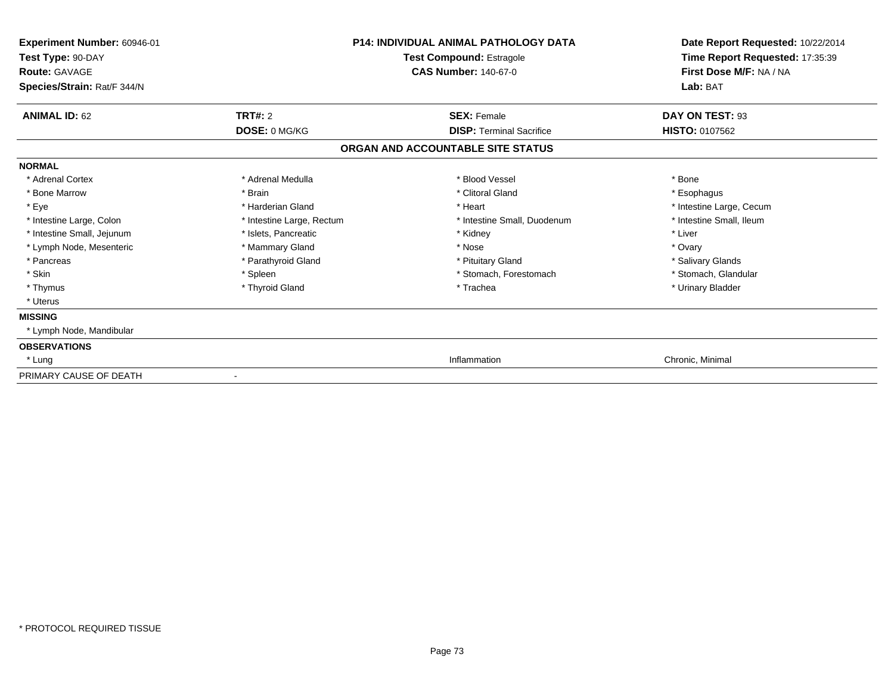**Experiment Number:** 60946-01
**Test Type:** 90-DAY
**Route:** GAVAGE
**Species/Strain:** Rat/F 344/N

**P14: INDIVIDUAL ANIMAL PATHOLOGY DATA**
**Test Compound:** Estragole
**CAS Number:** 140-67-0

**Date Report Requested:** 10/22/2014
**Time Report Requested:** 17:35:39
**First Dose M/F:** NA / NA
**Lab:** BAT

| **ANIMAL ID:** 62 | **TRT#:** 2 | **SEX:** Female | **DAY ON TEST:** 93 |
|---|---|---|---|
| | **DOSE:** 0 MG/KG | **DISP:** Terminal Sacrifice | **HISTO:** 0107562 |

## ORGAN AND ACCOUNTABLE SITE STATUS

| | | | |
|---|---|---|---|
| **NORMAL** | | | |
| * Adrenal Cortex | * Adrenal Medulla | * Blood Vessel | * Bone |
| * Bone Marrow | * Brain | * Clitoral Gland | * Esophagus |
| * Eye | * Harderian Gland | * Heart | * Intestine Large, Cecum |
| * Intestine Large, Colon | * Intestine Large, Rectum | * Intestine Small, Duodenum | * Intestine Small, Ileum |
| * Intestine Small, Jejunum | * Islets, Pancreatic | * Kidney | * Liver |
| * Lymph Node, Mesenteric | * Mammary Gland | * Nose | * Ovary |
| * Pancreas | * Parathyroid Gland | * Pituitary Gland | * Salivary Glands |
| * Skin | * Spleen | * Stomach, Forestomach | * Stomach, Glandular |
| * Thymus | * Thyroid Gland | * Trachea | * Urinary Bladder |
| * Uterus | | | |
| **MISSING** | | | |
| * Lymph Node, Mandibular | | | |
| **OBSERVATIONS** | | | |
| * Lung | | Inflammation | Chronic, Minimal |
| PRIMARY CAUSE OF DEATH | - | | |

\* PROTOCOL REQUIRED TISSUE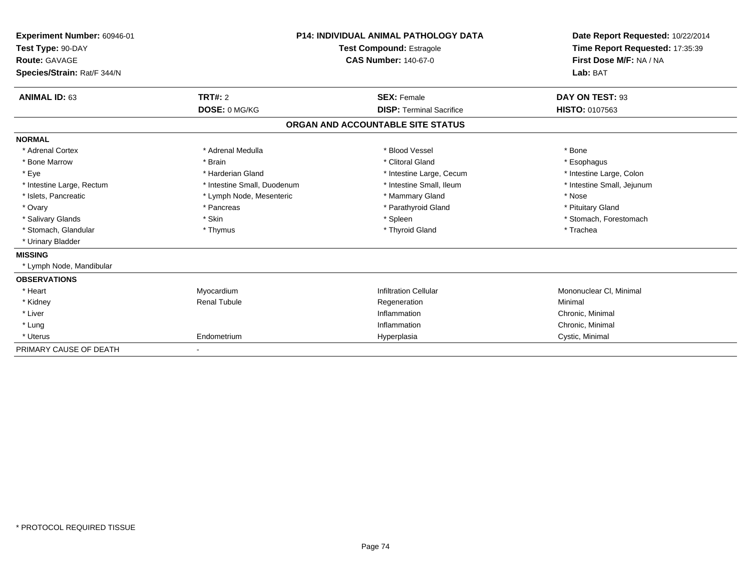**Experiment Number:** 60946-01
**Test Type:** 90-DAY
**Route:** GAVAGE
**Species/Strain:** Rat/F 344/N

**P14: INDIVIDUAL ANIMAL PATHOLOGY DATA**
**Test Compound:** Estragole
**CAS Number:** 140-67-0

**Date Report Requested:** 10/22/2014
**Time Report Requested:** 17:35:39
**First Dose M/F:** NA / NA
**Lab:** BAT

| **ANIMAL ID:** 63 | **TRT#:** 2 | **SEX:** Female | **DAY ON TEST:** 93 |
|---|---|---|---|
| | **DOSE:** 0 MG/KG | **DISP:** Terminal Sacrifice | **HISTO:** 0107563 |

**ORGAN AND ACCOUNTABLE SITE STATUS**

| | | | |
|---|---|---|---|
| **NORMAL** | | | |
| * Adrenal Cortex | * Adrenal Medulla | * Blood Vessel | * Bone |
| * Bone Marrow | * Brain | * Clitoral Gland | * Esophagus |
| * Eye | * Harderian Gland | * Intestine Large, Cecum | * Intestine Large, Colon |
| * Intestine Large, Rectum | * Intestine Small, Duodenum | * Intestine Small, Ileum | * Intestine Small, Jejunum |
| * Islets, Pancreatic | * Lymph Node, Mesenteric | * Mammary Gland | * Nose |
| * Ovary | * Pancreas | * Parathyroid Gland | * Pituitary Gland |
| * Salivary Glands | * Skin | * Spleen | * Stomach, Forestomach |
| * Stomach, Glandular | * Thymus | * Thyroid Gland | * Trachea |
| * Urinary Bladder | | | |
| **MISSING** | | | |
| * Lymph Node, Mandibular | | | |
| **OBSERVATIONS** | | | |
| * Heart | Myocardium | Infiltration Cellular | Mononuclear Cl, Minimal |
| * Kidney | Renal Tubule | Regeneration | Minimal |
| * Liver | | Inflammation | Chronic, Minimal |
| * Lung | | Inflammation | Chronic, Minimal |
| * Uterus | Endometrium | Hyperplasia | Cystic, Minimal |
| PRIMARY CAUSE OF DEATH | - | | |

* PROTOCOL REQUIRED TISSUE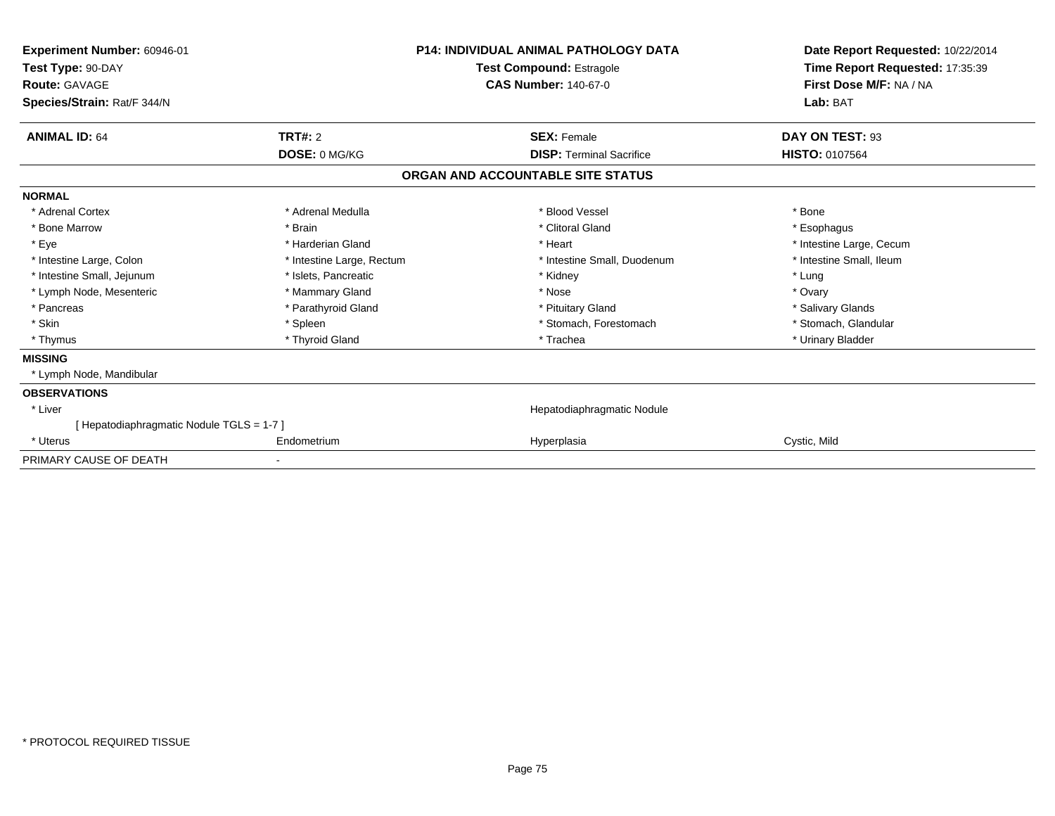**Experiment Number:** 60946-01
**Test Type:** 90-DAY
**Route:** GAVAGE
**Species/Strain:** Rat/F 344/N

**P14: INDIVIDUAL ANIMAL PATHOLOGY DATA**
**Test Compound:** Estragole
**CAS Number:** 140-67-0

**Date Report Requested:** 10/22/2014
**Time Report Requested:** 17:35:39
**First Dose M/F:** NA / NA
**Lab:** BAT

| **ANIMAL ID:** 64 | **TRT#:** 2 | **SEX:** Female | **DAY ON TEST:** 93 |
|---|---|---|---|
| | **DOSE:** 0 MG/KG | **DISP:** Terminal Sacrifice | **HISTO:** 0107564 |

**ORGAN AND ACCOUNTABLE SITE STATUS**

**NORMAL**

| | | | |
|---|---|---|---|
| * Adrenal Cortex | * Adrenal Medulla | * Blood Vessel | * Bone |
| * Bone Marrow | * Brain | * Clitoral Gland | * Esophagus |
| * Eye | * Harderian Gland | * Heart | * Intestine Large, Cecum |
| * Intestine Large, Colon | * Intestine Large, Rectum | * Intestine Small, Duodenum | * Intestine Small, Ileum |
| * Intestine Small, Jejunum | * Islets, Pancreatic | * Kidney | * Lung |
| * Lymph Node, Mesenteric | * Mammary Gland | * Nose | * Ovary |
| * Pancreas | * Parathyroid Gland | * Pituitary Gland | * Salivary Glands |
| * Skin | * Spleen | * Stomach, Forestomach | * Stomach, Glandular |
| * Thymus | * Thyroid Gland | * Trachea | * Urinary Bladder |

**MISSING**

* Lymph Node, Mandibular

**OBSERVATIONS**

| | | | |
|---|---|---|---|
| * Liver | | Hepatodiaphragmatic Nodule | |
| [ Hepatodiaphragmatic Nodule TGLS = 1-7 ] | | | |
| * Uterus | Endometrium | Hyperplasia | Cystic, Mild |

PRIMARY CAUSE OF DEATH -

* PROTOCOL REQUIRED TISSUE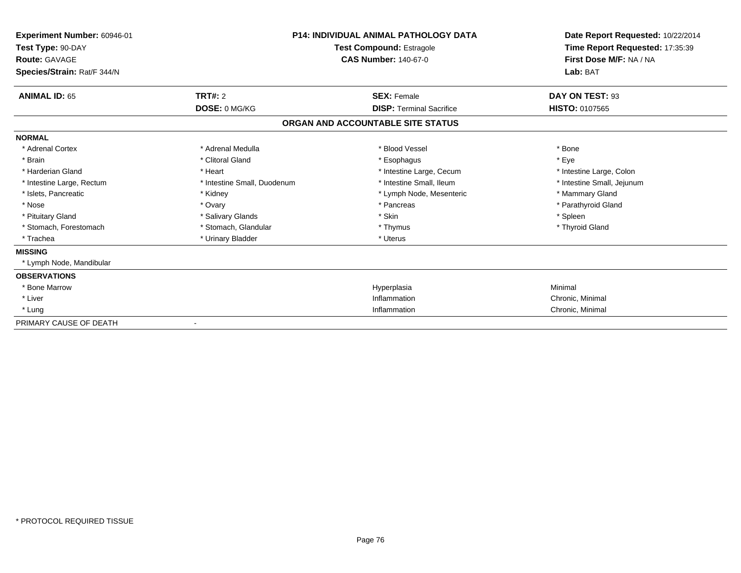**Experiment Number:** 60946-01
**Test Type:** 90-DAY
**Route:** GAVAGE
**Species/Strain:** Rat/F 344/N

**P14: INDIVIDUAL ANIMAL PATHOLOGY DATA**
**Test Compound:** Estragole
**CAS Number:** 140-67-0

**Date Report Requested:** 10/22/2014
**Time Report Requested:** 17:35:39
**First Dose M/F:** NA / NA
**Lab:** BAT

| **ANIMAL ID:** 65 | **TRT#:** 2 | **SEX:** Female | **DAY ON TEST:** 93 |
|---|---|---|---|
| | **DOSE:** 0 MG/KG | **DISP:** Terminal Sacrifice | **HISTO:** 0107565 |

## ORGAN AND ACCOUNTABLE SITE STATUS

**NORMAL**

| | | | |
|---|---|---|---|
| * Adrenal Cortex | * Adrenal Medulla | * Blood Vessel | * Bone |
| * Brain | * Clitoral Gland | * Esophagus | * Eye |
| * Harderian Gland | * Heart | * Intestine Large, Cecum | * Intestine Large, Colon |
| * Intestine Large, Rectum | * Intestine Small, Duodenum | * Intestine Small, Ileum | * Intestine Small, Jejunum |
| * Islets, Pancreatic | * Kidney | * Lymph Node, Mesenteric | * Mammary Gland |
| * Nose | * Ovary | * Pancreas | * Parathyroid Gland |
| * Pituitary Gland | * Salivary Glands | * Skin | * Spleen |
| * Stomach, Forestomach | * Stomach, Glandular | * Thymus | * Thyroid Gland |
| * Trachea | * Urinary Bladder | * Uterus | |

**MISSING**

* Lymph Node, Mandibular

**OBSERVATIONS**

| | | |
|---|---|---|
| * Bone Marrow | Hyperplasia | Minimal |
| * Liver | Inflammation | Chronic, Minimal |
| * Lung | Inflammation | Chronic, Minimal |

PRIMARY CAUSE OF DEATH -

* PROTOCOL REQUIRED TISSUE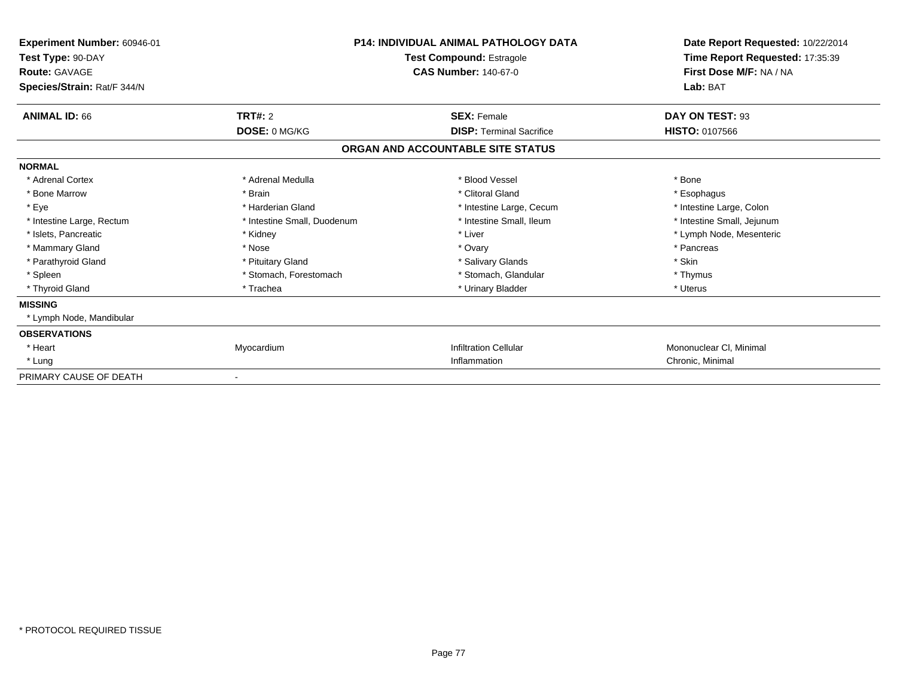**Experiment Number:** 60946-01
**Test Type:** 90-DAY
**Route:** GAVAGE
**Species/Strain:** Rat/F 344/N

**P14: INDIVIDUAL ANIMAL PATHOLOGY DATA**
**Test Compound:** Estragole
**CAS Number:** 140-67-0

**Date Report Requested:** 10/22/2014
**Time Report Requested:** 17:35:39
**First Dose M/F:** NA / NA
**Lab:** BAT

| **ANIMAL ID:** 66 | **TRT#:** 2 | **SEX:** Female | **DAY ON TEST:** 93 |
|---|---|---|---|
| | **DOSE:** 0 MG/KG | **DISP:** Terminal Sacrifice | **HISTO:** 0107566 |

## ORGAN AND ACCOUNTABLE SITE STATUS

**NORMAL**

| | | | |
|---|---|---|---|
| * Adrenal Cortex | * Adrenal Medulla | * Blood Vessel | * Bone |
| * Bone Marrow | * Brain | * Clitoral Gland | * Esophagus |
| * Eye | * Harderian Gland | * Intestine Large, Cecum | * Intestine Large, Colon |
| * Intestine Large, Rectum | * Intestine Small, Duodenum | * Intestine Small, Ileum | * Intestine Small, Jejunum |
| * Islets, Pancreatic | * Kidney | * Liver | * Lymph Node, Mesenteric |
| * Mammary Gland | * Nose | * Ovary | * Pancreas |
| * Parathyroid Gland | * Pituitary Gland | * Salivary Glands | * Skin |
| * Spleen | * Stomach, Forestomach | * Stomach, Glandular | * Thymus |
| * Thyroid Gland | * Trachea | * Urinary Bladder | * Uterus |

**MISSING**

* Lymph Node, Mandibular

**OBSERVATIONS**

| | | | |
|---|---|---|---|
| * Heart | Myocardium | Infiltration Cellular | Mononuclear Cl, Minimal |
| * Lung | | Inflammation | Chronic, Minimal |

PRIMARY CAUSE OF DEATH -

* PROTOCOL REQUIRED TISSUE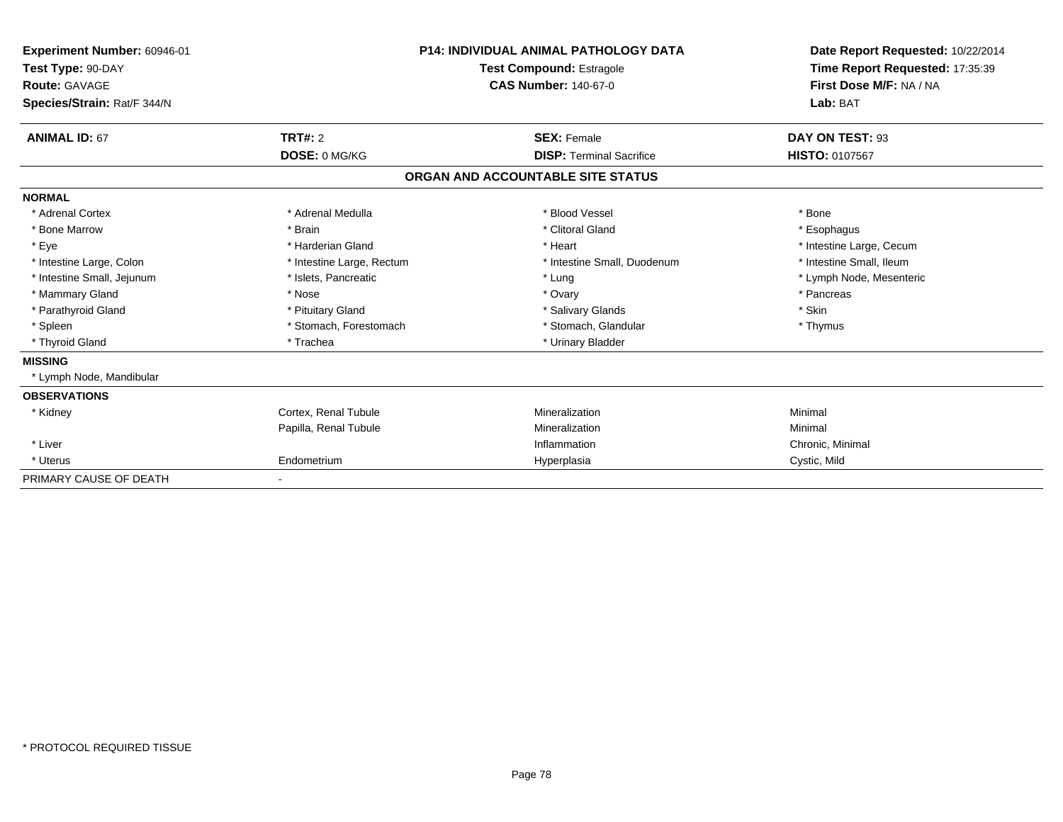**Experiment Number:** 60946-01
**Test Type:** 90-DAY
**Route:** GAVAGE
**Species/Strain:** Rat/F 344/N

**P14: INDIVIDUAL ANIMAL PATHOLOGY DATA**
**Test Compound:** Estragole
**CAS Number:** 140-67-0

**Date Report Requested:** 10/22/2014
**Time Report Requested:** 17:35:39
**First Dose M/F:** NA / NA
**Lab:** BAT

| **ANIMAL ID:** 67 | **TRT#:** 2 | **SEX:** Female | **DAY ON TEST:** 93 |
|---|---|---|---|
| | **DOSE:** 0 MG/KG | **DISP:** Terminal Sacrifice | **HISTO:** 0107567 |

## ORGAN AND ACCOUNTABLE SITE STATUS

| | | | |
|---|---|---|---|
| **NORMAL** | | | |
| * Adrenal Cortex | * Adrenal Medulla | * Blood Vessel | * Bone |
| * Bone Marrow | * Brain | * Clitoral Gland | * Esophagus |
| * Eye | * Harderian Gland | * Heart | * Intestine Large, Cecum |
| * Intestine Large, Colon | * Intestine Large, Rectum | * Intestine Small, Duodenum | * Intestine Small, Ileum |
| * Intestine Small, Jejunum | * Islets, Pancreatic | * Lung | * Lymph Node, Mesenteric |
| * Mammary Gland | * Nose | * Ovary | * Pancreas |
| * Parathyroid Gland | * Pituitary Gland | * Salivary Glands | * Skin |
| * Spleen | * Stomach, Forestomach | * Stomach, Glandular | * Thymus |
| * Thyroid Gland | * Trachea | * Urinary Bladder | |
| **MISSING** | | | |
| * Lymph Node, Mandibular | | | |
| **OBSERVATIONS** | | | |
| * Kidney | Cortex, Renal Tubule | Mineralization | Minimal |
| | Papilla, Renal Tubule | Mineralization | Minimal |
| * Liver | | Inflammation | Chronic, Minimal |
| * Uterus | Endometrium | Hyperplasia | Cystic, Mild |
| PRIMARY CAUSE OF DEATH | - | | |

* PROTOCOL REQUIRED TISSUE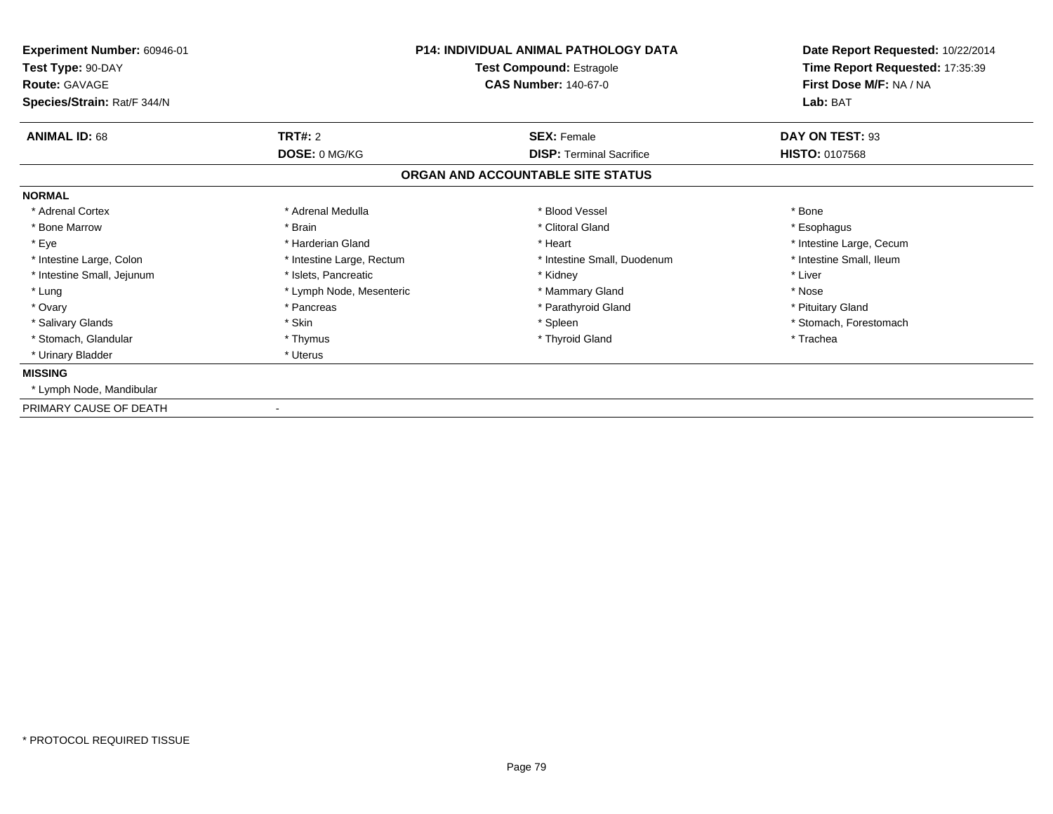**Experiment Number:** 60946-01
**Test Type:** 90-DAY
**Route:** GAVAGE
**Species/Strain:** Rat/F 344/N

**P14: INDIVIDUAL ANIMAL PATHOLOGY DATA**
**Test Compound:** Estragole
**CAS Number:** 140-67-0

**Date Report Requested:** 10/22/2014
**Time Report Requested:** 17:35:39
**First Dose M/F:** NA / NA
**Lab:** BAT

| **ANIMAL ID:** 68 | **TRT#:** 2 | **SEX:** Female | **DAY ON TEST:** 93 |
|---|---|---|---|
| | **DOSE:** 0 MG/KG | **DISP:** Terminal Sacrifice | **HISTO:** 0107568 |

## ORGAN AND ACCOUNTABLE SITE STATUS

**NORMAL**

| | | | |
|---|---|---|---|
| * Adrenal Cortex | * Adrenal Medulla | * Blood Vessel | * Bone |
| * Bone Marrow | * Brain | * Clitoral Gland | * Esophagus |
| * Eye | * Harderian Gland | * Heart | * Intestine Large, Cecum |
| * Intestine Large, Colon | * Intestine Large, Rectum | * Intestine Small, Duodenum | * Intestine Small, Ileum |
| * Intestine Small, Jejunum | * Islets, Pancreatic | * Kidney | * Liver |
| * Lung | * Lymph Node, Mesenteric | * Mammary Gland | * Nose |
| * Ovary | * Pancreas | * Parathyroid Gland | * Pituitary Gland |
| * Salivary Glands | * Skin | * Spleen | * Stomach, Forestomach |
| * Stomach, Glandular | * Thymus | * Thyroid Gland | * Trachea |
| * Urinary Bladder | * Uterus | | |

**MISSING**

* Lymph Node, Mandibular

PRIMARY CAUSE OF DEATH -

* PROTOCOL REQUIRED TISSUE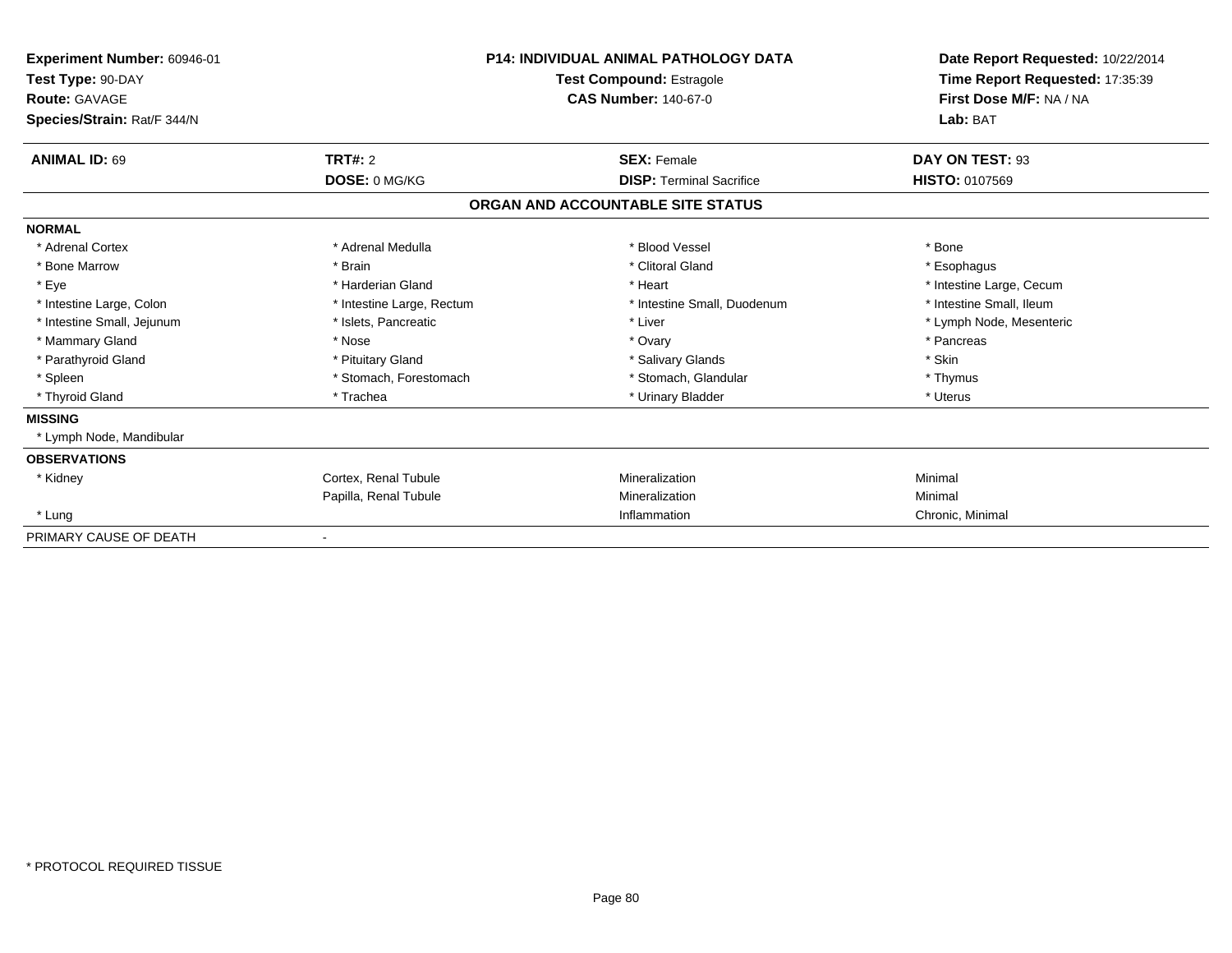**Experiment Number:** 60946-01
**Test Type:** 90-DAY
**Route:** GAVAGE
**Species/Strain:** Rat/F 344/N

**P14: INDIVIDUAL ANIMAL PATHOLOGY DATA**
**Test Compound:** Estragole
**CAS Number:** 140-67-0

**Date Report Requested:** 10/22/2014
**Time Report Requested:** 17:35:39
**First Dose M/F:** NA / NA
**Lab:** BAT

| **ANIMAL ID:** 69 | **TRT#:** 2 | **SEX:** Female | **DAY ON TEST:** 93 |
|---|---|---|---|
| | **DOSE:** 0 MG/KG | **DISP:** Terminal Sacrifice | **HISTO:** 0107569 |

## ORGAN AND ACCOUNTABLE SITE STATUS

**NORMAL**

| | | | |
|---|---|---|---|
| * Adrenal Cortex | * Adrenal Medulla | * Blood Vessel | * Bone |
| * Bone Marrow | * Brain | * Clitoral Gland | * Esophagus |
| * Eye | * Harderian Gland | * Heart | * Intestine Large, Cecum |
| * Intestine Large, Colon | * Intestine Large, Rectum | * Intestine Small, Duodenum | * Intestine Small, Ileum |
| * Intestine Small, Jejunum | * Islets, Pancreatic | * Liver | * Lymph Node, Mesenteric |
| * Mammary Gland | * Nose | * Ovary | * Pancreas |
| * Parathyroid Gland | * Pituitary Gland | * Salivary Glands | * Skin |
| * Spleen | * Stomach, Forestomach | * Stomach, Glandular | * Thymus |
| * Thyroid Gland | * Trachea | * Urinary Bladder | * Uterus |

**MISSING**

* Lymph Node, Mandibular

**OBSERVATIONS**

| | | | |
|---|---|---|---|
| * Kidney | Cortex, Renal Tubule | Mineralization | Minimal |
| | Papilla, Renal Tubule | Mineralization | Minimal |
| * Lung | | Inflammation | Chronic, Minimal |

PRIMARY CAUSE OF DEATH -

* PROTOCOL REQUIRED TISSUE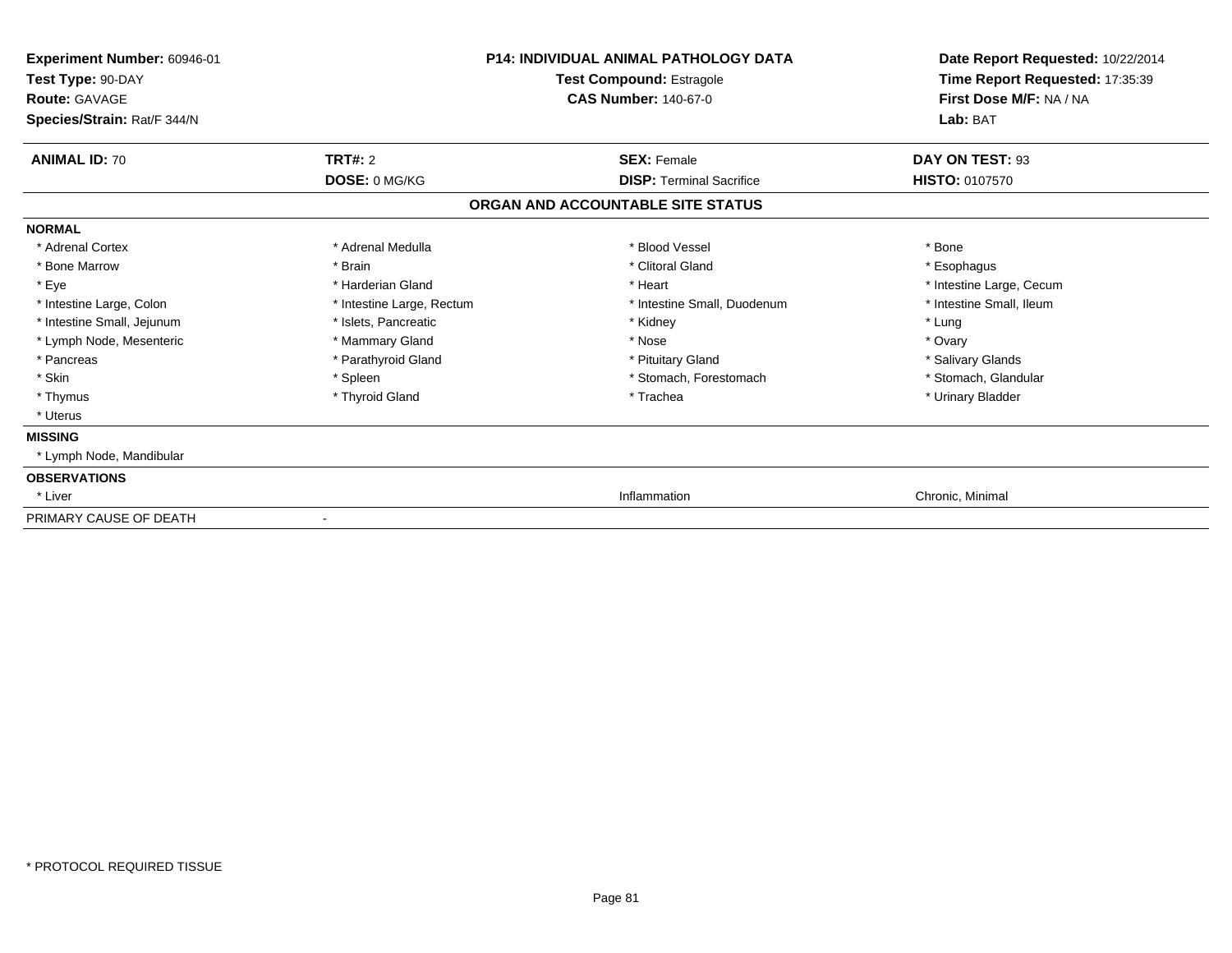| **Experiment Number:** 60946-01 | **P14: INDIVIDUAL ANIMAL PATHOLOGY DATA** | **Date Report Requested:** 10/22/2014 |
|---|---|---|
| **Test Type:** 90-DAY | **Test Compound:** Estragole | **Time Report Requested:** 17:35:39 |
| **Route:** GAVAGE | **CAS Number:** 140-67-0 | **First Dose M/F:** NA / NA |
| **Species/Strain:** Rat/F 344/N | | **Lab:** BAT |

| **ANIMAL ID:** 70 | **TRT#:** 2 | **SEX:** Female | **DAY ON TEST:** 93 |
|---|---|---|---|
| | **DOSE:** 0 MG/KG | **DISP:** Terminal Sacrifice | **HISTO:** 0107570 |

**ORGAN AND ACCOUNTABLE SITE STATUS**

| **NORMAL** | | | |
|---|---|---|---|
| * Adrenal Cortex | * Adrenal Medulla | * Blood Vessel | * Bone |
| * Bone Marrow | * Brain | * Clitoral Gland | * Esophagus |
| * Eye | * Harderian Gland | * Heart | * Intestine Large, Cecum |
| * Intestine Large, Colon | * Intestine Large, Rectum | * Intestine Small, Duodenum | * Intestine Small, Ileum |
| * Intestine Small, Jejunum | * Islets, Pancreatic | * Kidney | * Lung |
| * Lymph Node, Mesenteric | * Mammary Gland | * Nose | * Ovary |
| * Pancreas | * Parathyroid Gland | * Pituitary Gland | * Salivary Glands |
| * Skin | * Spleen | * Stomach, Forestomach | * Stomach, Glandular |
| * Thymus | * Thyroid Gland | * Trachea | * Urinary Bladder |
| * Uterus | | | |
| **MISSING** | | | |
| * Lymph Node, Mandibular | | | |
| **OBSERVATIONS** | | | |
| * Liver | | Inflammation | Chronic, Minimal |
| PRIMARY CAUSE OF DEATH | - | | |

\* PROTOCOL REQUIRED TISSUE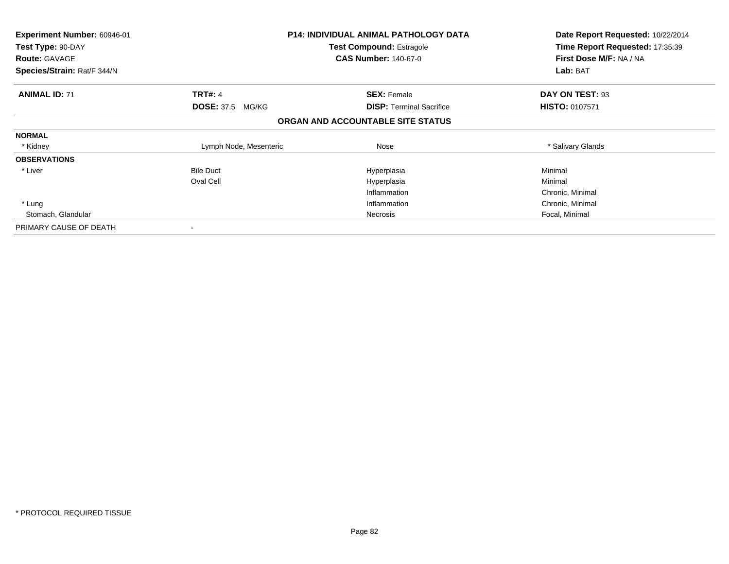**Experiment Number:** 60946-01
**Test Type:** 90-DAY
**Route:** GAVAGE
**Species/Strain:** Rat/F 344/N

**P14: INDIVIDUAL ANIMAL PATHOLOGY DATA**
**Test Compound:** Estragole
**CAS Number:** 140-67-0

**Date Report Requested:** 10/22/2014
**Time Report Requested:** 17:35:39
**First Dose M/F:** NA / NA
**Lab:** BAT

| **ANIMAL ID:** 71 | **TRT#:** 4 | **SEX:** Female | **DAY ON TEST:** 93 |
|---|---|---|---|
| | **DOSE:** 37.5 MG/KG | **DISP:** Terminal Sacrifice | **HISTO:** 0107571 |

## ORGAN AND ACCOUNTABLE SITE STATUS

| | | | |
|---|---|---|---|
| **NORMAL** | | | |
| * Kidney | Lymph Node, Mesenteric | Nose | * Salivary Glands |
| **OBSERVATIONS** | | | |
| * Liver | Bile Duct | Hyperplasia | Minimal |
| | Oval Cell | Hyperplasia | Minimal |
| | | Inflammation | Chronic, Minimal |
| * Lung | | Inflammation | Chronic, Minimal |
| Stomach, Glandular | | Necrosis | Focal, Minimal |
| PRIMARY CAUSE OF DEATH | - | | |

* PROTOCOL REQUIRED TISSUE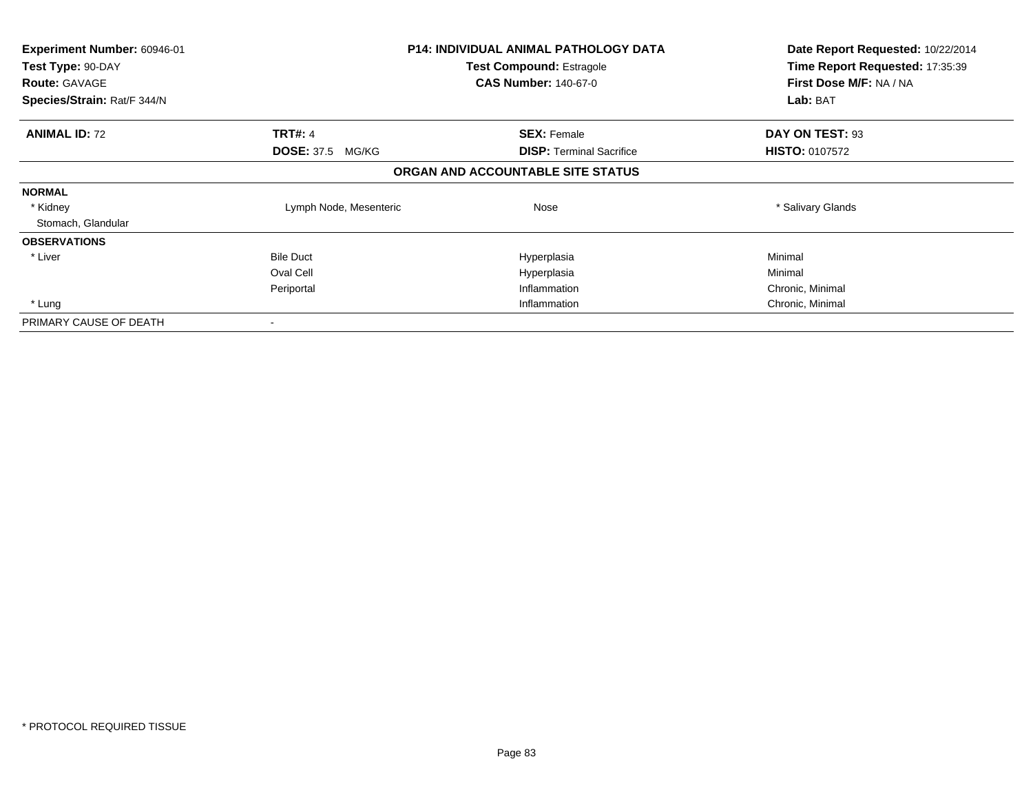**Experiment Number:** 60946-01
**Test Type:** 90-DAY
**Route:** GAVAGE
**Species/Strain:** Rat/F 344/N

**P14: INDIVIDUAL ANIMAL PATHOLOGY DATA**
**Test Compound:** Estragole
**CAS Number:** 140-67-0

**Date Report Requested:** 10/22/2014
**Time Report Requested:** 17:35:39
**First Dose M/F:** NA / NA
**Lab:** BAT

| **ANIMAL ID:** 72 | **TRT#:** 4 | **SEX:** Female | **DAY ON TEST:** 93 |
|---|---|---|---|
| | **DOSE:** 37.5 MG/KG | **DISP:** Terminal Sacrifice | **HISTO:** 0107572 |

**ORGAN AND ACCOUNTABLE SITE STATUS**

| | | | |
|---|---|---|---|
| **NORMAL** | | | |
| * Kidney | Lymph Node, Mesenteric | Nose | * Salivary Glands |
| Stomach, Glandular | | | |
| **OBSERVATIONS** | | | |
| * Liver | Bile Duct | Hyperplasia | Minimal |
| | Oval Cell | Hyperplasia | Minimal |
| | Periportal | Inflammation | Chronic, Minimal |
| * Lung | | Inflammation | Chronic, Minimal |
| PRIMARY CAUSE OF DEATH | - | | |

* PROTOCOL REQUIRED TISSUE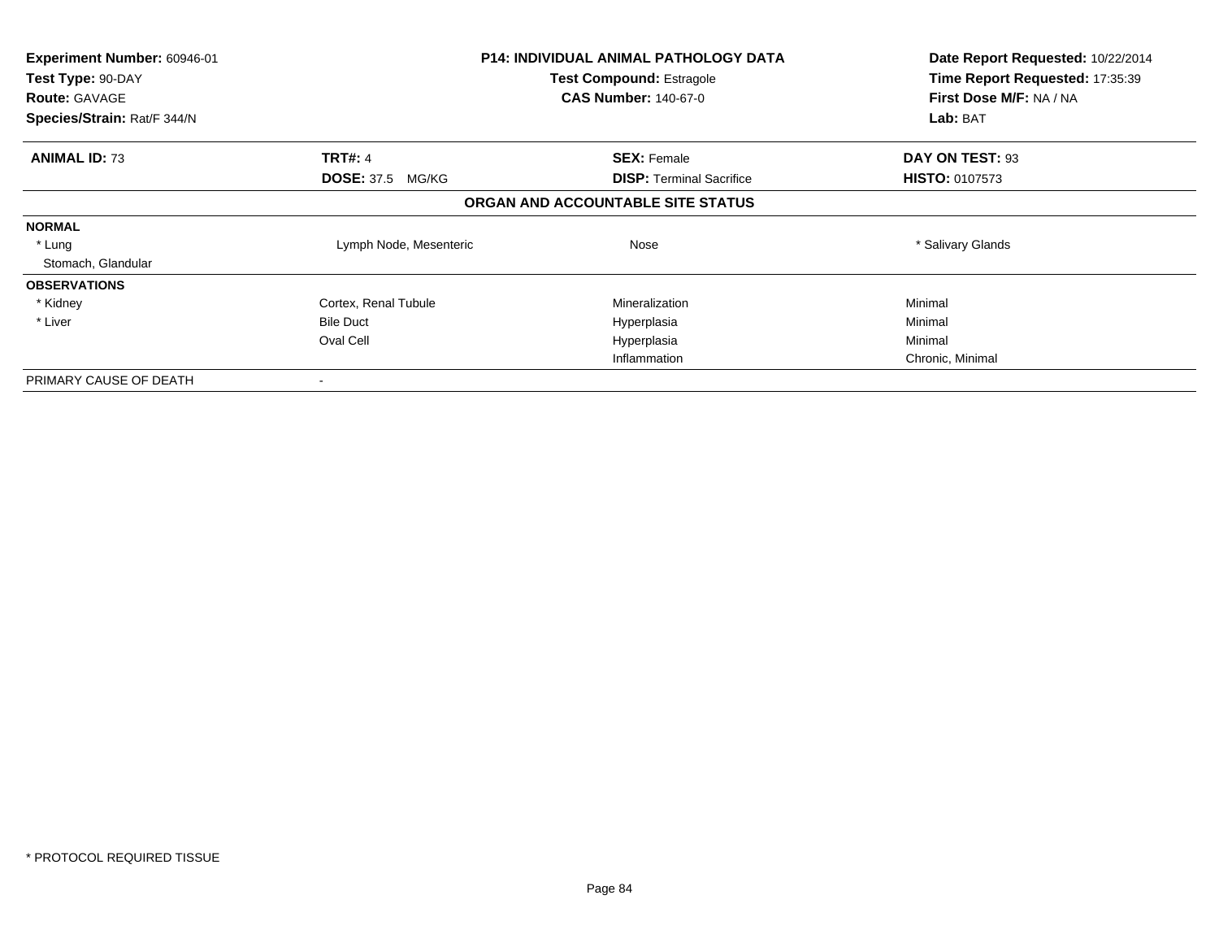**Experiment Number:** 60946-01
**Test Type:** 90-DAY
**Route:** GAVAGE
**Species/Strain:** Rat/F 344/N

**P14: INDIVIDUAL ANIMAL PATHOLOGY DATA**
**Test Compound:** Estragole
**CAS Number:** 140-67-0

**Date Report Requested:** 10/22/2014
**Time Report Requested:** 17:35:39
**First Dose M/F:** NA / NA
**Lab:** BAT

| **ANIMAL ID:** 73 | **TRT#:** 4 | **SEX:** Female | **DAY ON TEST:** 93 |
|---|---|---|---|
| | **DOSE:** 37.5 MG/KG | **DISP:** Terminal Sacrifice | **HISTO:** 0107573 |

**ORGAN AND ACCOUNTABLE SITE STATUS**

| | | | |
|---|---|---|---|
| **NORMAL** | | | |
| * Lung | Lymph Node, Mesenteric | Nose | * Salivary Glands |
| Stomach, Glandular | | | |
| **OBSERVATIONS** | | | |
| * Kidney | Cortex, Renal Tubule | Mineralization | Minimal |
| * Liver | Bile Duct | Hyperplasia | Minimal |
| | Oval Cell | Hyperplasia | Minimal |
| | | Inflammation | Chronic, Minimal |
| PRIMARY CAUSE OF DEATH | - | | |

\* PROTOCOL REQUIRED TISSUE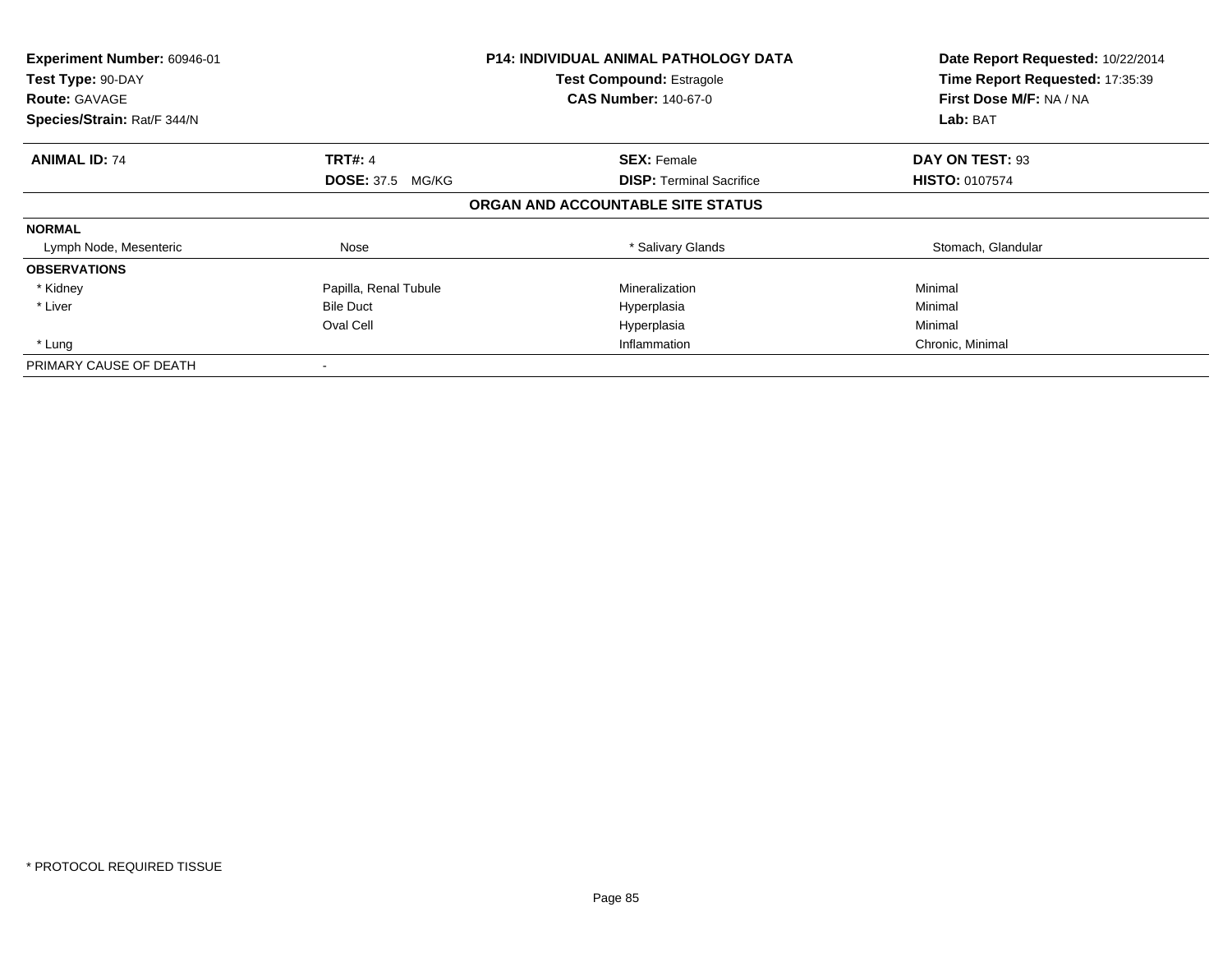**Experiment Number:** 60946-01
**Test Type:** 90-DAY
**Route:** GAVAGE
**Species/Strain:** Rat/F 344/N

**P14: INDIVIDUAL ANIMAL PATHOLOGY DATA**
**Test Compound:** Estragole
**CAS Number:** 140-67-0

**Date Report Requested:** 10/22/2014
**Time Report Requested:** 17:35:39
**First Dose M/F:** NA / NA
**Lab:** BAT

| **ANIMAL ID:** 74 | **TRT#:** 4 | **SEX:** Female | **DAY ON TEST:** 93 |
|---|---|---|---|
| | **DOSE:** 37.5 MG/KG | **DISP:** Terminal Sacrifice | **HISTO:** 0107574 |

**ORGAN AND ACCOUNTABLE SITE STATUS**

| | | | |
|---|---|---|---|
| **NORMAL** | | | |
| Lymph Node, Mesenteric | Nose | * Salivary Glands | Stomach, Glandular |
| **OBSERVATIONS** | | | |
| * Kidney | Papilla, Renal Tubule | Mineralization | Minimal |
| * Liver | Bile Duct | Hyperplasia | Minimal |
| | Oval Cell | Hyperplasia | Minimal |
| * Lung | | Inflammation | Chronic, Minimal |
| PRIMARY CAUSE OF DEATH | - | | |

* PROTOCOL REQUIRED TISSUE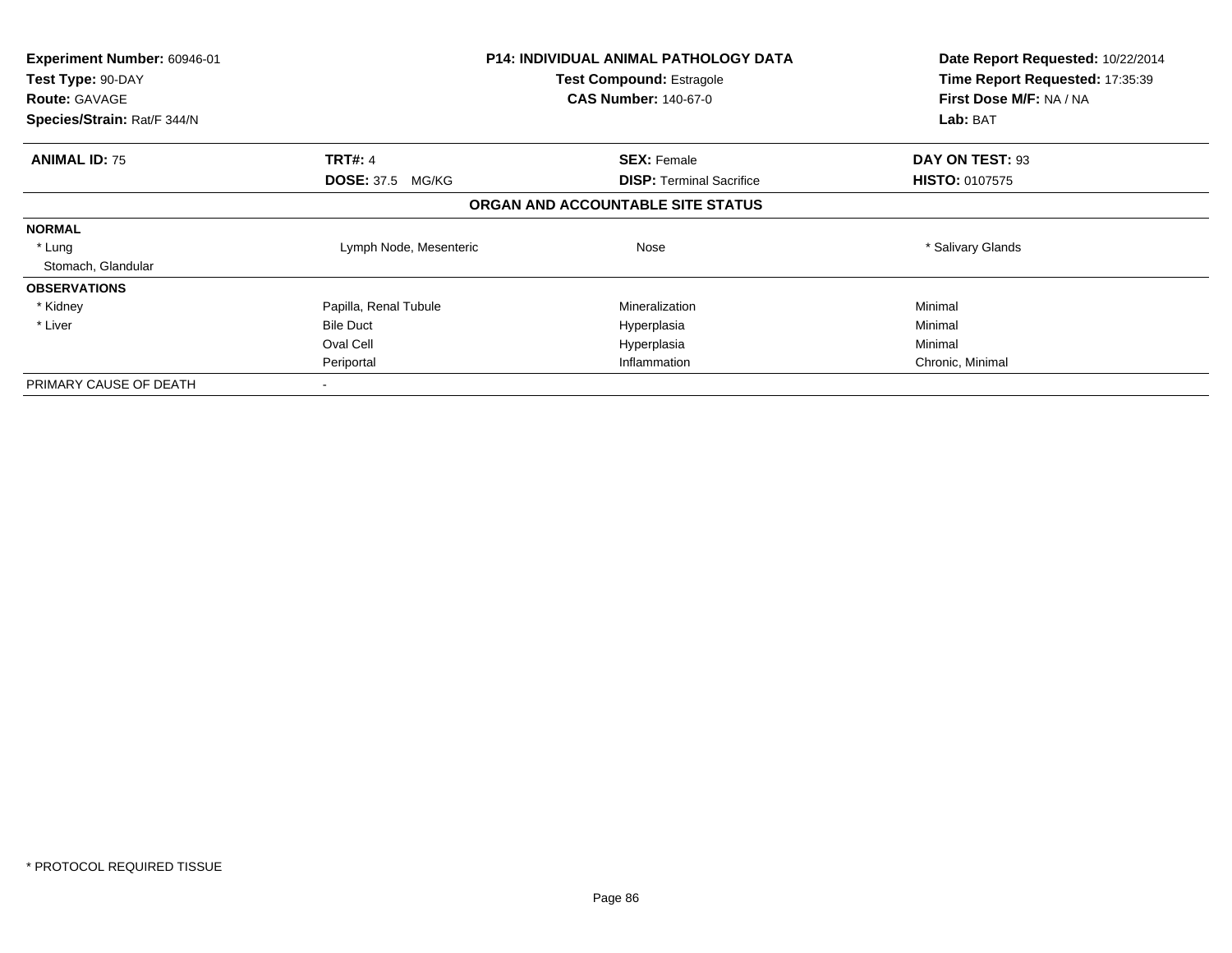**Experiment Number:** 60946-01
**Test Type:** 90-DAY
**Route:** GAVAGE
**Species/Strain:** Rat/F 344/N

**P14: INDIVIDUAL ANIMAL PATHOLOGY DATA**
**Test Compound:** Estragole
**CAS Number:** 140-67-0

**Date Report Requested:** 10/22/2014
**Time Report Requested:** 17:35:39
**First Dose M/F:** NA / NA
**Lab:** BAT

| **ANIMAL ID:** 75 | **TRT#:** 4 | **SEX:** Female | **DAY ON TEST:** 93 |
|---|---|---|---|
| | **DOSE:** 37.5 MG/KG | **DISP:** Terminal Sacrifice | **HISTO:** 0107575 |

**ORGAN AND ACCOUNTABLE SITE STATUS**

| | | | |
|---|---|---|---|
| **NORMAL** | | | |
| * Lung | Lymph Node, Mesenteric | Nose | * Salivary Glands |
| Stomach, Glandular | | | |
| **OBSERVATIONS** | | | |
| * Kidney | Papilla, Renal Tubule | Mineralization | Minimal |
| * Liver | Bile Duct | Hyperplasia | Minimal |
| | Oval Cell | Hyperplasia | Minimal |
| | Periportal | Inflammation | Chronic, Minimal |
| PRIMARY CAUSE OF DEATH | - | | |

* PROTOCOL REQUIRED TISSUE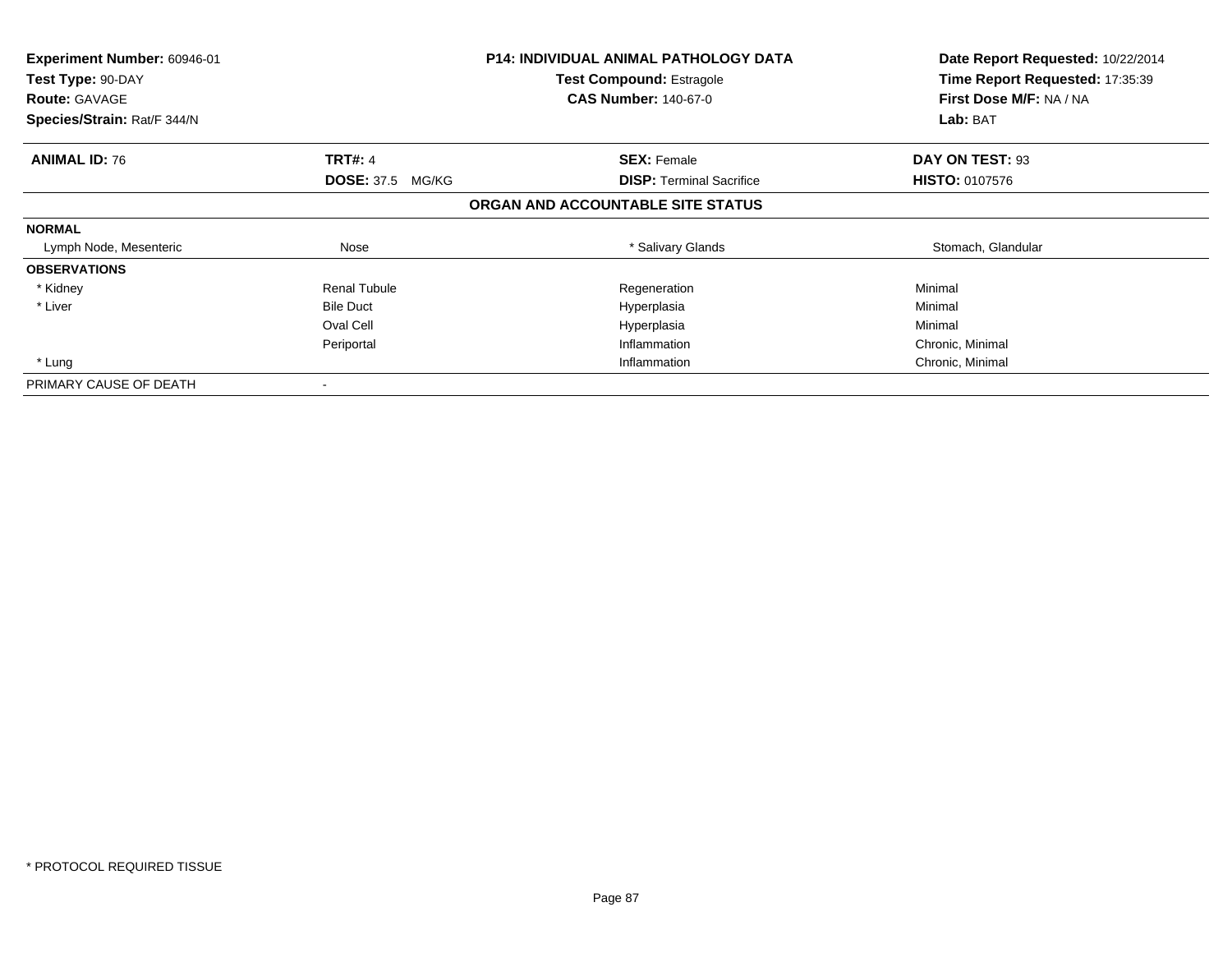**Experiment Number:** 60946-01
**Test Type:** 90-DAY
**Route:** GAVAGE
**Species/Strain:** Rat/F 344/N

**P14: INDIVIDUAL ANIMAL PATHOLOGY DATA**
**Test Compound:** Estragole
**CAS Number:** 140-67-0

**Date Report Requested:** 10/22/2014
**Time Report Requested:** 17:35:39
**First Dose M/F:** NA / NA
**Lab:** BAT

| **ANIMAL ID:** 76 | **TRT#:** 4 | **SEX:** Female | **DAY ON TEST:** 93 |
|---|---|---|---|
| | **DOSE:** 37.5 MG/KG | **DISP:** Terminal Sacrifice | **HISTO:** 0107576 |

**ORGAN AND ACCOUNTABLE SITE STATUS**

| | | | |
|---|---|---|---|
| **NORMAL** | | | |
| Lymph Node, Mesenteric | Nose | * Salivary Glands | Stomach, Glandular |
| **OBSERVATIONS** | | | |
| * Kidney | Renal Tubule | Regeneration | Minimal |
| * Liver | Bile Duct | Hyperplasia | Minimal |
| | Oval Cell | Hyperplasia | Minimal |
| | Periportal | Inflammation | Chronic, Minimal |
| * Lung | | Inflammation | Chronic, Minimal |
| PRIMARY CAUSE OF DEATH | - | | |

\* PROTOCOL REQUIRED TISSUE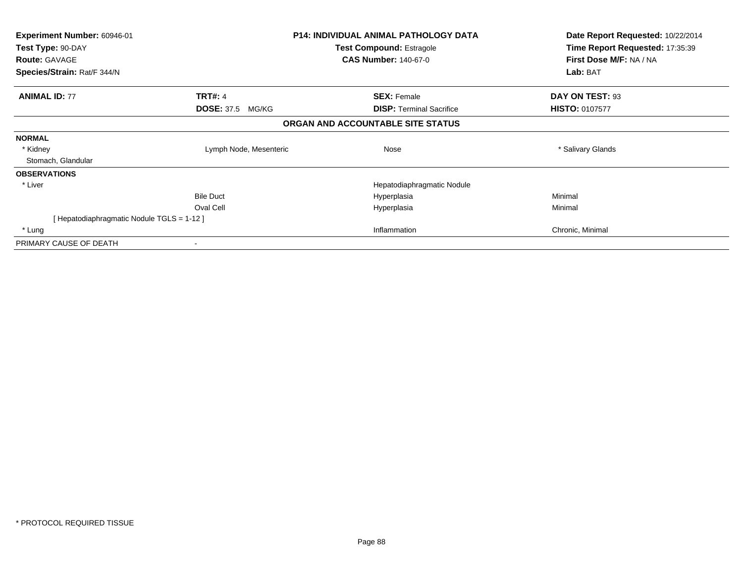| | | | |
|---|---|---|---|
| **Experiment Number:** 60946-01 | **P14: INDIVIDUAL ANIMAL PATHOLOGY DATA** | | **Date Report Requested:** 10/22/2014 |
| **Test Type:** 90-DAY | **Test Compound:** Estragole | | **Time Report Requested:** 17:35:39 |
| **Route:** GAVAGE | **CAS Number:** 140-67-0 | | **First Dose M/F:** NA / NA |
| **Species/Strain:** Rat/F 344/N | | | **Lab:** BAT |

| | | | |
|---|---|---|---|
| **ANIMAL ID:** 77 | **TRT#:** 4 | **SEX:** Female | **DAY ON TEST:** 93 |
| | **DOSE:** 37.5 MG/KG | **DISP:** Terminal Sacrifice | **HISTO:** 0107577 |

**ORGAN AND ACCOUNTABLE SITE STATUS**

| | | | |
|---|---|---|---|
| **NORMAL** | | | |
| * Kidney | Lymph Node, Mesenteric | Nose | * Salivary Glands |
| Stomach, Glandular | | | |
| **OBSERVATIONS** | | | |
| * Liver | | Hepatodiaphragmatic Nodule | |
| | Bile Duct | Hyperplasia | Minimal |
| | Oval Cell | Hyperplasia | Minimal |
| [ Hepatodiaphragmatic Nodule TGLS = 1-12 ] | | | |
| * Lung | | Inflammation | Chronic, Minimal |
| PRIMARY CAUSE OF DEATH | - | | |

* PROTOCOL REQUIRED TISSUE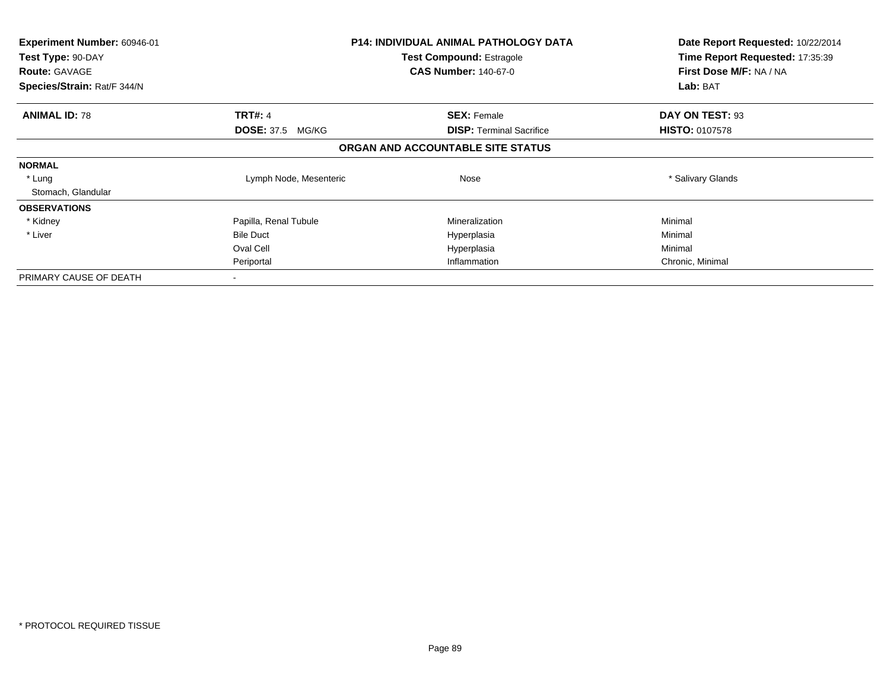**Experiment Number:** 60946-01
**Test Type:** 90-DAY
**Route:** GAVAGE
**Species/Strain:** Rat/F 344/N

**P14: INDIVIDUAL ANIMAL PATHOLOGY DATA**
**Test Compound:** Estragole
**CAS Number:** 140-67-0

**Date Report Requested:** 10/22/2014
**Time Report Requested:** 17:35:39
**First Dose M/F:** NA / NA
**Lab:** BAT

| **ANIMAL ID:** 78 | **TRT#:** 4 | **SEX:** Female | **DAY ON TEST:** 93 |
|---|---|---|---|
| | **DOSE:** 37.5 MG/KG | **DISP:** Terminal Sacrifice | **HISTO:** 0107578 |

**ORGAN AND ACCOUNTABLE SITE STATUS**

| | | | |
|---|---|---|---|
| **NORMAL** | | | |
| * Lung | Lymph Node, Mesenteric | Nose | * Salivary Glands |
| Stomach, Glandular | | | |
| **OBSERVATIONS** | | | |
| * Kidney | Papilla, Renal Tubule | Mineralization | Minimal |
| * Liver | Bile Duct | Hyperplasia | Minimal |
| | Oval Cell | Hyperplasia | Minimal |
| | Periportal | Inflammation | Chronic, Minimal |
| PRIMARY CAUSE OF DEATH | - | | |

\* PROTOCOL REQUIRED TISSUE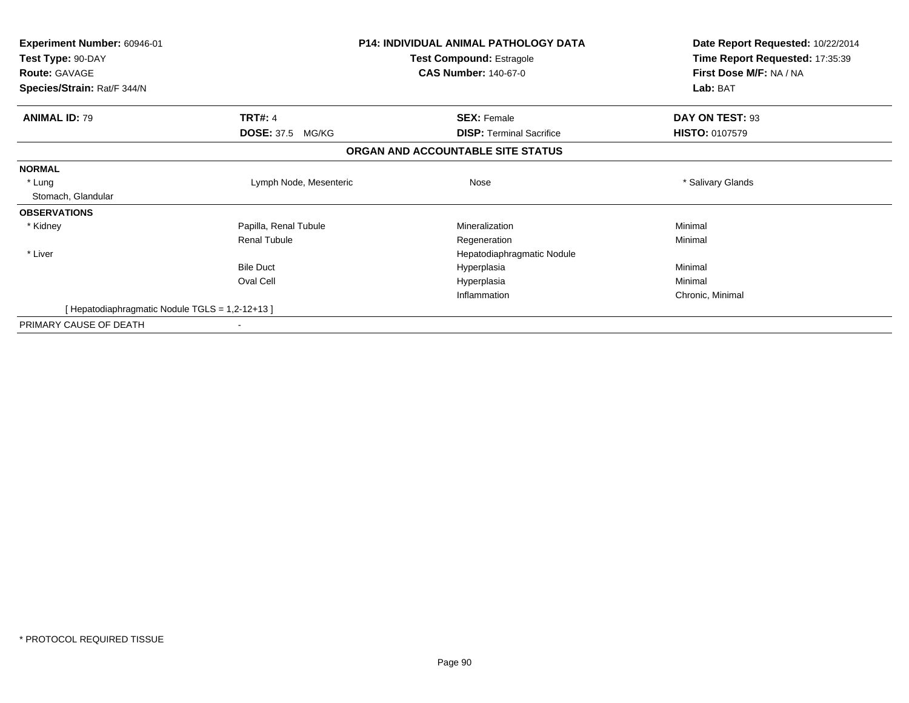**Experiment Number:** 60946-01
**Test Type:** 90-DAY
**Route:** GAVAGE
**Species/Strain:** Rat/F 344/N

**P14: INDIVIDUAL ANIMAL PATHOLOGY DATA**
**Test Compound:** Estragole
**CAS Number:** 140-67-0

**Date Report Requested:** 10/22/2014
**Time Report Requested:** 17:35:39
**First Dose M/F:** NA / NA
**Lab:** BAT

| **ANIMAL ID:** 79 | **TRT#:** 4 | **SEX:** Female | **DAY ON TEST:** 93 |
|---|---|---|---|
| | **DOSE:** 37.5 MG/KG | **DISP:** Terminal Sacrifice | **HISTO:** 0107579 |

**ORGAN AND ACCOUNTABLE SITE STATUS**

| | | | |
|---|---|---|---|
| **NORMAL** | | | |
| * Lung | Lymph Node, Mesenteric | Nose | * Salivary Glands |
| Stomach, Glandular | | | |
| **OBSERVATIONS** | | | |
| * Kidney | Papilla, Renal Tubule | Mineralization | Minimal |
| | Renal Tubule | Regeneration | Minimal |
| * Liver | | Hepatodiaphragmatic Nodule | |
| | Bile Duct | Hyperplasia | Minimal |
| | Oval Cell | Hyperplasia | Minimal |
| | | Inflammation | Chronic, Minimal |
| [ Hepatodiaphragmatic Nodule TGLS = 1,2-12+13 ] | | | |
| PRIMARY CAUSE OF DEATH | - | | |

* PROTOCOL REQUIRED TISSUE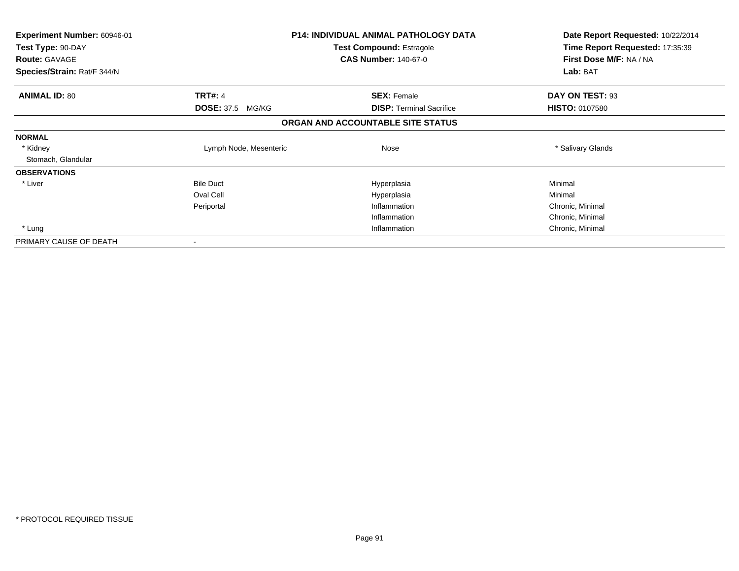| **Experiment Number:** 60946-01 | **P14: INDIVIDUAL ANIMAL PATHOLOGY DATA** | **Date Report Requested:** 10/22/2014 |
|---|---|---|
| **Test Type:** 90-DAY | **Test Compound:** Estragole | **Time Report Requested:** 17:35:39 |
| **Route:** GAVAGE | **CAS Number:** 140-67-0 | **First Dose M/F:** NA / NA |
| **Species/Strain:** Rat/F 344/N | | **Lab:** BAT |

| **ANIMAL ID:** 80 | **TRT#:** 4 | **SEX:** Female | **DAY ON TEST:** 93 |
|---|---|---|---|
| | **DOSE:** 37.5 MG/KG | **DISP:** Terminal Sacrifice | **HISTO:** 0107580 |

**ORGAN AND ACCOUNTABLE SITE STATUS**

| | | | |
|---|---|---|---|
| **NORMAL** | | | |
| * Kidney | Lymph Node, Mesenteric | Nose | * Salivary Glands |
| Stomach, Glandular | | | |
| **OBSERVATIONS** | | | |
| * Liver | Bile Duct | Hyperplasia | Minimal |
| | Oval Cell | Hyperplasia | Minimal |
| | Periportal | Inflammation | Chronic, Minimal |
| | | Inflammation | Chronic, Minimal |
| * Lung | | Inflammation | Chronic, Minimal |
| PRIMARY CAUSE OF DEATH | - | | |

* PROTOCOL REQUIRED TISSUE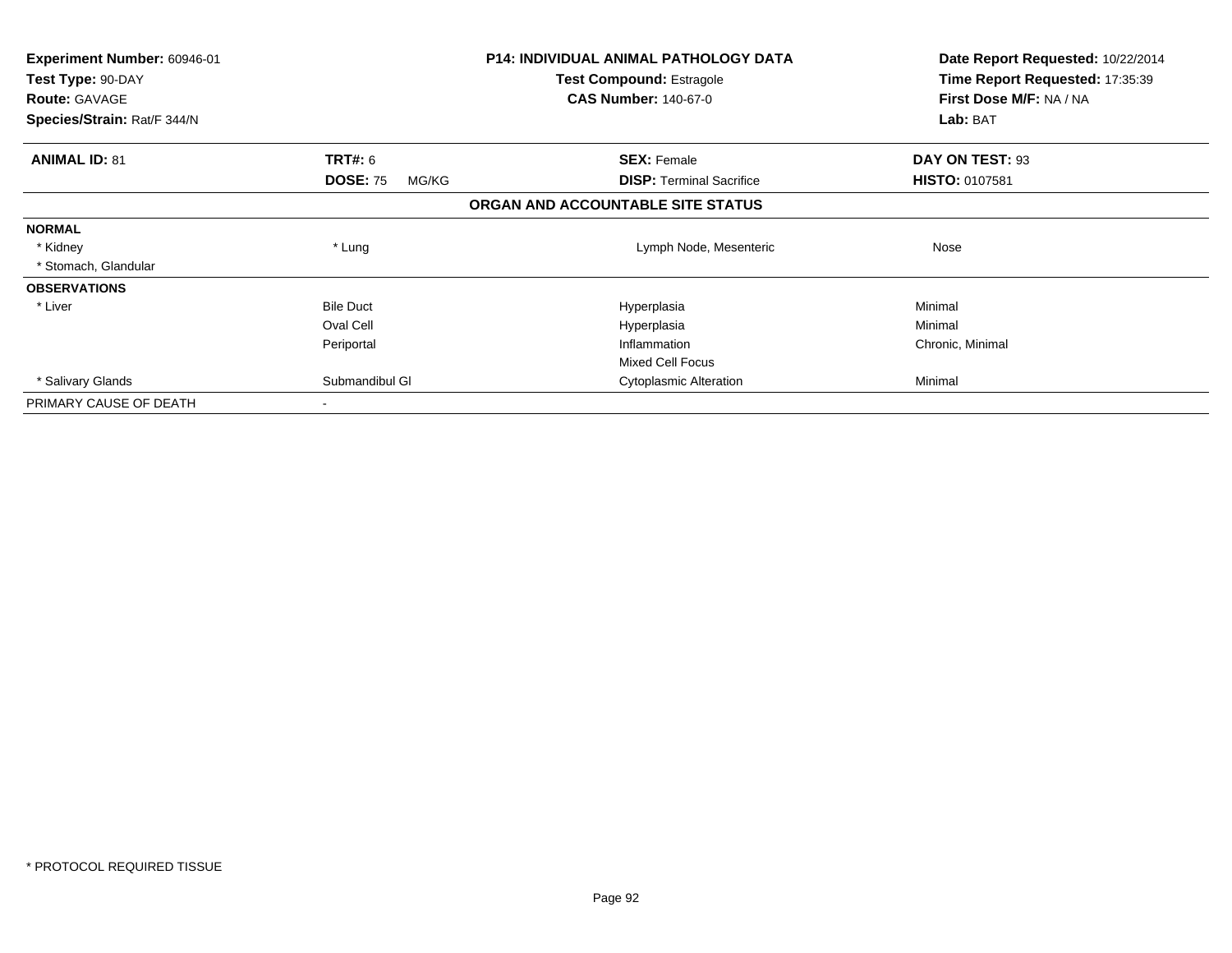**Experiment Number:** 60946-01
**Test Type:** 90-DAY
**Route:** GAVAGE
**Species/Strain:** Rat/F 344/N

**P14: INDIVIDUAL ANIMAL PATHOLOGY DATA**
**Test Compound:** Estragole
**CAS Number:** 140-67-0

**Date Report Requested:** 10/22/2014
**Time Report Requested:** 17:35:39
**First Dose M/F:** NA / NA
**Lab:** BAT

| **ANIMAL ID:** 81 | **TRT#:** 6 | **SEX:** Female | **DAY ON TEST:** 93 |
|---|---|---|---|
| | **DOSE:** 75 MG/KG | **DISP:** Terminal Sacrifice | **HISTO:** 0107581 |

**ORGAN AND ACCOUNTABLE SITE STATUS**

| | | | |
|---|---|---|---|
| **NORMAL** | | | |
| * Kidney | * Lung | Lymph Node, Mesenteric | Nose |
| * Stomach, Glandular | | | |
| **OBSERVATIONS** | | | |
| * Liver | Bile Duct | Hyperplasia | Minimal |
| | Oval Cell | Hyperplasia | Minimal |
| | Periportal | Inflammation | Chronic, Minimal |
| | | Mixed Cell Focus | |
| * Salivary Glands | Submandibul Gl | Cytoplasmic Alteration | Minimal |
| PRIMARY CAUSE OF DEATH | - | | |

* PROTOCOL REQUIRED TISSUE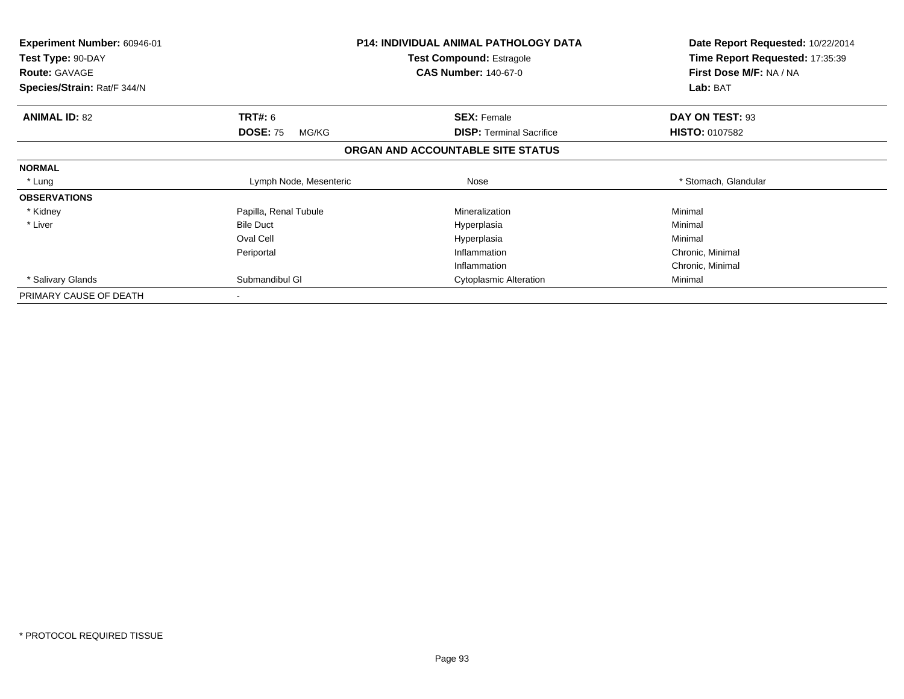**Experiment Number:** 60946-01
**Test Type:** 90-DAY
**Route:** GAVAGE
**Species/Strain:** Rat/F 344/N

**P14: INDIVIDUAL ANIMAL PATHOLOGY DATA**
**Test Compound:** Estragole
**CAS Number:** 140-67-0

**Date Report Requested:** 10/22/2014
**Time Report Requested:** 17:35:39
**First Dose M/F:** NA / NA
**Lab:** BAT

| **ANIMAL ID:** 82 | **TRT#:** 6 | **SEX:** Female | **DAY ON TEST:** 93 |
|---|---|---|---|
| | **DOSE:** 75 MG/KG | **DISP:** Terminal Sacrifice | **HISTO:** 0107582 |

## ORGAN AND ACCOUNTABLE SITE STATUS

| | | | |
|---|---|---|---|
| **NORMAL** | | | |
| * Lung | Lymph Node, Mesenteric | Nose | * Stomach, Glandular |
| **OBSERVATIONS** | | | |
| * Kidney | Papilla, Renal Tubule | Mineralization | Minimal |
| * Liver | Bile Duct | Hyperplasia | Minimal |
| | Oval Cell | Hyperplasia | Minimal |
| | Periportal | Inflammation | Chronic, Minimal |
| | | Inflammation | Chronic, Minimal |
| * Salivary Glands | Submandibul Gl | Cytoplasmic Alteration | Minimal |
| PRIMARY CAUSE OF DEATH | - | | |

\* PROTOCOL REQUIRED TISSUE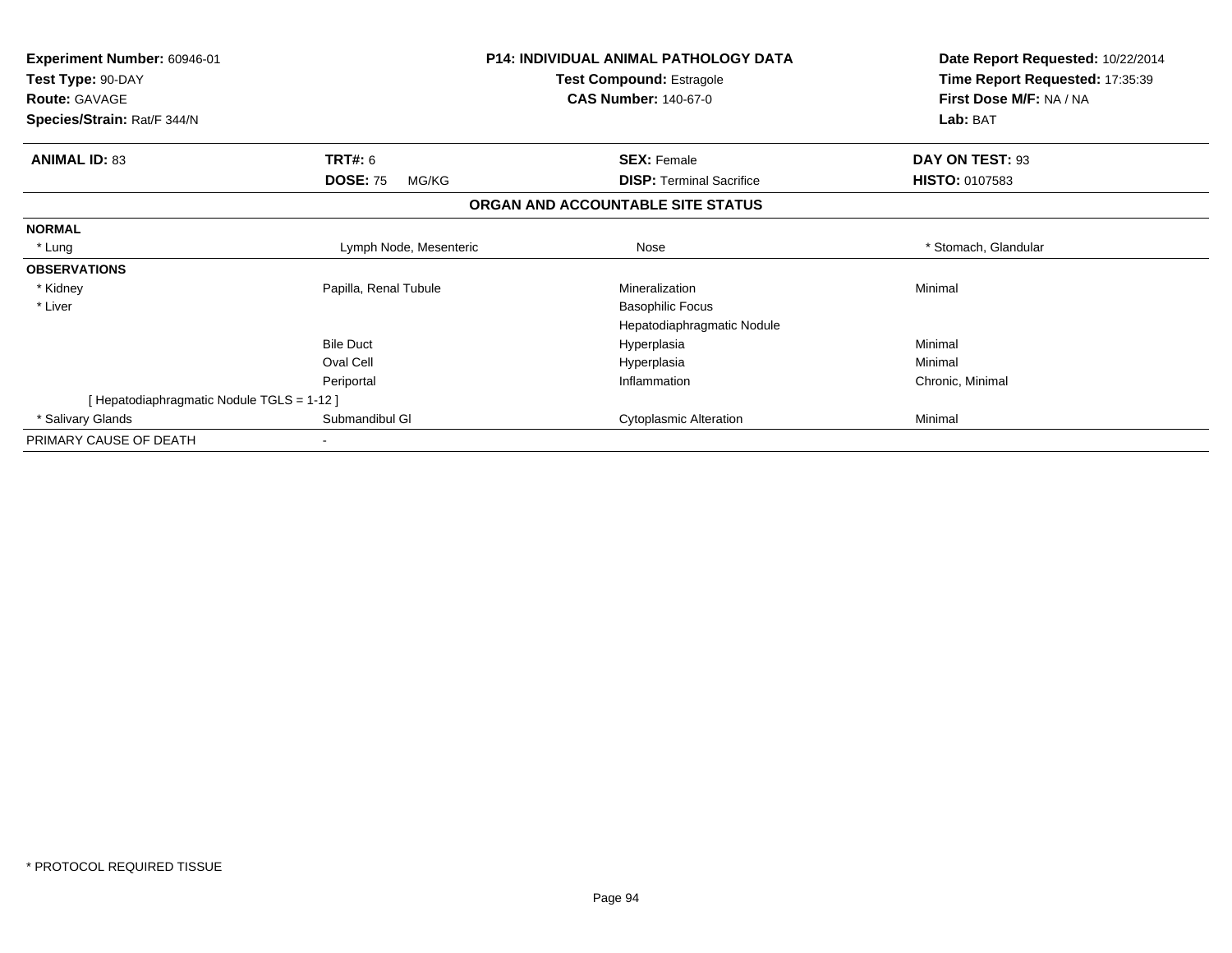**Experiment Number:** 60946-01
**Test Type:** 90-DAY
**Route:** GAVAGE
**Species/Strain:** Rat/F 344/N

**P14: INDIVIDUAL ANIMAL PATHOLOGY DATA**
**Test Compound:** Estragole
**CAS Number:** 140-67-0

**Date Report Requested:** 10/22/2014
**Time Report Requested:** 17:35:39
**First Dose M/F:** NA / NA
**Lab:** BAT

| **ANIMAL ID:** 83 | **TRT#:** 6 | **SEX:** Female | **DAY ON TEST:** 93 |
|---|---|---|---|
| | **DOSE:** 75 MG/KG | **DISP:** Terminal Sacrifice | **HISTO:** 0107583 |

**ORGAN AND ACCOUNTABLE SITE STATUS**

| | | | |
|---|---|---|---|
| **NORMAL** | | | |
| * Lung | Lymph Node, Mesenteric | Nose | * Stomach, Glandular |
| **OBSERVATIONS** | | | |
| * Kidney | Papilla, Renal Tubule | Mineralization | Minimal |
| * Liver | | Basophilic Focus | |
| | | Hepatodiaphragmatic Nodule | |
| | Bile Duct | Hyperplasia | Minimal |
| | Oval Cell | Hyperplasia | Minimal |
| | Periportal | Inflammation | Chronic, Minimal |
| [ Hepatodiaphragmatic Nodule TGLS = 1-12 ] | | | |
| * Salivary Glands | Submandibul Gl | Cytoplasmic Alteration | Minimal |
| PRIMARY CAUSE OF DEATH | - | | |

* PROTOCOL REQUIRED TISSUE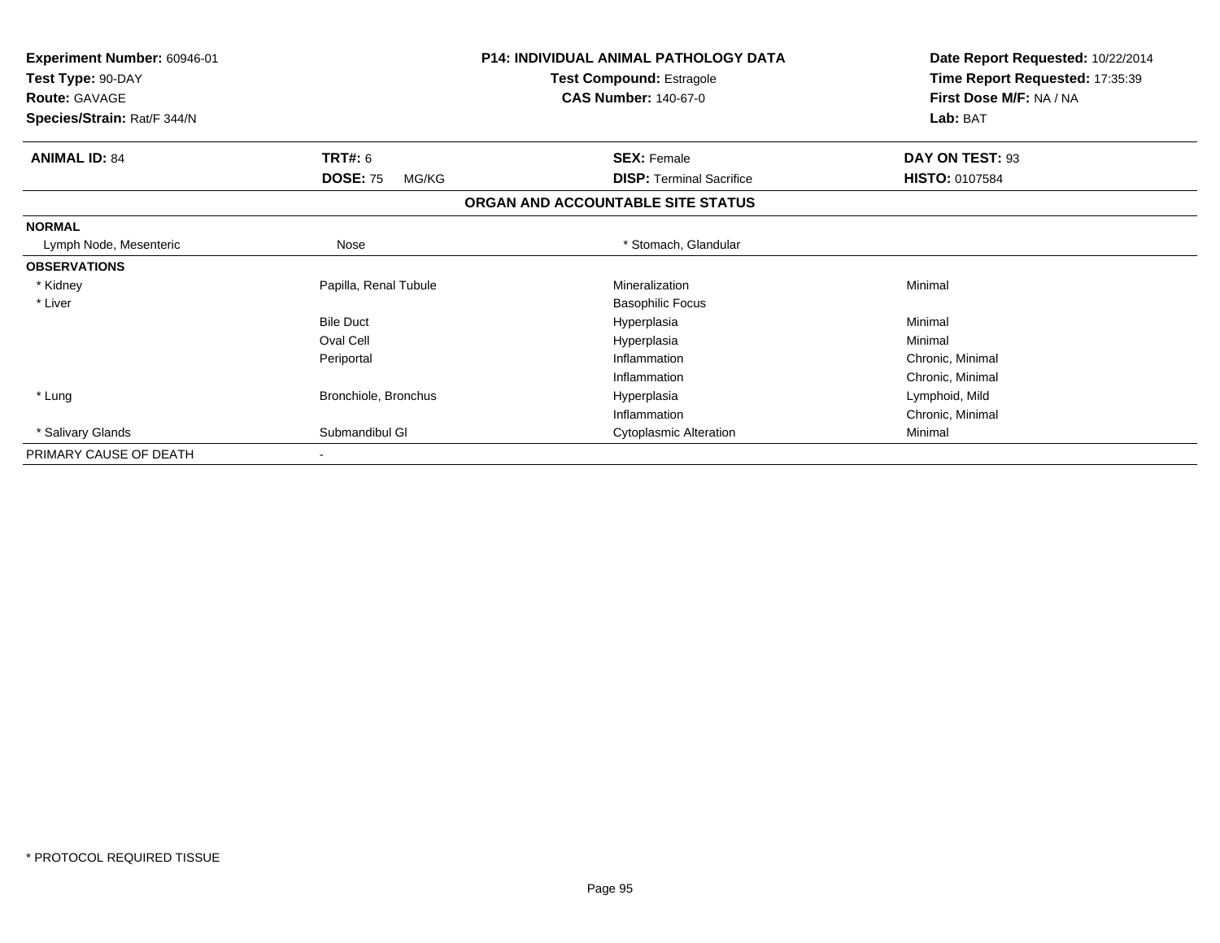**Experiment Number:** 60946-01
**Test Type:** 90-DAY
**Route:** GAVAGE
**Species/Strain:** Rat/F 344/N

**P14: INDIVIDUAL ANIMAL PATHOLOGY DATA**
**Test Compound:** Estragole
**CAS Number:** 140-67-0

**Date Report Requested:** 10/22/2014
**Time Report Requested:** 17:35:39
**First Dose M/F:** NA / NA
**Lab:** BAT

| **ANIMAL ID:** 84 | **TRT#:** 6 | **SEX:** Female | **DAY ON TEST:** 93 |
|---|---|---|---|
| | **DOSE:** 75 MG/KG | **DISP:** Terminal Sacrifice | **HISTO:** 0107584 |

**ORGAN AND ACCOUNTABLE SITE STATUS**

| | | | |
|---|---|---|---|
| **NORMAL** | | | |
| Lymph Node, Mesenteric | Nose | * Stomach, Glandular | |
| **OBSERVATIONS** | | | |
| * Kidney | Papilla, Renal Tubule | Mineralization | Minimal |
| * Liver | | Basophilic Focus | |
| | Bile Duct | Hyperplasia | Minimal |
| | Oval Cell | Hyperplasia | Minimal |
| | Periportal | Inflammation | Chronic, Minimal |
| | | Inflammation | Chronic, Minimal |
| * Lung | Bronchiole, Bronchus | Hyperplasia | Lymphoid, Mild |
| | | Inflammation | Chronic, Minimal |
| * Salivary Glands | Submandibul Gl | Cytoplasmic Alteration | Minimal |
| PRIMARY CAUSE OF DEATH | - | | |

\* PROTOCOL REQUIRED TISSUE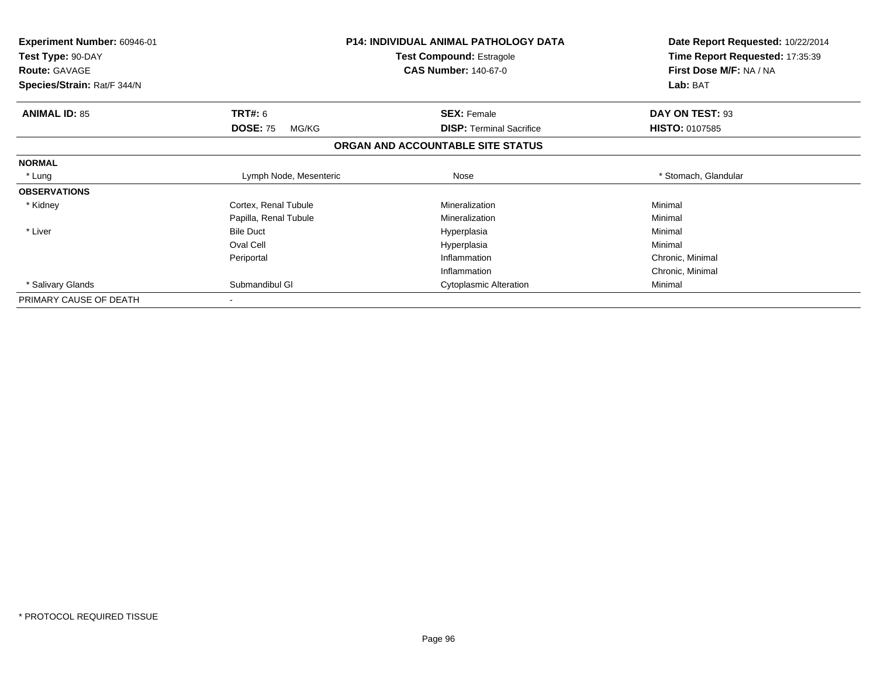| **Experiment Number:** 60946-01 | **P14: INDIVIDUAL ANIMAL PATHOLOGY DATA** | **Date Report Requested:** 10/22/2014 |
|---|---|---|
| **Test Type:** 90-DAY | **Test Compound:** Estragole | **Time Report Requested:** 17:35:39 |
| **Route:** GAVAGE | **CAS Number:** 140-67-0 | **First Dose M/F:** NA / NA |
| **Species/Strain:** Rat/F 344/N | | **Lab:** BAT |

| **ANIMAL ID:** 85 | **TRT#:** 6 | **SEX:** Female | **DAY ON TEST:** 93 |
|---|---|---|---|
| | **DOSE:** 75 MG/KG | **DISP:** Terminal Sacrifice | **HISTO:** 0107585 |

## ORGAN AND ACCOUNTABLE SITE STATUS

| | | | |
|---|---|---|---|
| **NORMAL** | | | |
| * Lung | Lymph Node, Mesenteric | Nose | * Stomach, Glandular |
| **OBSERVATIONS** | | | |
| * Kidney | Cortex, Renal Tubule | Mineralization | Minimal |
| | Papilla, Renal Tubule | Mineralization | Minimal |
| * Liver | Bile Duct | Hyperplasia | Minimal |
| | Oval Cell | Hyperplasia | Minimal |
| | Periportal | Inflammation | Chronic, Minimal |
| | | Inflammation | Chronic, Minimal |
| * Salivary Glands | Submandibul Gl | Cytoplasmic Alteration | Minimal |
| PRIMARY CAUSE OF DEATH | - | | |

* PROTOCOL REQUIRED TISSUE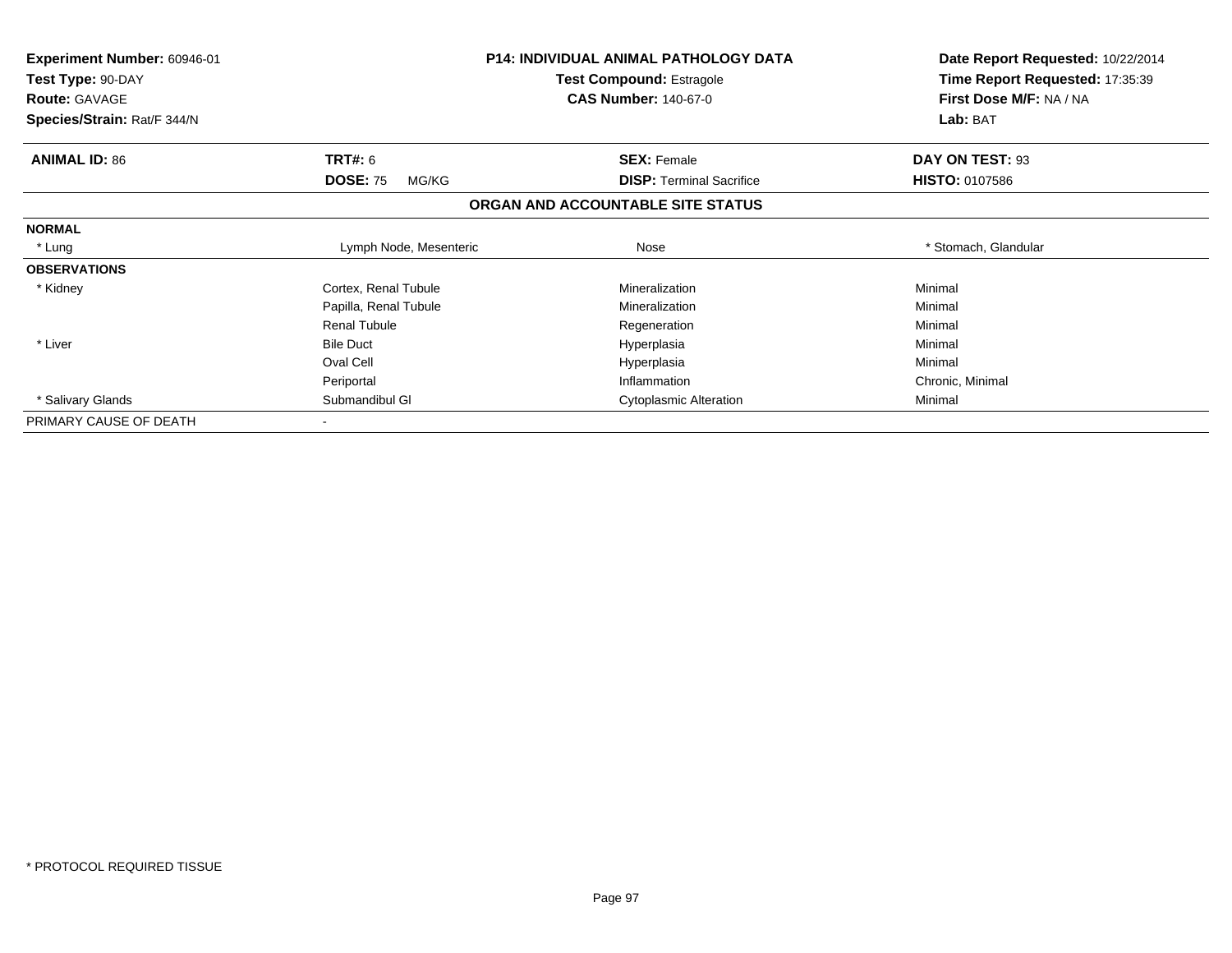**Experiment Number:** 60946-01
**Test Type:** 90-DAY
**Route:** GAVAGE
**Species/Strain:** Rat/F 344/N

## P14: INDIVIDUAL ANIMAL PATHOLOGY DATA

**Test Compound:** Estragole
**CAS Number:** 140-67-0

**Date Report Requested:** 10/22/2014
**Time Report Requested:** 17:35:39
**First Dose M/F:** NA / NA
**Lab:** BAT

| **ANIMAL ID:** 86 | **TRT#:** 6 | **SEX:** Female | **DAY ON TEST:** 93 |
|---|---|---|---|
| | **DOSE:** 75 MG/KG | **DISP:** Terminal Sacrifice | **HISTO:** 0107586 |

### ORGAN AND ACCOUNTABLE SITE STATUS

| | | | |
|---|---|---|---|
| **NORMAL** | | | |
| * Lung | Lymph Node, Mesenteric | Nose | * Stomach, Glandular |
| **OBSERVATIONS** | | | |
| * Kidney | Cortex, Renal Tubule | Mineralization | Minimal |
| | Papilla, Renal Tubule | Mineralization | Minimal |
| | Renal Tubule | Regeneration | Minimal |
| * Liver | Bile Duct | Hyperplasia | Minimal |
| | Oval Cell | Hyperplasia | Minimal |
| | Periportal | Inflammation | Chronic, Minimal |
| * Salivary Glands | Submandibul Gl | Cytoplasmic Alteration | Minimal |
| PRIMARY CAUSE OF DEATH | - | | |

* PROTOCOL REQUIRED TISSUE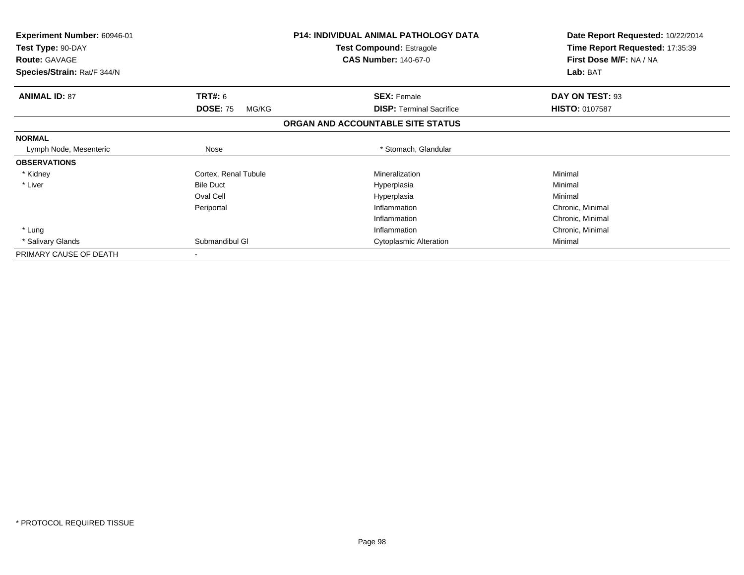**Experiment Number:** 60946-01
**Test Type:** 90-DAY
**Route:** GAVAGE
**Species/Strain:** Rat/F 344/N

**P14: INDIVIDUAL ANIMAL PATHOLOGY DATA**
**Test Compound:** Estragole
**CAS Number:** 140-67-0

**Date Report Requested:** 10/22/2014
**Time Report Requested:** 17:35:39
**First Dose M/F:** NA / NA
**Lab:** BAT

| **ANIMAL ID:** 87 | **TRT#:** 6 | **SEX:** Female | **DAY ON TEST:** 93 |
|---|---|---|---|
| | **DOSE:** 75 MG/KG | **DISP:** Terminal Sacrifice | **HISTO:** 0107587 |

## ORGAN AND ACCOUNTABLE SITE STATUS

| | | | |
|---|---|---|---|
| **NORMAL** | | | |
| Lymph Node, Mesenteric | Nose | * Stomach, Glandular | |
| **OBSERVATIONS** | | | |
| * Kidney | Cortex, Renal Tubule | Mineralization | Minimal |
| * Liver | Bile Duct | Hyperplasia | Minimal |
| | Oval Cell | Hyperplasia | Minimal |
| | Periportal | Inflammation | Chronic, Minimal |
| | | Inflammation | Chronic, Minimal |
| * Lung | | Inflammation | Chronic, Minimal |
| * Salivary Glands | Submandibul Gl | Cytoplasmic Alteration | Minimal |
| PRIMARY CAUSE OF DEATH | - | | |

\* PROTOCOL REQUIRED TISSUE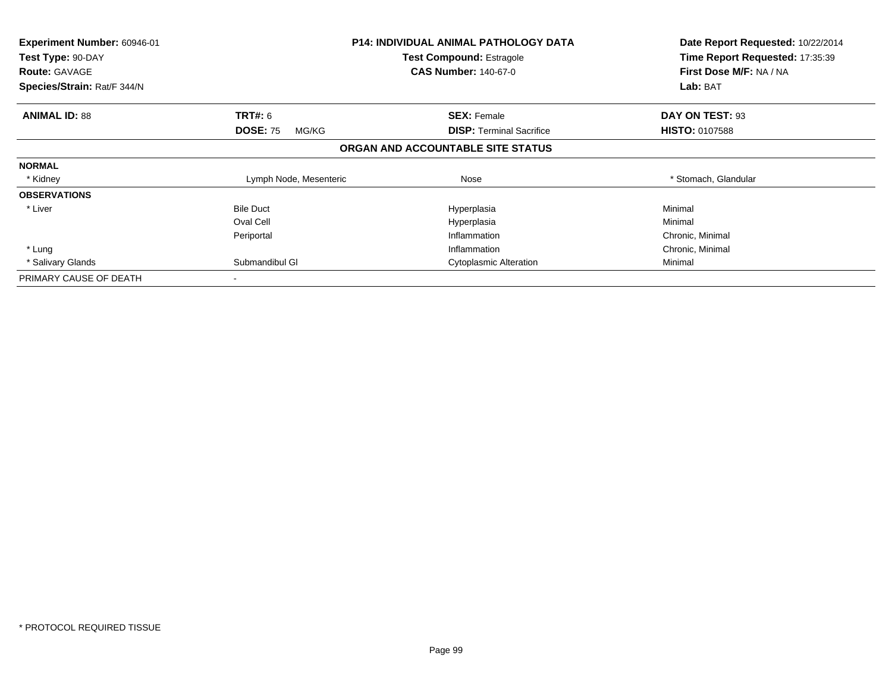**Experiment Number:** 60946-01
**Test Type:** 90-DAY
**Route:** GAVAGE
**Species/Strain:** Rat/F 344/N

**P14: INDIVIDUAL ANIMAL PATHOLOGY DATA**
**Test Compound:** Estragole
**CAS Number:** 140-67-0

**Date Report Requested:** 10/22/2014
**Time Report Requested:** 17:35:39
**First Dose M/F:** NA / NA
**Lab:** BAT

| **ANIMAL ID:** 88 | **TRT#:** 6 | **SEX:** Female | **DAY ON TEST:** 93 |
|---|---|---|---|
| | **DOSE:** 75 MG/KG | **DISP:** Terminal Sacrifice | **HISTO:** 0107588 |

**ORGAN AND ACCOUNTABLE SITE STATUS**

| | | | |
|---|---|---|---|
| **NORMAL** | | | |
| * Kidney | Lymph Node, Mesenteric | Nose | * Stomach, Glandular |
| **OBSERVATIONS** | | | |
| * Liver | Bile Duct | Hyperplasia | Minimal |
| | Oval Cell | Hyperplasia | Minimal |
| | Periportal | Inflammation | Chronic, Minimal |
| * Lung | | Inflammation | Chronic, Minimal |
| * Salivary Glands | Submandibul Gl | Cytoplasmic Alteration | Minimal |
| PRIMARY CAUSE OF DEATH | - | | |

* PROTOCOL REQUIRED TISSUE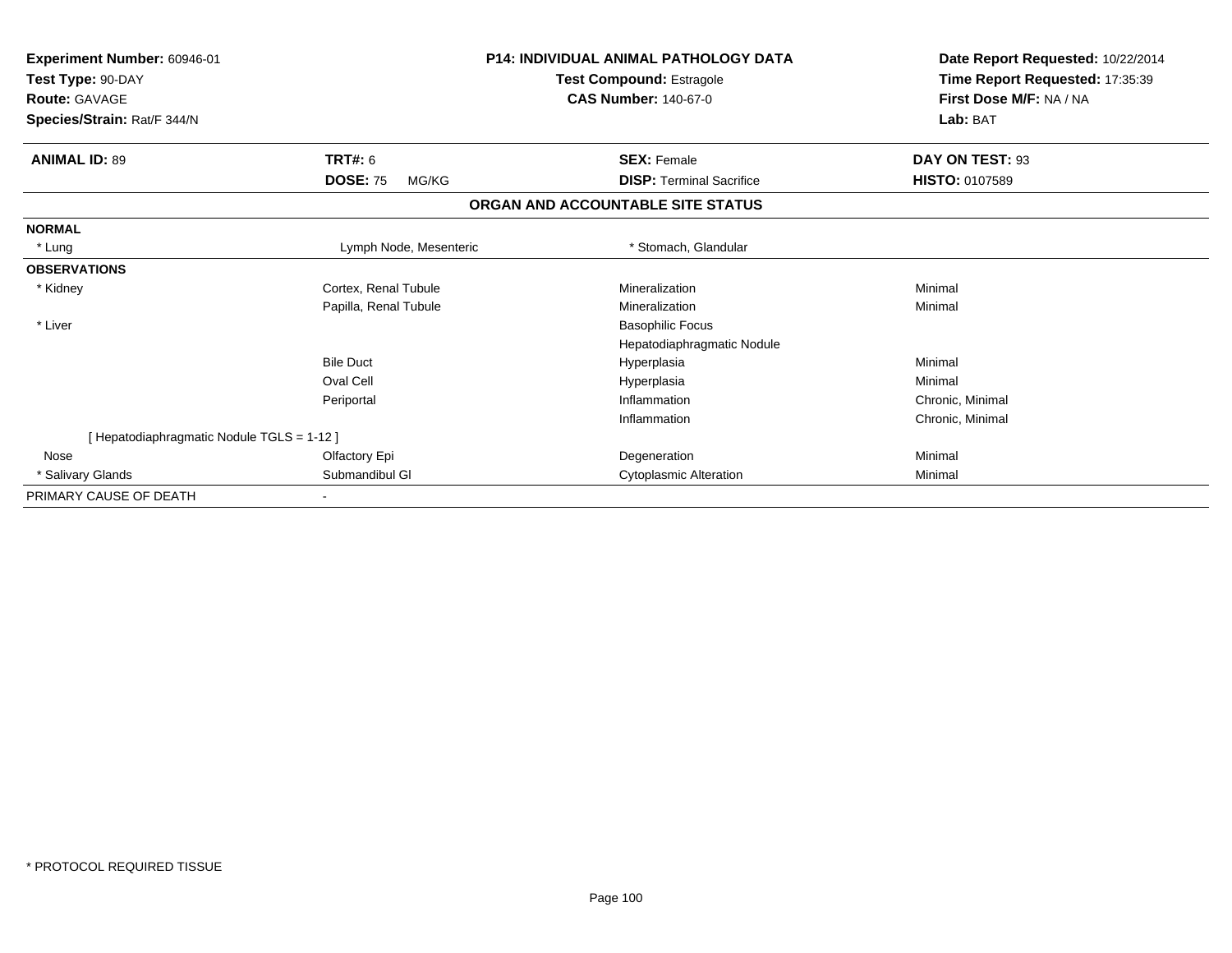**Experiment Number:** 60946-01
**Test Type:** 90-DAY
**Route:** GAVAGE
**Species/Strain:** Rat/F 344/N

**P14: INDIVIDUAL ANIMAL PATHOLOGY DATA**
**Test Compound:** Estragole
**CAS Number:** 140-67-0

**Date Report Requested:** 10/22/2014
**Time Report Requested:** 17:35:39
**First Dose M/F:** NA / NA
**Lab:** BAT

| **ANIMAL ID:** 89 | **TRT#:** 6 | **SEX:** Female | **DAY ON TEST:** 93 |
|---|---|---|---|
| | **DOSE:** 75 MG/KG | **DISP:** Terminal Sacrifice | **HISTO:** 0107589 |

## ORGAN AND ACCOUNTABLE SITE STATUS

| | | | |
|---|---|---|---|
| **NORMAL** | | | |
| * Lung | Lymph Node, Mesenteric | * Stomach, Glandular | |
| **OBSERVATIONS** | | | |
| * Kidney | Cortex, Renal Tubule | Mineralization | Minimal |
| | Papilla, Renal Tubule | Mineralization | Minimal |
| * Liver | | Basophilic Focus | |
| | | Hepatodiaphragmatic Nodule | |
| | Bile Duct | Hyperplasia | Minimal |
| | Oval Cell | Hyperplasia | Minimal |
| | Periportal | Inflammation | Chronic, Minimal |
| | | Inflammation | Chronic, Minimal |
| [ Hepatodiaphragmatic Nodule TGLS = 1-12 ] | | | |
| Nose | Olfactory Epi | Degeneration | Minimal |
| * Salivary Glands | Submandibul Gl | Cytoplasmic Alteration | Minimal |
| PRIMARY CAUSE OF DEATH | - | | |

* PROTOCOL REQUIRED TISSUE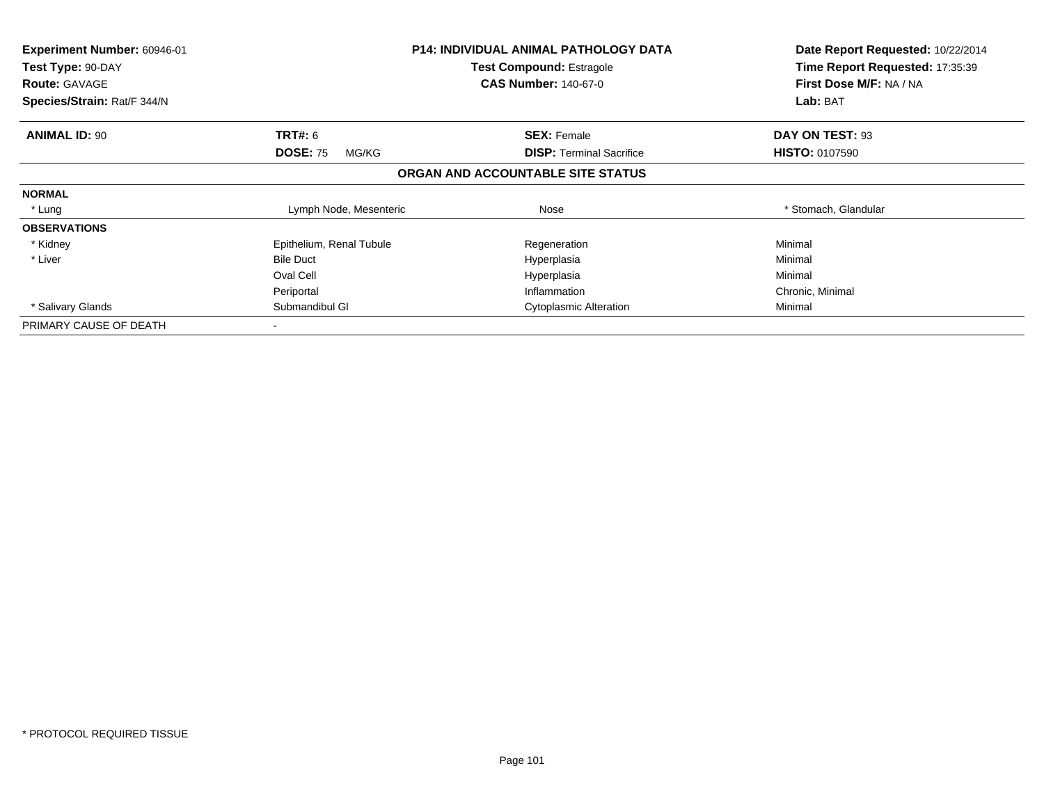**Experiment Number:** 60946-01
**Test Type:** 90-DAY
**Route:** GAVAGE
**Species/Strain:** Rat/F 344/N

**P14: INDIVIDUAL ANIMAL PATHOLOGY DATA**
**Test Compound:** Estragole
**CAS Number:** 140-67-0

**Date Report Requested:** 10/22/2014
**Time Report Requested:** 17:35:39
**First Dose M/F:** NA / NA
**Lab:** BAT

| **ANIMAL ID:** 90 | **TRT#:** 6 | **SEX:** Female | **DAY ON TEST:** 93 |
|---|---|---|---|
| | **DOSE:** 75 MG/KG | **DISP:** Terminal Sacrifice | **HISTO:** 0107590 |

## ORGAN AND ACCOUNTABLE SITE STATUS

| | | | |
|---|---|---|---|
| **NORMAL** | | | |
| * Lung | Lymph Node, Mesenteric | Nose | * Stomach, Glandular |
| **OBSERVATIONS** | | | |
| * Kidney | Epithelium, Renal Tubule | Regeneration | Minimal |
| * Liver | Bile Duct | Hyperplasia | Minimal |
| | Oval Cell | Hyperplasia | Minimal |
| | Periportal | Inflammation | Chronic, Minimal |
| * Salivary Glands | Submandibul Gl | Cytoplasmic Alteration | Minimal |
| PRIMARY CAUSE OF DEATH | - | | |

* PROTOCOL REQUIRED TISSUE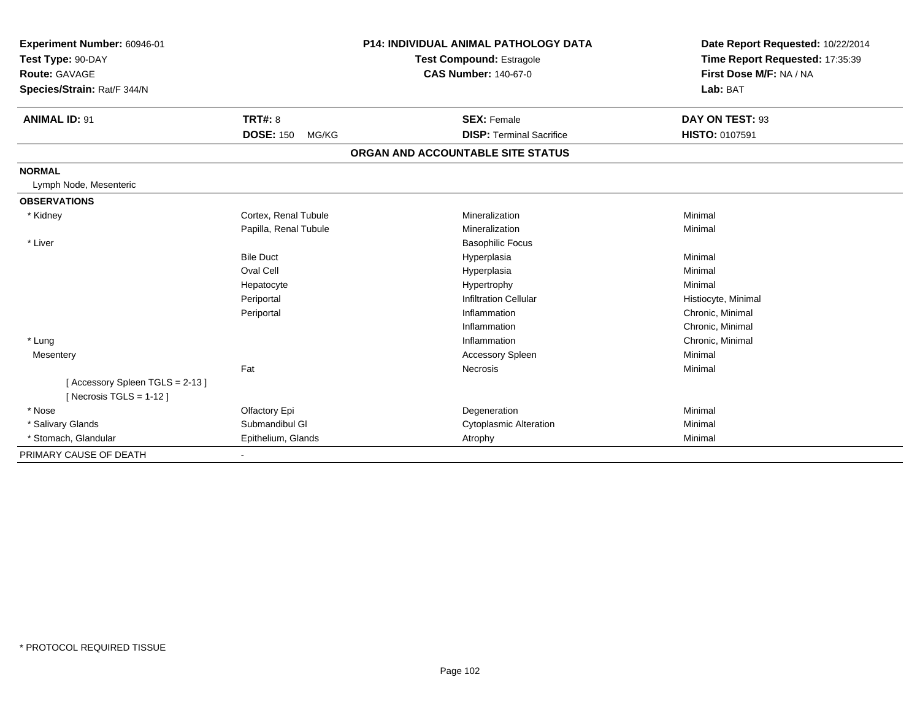| **Experiment Number:** 60946-01 | **P14: INDIVIDUAL ANIMAL PATHOLOGY DATA** | **Date Report Requested:** 10/22/2014 |
|---|---|---|
| **Test Type:** 90-DAY | **Test Compound:** Estragole | **Time Report Requested:** 17:35:39 |
| **Route:** GAVAGE | **CAS Number:** 140-67-0 | **First Dose M/F:** NA / NA |
| **Species/Strain:** Rat/F 344/N | | **Lab:** BAT |

| **ANIMAL ID:** 91 | **TRT#:** 8 | **SEX:** Female | **DAY ON TEST:** 93 |
|---|---|---|---|
| | **DOSE:** 150 MG/KG | **DISP:** Terminal Sacrifice | **HISTO:** 0107591 |

**ORGAN AND ACCOUNTABLE SITE STATUS**

**NORMAL**

Lymph Node, Mesenteric

**OBSERVATIONS**

| Organ | Site | Observation | Severity |
|---|---|---|---|
| * Kidney | Cortex, Renal Tubule | Mineralization | Minimal |
| | Papilla, Renal Tubule | Mineralization | Minimal |
| * Liver | | Basophilic Focus | |
| | Bile Duct | Hyperplasia | Minimal |
| | Oval Cell | Hyperplasia | Minimal |
| | Hepatocyte | Hypertrophy | Minimal |
| | Periportal | Infiltration Cellular | Histiocyte, Minimal |
| | Periportal | Inflammation | Chronic, Minimal |
| | | Inflammation | Chronic, Minimal |
| * Lung | | Inflammation | Chronic, Minimal |
| Mesentery | | Accessory Spleen | Minimal |
| | Fat | Necrosis | Minimal |
| [ Accessory Spleen TGLS = 2-13 ] | | | |
| [ Necrosis TGLS = 1-12 ] | | | |
| * Nose | Olfactory Epi | Degeneration | Minimal |
| * Salivary Glands | Submandibul Gl | Cytoplasmic Alteration | Minimal |
| * Stomach, Glandular | Epithelium, Glands | Atrophy | Minimal |

PRIMARY CAUSE OF DEATH -

\* PROTOCOL REQUIRED TISSUE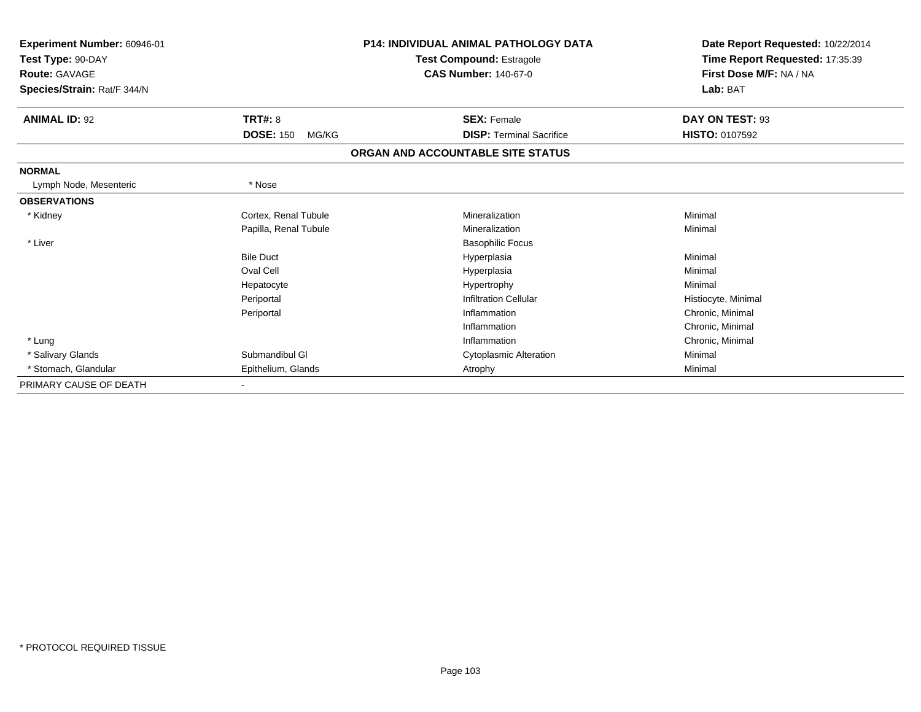**Experiment Number:** 60946-01
**Test Type:** 90-DAY
**Route:** GAVAGE
**Species/Strain:** Rat/F 344/N

**P14: INDIVIDUAL ANIMAL PATHOLOGY DATA**
**Test Compound:** Estragole
**CAS Number:** 140-67-0

**Date Report Requested:** 10/22/2014
**Time Report Requested:** 17:35:39
**First Dose M/F:** NA / NA
**Lab:** BAT

| **ANIMAL ID:** 92 | **TRT#:** 8 | **SEX:** Female | **DAY ON TEST:** 93 |
|---|---|---|---|
| | **DOSE:** 150 MG/KG | **DISP:** Terminal Sacrifice | **HISTO:** 0107592 |

## ORGAN AND ACCOUNTABLE SITE STATUS

| | | | |
|---|---|---|---|
| **NORMAL** | | | |
| Lymph Node, Mesenteric | * Nose | | |
| **OBSERVATIONS** | | | |
| * Kidney | Cortex, Renal Tubule | Mineralization | Minimal |
| | Papilla, Renal Tubule | Mineralization | Minimal |
| * Liver | | Basophilic Focus | |
| | Bile Duct | Hyperplasia | Minimal |
| | Oval Cell | Hyperplasia | Minimal |
| | Hepatocyte | Hypertrophy | Minimal |
| | Periportal | Infiltration Cellular | Histiocyte, Minimal |
| | Periportal | Inflammation | Chronic, Minimal |
| | | Inflammation | Chronic, Minimal |
| * Lung | | Inflammation | Chronic, Minimal |
| * Salivary Glands | Submandibul Gl | Cytoplasmic Alteration | Minimal |
| * Stomach, Glandular | Epithelium, Glands | Atrophy | Minimal |
| PRIMARY CAUSE OF DEATH | - | | |

* PROTOCOL REQUIRED TISSUE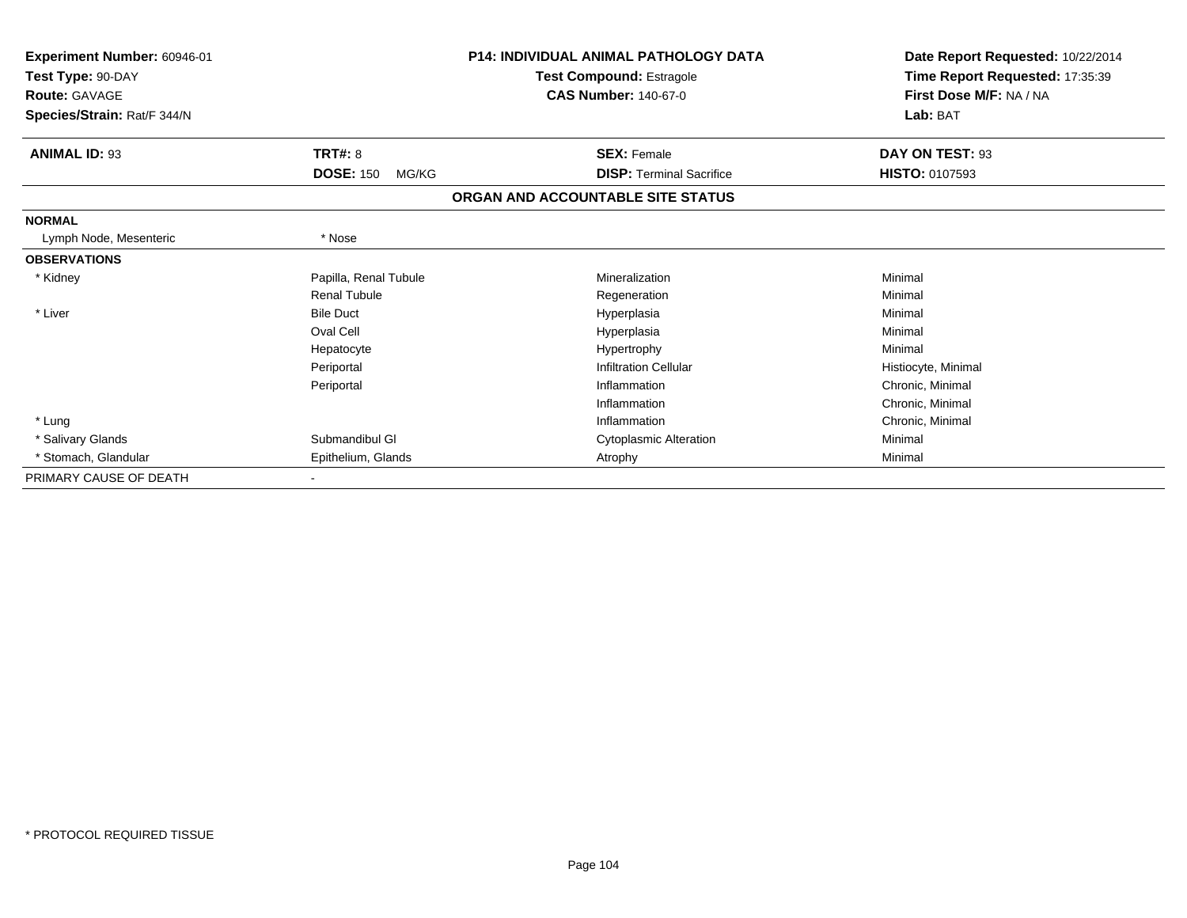**Experiment Number:** 60946-01
**Test Type:** 90-DAY
**Route:** GAVAGE
**Species/Strain:** Rat/F 344/N

**P14: INDIVIDUAL ANIMAL PATHOLOGY DATA**
**Test Compound:** Estragole
**CAS Number:** 140-67-0

**Date Report Requested:** 10/22/2014
**Time Report Requested:** 17:35:39
**First Dose M/F:** NA / NA
**Lab:** BAT

| **ANIMAL ID:** 93 | **TRT#:** 8 | **SEX:** Female | **DAY ON TEST:** 93 |
|---|---|---|---|
| | **DOSE:** 150 MG/KG | **DISP:** Terminal Sacrifice | **HISTO:** 0107593 |

**ORGAN AND ACCOUNTABLE SITE STATUS**

| | | | |
|---|---|---|---|
| **NORMAL** | | | |
| Lymph Node, Mesenteric | * Nose | | |
| **OBSERVATIONS** | | | |
| * Kidney | Papilla, Renal Tubule | Mineralization | Minimal |
| | Renal Tubule | Regeneration | Minimal |
| * Liver | Bile Duct | Hyperplasia | Minimal |
| | Oval Cell | Hyperplasia | Minimal |
| | Hepatocyte | Hypertrophy | Minimal |
| | Periportal | Infiltration Cellular | Histiocyte, Minimal |
| | Periportal | Inflammation | Chronic, Minimal |
| | | Inflammation | Chronic, Minimal |
| * Lung | | Inflammation | Chronic, Minimal |
| * Salivary Glands | Submandibul Gl | Cytoplasmic Alteration | Minimal |
| * Stomach, Glandular | Epithelium, Glands | Atrophy | Minimal |
| PRIMARY CAUSE OF DEATH | - | | |

\* PROTOCOL REQUIRED TISSUE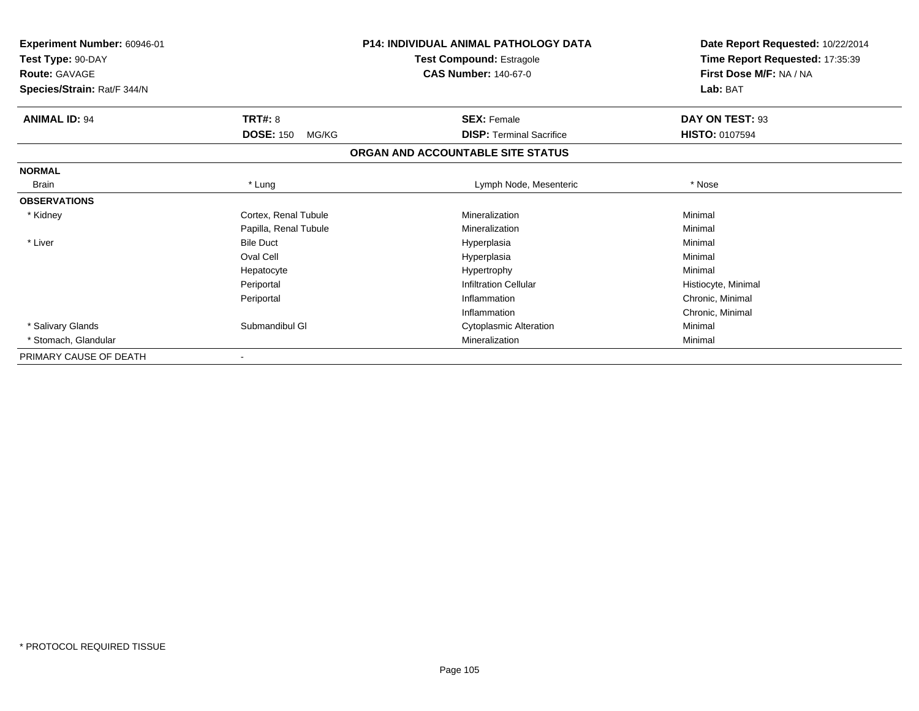| | | | |
|---|---|---|---|
| **Experiment Number:** 60946-01 | **P14: INDIVIDUAL ANIMAL PATHOLOGY DATA** | | **Date Report Requested:** 10/22/2014 |
| **Test Type:** 90-DAY | **Test Compound:** Estragole | | **Time Report Requested:** 17:35:39 |
| **Route:** GAVAGE | **CAS Number:** 140-67-0 | | **First Dose M/F:** NA / NA |
| **Species/Strain:** Rat/F 344/N | | | **Lab:** BAT |

| **ANIMAL ID:** 94 | **TRT#:** 8 | **SEX:** Female | **DAY ON TEST:** 93 |
|---|---|---|---|
| | **DOSE:** 150 MG/KG | **DISP:** Terminal Sacrifice | **HISTO:** 0107594 |

**ORGAN AND ACCOUNTABLE SITE STATUS**

| | | | |
|---|---|---|---|
| **NORMAL** | | | |
| Brain | * Lung | Lymph Node, Mesenteric | * Nose |
| **OBSERVATIONS** | | | |
| * Kidney | Cortex, Renal Tubule | Mineralization | Minimal |
| | Papilla, Renal Tubule | Mineralization | Minimal |
| * Liver | Bile Duct | Hyperplasia | Minimal |
| | Oval Cell | Hyperplasia | Minimal |
| | Hepatocyte | Hypertrophy | Minimal |
| | Periportal | Infiltration Cellular | Histiocyte, Minimal |
| | Periportal | Inflammation | Chronic, Minimal |
| | | Inflammation | Chronic, Minimal |
| * Salivary Glands | Submandibul Gl | Cytoplasmic Alteration | Minimal |
| * Stomach, Glandular | | Mineralization | Minimal |
| PRIMARY CAUSE OF DEATH | - | | |

* PROTOCOL REQUIRED TISSUE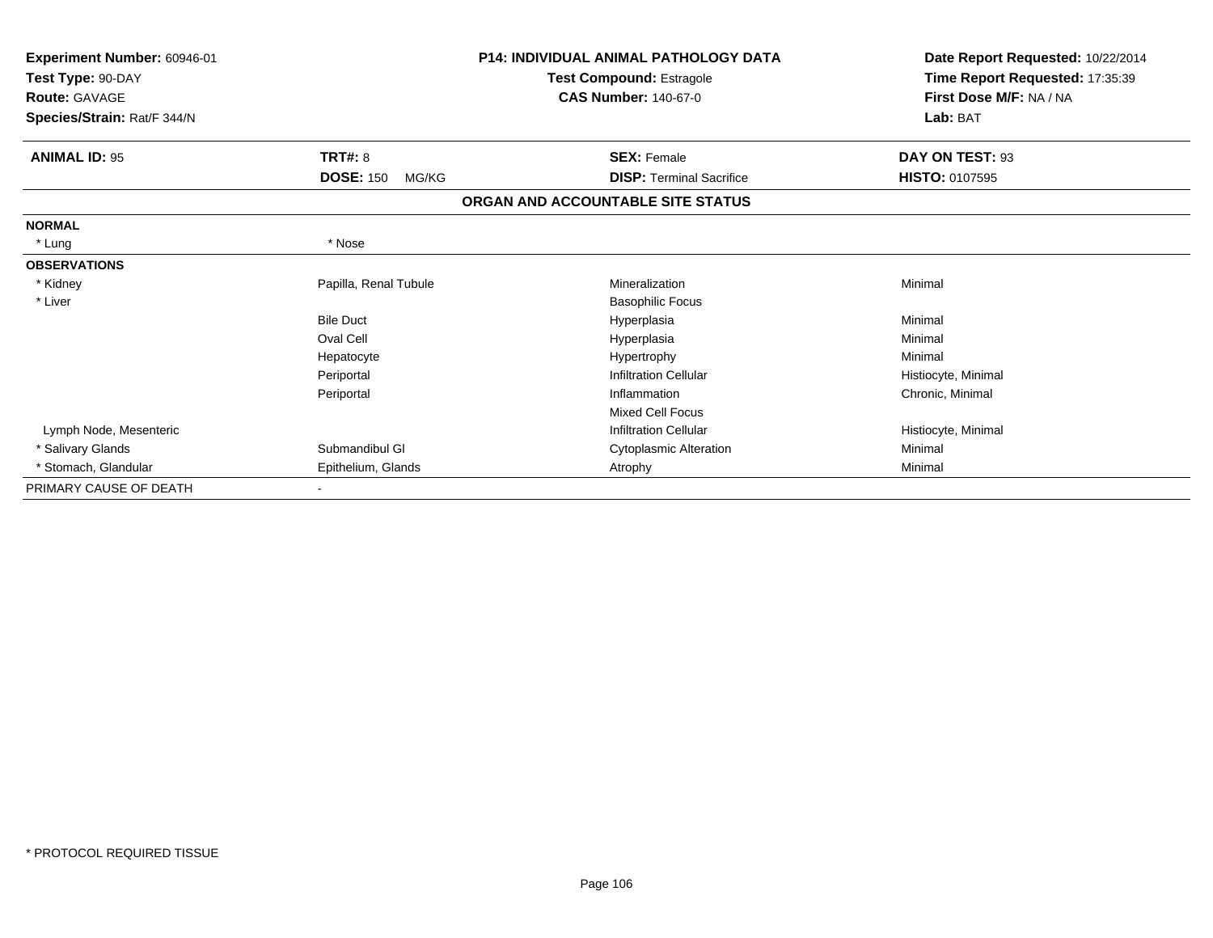| **Experiment Number:** 60946-01 | **P14: INDIVIDUAL ANIMAL PATHOLOGY DATA** | **Date Report Requested:** 10/22/2014 |
|---|---|---|
| **Test Type:** 90-DAY | **Test Compound:** Estragole | **Time Report Requested:** 17:35:39 |
| **Route:** GAVAGE | **CAS Number:** 140-67-0 | **First Dose M/F:** NA / NA |
| **Species/Strain:** Rat/F 344/N | | **Lab:** BAT |

| **ANIMAL ID:** 95 | **TRT#:** 8 | **SEX:** Female | **DAY ON TEST:** 93 |
|---|---|---|---|
| | **DOSE:** 150 MG/KG | **DISP:** Terminal Sacrifice | **HISTO:** 0107595 |

**ORGAN AND ACCOUNTABLE SITE STATUS**

| | | | |
|---|---|---|---|
| **NORMAL** | | | |
| * Lung | * Nose | | |
| **OBSERVATIONS** | | | |
| * Kidney | Papilla, Renal Tubule | Mineralization | Minimal |
| * Liver | | Basophilic Focus | |
| | Bile Duct | Hyperplasia | Minimal |
| | Oval Cell | Hyperplasia | Minimal |
| | Hepatocyte | Hypertrophy | Minimal |
| | Periportal | Infiltration Cellular | Histiocyte, Minimal |
| | Periportal | Inflammation | Chronic, Minimal |
| | | Mixed Cell Focus | |
| Lymph Node, Mesenteric | | Infiltration Cellular | Histiocyte, Minimal |
| * Salivary Glands | Submandibul Gl | Cytoplasmic Alteration | Minimal |
| * Stomach, Glandular | Epithelium, Glands | Atrophy | Minimal |
| PRIMARY CAUSE OF DEATH | - | | |

* PROTOCOL REQUIRED TISSUE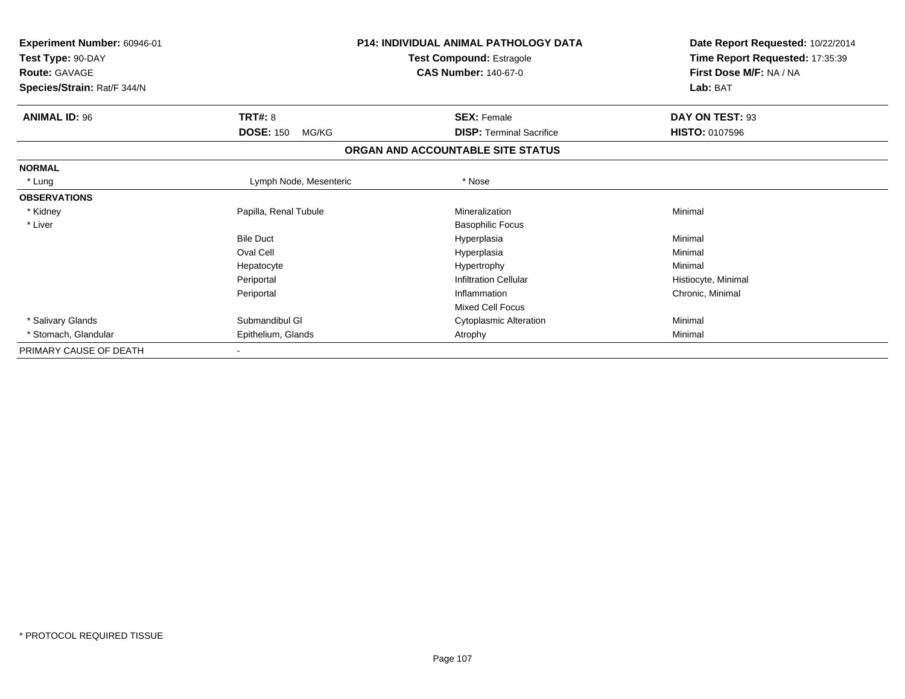**Experiment Number:** 60946-01
**Test Type:** 90-DAY
**Route:** GAVAGE
**Species/Strain:** Rat/F 344/N

**P14: INDIVIDUAL ANIMAL PATHOLOGY DATA**
**Test Compound:** Estragole
**CAS Number:** 140-67-0

**Date Report Requested:** 10/22/2014
**Time Report Requested:** 17:35:39
**First Dose M/F:** NA / NA
**Lab:** BAT

| **ANIMAL ID:** 96 | **TRT#:** 8 | **SEX:** Female | **DAY ON TEST:** 93 |
|---|---|---|---|
| | **DOSE:** 150 MG/KG | **DISP:** Terminal Sacrifice | **HISTO:** 0107596 |

**ORGAN AND ACCOUNTABLE SITE STATUS**

| | | | |
|---|---|---|---|
| **NORMAL** | | | |
| * Lung | Lymph Node, Mesenteric | * Nose | |
| **OBSERVATIONS** | | | |
| * Kidney | Papilla, Renal Tubule | Mineralization | Minimal |
| * Liver | | Basophilic Focus | |
| | Bile Duct | Hyperplasia | Minimal |
| | Oval Cell | Hyperplasia | Minimal |
| | Hepatocyte | Hypertrophy | Minimal |
| | Periportal | Infiltration Cellular | Histiocyte, Minimal |
| | Periportal | Inflammation | Chronic, Minimal |
| | | Mixed Cell Focus | |
| * Salivary Glands | Submandibul Gl | Cytoplasmic Alteration | Minimal |
| * Stomach, Glandular | Epithelium, Glands | Atrophy | Minimal |
| PRIMARY CAUSE OF DEATH | - | | |

* PROTOCOL REQUIRED TISSUE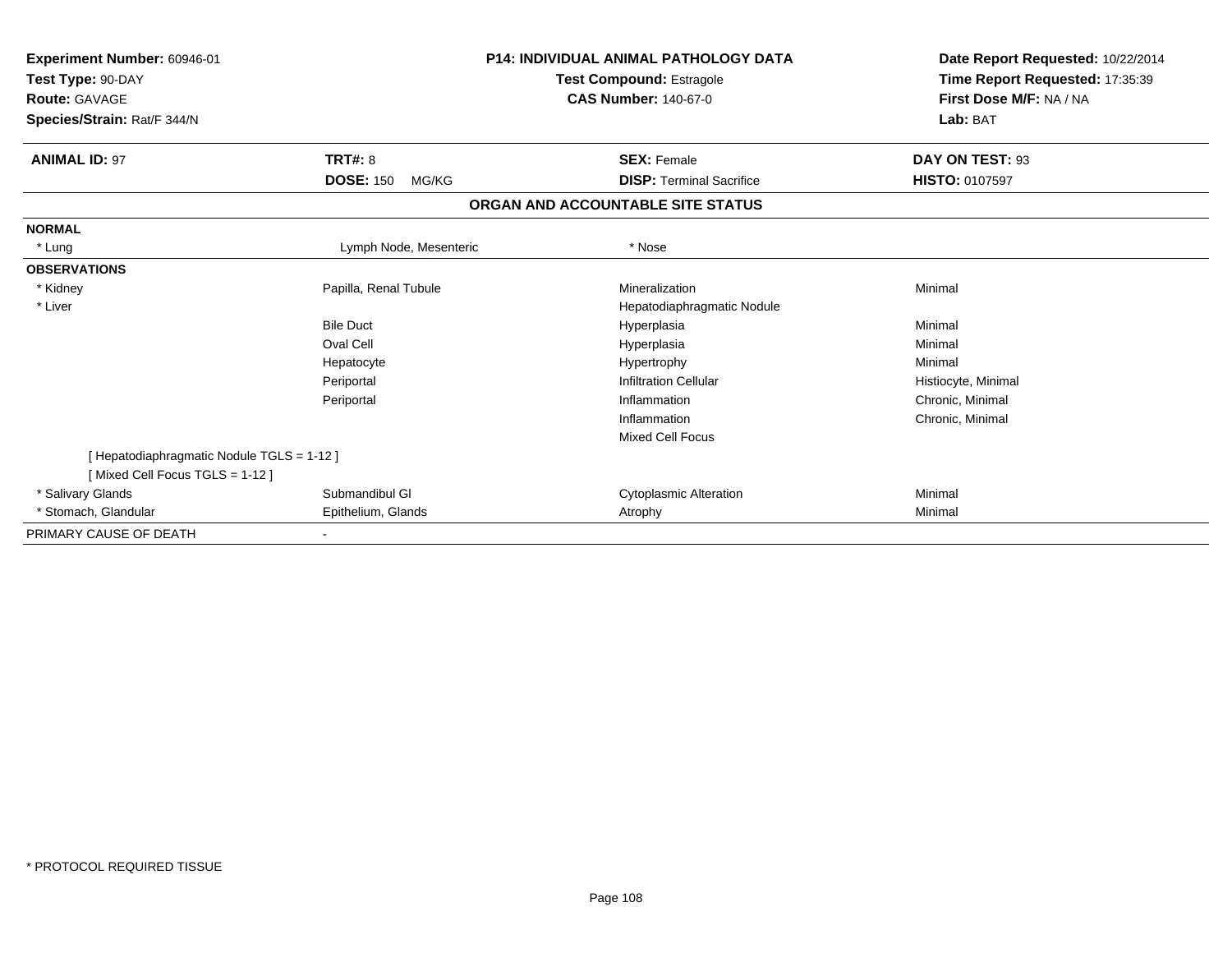**Experiment Number:** 60946-01
**Test Type:** 90-DAY
**Route:** GAVAGE
**Species/Strain:** Rat/F 344/N

**P14: INDIVIDUAL ANIMAL PATHOLOGY DATA**
**Test Compound:** Estragole
**CAS Number:** 140-67-0

**Date Report Requested:** 10/22/2014
**Time Report Requested:** 17:35:39
**First Dose M/F:** NA / NA
**Lab:** BAT

| **ANIMAL ID:** 97 | **TRT#:** 8 | **SEX:** Female | **DAY ON TEST:** 93 |
|---|---|---|---|
| | **DOSE:** 150 MG/KG | **DISP:** Terminal Sacrifice | **HISTO:** 0107597 |

## ORGAN AND ACCOUNTABLE SITE STATUS

| | | | |
|---|---|---|---|
| **NORMAL** | | | |
| * Lung | Lymph Node, Mesenteric | * Nose | |
| **OBSERVATIONS** | | | |
| * Kidney | Papilla, Renal Tubule | Mineralization | Minimal |
| * Liver | | Hepatodiaphragmatic Nodule | |
| | Bile Duct | Hyperplasia | Minimal |
| | Oval Cell | Hyperplasia | Minimal |
| | Hepatocyte | Hypertrophy | Minimal |
| | Periportal | Infiltration Cellular | Histiocyte, Minimal |
| | Periportal | Inflammation | Chronic, Minimal |
| | | Inflammation | Chronic, Minimal |
| | | Mixed Cell Focus | |
| [ Hepatodiaphragmatic Nodule TGLS = 1-12 ] | | | |
| [ Mixed Cell Focus TGLS = 1-12 ] | | | |
| * Salivary Glands | Submandibul Gl | Cytoplasmic Alteration | Minimal |
| * Stomach, Glandular | Epithelium, Glands | Atrophy | Minimal |
| PRIMARY CAUSE OF DEATH | - | | |

* PROTOCOL REQUIRED TISSUE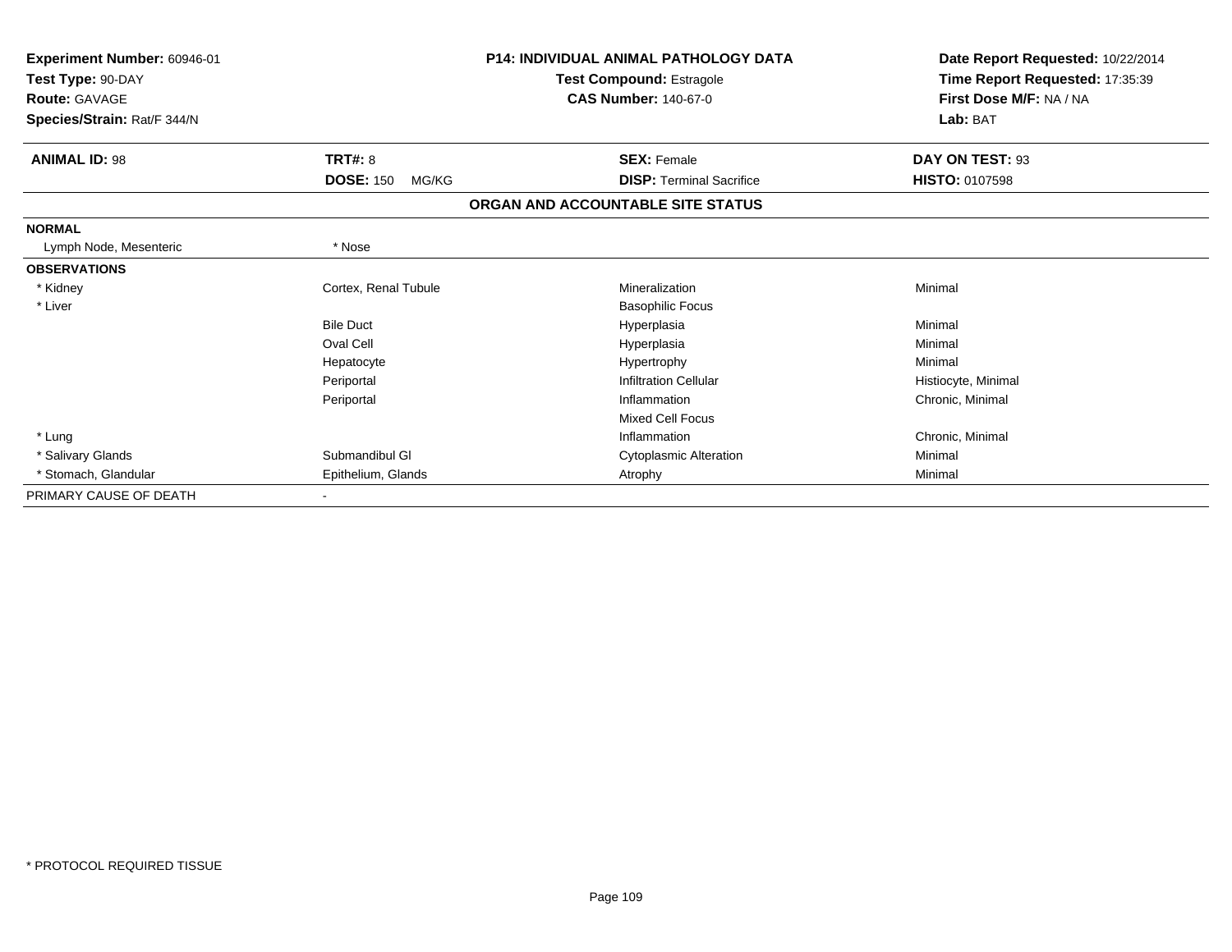**Experiment Number:** 60946-01
**Test Type:** 90-DAY
**Route:** GAVAGE
**Species/Strain:** Rat/F 344/N

**P14: INDIVIDUAL ANIMAL PATHOLOGY DATA**
**Test Compound:** Estragole
**CAS Number:** 140-67-0

**Date Report Requested:** 10/22/2014
**Time Report Requested:** 17:35:39
**First Dose M/F:** NA / NA
**Lab:** BAT

| **ANIMAL ID:** 98 | **TRT#:** 8 | **SEX:** Female | **DAY ON TEST:** 93 |
|---|---|---|---|
| | **DOSE:** 150 MG/KG | **DISP:** Terminal Sacrifice | **HISTO:** 0107598 |

**ORGAN AND ACCOUNTABLE SITE STATUS**

| | | | |
|---|---|---|---|
| **NORMAL** | | | |
| Lymph Node, Mesenteric | * Nose | | |
| **OBSERVATIONS** | | | |
| * Kidney | Cortex, Renal Tubule | Mineralization | Minimal |
| * Liver | | Basophilic Focus | |
| | Bile Duct | Hyperplasia | Minimal |
| | Oval Cell | Hyperplasia | Minimal |
| | Hepatocyte | Hypertrophy | Minimal |
| | Periportal | Infiltration Cellular | Histiocyte, Minimal |
| | Periportal | Inflammation | Chronic, Minimal |
| | | Mixed Cell Focus | |
| * Lung | | Inflammation | Chronic, Minimal |
| * Salivary Glands | Submandibul Gl | Cytoplasmic Alteration | Minimal |
| * Stomach, Glandular | Epithelium, Glands | Atrophy | Minimal |
| PRIMARY CAUSE OF DEATH | - | | |

* PROTOCOL REQUIRED TISSUE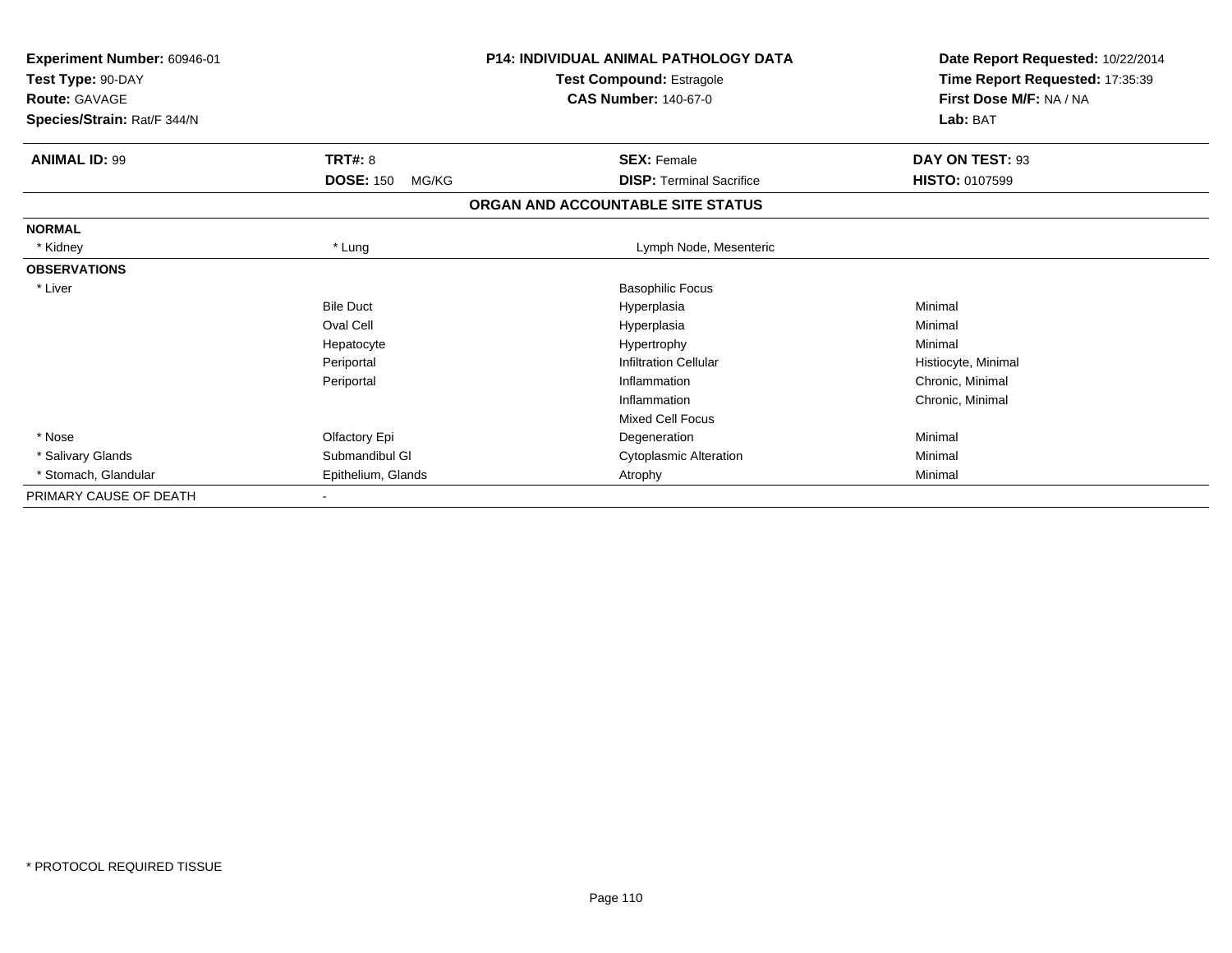| Experiment Number: 60946-01 | P14: INDIVIDUAL ANIMAL PATHOLOGY DATA | Date Report Requested: 10/22/2014 |
|---|---|---|
| Test Type: 90-DAY | Test Compound: Estragole | Time Report Requested: 17:35:39 |
| Route: GAVAGE | CAS Number: 140-67-0 | First Dose M/F: NA / NA |
| Species/Strain: Rat/F 344/N | | Lab: BAT |

| ANIMAL ID: 99 | TRT#: 8 | SEX: Female | DAY ON TEST: 93 |
|---|---|---|---|
| | DOSE: 150 MG/KG | DISP: Terminal Sacrifice | HISTO: 0107599 |

**ORGAN AND ACCOUNTABLE SITE STATUS**

| | | | |
|---|---|---|---|
| **NORMAL** | | | |
| * Kidney | * Lung | Lymph Node, Mesenteric | |
| **OBSERVATIONS** | | | |
| * Liver | | Basophilic Focus | |
| | Bile Duct | Hyperplasia | Minimal |
| | Oval Cell | Hyperplasia | Minimal |
| | Hepatocyte | Hypertrophy | Minimal |
| | Periportal | Infiltration Cellular | Histiocyte, Minimal |
| | Periportal | Inflammation | Chronic, Minimal |
| | | Inflammation | Chronic, Minimal |
| | | Mixed Cell Focus | |
| * Nose | Olfactory Epi | Degeneration | Minimal |
| * Salivary Glands | Submandibul Gl | Cytoplasmic Alteration | Minimal |
| * Stomach, Glandular | Epithelium, Glands | Atrophy | Minimal |
| PRIMARY CAUSE OF DEATH | - | | |

* PROTOCOL REQUIRED TISSUE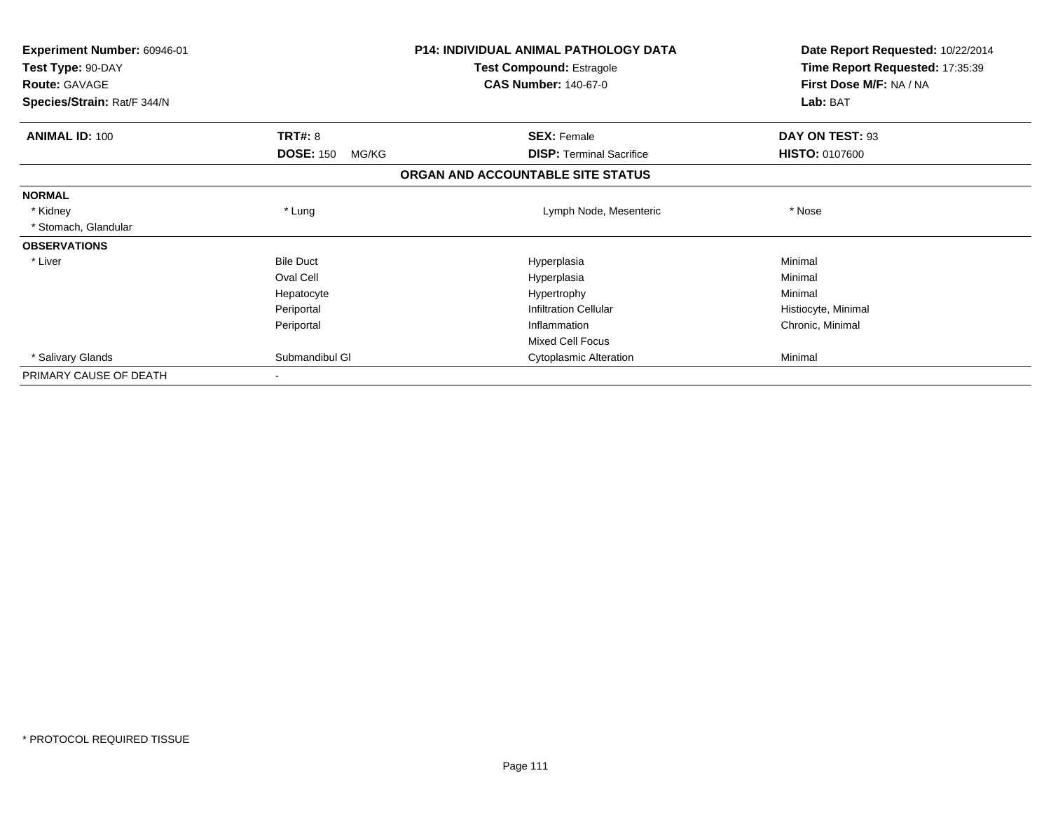**Experiment Number:** 60946-01
**Test Type:** 90-DAY
**Route:** GAVAGE
**Species/Strain:** Rat/F 344/N

**P14: INDIVIDUAL ANIMAL PATHOLOGY DATA**
**Test Compound:** Estragole
**CAS Number:** 140-67-0

**Date Report Requested:** 10/22/2014
**Time Report Requested:** 17:35:39
**First Dose M/F:** NA / NA
**Lab:** BAT

| **ANIMAL ID:** 100 | **TRT#:** 8 | **SEX:** Female | **DAY ON TEST:** 93 |
|---|---|---|---|
| | **DOSE:** 150 MG/KG | **DISP:** Terminal Sacrifice | **HISTO:** 0107600 |

**ORGAN AND ACCOUNTABLE SITE STATUS**

| | | | |
|---|---|---|---|
| **NORMAL** | | | |
| * Kidney | * Lung | Lymph Node, Mesenteric | * Nose |
| * Stomach, Glandular | | | |
| **OBSERVATIONS** | | | |
| * Liver | Bile Duct | Hyperplasia | Minimal |
| | Oval Cell | Hyperplasia | Minimal |
| | Hepatocyte | Hypertrophy | Minimal |
| | Periportal | Infiltration Cellular | Histiocyte, Minimal |
| | Periportal | Inflammation | Chronic, Minimal |
| | | Mixed Cell Focus | |
| * Salivary Glands | Submandibul Gl | Cytoplasmic Alteration | Minimal |
| PRIMARY CAUSE OF DEATH | - | | |

* PROTOCOL REQUIRED TISSUE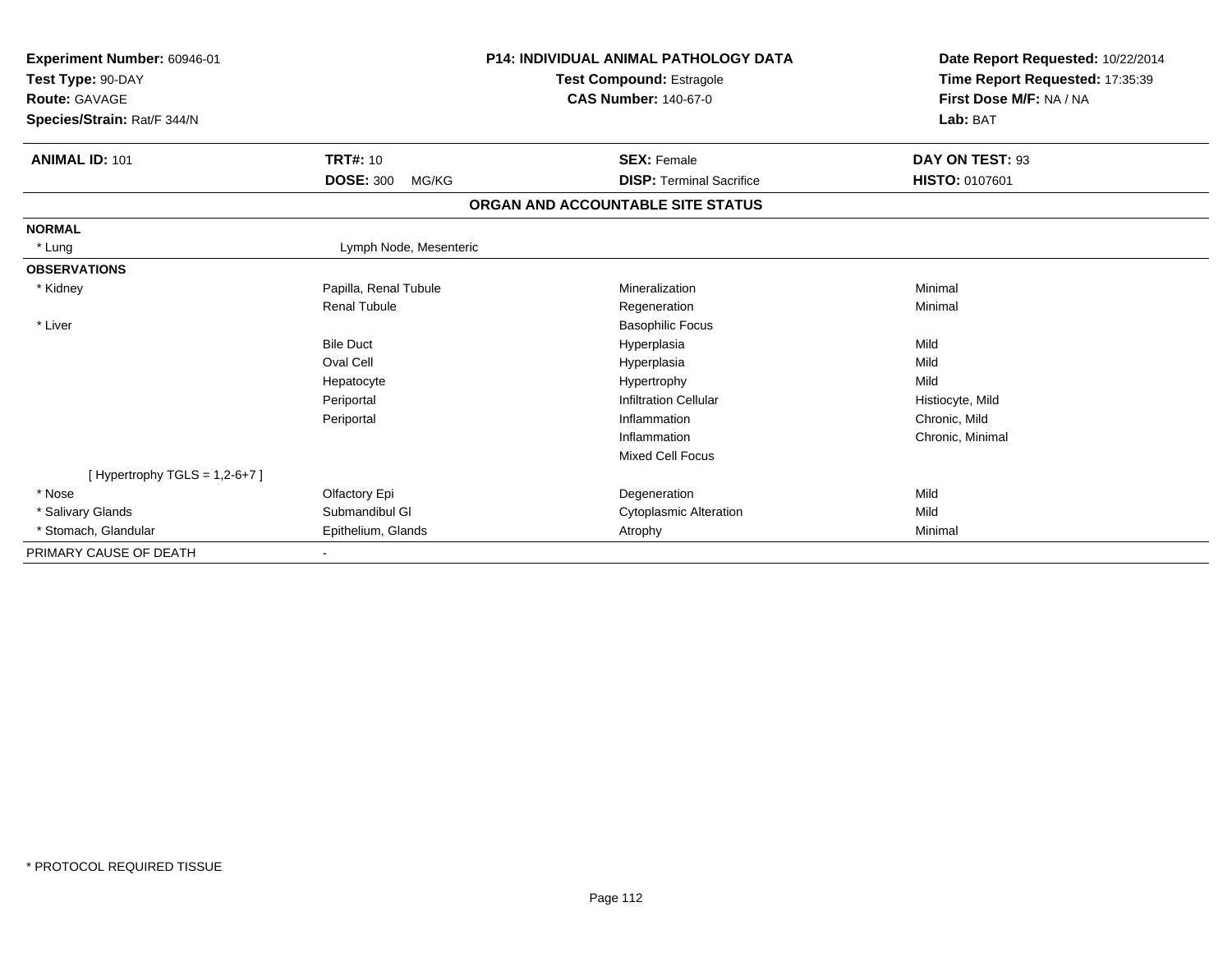| Experiment Number: 60946-01 | P14: INDIVIDUAL ANIMAL PATHOLOGY DATA | Date Report Requested: 10/22/2014 |
|---|---|---|
| Test Type: 90-DAY | Test Compound: Estragole | Time Report Requested: 17:35:39 |
| Route: GAVAGE | CAS Number: 140-67-0 | First Dose M/F: NA / NA |
| Species/Strain: Rat/F 344/N | | Lab: BAT |

| **ANIMAL ID:** 101 | **TRT#:** 10 | **SEX:** Female | **DAY ON TEST:** 93 |
|---|---|---|---|
| | **DOSE:** 300 MG/KG | **DISP:** Terminal Sacrifice | **HISTO:** 0107601 |

## ORGAN AND ACCOUNTABLE SITE STATUS

| | | | |
|---|---|---|---|
| **NORMAL** | | | |
| * Lung | Lymph Node, Mesenteric | | |
| **OBSERVATIONS** | | | |
| * Kidney | Papilla, Renal Tubule | Mineralization | Minimal |
| | Renal Tubule | Regeneration | Minimal |
| * Liver | | Basophilic Focus | |
| | Bile Duct | Hyperplasia | Mild |
| | Oval Cell | Hyperplasia | Mild |
| | Hepatocyte | Hypertrophy | Mild |
| | Periportal | Infiltration Cellular | Histiocyte, Mild |
| | Periportal | Inflammation | Chronic, Mild |
| | | Inflammation | Chronic, Minimal |
| | | Mixed Cell Focus | |
| [ Hypertrophy TGLS = 1,2-6+7 ] | | | |
| * Nose | Olfactory Epi | Degeneration | Mild |
| * Salivary Glands | Submandibul Gl | Cytoplasmic Alteration | Mild |
| * Stomach, Glandular | Epithelium, Glands | Atrophy | Minimal |
| PRIMARY CAUSE OF DEATH | - | | |

* PROTOCOL REQUIRED TISSUE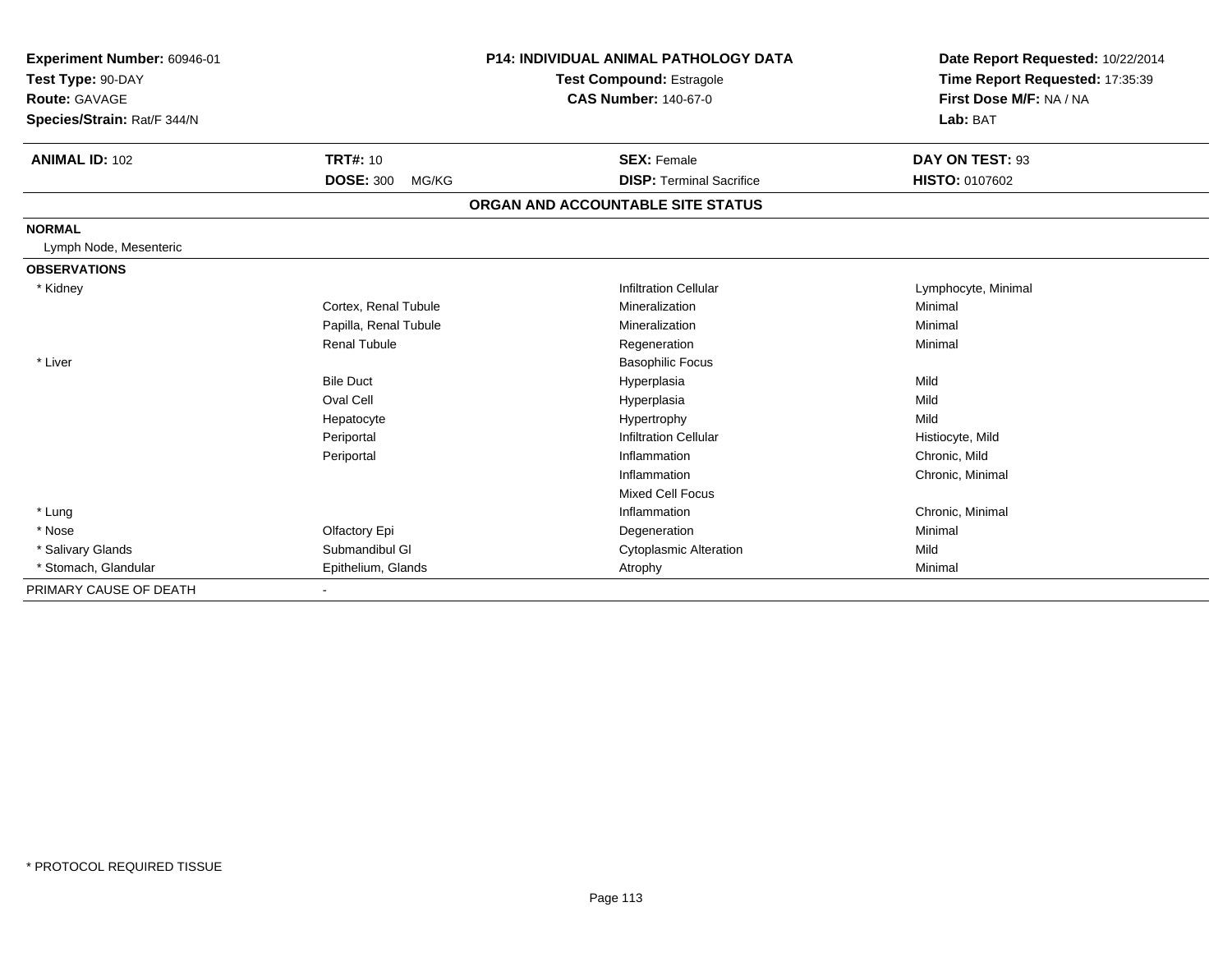**Experiment Number:** 60946-01
**Test Type:** 90-DAY
**Route:** GAVAGE
**Species/Strain:** Rat/F 344/N

**P14: INDIVIDUAL ANIMAL PATHOLOGY DATA**
**Test Compound:** Estragole
**CAS Number:** 140-67-0

**Date Report Requested:** 10/22/2014
**Time Report Requested:** 17:35:39
**First Dose M/F:** NA / NA
**Lab:** BAT

| **ANIMAL ID:** 102 | **TRT#:** 10 | **SEX:** Female | **DAY ON TEST:** 93 |
|---|---|---|---|
| | **DOSE:** 300 MG/KG | **DISP:** Terminal Sacrifice | **HISTO:** 0107602 |

**ORGAN AND ACCOUNTABLE SITE STATUS**

| | | | |
|---|---|---|---|
| **NORMAL** | | | |
| Lymph Node, Mesenteric | | | |
| **OBSERVATIONS** | | | |
| * Kidney | | Infiltration Cellular | Lymphocyte, Minimal |
| | Cortex, Renal Tubule | Mineralization | Minimal |
| | Papilla, Renal Tubule | Mineralization | Minimal |
| | Renal Tubule | Regeneration | Minimal |
| * Liver | | Basophilic Focus | |
| | Bile Duct | Hyperplasia | Mild |
| | Oval Cell | Hyperplasia | Mild |
| | Hepatocyte | Hypertrophy | Mild |
| | Periportal | Infiltration Cellular | Histiocyte, Mild |
| | Periportal | Inflammation | Chronic, Mild |
| | | Inflammation | Chronic, Minimal |
| | | Mixed Cell Focus | |
| * Lung | | Inflammation | Chronic, Minimal |
| * Nose | Olfactory Epi | Degeneration | Minimal |
| * Salivary Glands | Submandibul Gl | Cytoplasmic Alteration | Mild |
| * Stomach, Glandular | Epithelium, Glands | Atrophy | Minimal |
| PRIMARY CAUSE OF DEATH | - | | |

* PROTOCOL REQUIRED TISSUE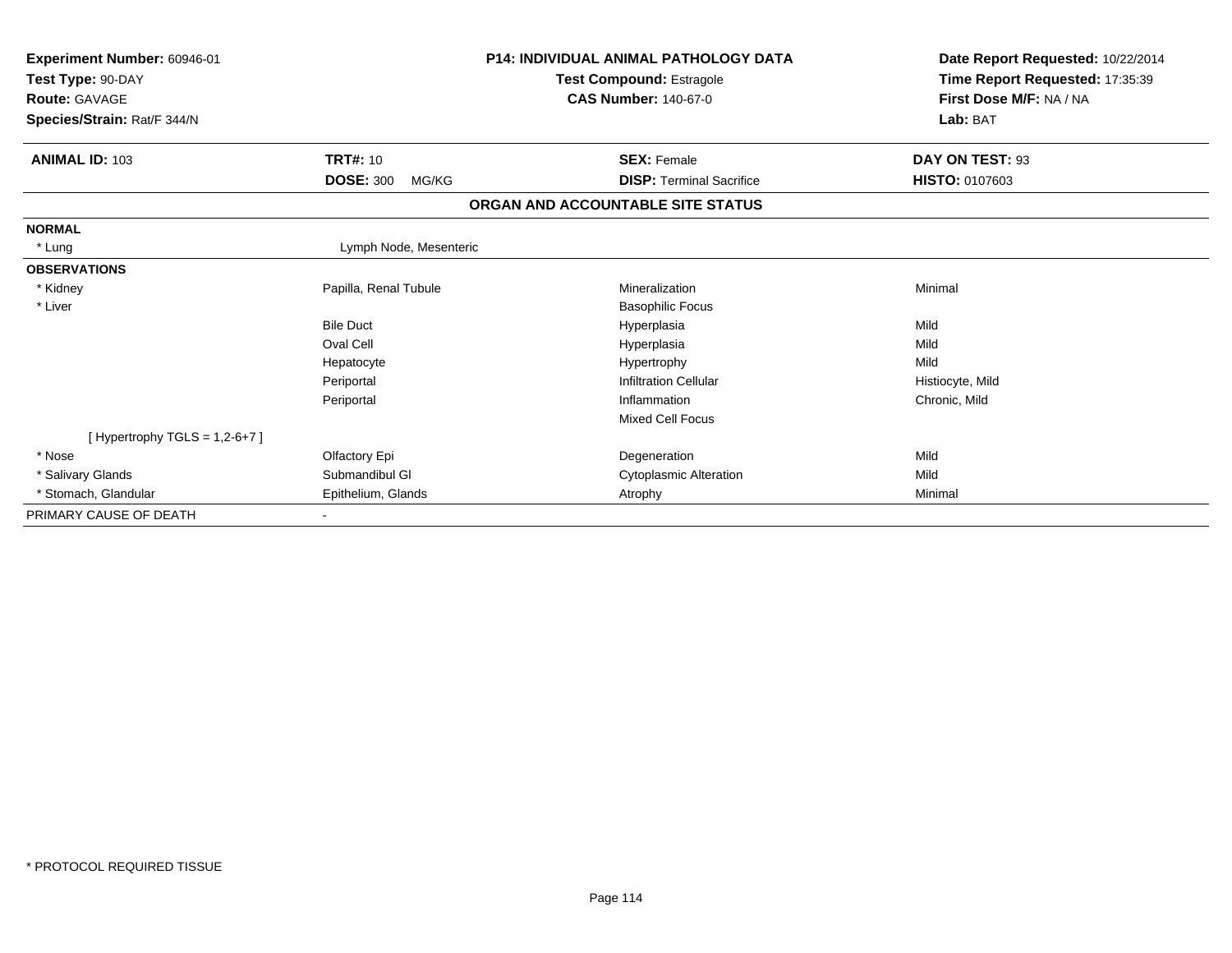| | | | |
|---|---|---|---|
| **Experiment Number:** 60946-01 | **P14: INDIVIDUAL ANIMAL PATHOLOGY DATA** | | **Date Report Requested:** 10/22/2014 |
| **Test Type:** 90-DAY | **Test Compound:** Estragole | | **Time Report Requested:** 17:35:39 |
| **Route:** GAVAGE | **CAS Number:** 140-67-0 | | **First Dose M/F:** NA / NA |
| **Species/Strain:** Rat/F 344/N | | | **Lab:** BAT |

| **ANIMAL ID:** 103 | **TRT#:** 10 | **SEX:** Female | **DAY ON TEST:** 93 |
|---|---|---|---|
| | **DOSE:** 300 MG/KG | **DISP:** Terminal Sacrifice | **HISTO:** 0107603 |

**ORGAN AND ACCOUNTABLE SITE STATUS**

| | | | |
|---|---|---|---|
| **NORMAL** | | | |
| * Lung | Lymph Node, Mesenteric | | |
| **OBSERVATIONS** | | | |
| * Kidney | Papilla, Renal Tubule | Mineralization | Minimal |
| * Liver | | Basophilic Focus | |
| | Bile Duct | Hyperplasia | Mild |
| | Oval Cell | Hyperplasia | Mild |
| | Hepatocyte | Hypertrophy | Mild |
| | Periportal | Infiltration Cellular | Histiocyte, Mild |
| | Periportal | Inflammation | Chronic, Mild |
| | | Mixed Cell Focus | |
| [ Hypertrophy TGLS = 1,2-6+7 ] | | | |
| * Nose | Olfactory Epi | Degeneration | Mild |
| * Salivary Glands | Submandibul Gl | Cytoplasmic Alteration | Mild |
| * Stomach, Glandular | Epithelium, Glands | Atrophy | Minimal |
| PRIMARY CAUSE OF DEATH | - | | |

* PROTOCOL REQUIRED TISSUE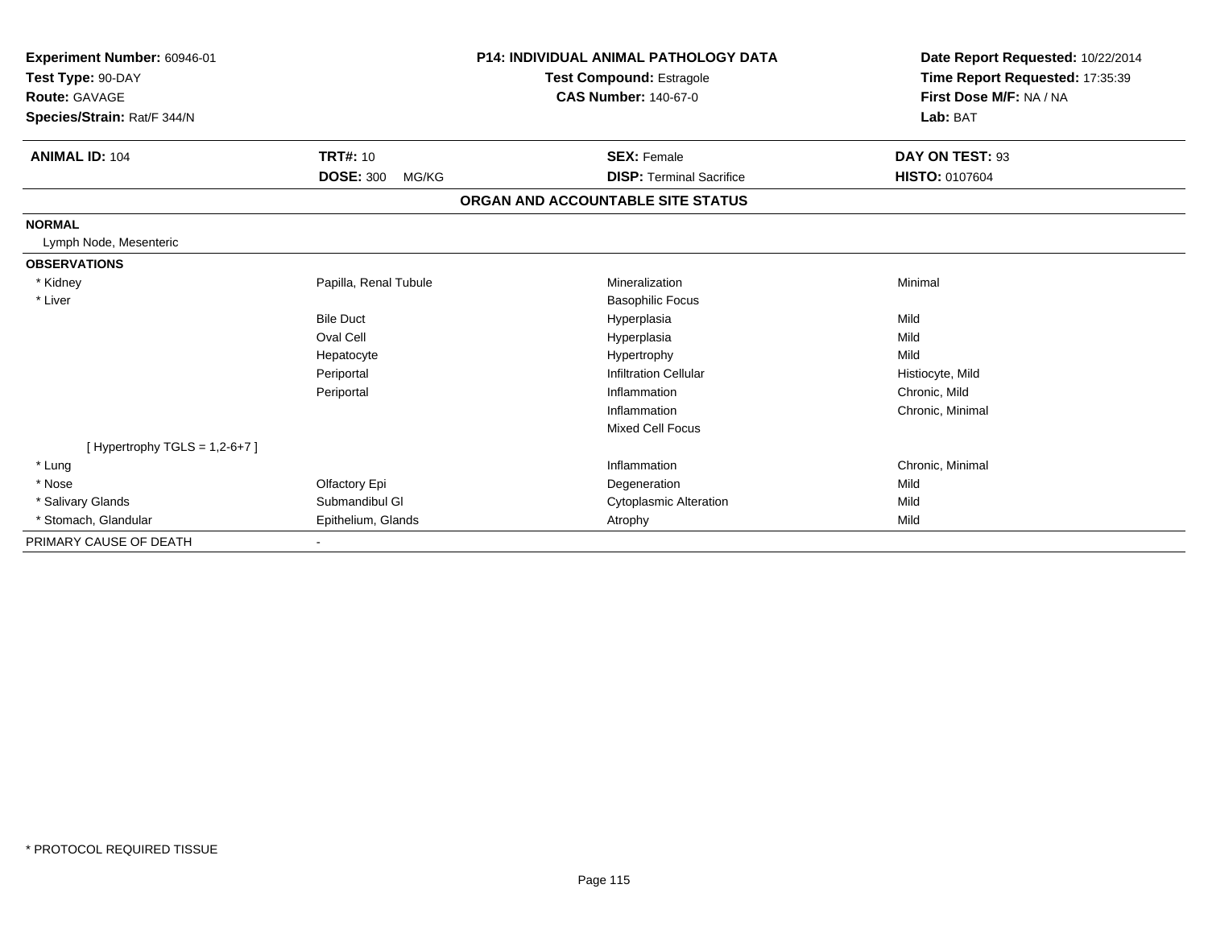**Experiment Number:** 60946-01
**Test Type:** 90-DAY
**Route:** GAVAGE
**Species/Strain:** Rat/F 344/N

**P14: INDIVIDUAL ANIMAL PATHOLOGY DATA**
**Test Compound:** Estragole
**CAS Number:** 140-67-0

**Date Report Requested:** 10/22/2014
**Time Report Requested:** 17:35:39
**First Dose M/F:** NA / NA
**Lab:** BAT

| **ANIMAL ID:** 104 | **TRT#:** 10 | **SEX:** Female | **DAY ON TEST:** 93 |
|---|---|---|---|
| | **DOSE:** 300 MG/KG | **DISP:** Terminal Sacrifice | **HISTO:** 0107604 |

**ORGAN AND ACCOUNTABLE SITE STATUS**

| | | | |
|---|---|---|---|
| **NORMAL** | | | |
| Lymph Node, Mesenteric | | | |
| **OBSERVATIONS** | | | |
| * Kidney | Papilla, Renal Tubule | Mineralization | Minimal |
| * Liver | | Basophilic Focus | |
| | Bile Duct | Hyperplasia | Mild |
| | Oval Cell | Hyperplasia | Mild |
| | Hepatocyte | Hypertrophy | Mild |
| | Periportal | Infiltration Cellular | Histiocyte, Mild |
| | Periportal | Inflammation | Chronic, Mild |
| | | Inflammation | Chronic, Minimal |
| | | Mixed Cell Focus | |
| [ Hypertrophy TGLS = 1,2-6+7 ] | | | |
| * Lung | | Inflammation | Chronic, Minimal |
| * Nose | Olfactory Epi | Degeneration | Mild |
| * Salivary Glands | Submandibul Gl | Cytoplasmic Alteration | Mild |
| * Stomach, Glandular | Epithelium, Glands | Atrophy | Mild |
| PRIMARY CAUSE OF DEATH | - | | |

* PROTOCOL REQUIRED TISSUE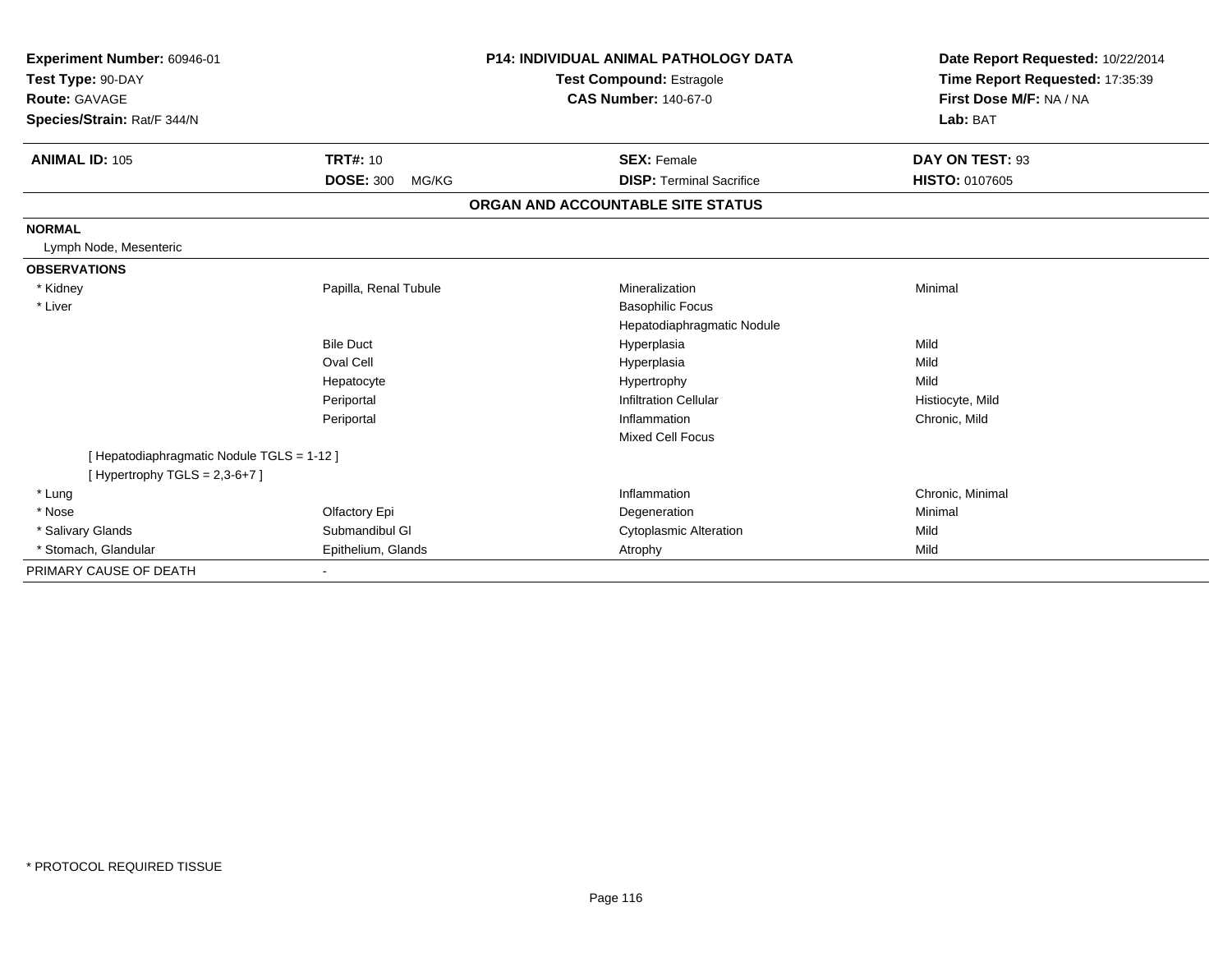**Experiment Number:** 60946-01
**Test Type:** 90-DAY
**Route:** GAVAGE
**Species/Strain:** Rat/F 344/N

**P14: INDIVIDUAL ANIMAL PATHOLOGY DATA**
**Test Compound:** Estragole
**CAS Number:** 140-67-0

**Date Report Requested:** 10/22/2014
**Time Report Requested:** 17:35:39
**First Dose M/F:** NA / NA
**Lab:** BAT

| **ANIMAL ID:** 105 | **TRT#:** 10 | **SEX:** Female | **DAY ON TEST:** 93 |
|---|---|---|---|
| | **DOSE:** 300 MG/KG | **DISP:** Terminal Sacrifice | **HISTO:** 0107605 |

## ORGAN AND ACCOUNTABLE SITE STATUS

| | | | |
|---|---|---|---|
| **NORMAL** | | | |
| Lymph Node, Mesenteric | | | |
| **OBSERVATIONS** | | | |
| * Kidney | Papilla, Renal Tubule | Mineralization | Minimal |
| * Liver | | Basophilic Focus | |
| | | Hepatodiaphragmatic Nodule | |
| | Bile Duct | Hyperplasia | Mild |
| | Oval Cell | Hyperplasia | Mild |
| | Hepatocyte | Hypertrophy | Mild |
| | Periportal | Infiltration Cellular | Histiocyte, Mild |
| | Periportal | Inflammation | Chronic, Mild |
| | | Mixed Cell Focus | |
| [ Hepatodiaphragmatic Nodule TGLS = 1-12 ] | | | |
| [ Hypertrophy TGLS = 2,3-6+7 ] | | | |
| * Lung | | Inflammation | Chronic, Minimal |
| * Nose | Olfactory Epi | Degeneration | Minimal |
| * Salivary Glands | Submandibul Gl | Cytoplasmic Alteration | Mild |
| * Stomach, Glandular | Epithelium, Glands | Atrophy | Mild |
| PRIMARY CAUSE OF DEATH | - | | |

* PROTOCOL REQUIRED TISSUE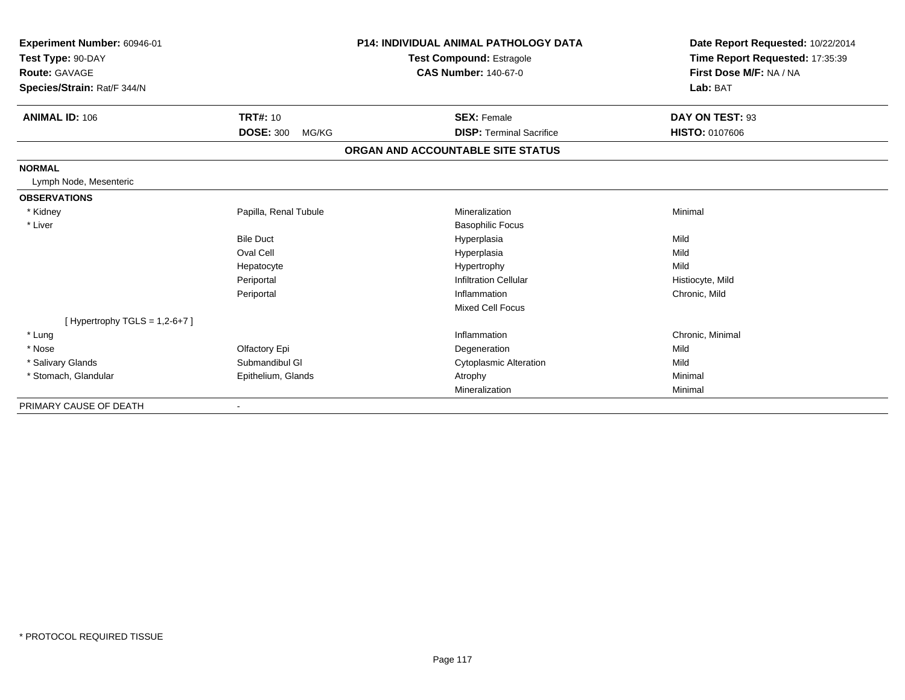**Experiment Number:** 60946-01
**Test Type:** 90-DAY
**Route:** GAVAGE
**Species/Strain:** Rat/F 344/N

**P14: INDIVIDUAL ANIMAL PATHOLOGY DATA**
**Test Compound:** Estragole
**CAS Number:** 140-67-0

**Date Report Requested:** 10/22/2014
**Time Report Requested:** 17:35:39
**First Dose M/F:** NA / NA
**Lab:** BAT

| **ANIMAL ID:** 106 | **TRT#:** 10 | **SEX:** Female | **DAY ON TEST:** 93 |
|---|---|---|---|
| | **DOSE:** 300 MG/KG | **DISP:** Terminal Sacrifice | **HISTO:** 0107606 |

## ORGAN AND ACCOUNTABLE SITE STATUS

| | | | |
|---|---|---|---|
| **NORMAL** | | | |
| Lymph Node, Mesenteric | | | |
| **OBSERVATIONS** | | | |
| * Kidney | Papilla, Renal Tubule | Mineralization | Minimal |
| * Liver | | Basophilic Focus | |
| | Bile Duct | Hyperplasia | Mild |
| | Oval Cell | Hyperplasia | Mild |
| | Hepatocyte | Hypertrophy | Mild |
| | Periportal | Infiltration Cellular | Histiocyte, Mild |
| | Periportal | Inflammation | Chronic, Mild |
| | | Mixed Cell Focus | |
| [ Hypertrophy TGLS = 1,2-6+7 ] | | | |
| * Lung | | Inflammation | Chronic, Minimal |
| * Nose | Olfactory Epi | Degeneration | Mild |
| * Salivary Glands | Submandibul Gl | Cytoplasmic Alteration | Mild |
| * Stomach, Glandular | Epithelium, Glands | Atrophy | Minimal |
| | | Mineralization | Minimal |
| PRIMARY CAUSE OF DEATH | - | | |

* PROTOCOL REQUIRED TISSUE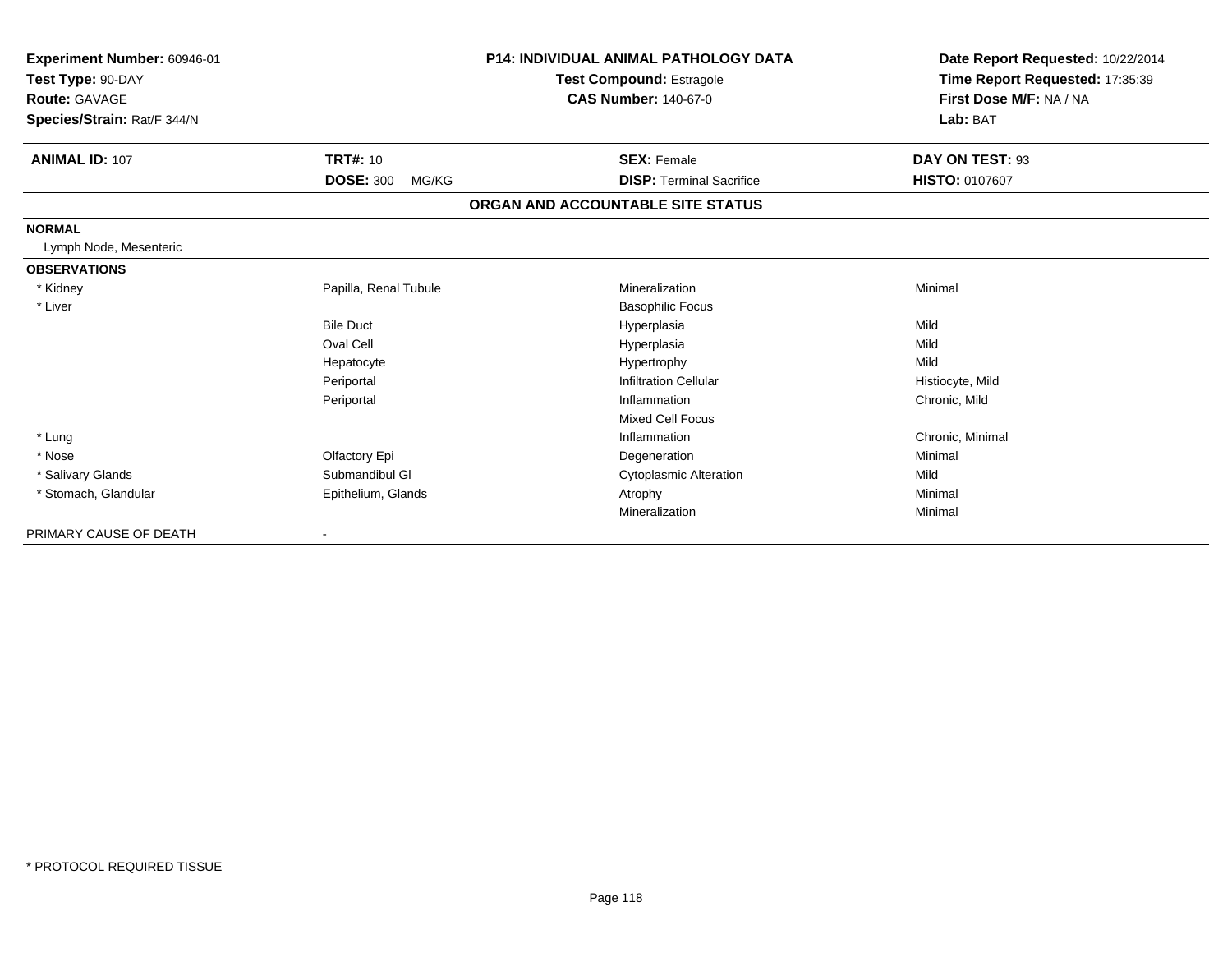**Experiment Number:** 60946-01
**Test Type:** 90-DAY
**Route:** GAVAGE
**Species/Strain:** Rat/F 344/N

**P14: INDIVIDUAL ANIMAL PATHOLOGY DATA**
**Test Compound:** Estragole
**CAS Number:** 140-67-0

**Date Report Requested:** 10/22/2014
**Time Report Requested:** 17:35:39
**First Dose M/F:** NA / NA
**Lab:** BAT

| **ANIMAL ID:** 107 | **TRT#:** 10 | **SEX:** Female | **DAY ON TEST:** 93 |
|---|---|---|---|
| | **DOSE:** 300 MG/KG | **DISP:** Terminal Sacrifice | **HISTO:** 0107607 |

## ORGAN AND ACCOUNTABLE SITE STATUS

| | | | |
|---|---|---|---|
| **NORMAL** | | | |
| Lymph Node, Mesenteric | | | |
| **OBSERVATIONS** | | | |
| * Kidney | Papilla, Renal Tubule | Mineralization | Minimal |
| * Liver | | Basophilic Focus | |
| | Bile Duct | Hyperplasia | Mild |
| | Oval Cell | Hyperplasia | Mild |
| | Hepatocyte | Hypertrophy | Mild |
| | Periportal | Infiltration Cellular | Histiocyte, Mild |
| | Periportal | Inflammation | Chronic, Mild |
| | | Mixed Cell Focus | |
| * Lung | | Inflammation | Chronic, Minimal |
| * Nose | Olfactory Epi | Degeneration | Minimal |
| * Salivary Glands | Submandibul Gl | Cytoplasmic Alteration | Mild |
| * Stomach, Glandular | Epithelium, Glands | Atrophy | Minimal |
| | | Mineralization | Minimal |
| PRIMARY CAUSE OF DEATH | - | | |

* PROTOCOL REQUIRED TISSUE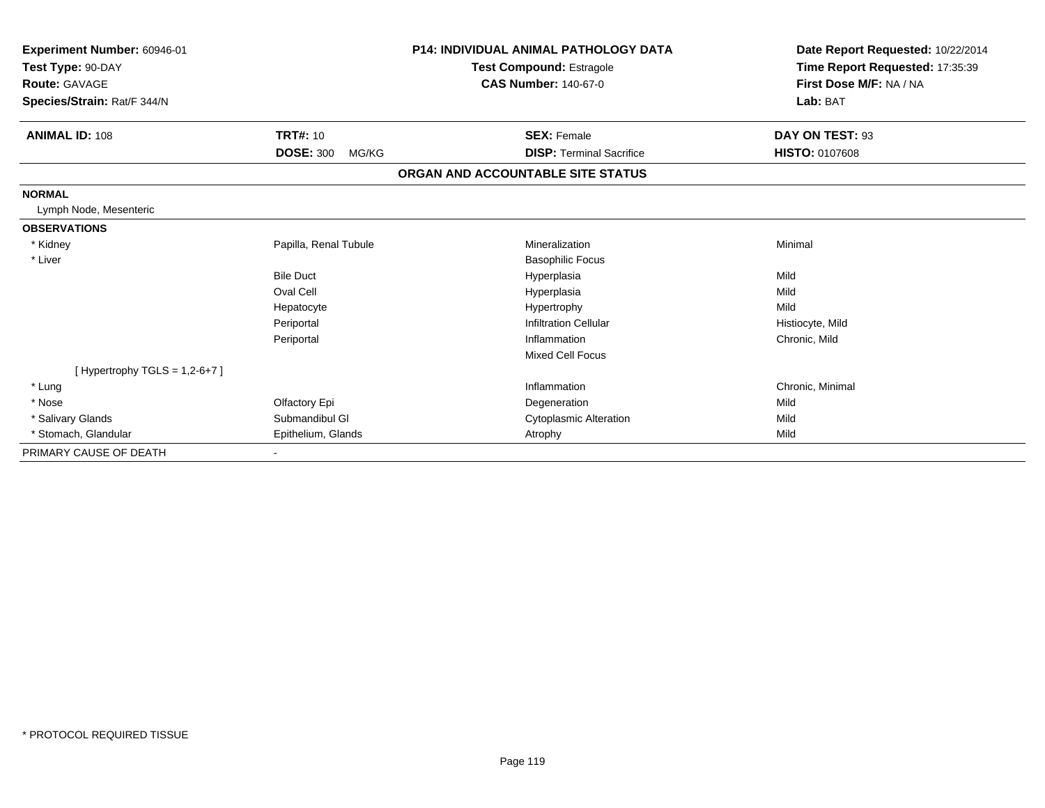**Experiment Number:** 60946-01
**Test Type:** 90-DAY
**Route:** GAVAGE
**Species/Strain:** Rat/F 344/N

**P14: INDIVIDUAL ANIMAL PATHOLOGY DATA**
**Test Compound:** Estragole
**CAS Number:** 140-67-0

**Date Report Requested:** 10/22/2014
**Time Report Requested:** 17:35:39
**First Dose M/F:** NA / NA
**Lab:** BAT

| **ANIMAL ID:** 108 | **TRT#:** 10 | **SEX:** Female | **DAY ON TEST:** 93 |
|---|---|---|---|
| | **DOSE:** 300 MG/KG | **DISP:** Terminal Sacrifice | **HISTO:** 0107608 |

**ORGAN AND ACCOUNTABLE SITE STATUS**

**NORMAL**

Lymph Node, Mesenteric

**OBSERVATIONS**

| Organ | Site | Observation | Severity |
|---|---|---|---|
| * Kidney | Papilla, Renal Tubule | Mineralization | Minimal |
| * Liver | | Basophilic Focus | |
| | Bile Duct | Hyperplasia | Mild |
| | Oval Cell | Hyperplasia | Mild |
| | Hepatocyte | Hypertrophy | Mild |
| | Periportal | Infiltration Cellular | Histiocyte, Mild |
| | Periportal | Inflammation | Chronic, Mild |
| | | Mixed Cell Focus | |
| [ Hypertrophy TGLS = 1,2-6+7 ] | | | |
| * Lung | | Inflammation | Chronic, Minimal |
| * Nose | Olfactory Epi | Degeneration | Mild |
| * Salivary Glands | Submandibul Gl | Cytoplasmic Alteration | Mild |
| * Stomach, Glandular | Epithelium, Glands | Atrophy | Mild |

PRIMARY CAUSE OF DEATH -

* PROTOCOL REQUIRED TISSUE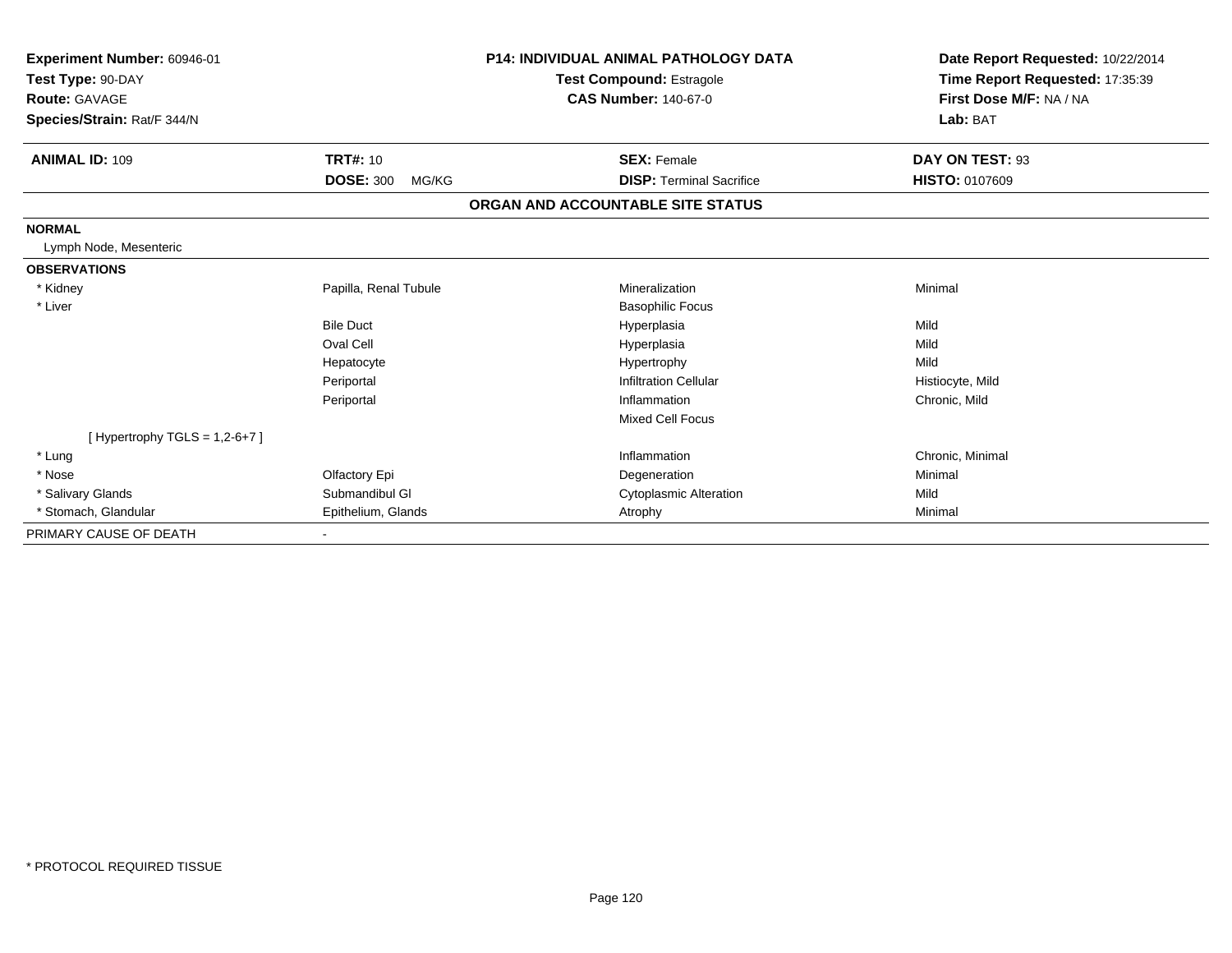**Experiment Number:** 60946-01
**Test Type:** 90-DAY
**Route:** GAVAGE
**Species/Strain:** Rat/F 344/N

**P14: INDIVIDUAL ANIMAL PATHOLOGY DATA**
**Test Compound:** Estragole
**CAS Number:** 140-67-0

**Date Report Requested:** 10/22/2014
**Time Report Requested:** 17:35:39
**First Dose M/F:** NA / NA
**Lab:** BAT

| **ANIMAL ID:** 109 | **TRT#:** 10 | **SEX:** Female | **DAY ON TEST:** 93 |
|---|---|---|---|
| | **DOSE:** 300 MG/KG | **DISP:** Terminal Sacrifice | **HISTO:** 0107609 |

**ORGAN AND ACCOUNTABLE SITE STATUS**

**NORMAL**

Lymph Node, Mesenteric

**OBSERVATIONS**

| | | | |
|---|---|---|---|
| * Kidney | Papilla, Renal Tubule | Mineralization | Minimal |
| * Liver | | Basophilic Focus | |
| | Bile Duct | Hyperplasia | Mild |
| | Oval Cell | Hyperplasia | Mild |
| | Hepatocyte | Hypertrophy | Mild |
| | Periportal | Infiltration Cellular | Histiocyte, Mild |
| | Periportal | Inflammation | Chronic, Mild |
| | | Mixed Cell Focus | |
| [ Hypertrophy TGLS = 1,2-6+7 ] | | | |
| * Lung | | Inflammation | Chronic, Minimal |
| * Nose | Olfactory Epi | Degeneration | Minimal |
| * Salivary Glands | Submandibul Gl | Cytoplasmic Alteration | Mild |
| * Stomach, Glandular | Epithelium, Glands | Atrophy | Minimal |

PRIMARY CAUSE OF DEATH -

* PROTOCOL REQUIRED TISSUE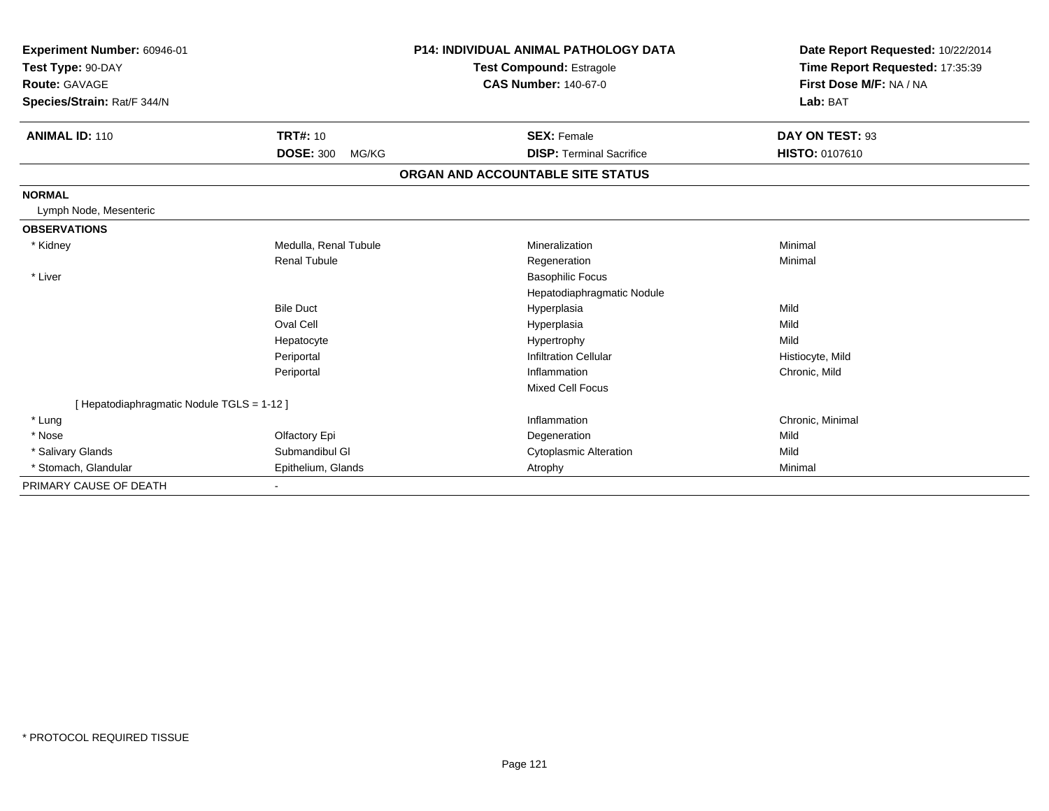**Experiment Number:** 60946-01
**Test Type:** 90-DAY
**Route:** GAVAGE
**Species/Strain:** Rat/F 344/N

**P14: INDIVIDUAL ANIMAL PATHOLOGY DATA**
**Test Compound:** Estragole
**CAS Number:** 140-67-0

**Date Report Requested:** 10/22/2014
**Time Report Requested:** 17:35:39
**First Dose M/F:** NA / NA
**Lab:** BAT

| **ANIMAL ID:** 110 | **TRT#:** 10 | **SEX:** Female | **DAY ON TEST:** 93 |
|---|---|---|---|
| | **DOSE:** 300 MG/KG | **DISP:** Terminal Sacrifice | **HISTO:** 0107610 |

**ORGAN AND ACCOUNTABLE SITE STATUS**

**NORMAL**

Lymph Node, Mesenteric

**OBSERVATIONS**

| Organ | Site | Observation | Severity |
|---|---|---|---|
| * Kidney | Medulla, Renal Tubule | Mineralization | Minimal |
| | Renal Tubule | Regeneration | Minimal |
| * Liver | | Basophilic Focus | |
| | | Hepatodiaphragmatic Nodule | |
| | Bile Duct | Hyperplasia | Mild |
| | Oval Cell | Hyperplasia | Mild |
| | Hepatocyte | Hypertrophy | Mild |
| | Periportal | Infiltration Cellular | Histiocyte, Mild |
| | Periportal | Inflammation | Chronic, Mild |
| | | Mixed Cell Focus | |
| [ Hepatodiaphragmatic Nodule TGLS = 1-12 ] | | | |
| * Lung | | Inflammation | Chronic, Minimal |
| * Nose | Olfactory Epi | Degeneration | Mild |
| * Salivary Glands | Submandibul Gl | Cytoplasmic Alteration | Mild |
| * Stomach, Glandular | Epithelium, Glands | Atrophy | Minimal |

PRIMARY CAUSE OF DEATH -

* PROTOCOL REQUIRED TISSUE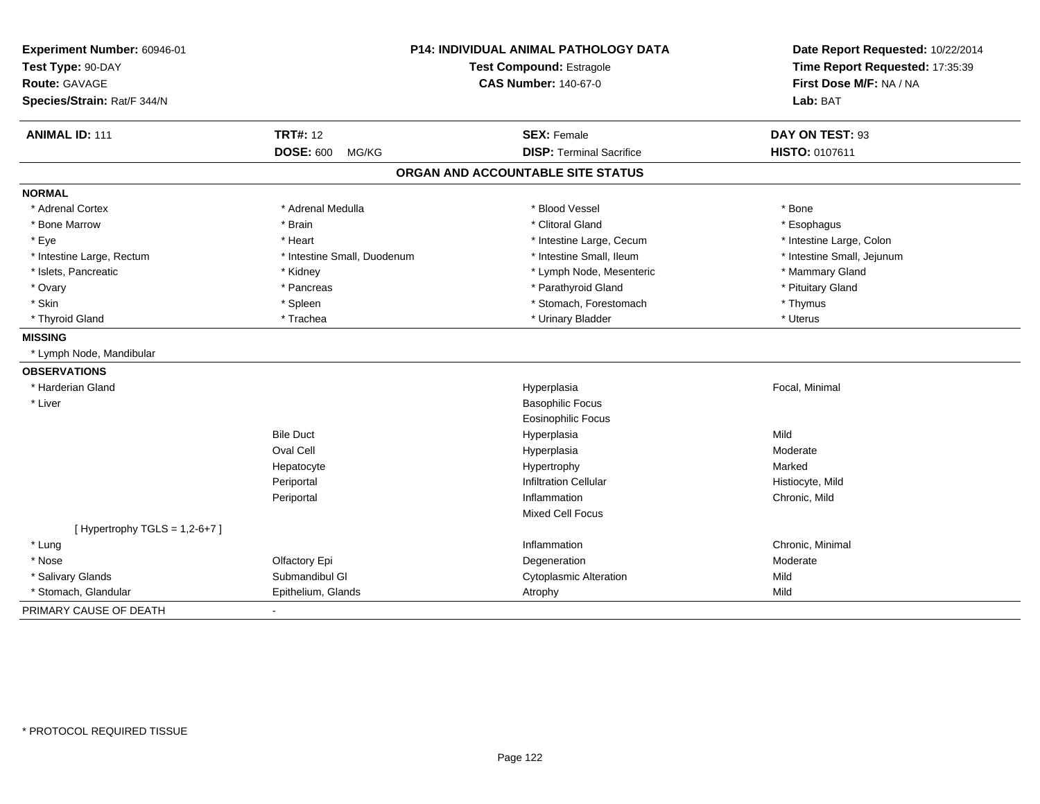**Experiment Number:** 60946-01
**Test Type:** 90-DAY
**Route:** GAVAGE
**Species/Strain:** Rat/F 344/N

**P14: INDIVIDUAL ANIMAL PATHOLOGY DATA**
**Test Compound:** Estragole
**CAS Number:** 140-67-0

**Date Report Requested:** 10/22/2014
**Time Report Requested:** 17:35:39
**First Dose M/F:** NA / NA
**Lab:** BAT

| **ANIMAL ID:** 111 | **TRT#:** 12 | **SEX:** Female | **DAY ON TEST:** 93 |
|---|---|---|---|
| | **DOSE:** 600 MG/KG | **DISP:** Terminal Sacrifice | **HISTO:** 0107611 |

## ORGAN AND ACCOUNTABLE SITE STATUS

**NORMAL**

| | | | |
|---|---|---|---|
| * Adrenal Cortex | * Adrenal Medulla | * Blood Vessel | * Bone |
| * Bone Marrow | * Brain | * Clitoral Gland | * Esophagus |
| * Eye | * Heart | * Intestine Large, Cecum | * Intestine Large, Colon |
| * Intestine Large, Rectum | * Intestine Small, Duodenum | * Intestine Small, Ileum | * Intestine Small, Jejunum |
| * Islets, Pancreatic | * Kidney | * Lymph Node, Mesenteric | * Mammary Gland |
| * Ovary | * Pancreas | * Parathyroid Gland | * Pituitary Gland |
| * Skin | * Spleen | * Stomach, Forestomach | * Thymus |
| * Thyroid Gland | * Trachea | * Urinary Bladder | * Uterus |

**MISSING**

* Lymph Node, Mandibular

**OBSERVATIONS**

| | | | |
|---|---|---|---|
| * Harderian Gland | | Hyperplasia | Focal, Minimal |
| * Liver | | Basophilic Focus | |
| | | Eosinophilic Focus | |
| | Bile Duct | Hyperplasia | Mild |
| | Oval Cell | Hyperplasia | Moderate |
| | Hepatocyte | Hypertrophy | Marked |
| | Periportal | Infiltration Cellular | Histiocyte, Mild |
| | Periportal | Inflammation | Chronic, Mild |
| | | Mixed Cell Focus | |
| [ Hypertrophy TGLS = 1,2-6+7 ] | | | |
| * Lung | | Inflammation | Chronic, Minimal |
| * Nose | Olfactory Epi | Degeneration | Moderate |
| * Salivary Glands | Submandibul Gl | Cytoplasmic Alteration | Mild |
| * Stomach, Glandular | Epithelium, Glands | Atrophy | Mild |

PRIMARY CAUSE OF DEATH -

* PROTOCOL REQUIRED TISSUE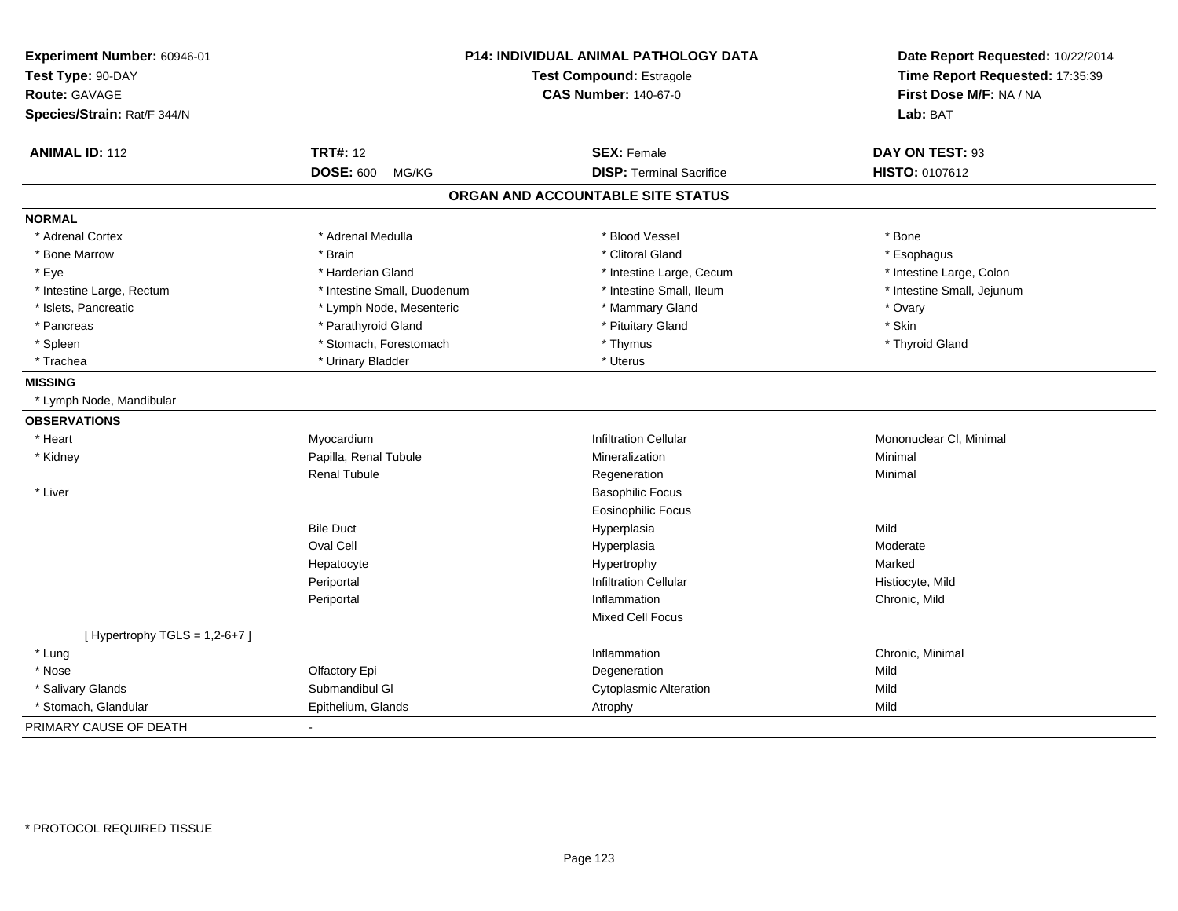**Experiment Number:** 60946-01
**Test Type:** 90-DAY
**Route:** GAVAGE
**Species/Strain:** Rat/F 344/N

**P14: INDIVIDUAL ANIMAL PATHOLOGY DATA**
**Test Compound:** Estragole
**CAS Number:** 140-67-0

**Date Report Requested:** 10/22/2014
**Time Report Requested:** 17:35:39
**First Dose M/F:** NA / NA
**Lab:** BAT

| **ANIMAL ID:** 112 | **TRT#:** 12 | **SEX:** Female | **DAY ON TEST:** 93 |
|---|---|---|---|
| | **DOSE:** 600 MG/KG | **DISP:** Terminal Sacrifice | **HISTO:** 0107612 |

## ORGAN AND ACCOUNTABLE SITE STATUS

**NORMAL**

| | | | |
|---|---|---|---|
| * Adrenal Cortex | * Adrenal Medulla | * Blood Vessel | * Bone |
| * Bone Marrow | * Brain | * Clitoral Gland | * Esophagus |
| * Eye | * Harderian Gland | * Intestine Large, Cecum | * Intestine Large, Colon |
| * Intestine Large, Rectum | * Intestine Small, Duodenum | * Intestine Small, Ileum | * Intestine Small, Jejunum |
| * Islets, Pancreatic | * Lymph Node, Mesenteric | * Mammary Gland | * Ovary |
| * Pancreas | * Parathyroid Gland | * Pituitary Gland | * Skin |
| * Spleen | * Stomach, Forestomach | * Thymus | * Thyroid Gland |
| * Trachea | * Urinary Bladder | * Uterus | |

**MISSING**

* Lymph Node, Mandibular

**OBSERVATIONS**

| | | | |
|---|---|---|---|
| * Heart | Myocardium | Infiltration Cellular | Mononuclear Cl, Minimal |
| * Kidney | Papilla, Renal Tubule | Mineralization | Minimal |
| | Renal Tubule | Regeneration | Minimal |
| * Liver | | Basophilic Focus | |
| | | Eosinophilic Focus | |
| | Bile Duct | Hyperplasia | Mild |
| | Oval Cell | Hyperplasia | Moderate |
| | Hepatocyte | Hypertrophy | Marked |
| | Periportal | Infiltration Cellular | Histiocyte, Mild |
| | Periportal | Inflammation | Chronic, Mild |
| | | Mixed Cell Focus | |
| [ Hypertrophy TGLS = 1,2-6+7 ] | | | |
| * Lung | | Inflammation | Chronic, Minimal |
| * Nose | Olfactory Epi | Degeneration | Mild |
| * Salivary Glands | Submandibul Gl | Cytoplasmic Alteration | Mild |
| * Stomach, Glandular | Epithelium, Glands | Atrophy | Mild |

PRIMARY CAUSE OF DEATH -

* PROTOCOL REQUIRED TISSUE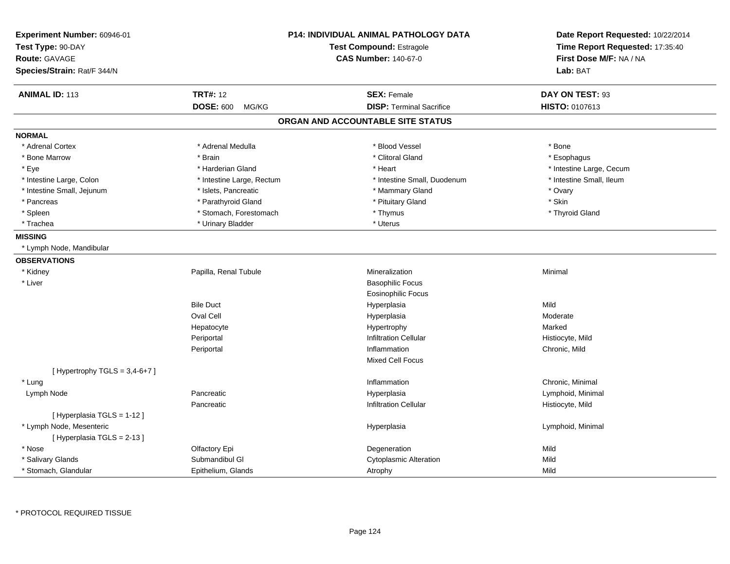**Experiment Number:** 60946-01
**Test Type:** 90-DAY
**Route:** GAVAGE
**Species/Strain:** Rat/F 344/N

**P14: INDIVIDUAL ANIMAL PATHOLOGY DATA**
**Test Compound:** Estragole
**CAS Number:** 140-67-0

**Date Report Requested:** 10/22/2014
**Time Report Requested:** 17:35:40
**First Dose M/F:** NA / NA
**Lab:** BAT

| **ANIMAL ID:** 113 | **TRT#:** 12 | **SEX:** Female | **DAY ON TEST:** 93 |
|---|---|---|---|
| | **DOSE:** 600 MG/KG | **DISP:** Terminal Sacrifice | **HISTO:** 0107613 |

## ORGAN AND ACCOUNTABLE SITE STATUS

**NORMAL**

| | | | |
|---|---|---|---|
| * Adrenal Cortex | * Adrenal Medulla | * Blood Vessel | * Bone |
| * Bone Marrow | * Brain | * Clitoral Gland | * Esophagus |
| * Eye | * Harderian Gland | * Heart | * Intestine Large, Cecum |
| * Intestine Large, Colon | * Intestine Large, Rectum | * Intestine Small, Duodenum | * Intestine Small, Ileum |
| * Intestine Small, Jejunum | * Islets, Pancreatic | * Mammary Gland | * Ovary |
| * Pancreas | * Parathyroid Gland | * Pituitary Gland | * Skin |
| * Spleen | * Stomach, Forestomach | * Thymus | * Thyroid Gland |
| * Trachea | * Urinary Bladder | * Uterus | |

**MISSING**

* Lymph Node, Mandibular

**OBSERVATIONS**

| | | | |
|---|---|---|---|
| * Kidney | Papilla, Renal Tubule | Mineralization | Minimal |
| * Liver | | Basophilic Focus | |
| | | Eosinophilic Focus | |
| | Bile Duct | Hyperplasia | Mild |
| | Oval Cell | Hyperplasia | Moderate |
| | Hepatocyte | Hypertrophy | Marked |
| | Periportal | Infiltration Cellular | Histiocyte, Mild |
| | Periportal | Inflammation | Chronic, Mild |
| | | Mixed Cell Focus | |
| [ Hypertrophy TGLS = 3,4-6+7 ] | | | |
| * Lung | | Inflammation | Chronic, Minimal |
| Lymph Node | Pancreatic | Hyperplasia | Lymphoid, Minimal |
| | Pancreatic | Infiltration Cellular | Histiocyte, Mild |
| [ Hyperplasia TGLS = 1-12 ] | | | |
| * Lymph Node, Mesenteric | | Hyperplasia | Lymphoid, Minimal |
| [ Hyperplasia TGLS = 2-13 ] | | | |
| * Nose | Olfactory Epi | Degeneration | Mild |
| * Salivary Glands | Submandibul Gl | Cytoplasmic Alteration | Mild |
| * Stomach, Glandular | Epithelium, Glands | Atrophy | Mild |

* PROTOCOL REQUIRED TISSUE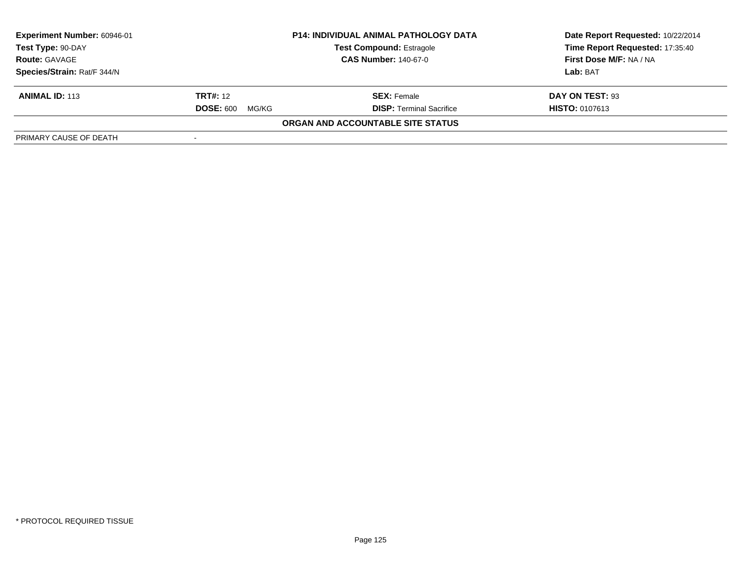**Experiment Number:** 60946-01
**Test Type:** 90-DAY
**Route:** GAVAGE
**Species/Strain:** Rat/F 344/N

**P14: INDIVIDUAL ANIMAL PATHOLOGY DATA**
**Test Compound:** Estragole
**CAS Number:** 140-67-0

**Date Report Requested:** 10/22/2014
**Time Report Requested:** 17:35:40
**First Dose M/F:** NA / NA
**Lab:** BAT

| **ANIMAL ID:** 113 | **TRT#:** 12 | **SEX:** Female | **DAY ON TEST:** 93 |
|---|---|---|---|
| | **DOSE:** 600 MG/KG | **DISP:** Terminal Sacrifice | **HISTO:** 0107613 |

**ORGAN AND ACCOUNTABLE SITE STATUS**

| PRIMARY CAUSE OF DEATH | - |
|---|---|

* PROTOCOL REQUIRED TISSUE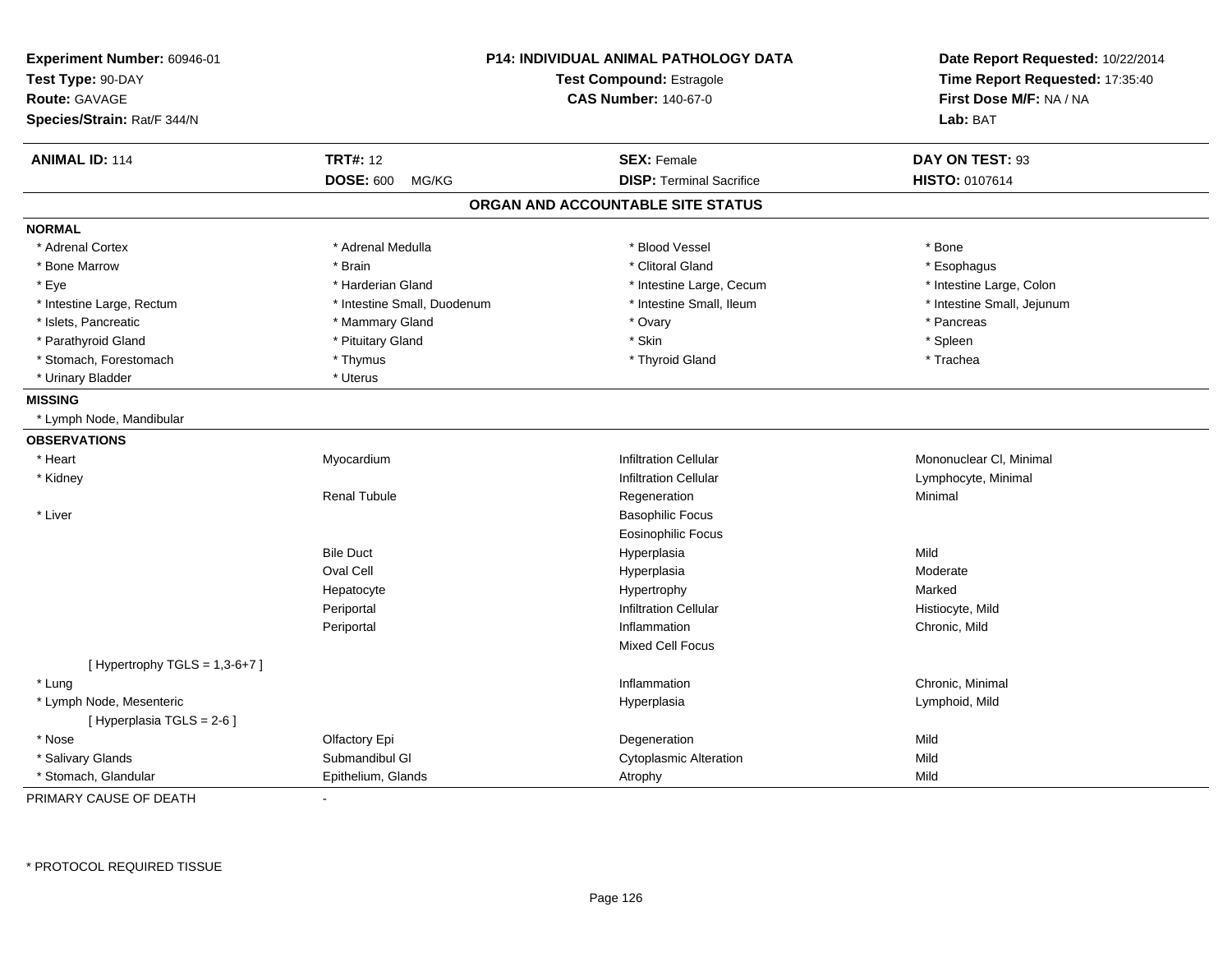**Experiment Number:** 60946-01
**Test Type:** 90-DAY
**Route:** GAVAGE
**Species/Strain:** Rat/F 344/N

**P14: INDIVIDUAL ANIMAL PATHOLOGY DATA**
**Test Compound:** Estragole
**CAS Number:** 140-67-0

**Date Report Requested:** 10/22/2014
**Time Report Requested:** 17:35:40
**First Dose M/F:** NA / NA
**Lab:** BAT

| **ANIMAL ID:** 114 | **TRT#:** 12 | **SEX:** Female | **DAY ON TEST:** 93 |
|---|---|---|---|
| | **DOSE:** 600 MG/KG | **DISP:** Terminal Sacrifice | **HISTO:** 0107614 |

## ORGAN AND ACCOUNTABLE SITE STATUS

**NORMAL**

| | | | |
|---|---|---|---|
| * Adrenal Cortex | * Adrenal Medulla | * Blood Vessel | * Bone |
| * Bone Marrow | * Brain | * Clitoral Gland | * Esophagus |
| * Eye | * Harderian Gland | * Intestine Large, Cecum | * Intestine Large, Colon |
| * Intestine Large, Rectum | * Intestine Small, Duodenum | * Intestine Small, Ileum | * Intestine Small, Jejunum |
| * Islets, Pancreatic | * Mammary Gland | * Ovary | * Pancreas |
| * Parathyroid Gland | * Pituitary Gland | * Skin | * Spleen |
| * Stomach, Forestomach | * Thymus | * Thyroid Gland | * Trachea |
| * Urinary Bladder | * Uterus | | |

**MISSING**

* Lymph Node, Mandibular

**OBSERVATIONS**

| | | | |
|---|---|---|---|
| * Heart | Myocardium | Infiltration Cellular | Mononuclear Cl, Minimal |
| * Kidney | | Infiltration Cellular | Lymphocyte, Minimal |
| | Renal Tubule | Regeneration | Minimal |
| * Liver | | Basophilic Focus | |
| | | Eosinophilic Focus | |
| | Bile Duct | Hyperplasia | Mild |
| | Oval Cell | Hyperplasia | Moderate |
| | Hepatocyte | Hypertrophy | Marked |
| | Periportal | Infiltration Cellular | Histiocyte, Mild |
| | Periportal | Inflammation | Chronic, Mild |
| | | Mixed Cell Focus | |
| [ Hypertrophy TGLS = 1,3-6+7 ] | | | |
| * Lung | | Inflammation | Chronic, Minimal |
| * Lymph Node, Mesenteric | | Hyperplasia | Lymphoid, Mild |
| [ Hyperplasia TGLS = 2-6 ] | | | |
| * Nose | Olfactory Epi | Degeneration | Mild |
| * Salivary Glands | Submandibul Gl | Cytoplasmic Alteration | Mild |
| * Stomach, Glandular | Epithelium, Glands | Atrophy | Mild |

PRIMARY CAUSE OF DEATH -

* PROTOCOL REQUIRED TISSUE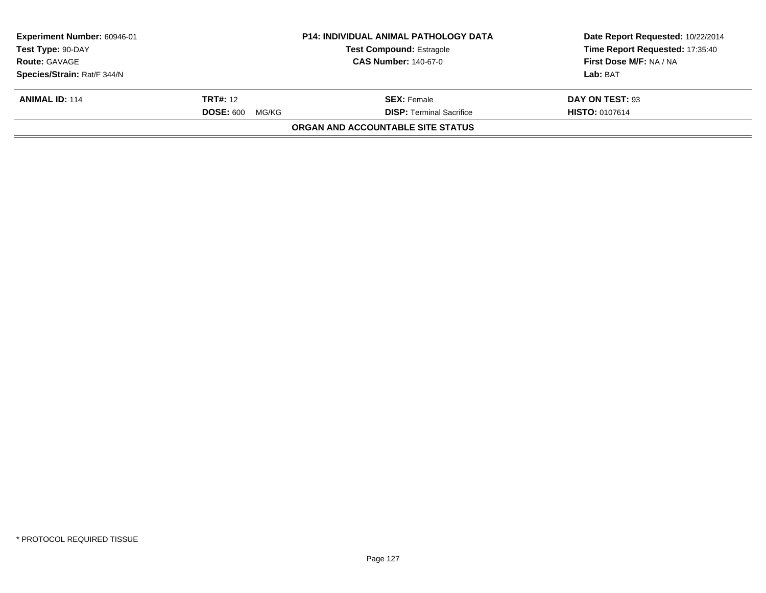| **Experiment Number:** 60946-01 | **P14: INDIVIDUAL ANIMAL PATHOLOGY DATA** | **Date Report Requested:** 10/22/2014 |
|---|---|---|
| **Test Type:** 90-DAY | **Test Compound:** Estragole | **Time Report Requested:** 17:35:40 |
| **Route:** GAVAGE | **CAS Number:** 140-67-0 | **First Dose M/F:** NA / NA |
| **Species/Strain:** Rat/F 344/N | | **Lab:** BAT |

| **ANIMAL ID:** 114 | **TRT#:** 12 | **SEX:** Female | **DAY ON TEST:** 93 |
|---|---|---|---|
| | **DOSE:** 600 MG/KG | **DISP:** Terminal Sacrifice | **HISTO:** 0107614 |

**ORGAN AND ACCOUNTABLE SITE STATUS**

* PROTOCOL REQUIRED TISSUE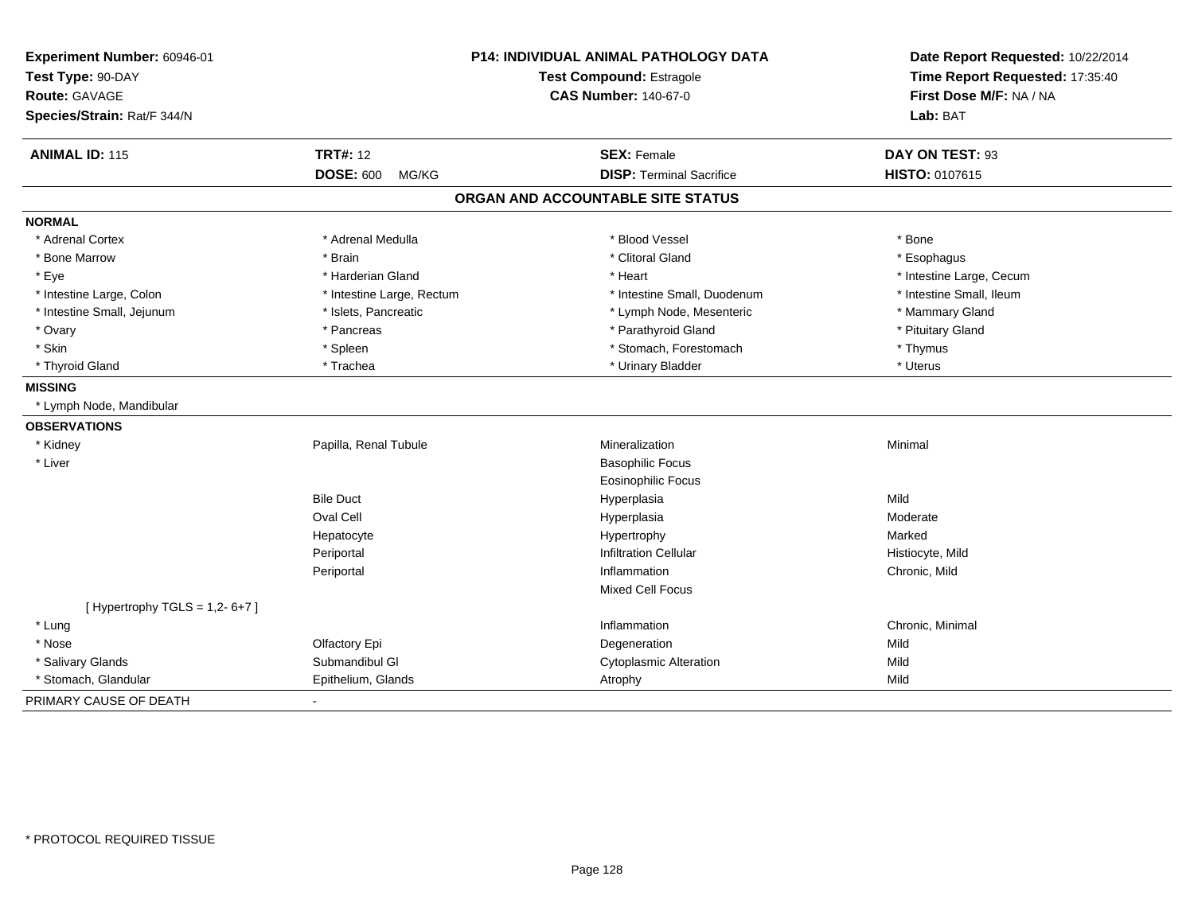**Experiment Number:** 60946-01
**Test Type:** 90-DAY
**Route:** GAVAGE
**Species/Strain:** Rat/F 344/N

**P14: INDIVIDUAL ANIMAL PATHOLOGY DATA**
**Test Compound:** Estragole
**CAS Number:** 140-67-0

**Date Report Requested:** 10/22/2014
**Time Report Requested:** 17:35:40
**First Dose M/F:** NA / NA
**Lab:** BAT

| **ANIMAL ID:** 115 | **TRT#:** 12 | **SEX:** Female | **DAY ON TEST:** 93 |
|---|---|---|---|
| | **DOSE:** 600 MG/KG | **DISP:** Terminal Sacrifice | **HISTO:** 0107615 |

## ORGAN AND ACCOUNTABLE SITE STATUS

**NORMAL**

| | | | |
|---|---|---|---|
| * Adrenal Cortex | * Adrenal Medulla | * Blood Vessel | * Bone |
| * Bone Marrow | * Brain | * Clitoral Gland | * Esophagus |
| * Eye | * Harderian Gland | * Heart | * Intestine Large, Cecum |
| * Intestine Large, Colon | * Intestine Large, Rectum | * Intestine Small, Duodenum | * Intestine Small, Ileum |
| * Intestine Small, Jejunum | * Islets, Pancreatic | * Lymph Node, Mesenteric | * Mammary Gland |
| * Ovary | * Pancreas | * Parathyroid Gland | * Pituitary Gland |
| * Skin | * Spleen | * Stomach, Forestomach | * Thymus |
| * Thyroid Gland | * Trachea | * Urinary Bladder | * Uterus |

**MISSING**

* Lymph Node, Mandibular

**OBSERVATIONS**

| | | | |
|---|---|---|---|
| * Kidney | Papilla, Renal Tubule | Mineralization | Minimal |
| * Liver | | Basophilic Focus | |
| | | Eosinophilic Focus | |
| | Bile Duct | Hyperplasia | Mild |
| | Oval Cell | Hyperplasia | Moderate |
| | Hepatocyte | Hypertrophy | Marked |
| | Periportal | Infiltration Cellular | Histiocyte, Mild |
| | Periportal | Inflammation | Chronic, Mild |
| | | Mixed Cell Focus | |
| [ Hypertrophy TGLS = 1,2- 6+7 ] | | | |
| * Lung | | Inflammation | Chronic, Minimal |
| * Nose | Olfactory Epi | Degeneration | Mild |
| * Salivary Glands | Submandibul Gl | Cytoplasmic Alteration | Mild |
| * Stomach, Glandular | Epithelium, Glands | Atrophy | Mild |

PRIMARY CAUSE OF DEATH -

* PROTOCOL REQUIRED TISSUE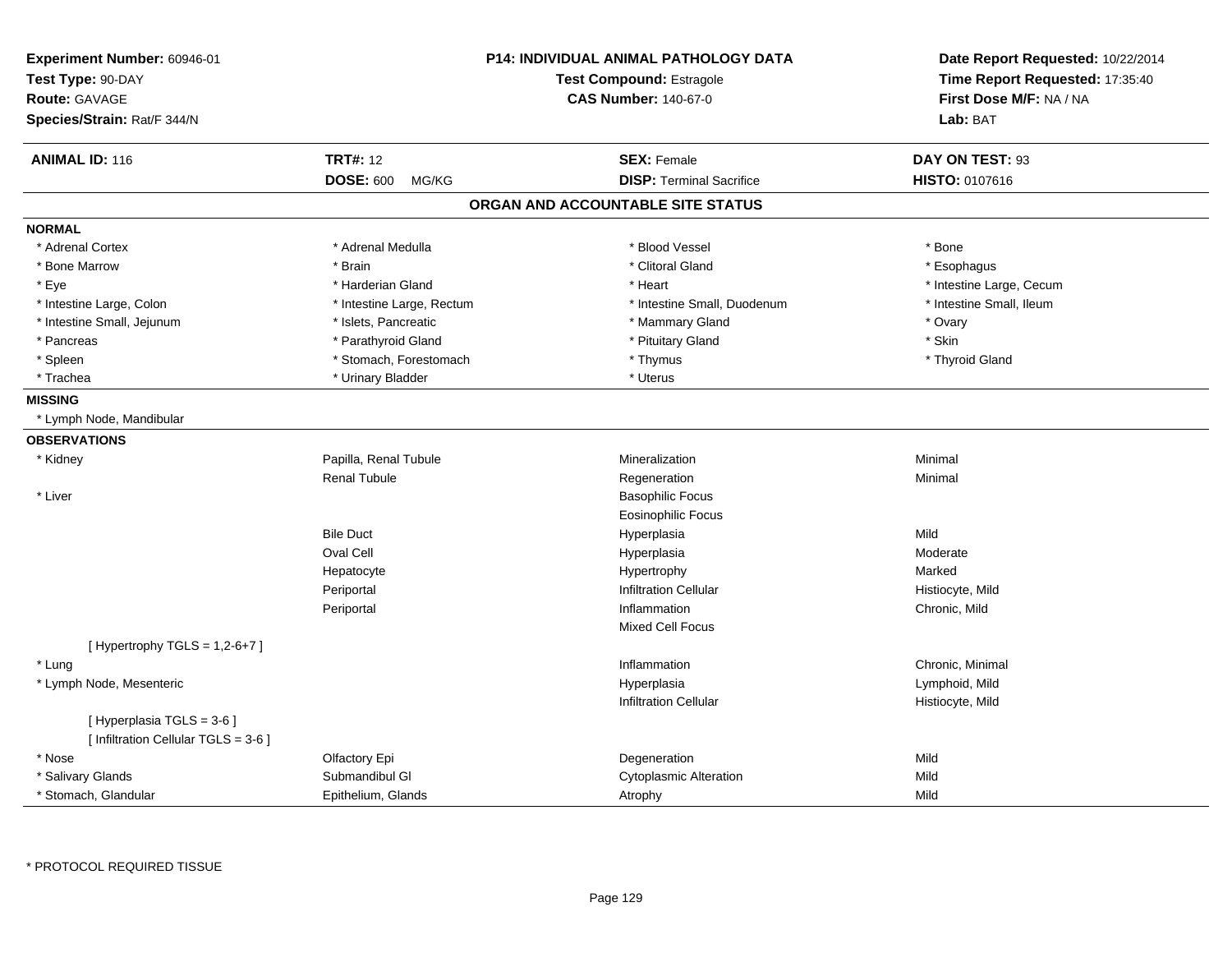**Experiment Number:** 60946-01
**Test Type:** 90-DAY
**Route:** GAVAGE
**Species/Strain:** Rat/F 344/N

**P14: INDIVIDUAL ANIMAL PATHOLOGY DATA**
**Test Compound:** Estragole
**CAS Number:** 140-67-0

**Date Report Requested:** 10/22/2014
**Time Report Requested:** 17:35:40
**First Dose M/F:** NA / NA
**Lab:** BAT

| **ANIMAL ID:** 116 | **TRT#:** 12 | **SEX:** Female | **DAY ON TEST:** 93 |
|---|---|---|---|
| | **DOSE:** 600 MG/KG | **DISP:** Terminal Sacrifice | **HISTO:** 0107616 |

## ORGAN AND ACCOUNTABLE SITE STATUS

**NORMAL**

| | | | |
|---|---|---|---|
| * Adrenal Cortex | * Adrenal Medulla | * Blood Vessel | * Bone |
| * Bone Marrow | * Brain | * Clitoral Gland | * Esophagus |
| * Eye | * Harderian Gland | * Heart | * Intestine Large, Cecum |
| * Intestine Large, Colon | * Intestine Large, Rectum | * Intestine Small, Duodenum | * Intestine Small, Ileum |
| * Intestine Small, Jejunum | * Islets, Pancreatic | * Mammary Gland | * Ovary |
| * Pancreas | * Parathyroid Gland | * Pituitary Gland | * Skin |
| * Spleen | * Stomach, Forestomach | * Thymus | * Thyroid Gland |
| * Trachea | * Urinary Bladder | * Uterus | |

**MISSING**

* Lymph Node, Mandibular

**OBSERVATIONS**

| | | | |
|---|---|---|---|
| * Kidney | Papilla, Renal Tubule | Mineralization | Minimal |
| | Renal Tubule | Regeneration | Minimal |
| * Liver | | Basophilic Focus | |
| | | Eosinophilic Focus | |
| | Bile Duct | Hyperplasia | Mild |
| | Oval Cell | Hyperplasia | Moderate |
| | Hepatocyte | Hypertrophy | Marked |
| | Periportal | Infiltration Cellular | Histiocyte, Mild |
| | Periportal | Inflammation | Chronic, Mild |
| | | Mixed Cell Focus | |
| [ Hypertrophy TGLS = 1,2-6+7 ] | | | |
| * Lung | | Inflammation | Chronic, Minimal |
| * Lymph Node, Mesenteric | | Hyperplasia | Lymphoid, Mild |
| | | Infiltration Cellular | Histiocyte, Mild |
| [ Hyperplasia TGLS = 3-6 ] | | | |
| [ Infiltration Cellular TGLS = 3-6 ] | | | |
| * Nose | Olfactory Epi | Degeneration | Mild |
| * Salivary Glands | Submandibul Gl | Cytoplasmic Alteration | Mild |
| * Stomach, Glandular | Epithelium, Glands | Atrophy | Mild |

* PROTOCOL REQUIRED TISSUE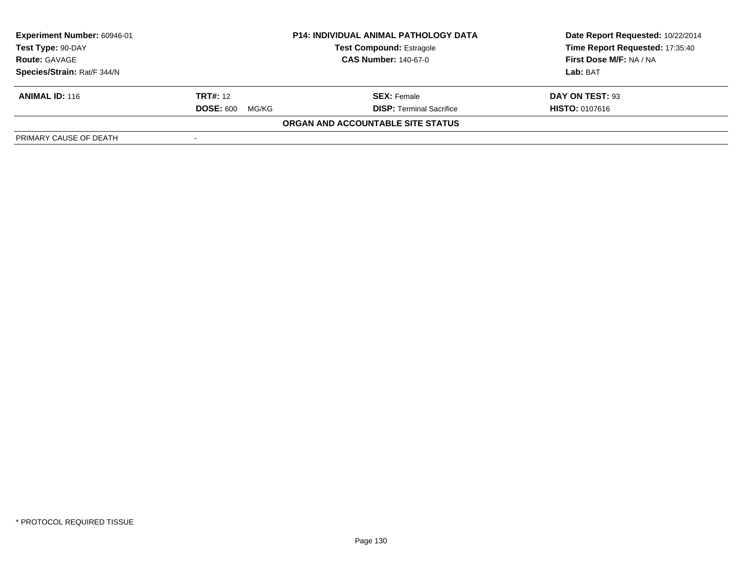| **Experiment Number:** 60946-01 | **P14: INDIVIDUAL ANIMAL PATHOLOGY DATA** | **Date Report Requested:** 10/22/2014 |
|---|---|---|
| **Test Type:** 90-DAY | **Test Compound:** Estragole | **Time Report Requested:** 17:35:40 |
| **Route:** GAVAGE | **CAS Number:** 140-67-0 | **First Dose M/F:** NA / NA |
| **Species/Strain:** Rat/F 344/N | | **Lab:** BAT |

| **ANIMAL ID:** 116 | **TRT#:** 12 | **SEX:** Female | **DAY ON TEST:** 93 |
|---|---|---|---|
| | **DOSE:** 600 MG/KG | **DISP:** Terminal Sacrifice | **HISTO:** 0107616 |

**ORGAN AND ACCOUNTABLE SITE STATUS**

| PRIMARY CAUSE OF DEATH | - |
|---|---|

* PROTOCOL REQUIRED TISSUE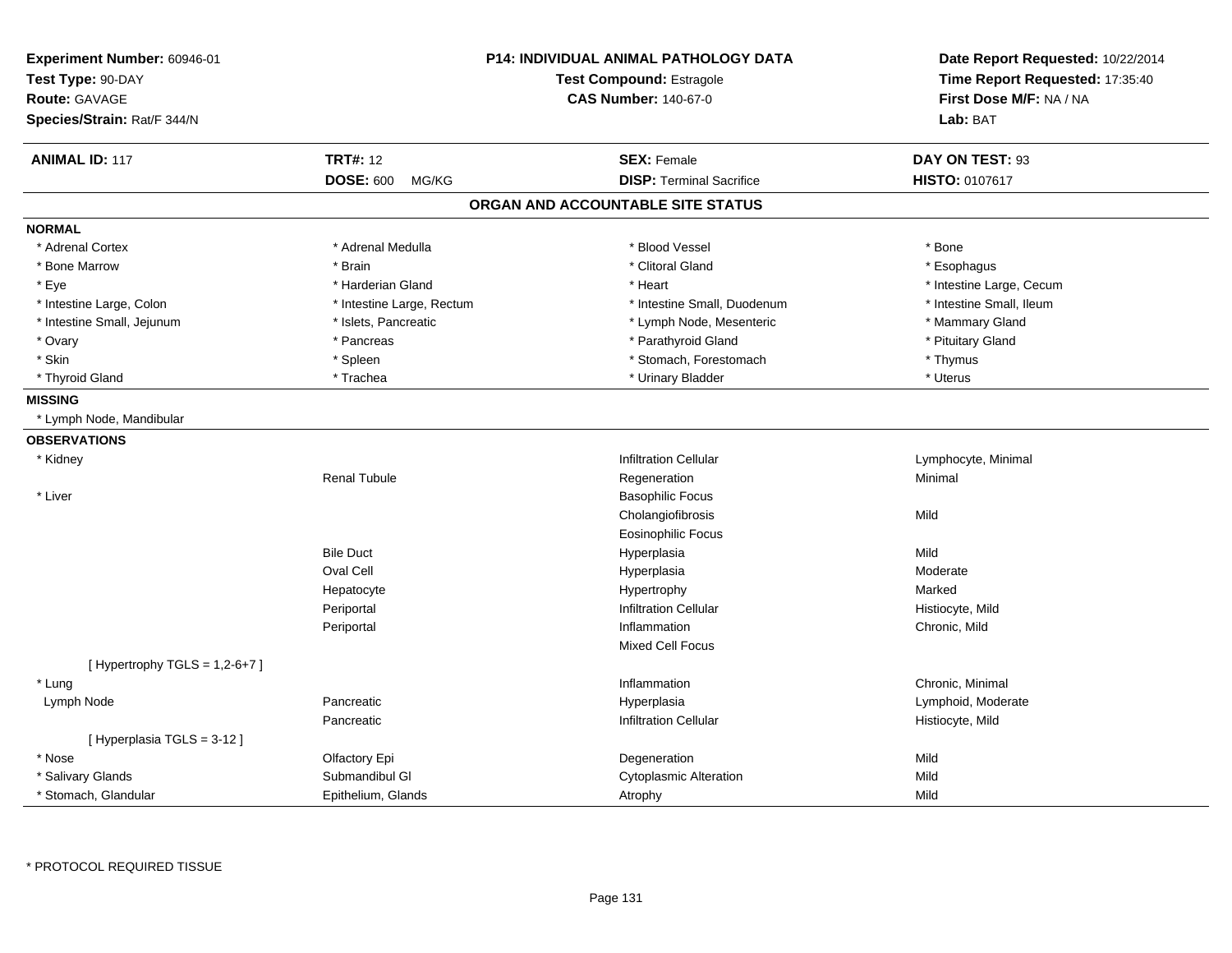**Experiment Number:** 60946-01
**Test Type:** 90-DAY
**Route:** GAVAGE
**Species/Strain:** Rat/F 344/N

**P14: INDIVIDUAL ANIMAL PATHOLOGY DATA**
**Test Compound:** Estragole
**CAS Number:** 140-67-0

**Date Report Requested:** 10/22/2014
**Time Report Requested:** 17:35:40
**First Dose M/F:** NA / NA
**Lab:** BAT

| **ANIMAL ID:** 117 | **TRT#:** 12 | **SEX:** Female | **DAY ON TEST:** 93 |
|---|---|---|---|
| | **DOSE:** 600 MG/KG | **DISP:** Terminal Sacrifice | **HISTO:** 0107617 |

## ORGAN AND ACCOUNTABLE SITE STATUS

**NORMAL**

| | | | |
|---|---|---|---|
| * Adrenal Cortex | * Adrenal Medulla | * Blood Vessel | * Bone |
| * Bone Marrow | * Brain | * Clitoral Gland | * Esophagus |
| * Eye | * Harderian Gland | * Heart | * Intestine Large, Cecum |
| * Intestine Large, Colon | * Intestine Large, Rectum | * Intestine Small, Duodenum | * Intestine Small, Ileum |
| * Intestine Small, Jejunum | * Islets, Pancreatic | * Lymph Node, Mesenteric | * Mammary Gland |
| * Ovary | * Pancreas | * Parathyroid Gland | * Pituitary Gland |
| * Skin | * Spleen | * Stomach, Forestomach | * Thymus |
| * Thyroid Gland | * Trachea | * Urinary Bladder | * Uterus |

**MISSING**

* Lymph Node, Mandibular

**OBSERVATIONS**

| | | | |
|---|---|---|---|
| * Kidney | | Infiltration Cellular | Lymphocyte, Minimal |
| | Renal Tubule | Regeneration | Minimal |
| * Liver | | Basophilic Focus | |
| | | Cholangiofibrosis | Mild |
| | | Eosinophilic Focus | |
| | Bile Duct | Hyperplasia | Mild |
| | Oval Cell | Hyperplasia | Moderate |
| | Hepatocyte | Hypertrophy | Marked |
| | Periportal | Infiltration Cellular | Histiocyte, Mild |
| | Periportal | Inflammation | Chronic, Mild |
| | | Mixed Cell Focus | |
| [ Hypertrophy TGLS = 1,2-6+7 ] | | | |
| * Lung | | Inflammation | Chronic, Minimal |
| Lymph Node | Pancreatic | Hyperplasia | Lymphoid, Moderate |
| | Pancreatic | Infiltration Cellular | Histiocyte, Mild |
| [ Hyperplasia TGLS = 3-12 ] | | | |
| * Nose | Olfactory Epi | Degeneration | Mild |
| * Salivary Glands | Submandibul Gl | Cytoplasmic Alteration | Mild |
| * Stomach, Glandular | Epithelium, Glands | Atrophy | Mild |

* PROTOCOL REQUIRED TISSUE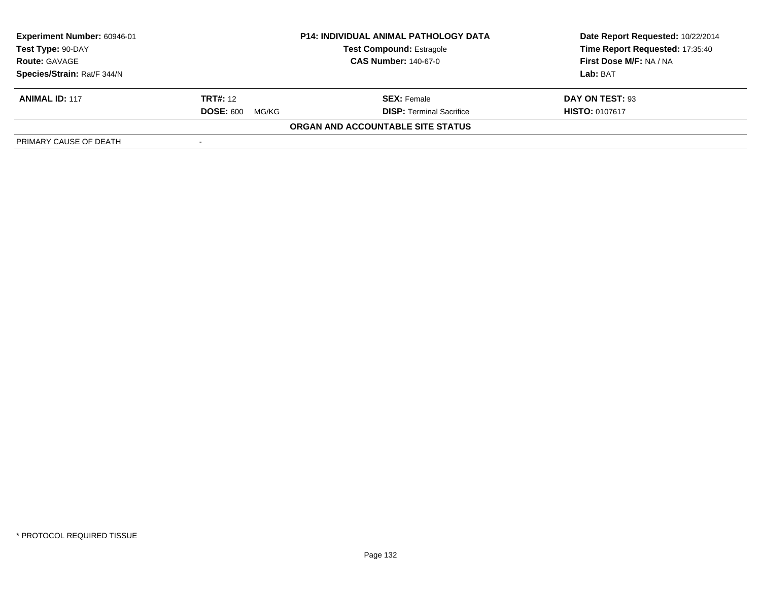| Experiment Number: 60946-01 | P14: INDIVIDUAL ANIMAL PATHOLOGY DATA | Date Report Requested: 10/22/2014 |
|---|---|---|
| Test Type: 90-DAY | Test Compound: Estragole | Time Report Requested: 17:35:40 |
| Route: GAVAGE | CAS Number: 140-67-0 | First Dose M/F: NA / NA |
| Species/Strain: Rat/F 344/N | | Lab: BAT |

| ANIMAL ID: 117 | TRT#: 12 | SEX: Female | DAY ON TEST: 93 |
|---|---|---|---|
| | DOSE: 600 MG/KG | DISP: Terminal Sacrifice | HISTO: 0107617 |

**ORGAN AND ACCOUNTABLE SITE STATUS**

| PRIMARY CAUSE OF DEATH | - |
|---|---|

* PROTOCOL REQUIRED TISSUE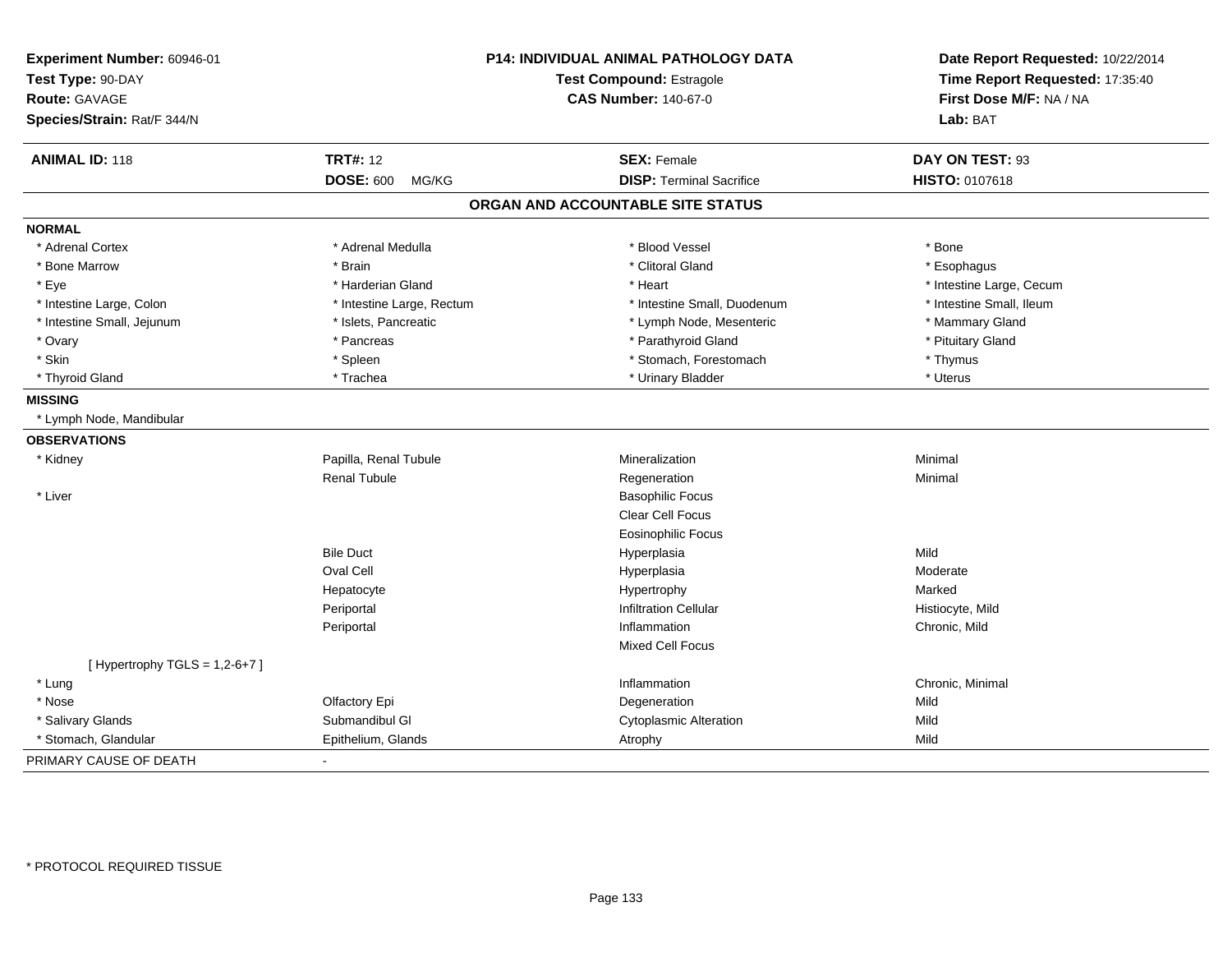**Experiment Number:** 60946-01
**Test Type:** 90-DAY
**Route:** GAVAGE
**Species/Strain:** Rat/F 344/N

**P14: INDIVIDUAL ANIMAL PATHOLOGY DATA**
**Test Compound:** Estragole
**CAS Number:** 140-67-0

**Date Report Requested:** 10/22/2014
**Time Report Requested:** 17:35:40
**First Dose M/F:** NA / NA
**Lab:** BAT

| **ANIMAL ID:** 118 | **TRT#:** 12 | **SEX:** Female | **DAY ON TEST:** 93 |
|---|---|---|---|
| | **DOSE:** 600 MG/KG | **DISP:** Terminal Sacrifice | **HISTO:** 0107618 |

## ORGAN AND ACCOUNTABLE SITE STATUS

**NORMAL**

| | | | |
|---|---|---|---|
| * Adrenal Cortex | * Adrenal Medulla | * Blood Vessel | * Bone |
| * Bone Marrow | * Brain | * Clitoral Gland | * Esophagus |
| * Eye | * Harderian Gland | * Heart | * Intestine Large, Cecum |
| * Intestine Large, Colon | * Intestine Large, Rectum | * Intestine Small, Duodenum | * Intestine Small, Ileum |
| * Intestine Small, Jejunum | * Islets, Pancreatic | * Lymph Node, Mesenteric | * Mammary Gland |
| * Ovary | * Pancreas | * Parathyroid Gland | * Pituitary Gland |
| * Skin | * Spleen | * Stomach, Forestomach | * Thymus |
| * Thyroid Gland | * Trachea | * Urinary Bladder | * Uterus |

**MISSING**

* Lymph Node, Mandibular

**OBSERVATIONS**

| | | | |
|---|---|---|---|
| * Kidney | Papilla, Renal Tubule | Mineralization | Minimal |
| | Renal Tubule | Regeneration | Minimal |
| * Liver | | Basophilic Focus | |
| | | Clear Cell Focus | |
| | | Eosinophilic Focus | |
| | Bile Duct | Hyperplasia | Mild |
| | Oval Cell | Hyperplasia | Moderate |
| | Hepatocyte | Hypertrophy | Marked |
| | Periportal | Infiltration Cellular | Histiocyte, Mild |
| | Periportal | Inflammation | Chronic, Mild |
| | | Mixed Cell Focus | |
| [ Hypertrophy TGLS = 1,2-6+7 ] | | | |
| * Lung | | Inflammation | Chronic, Minimal |
| * Nose | Olfactory Epi | Degeneration | Mild |
| * Salivary Glands | Submandibul Gl | Cytoplasmic Alteration | Mild |
| * Stomach, Glandular | Epithelium, Glands | Atrophy | Mild |

PRIMARY CAUSE OF DEATH -

* PROTOCOL REQUIRED TISSUE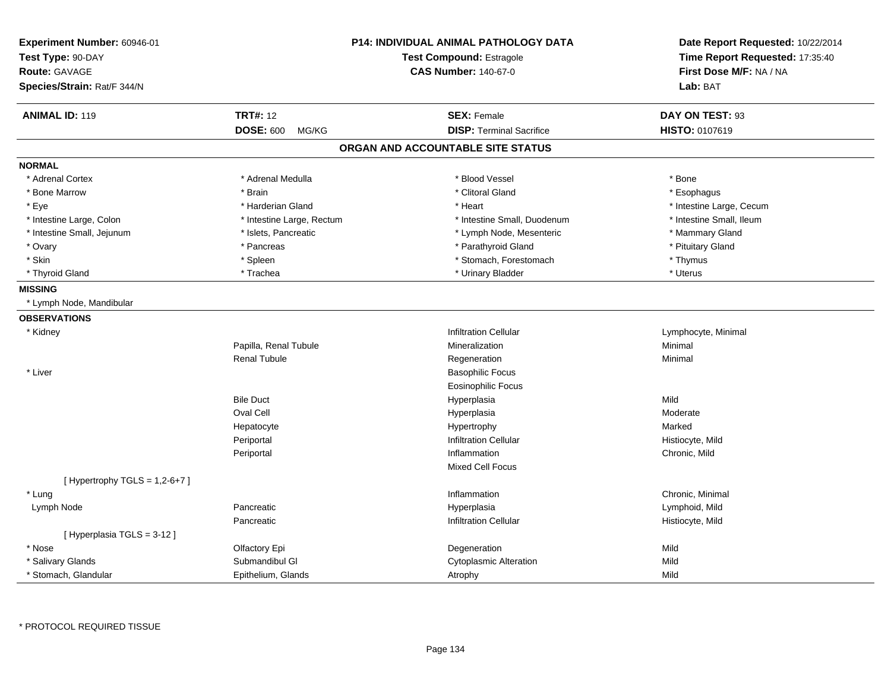**Experiment Number:** 60946-01
**Test Type:** 90-DAY
**Route:** GAVAGE
**Species/Strain:** Rat/F 344/N

**P14: INDIVIDUAL ANIMAL PATHOLOGY DATA**
**Test Compound:** Estragole
**CAS Number:** 140-67-0

**Date Report Requested:** 10/22/2014
**Time Report Requested:** 17:35:40
**First Dose M/F:** NA / NA
**Lab:** BAT

| **ANIMAL ID:** 119 | **TRT#:** 12 | **SEX:** Female | **DAY ON TEST:** 93 |
|---|---|---|---|
| | **DOSE:** 600 MG/KG | **DISP:** Terminal Sacrifice | **HISTO:** 0107619 |

## ORGAN AND ACCOUNTABLE SITE STATUS

**NORMAL**

| | | | |
|---|---|---|---|
| * Adrenal Cortex | * Adrenal Medulla | * Blood Vessel | * Bone |
| * Bone Marrow | * Brain | * Clitoral Gland | * Esophagus |
| * Eye | * Harderian Gland | * Heart | * Intestine Large, Cecum |
| * Intestine Large, Colon | * Intestine Large, Rectum | * Intestine Small, Duodenum | * Intestine Small, Ileum |
| * Intestine Small, Jejunum | * Islets, Pancreatic | * Lymph Node, Mesenteric | * Mammary Gland |
| * Ovary | * Pancreas | * Parathyroid Gland | * Pituitary Gland |
| * Skin | * Spleen | * Stomach, Forestomach | * Thymus |
| * Thyroid Gland | * Trachea | * Urinary Bladder | * Uterus |

**MISSING**

* Lymph Node, Mandibular

**OBSERVATIONS**

| | | | |
|---|---|---|---|
| * Kidney | | Infiltration Cellular | Lymphocyte, Minimal |
| | Papilla, Renal Tubule | Mineralization | Minimal |
| | Renal Tubule | Regeneration | Minimal |
| * Liver | | Basophilic Focus | |
| | | Eosinophilic Focus | |
| | Bile Duct | Hyperplasia | Mild |
| | Oval Cell | Hyperplasia | Moderate |
| | Hepatocyte | Hypertrophy | Marked |
| | Periportal | Infiltration Cellular | Histiocyte, Mild |
| | Periportal | Inflammation | Chronic, Mild |
| | | Mixed Cell Focus | |
| [ Hypertrophy TGLS = 1,2-6+7 ] | | | |
| * Lung | | Inflammation | Chronic, Minimal |
| Lymph Node | Pancreatic | Hyperplasia | Lymphoid, Mild |
| | Pancreatic | Infiltration Cellular | Histiocyte, Mild |
| [ Hyperplasia TGLS = 3-12 ] | | | |
| * Nose | Olfactory Epi | Degeneration | Mild |
| * Salivary Glands | Submandibul Gl | Cytoplasmic Alteration | Mild |
| * Stomach, Glandular | Epithelium, Glands | Atrophy | Mild |

* PROTOCOL REQUIRED TISSUE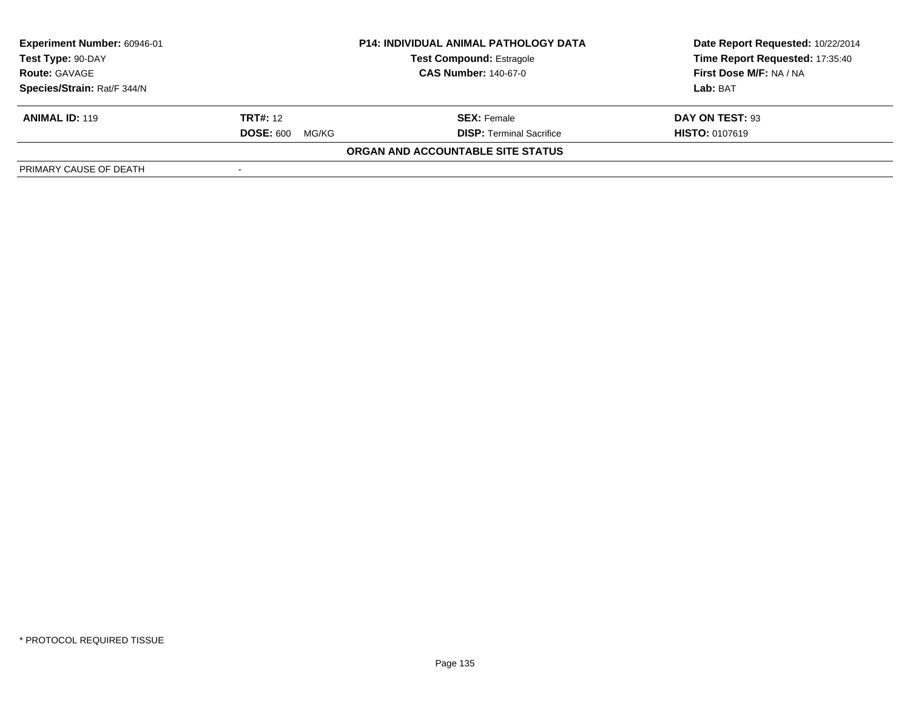| Experiment Number: 60946-01 | P14: INDIVIDUAL ANIMAL PATHOLOGY DATA | Date Report Requested: 10/22/2014 |
|---|---|---|
| Test Type: 90-DAY | Test Compound: Estragole | Time Report Requested: 17:35:40 |
| Route: GAVAGE | CAS Number: 140-67-0 | First Dose M/F: NA / NA |
| Species/Strain: Rat/F 344/N | | Lab: BAT |

| ANIMAL ID: 119 | TRT#: 12 | SEX: Female | DAY ON TEST: 93 |
|---|---|---|---|
| | DOSE: 600 MG/KG | DISP: Terminal Sacrifice | HISTO: 0107619 |

**ORGAN AND ACCOUNTABLE SITE STATUS**

| PRIMARY CAUSE OF DEATH | - |
|---|---|

* PROTOCOL REQUIRED TISSUE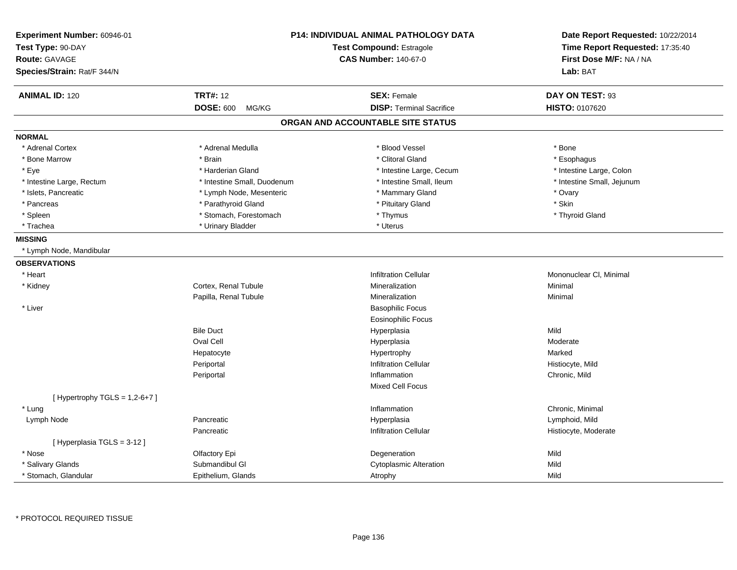**Experiment Number:** 60946-01
**Test Type:** 90-DAY
**Route:** GAVAGE
**Species/Strain:** Rat/F 344/N

**P14: INDIVIDUAL ANIMAL PATHOLOGY DATA**
**Test Compound:** Estragole
**CAS Number:** 140-67-0

**Date Report Requested:** 10/22/2014
**Time Report Requested:** 17:35:40
**First Dose M/F:** NA / NA
**Lab:** BAT

| **ANIMAL ID:** 120 | **TRT#:** 12 | **SEX:** Female | **DAY ON TEST:** 93 |
|---|---|---|---|
| | **DOSE:** 600 MG/KG | **DISP:** Terminal Sacrifice | **HISTO:** 0107620 |

## ORGAN AND ACCOUNTABLE SITE STATUS

**NORMAL**

| | | | |
|---|---|---|---|
| * Adrenal Cortex | * Adrenal Medulla | * Blood Vessel | * Bone |
| * Bone Marrow | * Brain | * Clitoral Gland | * Esophagus |
| * Eye | * Harderian Gland | * Intestine Large, Cecum | * Intestine Large, Colon |
| * Intestine Large, Rectum | * Intestine Small, Duodenum | * Intestine Small, Ileum | * Intestine Small, Jejunum |
| * Islets, Pancreatic | * Lymph Node, Mesenteric | * Mammary Gland | * Ovary |
| * Pancreas | * Parathyroid Gland | * Pituitary Gland | * Skin |
| * Spleen | * Stomach, Forestomach | * Thymus | * Thyroid Gland |
| * Trachea | * Urinary Bladder | * Uterus | |

**MISSING**

* Lymph Node, Mandibular

**OBSERVATIONS**

| | | | |
|---|---|---|---|
| * Heart | | Infiltration Cellular | Mononuclear Cl, Minimal |
| * Kidney | Cortex, Renal Tubule | Mineralization | Minimal |
| | Papilla, Renal Tubule | Mineralization | Minimal |
| * Liver | | Basophilic Focus | |
| | | Eosinophilic Focus | |
| | Bile Duct | Hyperplasia | Mild |
| | Oval Cell | Hyperplasia | Moderate |
| | Hepatocyte | Hypertrophy | Marked |
| | Periportal | Infiltration Cellular | Histiocyte, Mild |
| | Periportal | Inflammation | Chronic, Mild |
| | | Mixed Cell Focus | |
| [ Hypertrophy TGLS = 1,2-6+7 ] | | | |
| * Lung | | Inflammation | Chronic, Minimal |
| Lymph Node | Pancreatic | Hyperplasia | Lymphoid, Mild |
| | Pancreatic | Infiltration Cellular | Histiocyte, Moderate |
| [ Hyperplasia TGLS = 3-12 ] | | | |
| * Nose | Olfactory Epi | Degeneration | Mild |
| * Salivary Glands | Submandibul Gl | Cytoplasmic Alteration | Mild |
| * Stomach, Glandular | Epithelium, Glands | Atrophy | Mild |

\* PROTOCOL REQUIRED TISSUE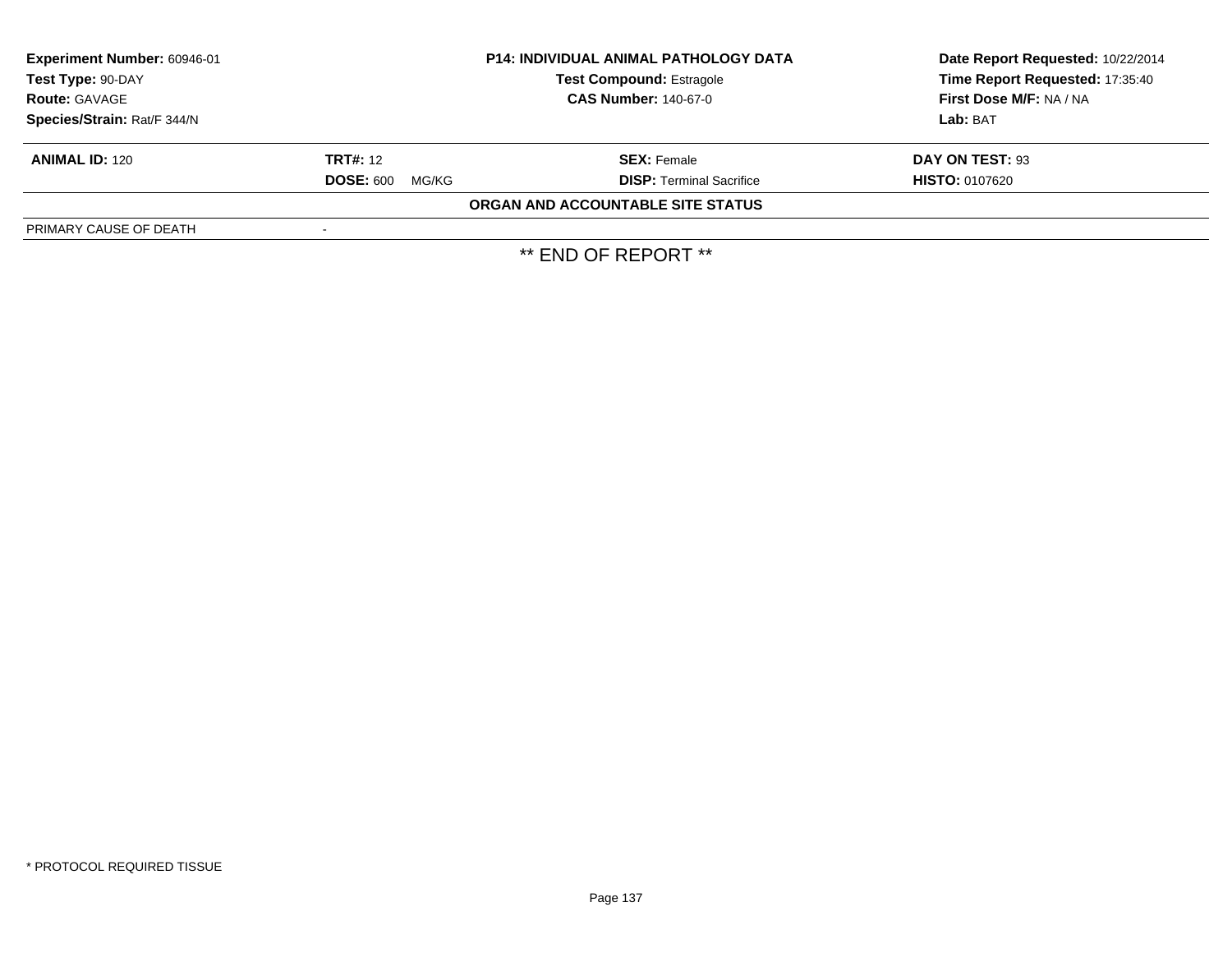| | | |
|---|---|---|
| **Experiment Number:** 60946-01 | **P14: INDIVIDUAL ANIMAL PATHOLOGY DATA** | **Date Report Requested:** 10/22/2014 |
| **Test Type:** 90-DAY | **Test Compound:** Estragole | **Time Report Requested:** 17:35:40 |
| **Route:** GAVAGE | **CAS Number:** 140-67-0 | **First Dose M/F:** NA / NA |
| **Species/Strain:** Rat/F 344/N | | **Lab:** BAT |

| | | | |
|---|---|---|---|
| **ANIMAL ID:** 120 | **TRT#:** 12 | **SEX:** Female | **DAY ON TEST:** 93 |
| | **DOSE:** 600 MG/KG | **DISP:** Terminal Sacrifice | **HISTO:** 0107620 |

**ORGAN AND ACCOUNTABLE SITE STATUS**

| | |
|---|---|
| PRIMARY CAUSE OF DEATH | - |

** END OF REPORT **

* PROTOCOL REQUIRED TISSUE